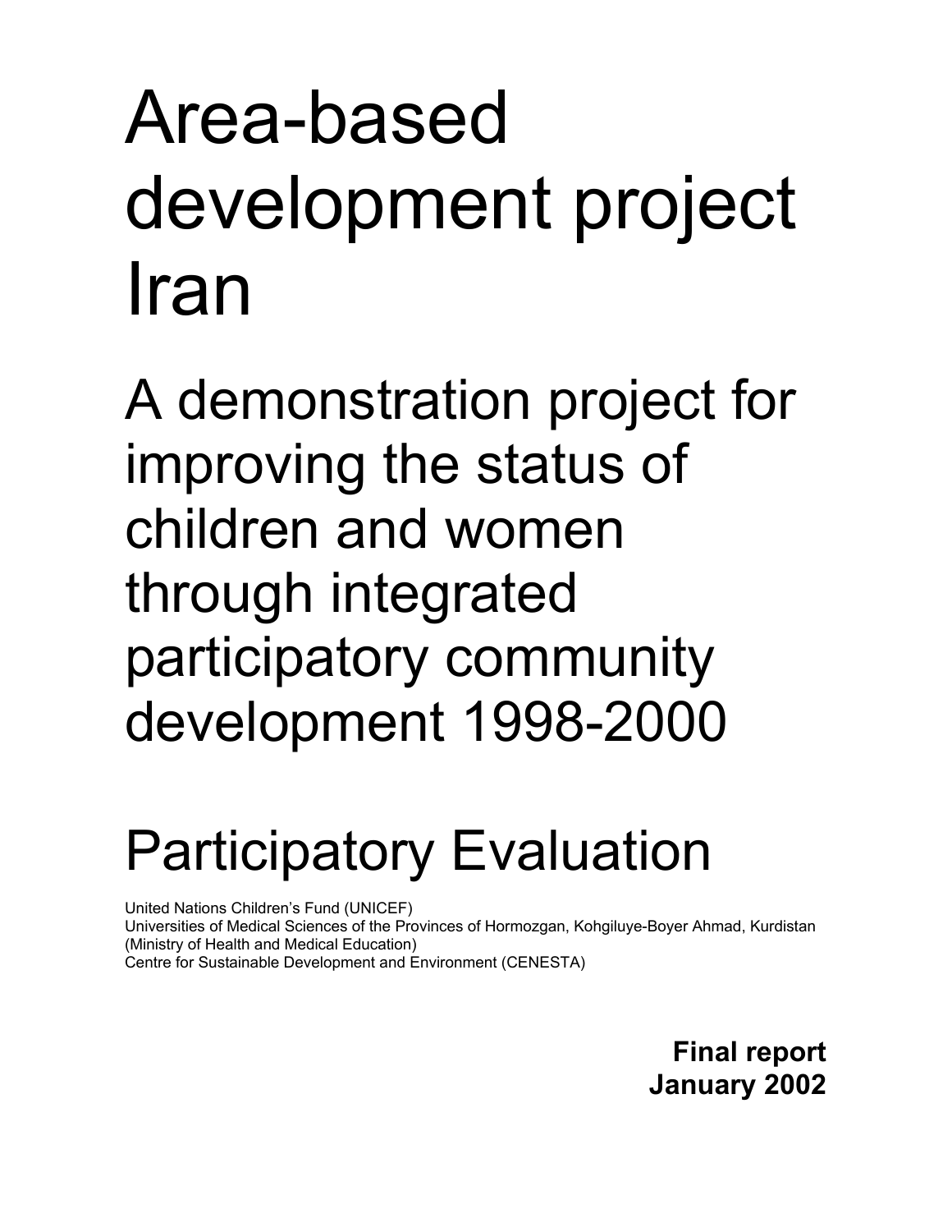# Area-based development project Iran

## A demonstration project for improving the status of children and women through integrated participatory community development 1998-2000

# Participatory Evaluation

United Nations Children's Fund (UNICEF)
Universities of Medical Sciences of the Provinces of Hormozgan, Kohgiluye-Boyer Ahmad, Kurdistan (Ministry of Health and Medical Education)
Centre for Sustainable Development and Environment (CENESTA)

**Final report**
**January 2002**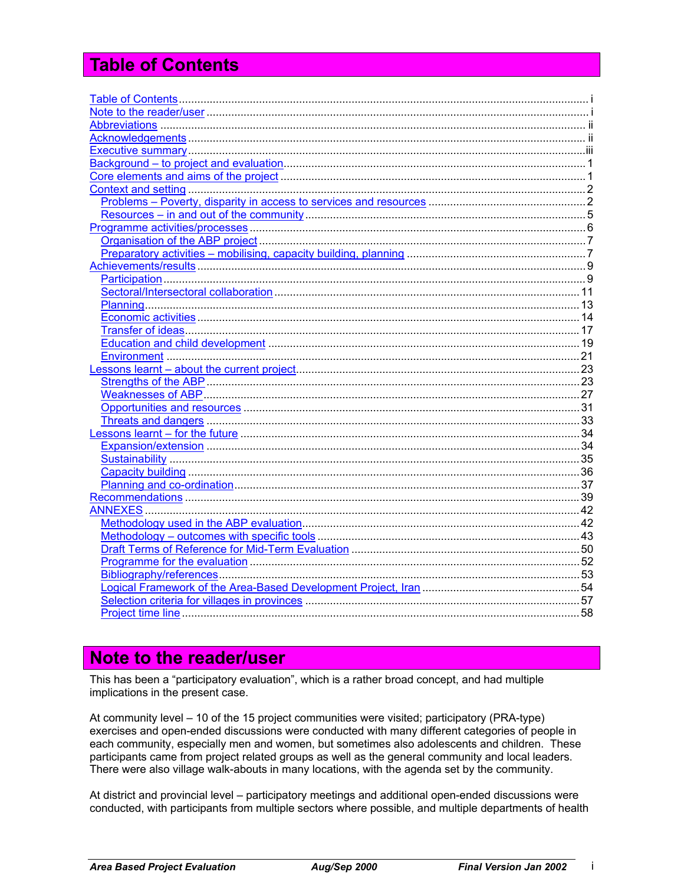# Table of Contents

- Table of Contents ..... i
- Note to the reader/user ..... i
- Abbreviations ..... ii
- Acknowledgements ..... ii
- Executive summary ..... iii
- Background – to project and evaluation ..... 1
- Core elements and aims of the project ..... 1
- Context and setting ..... 2
  - Problems – Poverty, disparity in access to services and resources ..... 2
  - Resources – in and out of the community ..... 5
- Programme activities/processes ..... 6
  - Organisation of the ABP project ..... 7
  - Preparatory activities – mobilising, capacity building, planning ..... 7
- Achievements/results ..... 9
  - Participation ..... 9
  - Sectoral/Intersectoral collaboration ..... 11
  - Planning ..... 13
  - Economic activities ..... 14
  - Transfer of ideas ..... 17
  - Education and child development ..... 19
  - Environment ..... 21
- Lessons learnt – about the current project ..... 23
  - Strengths of the ABP ..... 23
  - Weaknesses of ABP ..... 27
  - Opportunities and resources ..... 31
  - Threats and dangers ..... 33
- Lessons learnt – for the future ..... 34
  - Expansion/extension ..... 34
  - Sustainability ..... 35
  - Capacity building ..... 36
  - Planning and co-ordination ..... 37
- Recommendations ..... 39
- ANNEXES ..... 42
  - Methodology used in the ABP evaluation ..... 42
  - Methodology – outcomes with specific tools ..... 43
  - Draft Terms of Reference for Mid-Term Evaluation ..... 50
  - Programme for the evaluation ..... 52
  - Bibliography/references ..... 53
  - Logical Framework of the Area-Based Development Project, Iran ..... 54
  - Selection criteria for villages in provinces ..... 57
  - Project time line ..... 58

# Note to the reader/user

This has been a "participatory evaluation", which is a rather broad concept, and had multiple implications in the present case.

At community level – 10 of the 15 project communities were visited; participatory (PRA-type) exercises and open-ended discussions were conducted with many different categories of people in each community, especially men and women, but sometimes also adolescents and children. These participants came from project related groups as well as the general community and local leaders. There were also village walk-abouts in many locations, with the agenda set by the community.

At district and provincial level – participatory meetings and additional open-ended discussions were conducted, with participants from multiple sectors where possible, and multiple departments of health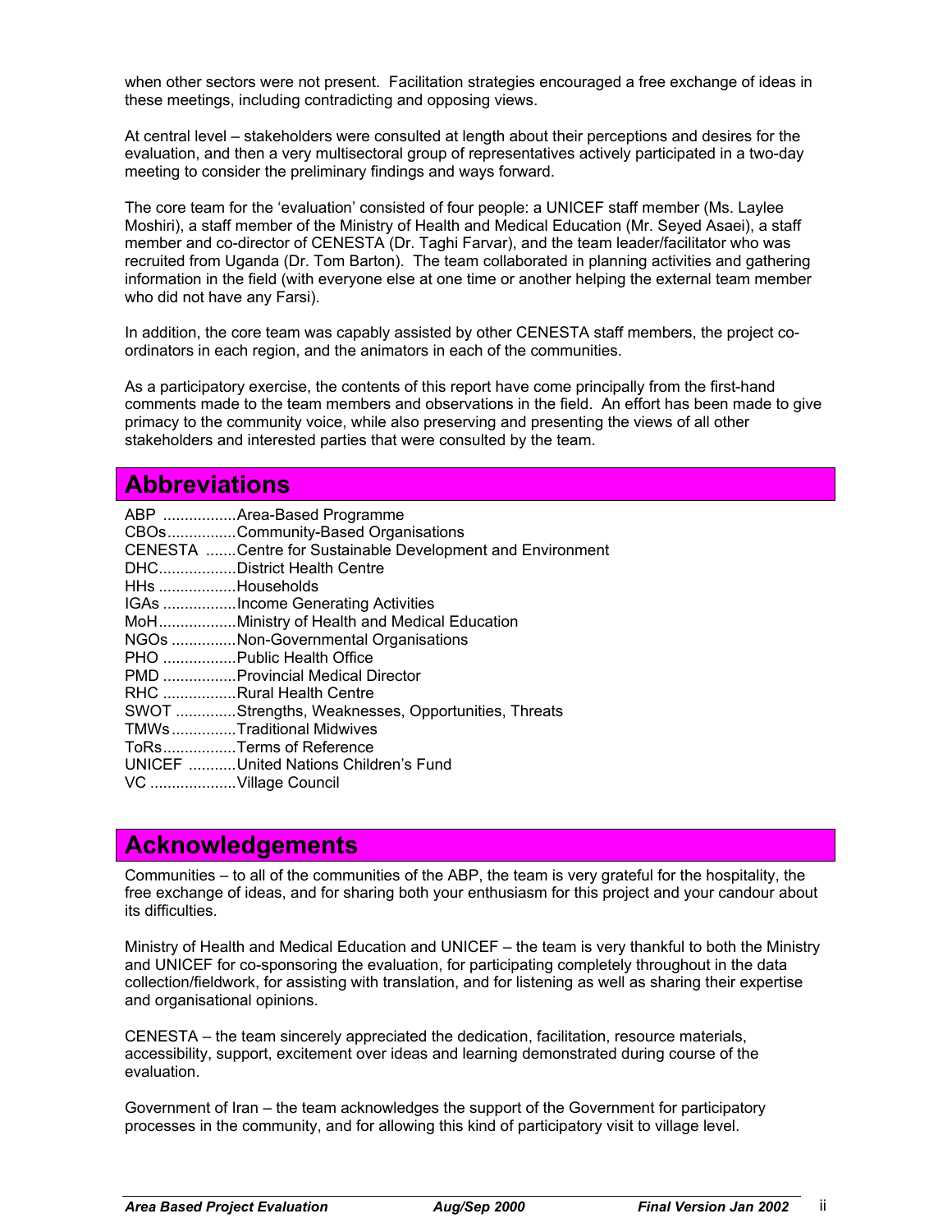when other sectors were not present. Facilitation strategies encouraged a free exchange of ideas in these meetings, including contradicting and opposing views.

At central level – stakeholders were consulted at length about their perceptions and desires for the evaluation, and then a very multisectoral group of representatives actively participated in a two-day meeting to consider the preliminary findings and ways forward.

The core team for the 'evaluation' consisted of four people: a UNICEF staff member (Ms. Laylee Moshiri), a staff member of the Ministry of Health and Medical Education (Mr. Seyed Asaei), a staff member and co-director of CENESTA (Dr. Taghi Farvar), and the team leader/facilitator who was recruited from Uganda (Dr. Tom Barton). The team collaborated in planning activities and gathering information in the field (with everyone else at one time or another helping the external team member who did not have any Farsi).

In addition, the core team was capably assisted by other CENESTA staff members, the project co-ordinators in each region, and the animators in each of the communities.

As a participatory exercise, the contents of this report have come principally from the first-hand comments made to the team members and observations in the field. An effort has been made to give primacy to the community voice, while also preserving and presenting the views of all other stakeholders and interested parties that were consulted by the team.

# Abbreviations

ABP .................Area-Based Programme
CBOs................Community-Based Organisations
CENESTA .......Centre for Sustainable Development and Environment
DHC..................District Health Centre
HHs ..................Households
IGAs .................Income Generating Activities
MoH..................Ministry of Health and Medical Education
NGOs ...............Non-Governmental Organisations
PHO .................Public Health Office
PMD .................Provincial Medical Director
RHC .................Rural Health Centre
SWOT .............Strengths, Weaknesses, Opportunities, Threats
TMWs..............Traditional Midwives
ToRs.................Terms of Reference
UNICEF ...........United Nations Children's Fund
VC ....................Village Council

# Acknowledgements

Communities – to all of the communities of the ABP, the team is very grateful for the hospitality, the free exchange of ideas, and for sharing both your enthusiasm for this project and your candour about its difficulties.

Ministry of Health and Medical Education and UNICEF – the team is very thankful to both the Ministry and UNICEF for co-sponsoring the evaluation, for participating completely throughout in the data collection/fieldwork, for assisting with translation, and for listening as well as sharing their expertise and organisational opinions.

CENESTA – the team sincerely appreciated the dedication, facilitation, resource materials, accessibility, support, excitement over ideas and learning demonstrated during course of the evaluation.

Government of Iran – the team acknowledges the support of the Government for participatory processes in the community, and for allowing this kind of participatory visit to village level.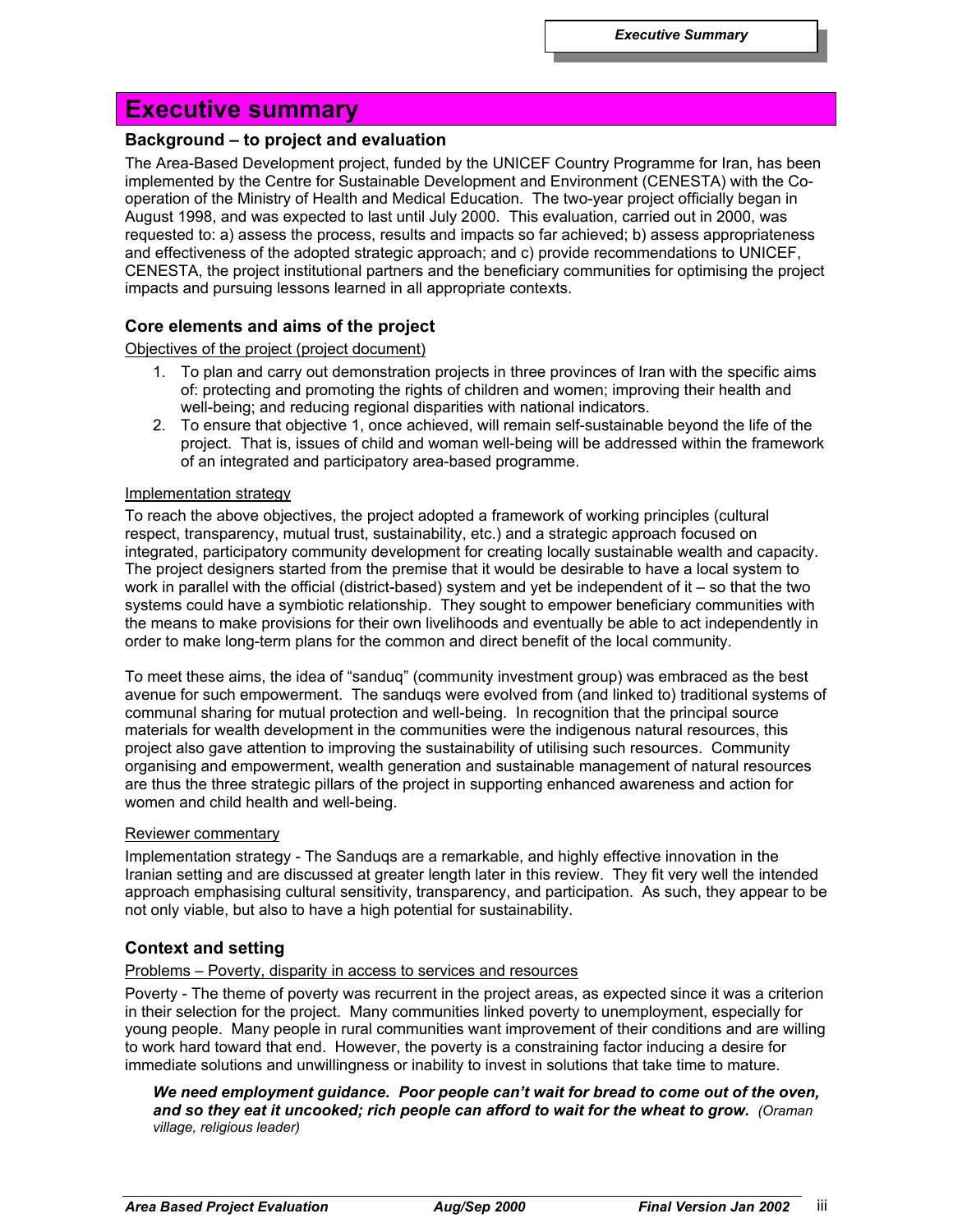# Executive summary

## Background – to project and evaluation

The Area-Based Development project, funded by the UNICEF Country Programme for Iran, has been implemented by the Centre for Sustainable Development and Environment (CENESTA) with the Co-operation of the Ministry of Health and Medical Education. The two-year project officially began in August 1998, and was expected to last until July 2000. This evaluation, carried out in 2000, was requested to: a) assess the process, results and impacts so far achieved; b) assess appropriateness and effectiveness of the adopted strategic approach; and c) provide recommendations to UNICEF, CENESTA, the project institutional partners and the beneficiary communities for optimising the project impacts and pursuing lessons learned in all appropriate contexts.

## Core elements and aims of the project

Objectives of the project (project document)

1. To plan and carry out demonstration projects in three provinces of Iran with the specific aims of: protecting and promoting the rights of children and women; improving their health and well-being; and reducing regional disparities with national indicators.
2. To ensure that objective 1, once achieved, will remain self-sustainable beyond the life of the project. That is, issues of child and woman well-being will be addressed within the framework of an integrated and participatory area-based programme.

Implementation strategy

To reach the above objectives, the project adopted a framework of working principles (cultural respect, transparency, mutual trust, sustainability, etc.) and a strategic approach focused on integrated, participatory community development for creating locally sustainable wealth and capacity. The project designers started from the premise that it would be desirable to have a local system to work in parallel with the official (district-based) system and yet be independent of it – so that the two systems could have a symbiotic relationship. They sought to empower beneficiary communities with the means to make provisions for their own livelihoods and eventually be able to act independently in order to make long-term plans for the common and direct benefit of the local community.

To meet these aims, the idea of "sanduq" (community investment group) was embraced as the best avenue for such empowerment. The sanduqs were evolved from (and linked to) traditional systems of communal sharing for mutual protection and well-being. In recognition that the principal source materials for wealth development in the communities were the indigenous natural resources, this project also gave attention to improving the sustainability of utilising such resources. Community organising and empowerment, wealth generation and sustainable management of natural resources are thus the three strategic pillars of the project in supporting enhanced awareness and action for women and child health and well-being.

Reviewer commentary

Implementation strategy - The Sanduqs are a remarkable, and highly effective innovation in the Iranian setting and are discussed at greater length later in this review. They fit very well the intended approach emphasising cultural sensitivity, transparency, and participation. As such, they appear to be not only viable, but also to have a high potential for sustainability.

## Context and setting

Problems – Poverty, disparity in access to services and resources

Poverty - The theme of poverty was recurrent in the project areas, as expected since it was a criterion in their selection for the project. Many communities linked poverty to unemployment, especially for young people. Many people in rural communities want improvement of their conditions and are willing to work hard toward that end. However, the poverty is a constraining factor inducing a desire for immediate solutions and unwillingness or inability to invest in solutions that take time to mature.

> ***We need employment guidance. Poor people can't wait for bread to come out of the oven, and so they eat it uncooked; rich people can afford to wait for the wheat to grow.*** *(Oraman village, religious leader)*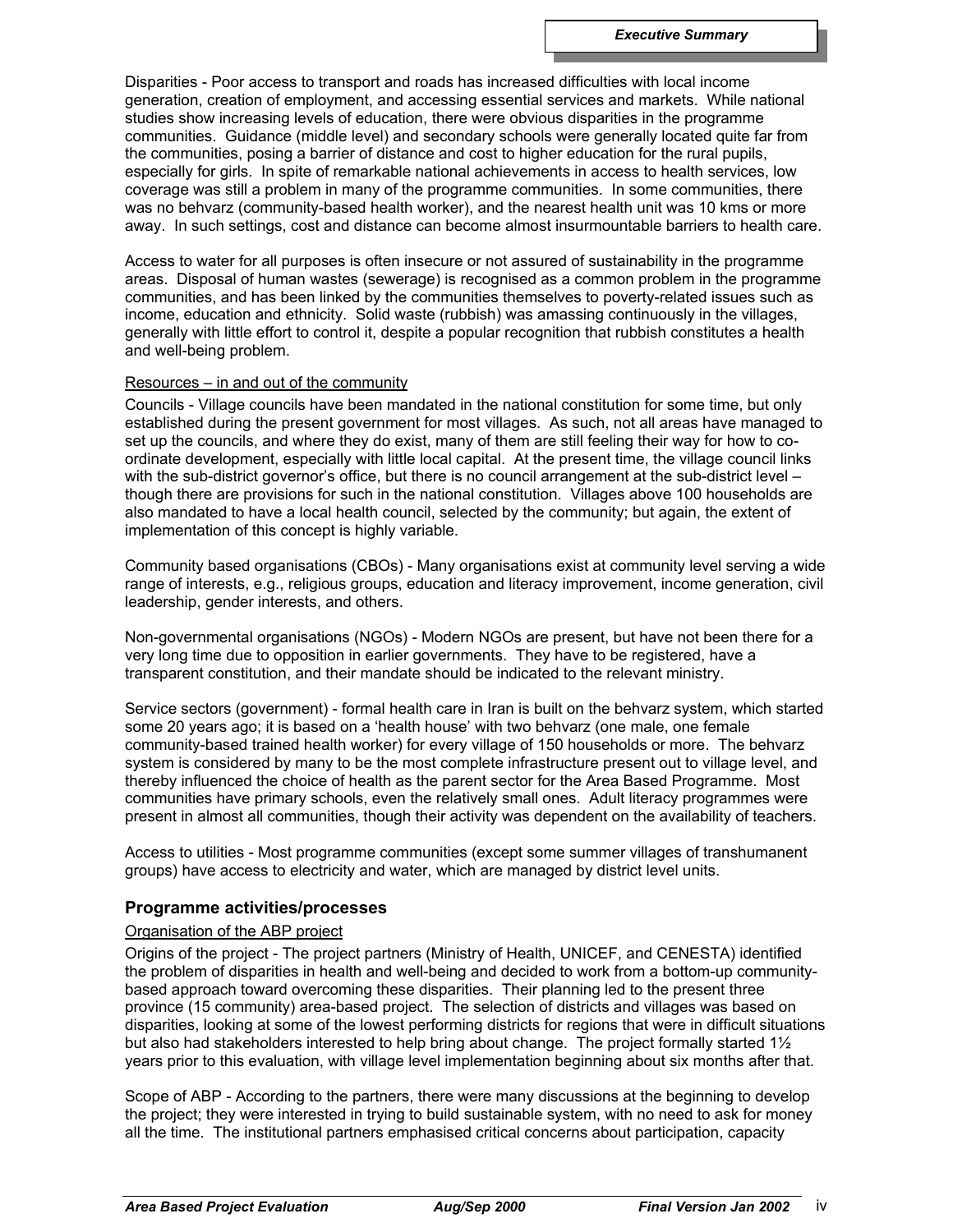Disparities - Poor access to transport and roads has increased difficulties with local income generation, creation of employment, and accessing essential services and markets. While national studies show increasing levels of education, there were obvious disparities in the programme communities. Guidance (middle level) and secondary schools were generally located quite far from the communities, posing a barrier of distance and cost to higher education for the rural pupils, especially for girls. In spite of remarkable national achievements in access to health services, low coverage was still a problem in many of the programme communities. In some communities, there was no behvarz (community-based health worker), and the nearest health unit was 10 kms or more away. In such settings, cost and distance can become almost insurmountable barriers to health care.

Access to water for all purposes is often insecure or not assured of sustainability in the programme areas. Disposal of human wastes (sewerage) is recognised as a common problem in the programme communities, and has been linked by the communities themselves to poverty-related issues such as income, education and ethnicity. Solid waste (rubbish) was amassing continuously in the villages, generally with little effort to control it, despite a popular recognition that rubbish constitutes a health and well-being problem.

Resources – in and out of the community

Councils - Village councils have been mandated in the national constitution for some time, but only established during the present government for most villages. As such, not all areas have managed to set up the councils, and where they do exist, many of them are still feeling their way for how to co-ordinate development, especially with little local capital. At the present time, the village council links with the sub-district governor's office, but there is no council arrangement at the sub-district level – though there are provisions for such in the national constitution. Villages above 100 households are also mandated to have a local health council, selected by the community; but again, the extent of implementation of this concept is highly variable.

Community based organisations (CBOs) - Many organisations exist at community level serving a wide range of interests, e.g., religious groups, education and literacy improvement, income generation, civil leadership, gender interests, and others.

Non-governmental organisations (NGOs) - Modern NGOs are present, but have not been there for a very long time due to opposition in earlier governments. They have to be registered, have a transparent constitution, and their mandate should be indicated to the relevant ministry.

Service sectors (government) - formal health care in Iran is built on the behvarz system, which started some 20 years ago; it is based on a 'health house' with two behvarz (one male, one female community-based trained health worker) for every village of 150 households or more. The behvarz system is considered by many to be the most complete infrastructure present out to village level, and thereby influenced the choice of health as the parent sector for the Area Based Programme. Most communities have primary schools, even the relatively small ones. Adult literacy programmes were present in almost all communities, though their activity was dependent on the availability of teachers.

Access to utilities - Most programme communities (except some summer villages of transhumanent groups) have access to electricity and water, which are managed by district level units.

### Programme activities/processes

Organisation of the ABP project

Origins of the project - The project partners (Ministry of Health, UNICEF, and CENESTA) identified the problem of disparities in health and well-being and decided to work from a bottom-up community-based approach toward overcoming these disparities. Their planning led to the present three province (15 community) area-based project. The selection of districts and villages was based on disparities, looking at some of the lowest performing districts for regions that were in difficult situations but also had stakeholders interested to help bring about change. The project formally started 1½ years prior to this evaluation, with village level implementation beginning about six months after that.

Scope of ABP - According to the partners, there were many discussions at the beginning to develop the project; they were interested in trying to build sustainable system, with no need to ask for money all the time. The institutional partners emphasised critical concerns about participation, capacity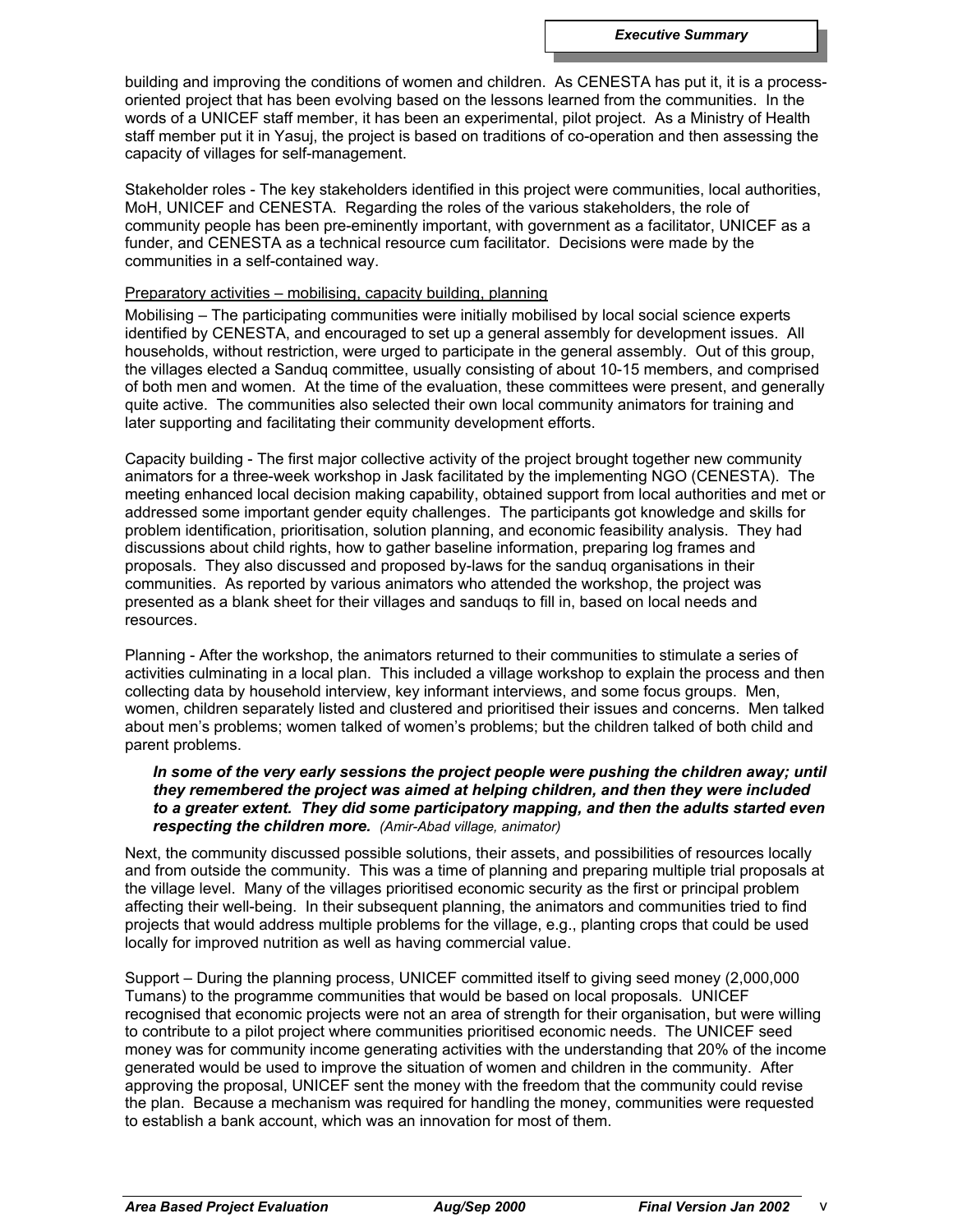building and improving the conditions of women and children. As CENESTA has put it, it is a process-oriented project that has been evolving based on the lessons learned from the communities. In the words of a UNICEF staff member, it has been an experimental, pilot project. As a Ministry of Health staff member put it in Yasuj, the project is based on traditions of co-operation and then assessing the capacity of villages for self-management.

Stakeholder roles - The key stakeholders identified in this project were communities, local authorities, MoH, UNICEF and CENESTA. Regarding the roles of the various stakeholders, the role of community people has been pre-eminently important, with government as a facilitator, UNICEF as a funder, and CENESTA as a technical resource cum facilitator. Decisions were made by the communities in a self-contained way.

<u>Preparatory activities – mobilising, capacity building, planning</u>

Mobilising – The participating communities were initially mobilised by local social science experts identified by CENESTA, and encouraged to set up a general assembly for development issues. All households, without restriction, were urged to participate in the general assembly. Out of this group, the villages elected a Sanduq committee, usually consisting of about 10-15 members, and comprised of both men and women. At the time of the evaluation, these committees were present, and generally quite active. The communities also selected their own local community animators for training and later supporting and facilitating their community development efforts.

Capacity building - The first major collective activity of the project brought together new community animators for a three-week workshop in Jask facilitated by the implementing NGO (CENESTA). The meeting enhanced local decision making capability, obtained support from local authorities and met or addressed some important gender equity challenges. The participants got knowledge and skills for problem identification, prioritisation, solution planning, and economic feasibility analysis. They had discussions about child rights, how to gather baseline information, preparing log frames and proposals. They also discussed and proposed by-laws for the sanduq organisations in their communities. As reported by various animators who attended the workshop, the project was presented as a blank sheet for their villages and sanduqs to fill in, based on local needs and resources.

Planning - After the workshop, the animators returned to their communities to stimulate a series of activities culminating in a local plan. This included a village workshop to explain the process and then collecting data by household interview, key informant interviews, and some focus groups. Men, women, children separately listed and clustered and prioritised their issues and concerns. Men talked about men's problems; women talked of women's problems; but the children talked of both child and parent problems.

> ***In some of the very early sessions the project people were pushing the children away; until they remembered the project was aimed at helping children, and then they were included to a greater extent. They did some participatory mapping, and then the adults started even respecting the children more.*** *(Amir-Abad village, animator)*

Next, the community discussed possible solutions, their assets, and possibilities of resources locally and from outside the community. This was a time of planning and preparing multiple trial proposals at the village level. Many of the villages prioritised economic security as the first or principal problem affecting their well-being. In their subsequent planning, the animators and communities tried to find projects that would address multiple problems for the village, e.g., planting crops that could be used locally for improved nutrition as well as having commercial value.

Support – During the planning process, UNICEF committed itself to giving seed money (2,000,000 Tumans) to the programme communities that would be based on local proposals. UNICEF recognised that economic projects were not an area of strength for their organisation, but were willing to contribute to a pilot project where communities prioritised economic needs. The UNICEF seed money was for community income generating activities with the understanding that 20% of the income generated would be used to improve the situation of women and children in the community. After approving the proposal, UNICEF sent the money with the freedom that the community could revise the plan. Because a mechanism was required for handling the money, communities were requested to establish a bank account, which was an innovation for most of them.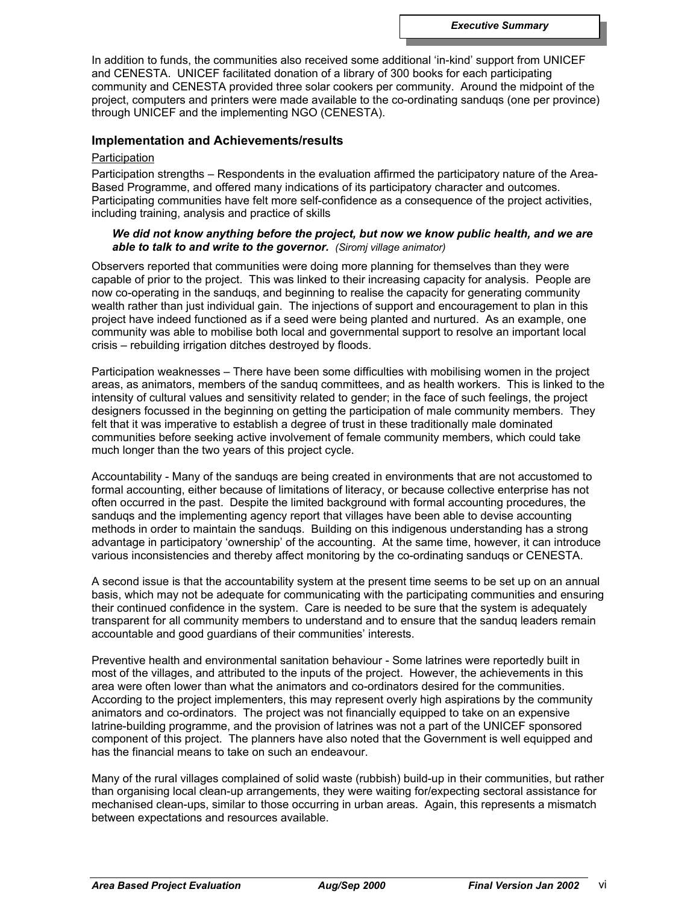In addition to funds, the communities also received some additional 'in-kind' support from UNICEF and CENESTA. UNICEF facilitated donation of a library of 300 books for each participating community and CENESTA provided three solar cookers per community. Around the midpoint of the project, computers and printers were made available to the co-ordinating sanduqs (one per province) through UNICEF and the implementing NGO (CENESTA).

## Implementation and Achievements/results

Participation

Participation strengths – Respondents in the evaluation affirmed the participatory nature of the Area-Based Programme, and offered many indications of its participatory character and outcomes. Participating communities have felt more self-confidence as a consequence of the project activities, including training, analysis and practice of skills

> ***We did not know anything before the project, but now we know public health, and we are able to talk to and write to the governor.*** *(Siromj village animator)*

Observers reported that communities were doing more planning for themselves than they were capable of prior to the project. This was linked to their increasing capacity for analysis. People are now co-operating in the sanduqs, and beginning to realise the capacity for generating community wealth rather than just individual gain. The injections of support and encouragement to plan in this project have indeed functioned as if a seed were being planted and nurtured. As an example, one community was able to mobilise both local and governmental support to resolve an important local crisis – rebuilding irrigation ditches destroyed by floods.

Participation weaknesses – There have been some difficulties with mobilising women in the project areas, as animators, members of the sanduq committees, and as health workers. This is linked to the intensity of cultural values and sensitivity related to gender; in the face of such feelings, the project designers focussed in the beginning on getting the participation of male community members. They felt that it was imperative to establish a degree of trust in these traditionally male dominated communities before seeking active involvement of female community members, which could take much longer than the two years of this project cycle.

Accountability - Many of the sanduqs are being created in environments that are not accustomed to formal accounting, either because of limitations of literacy, or because collective enterprise has not often occurred in the past. Despite the limited background with formal accounting procedures, the sanduqs and the implementing agency report that villages have been able to devise accounting methods in order to maintain the sanduqs. Building on this indigenous understanding has a strong advantage in participatory 'ownership' of the accounting. At the same time, however, it can introduce various inconsistencies and thereby affect monitoring by the co-ordinating sanduqs or CENESTA.

A second issue is that the accountability system at the present time seems to be set up on an annual basis, which may not be adequate for communicating with the participating communities and ensuring their continued confidence in the system. Care is needed to be sure that the system is adequately transparent for all community members to understand and to ensure that the sanduq leaders remain accountable and good guardians of their communities' interests.

Preventive health and environmental sanitation behaviour - Some latrines were reportedly built in most of the villages, and attributed to the inputs of the project. However, the achievements in this area were often lower than what the animators and co-ordinators desired for the communities. According to the project implementers, this may represent overly high aspirations by the community animators and co-ordinators. The project was not financially equipped to take on an expensive latrine-building programme, and the provision of latrines was not a part of the UNICEF sponsored component of this project. The planners have also noted that the Government is well equipped and has the financial means to take on such an endeavour.

Many of the rural villages complained of solid waste (rubbish) build-up in their communities, but rather than organising local clean-up arrangements, they were waiting for/expecting sectoral assistance for mechanised clean-ups, similar to those occurring in urban areas. Again, this represents a mismatch between expectations and resources available.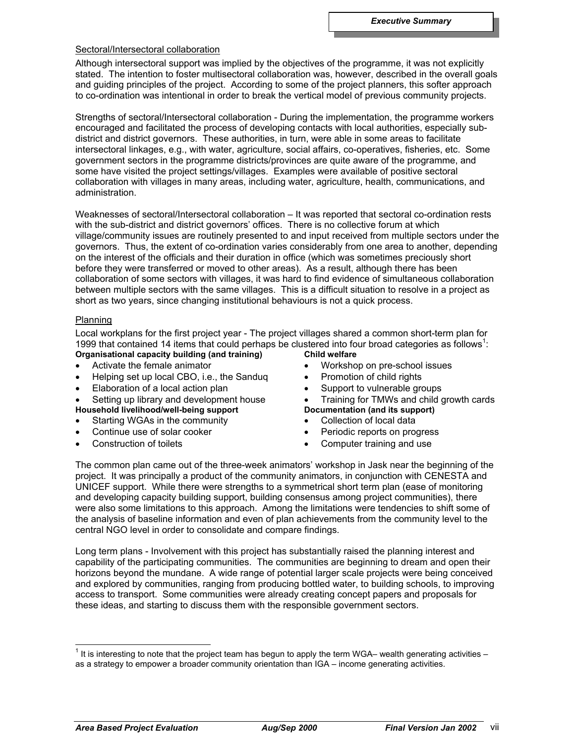Sectoral/Intersectoral collaboration

Although intersectoral support was implied by the objectives of the programme, it was not explicitly stated. The intention to foster multisectoral collaboration was, however, described in the overall goals and guiding principles of the project. According to some of the project planners, this softer approach to co-ordination was intentional in order to break the vertical model of previous community projects.

Strengths of sectoral/Intersectoral collaboration - During the implementation, the programme workers encouraged and facilitated the process of developing contacts with local authorities, especially sub-district and district governors. These authorities, in turn, were able in some areas to facilitate intersectoral linkages, e.g., with water, agriculture, social affairs, co-operatives, fisheries, etc. Some government sectors in the programme districts/provinces are quite aware of the programme, and some have visited the project settings/villages. Examples were available of positive sectoral collaboration with villages in many areas, including water, agriculture, health, communications, and administration.

Weaknesses of sectoral/Intersectoral collaboration – It was reported that sectoral co-ordination rests with the sub-district and district governors' offices. There is no collective forum at which village/community issues are routinely presented to and input received from multiple sectors under the governors. Thus, the extent of co-ordination varies considerably from one area to another, depending on the interest of the officials and their duration in office (which was sometimes preciously short before they were transferred or moved to other areas). As a result, although there has been collaboration of some sectors with villages, it was hard to find evidence of simultaneous collaboration between multiple sectors with the same villages. This is a difficult situation to resolve in a project as short as two years, since changing institutional behaviours is not a quick process.

Planning

Local workplans for the first project year - The project villages shared a common short-term plan for 1999 that contained 14 items that could perhaps be clustered into four broad categories as follows[1]:

**Organisational capacity building (and training)**

- Activate the female animator
- Helping set up local CBO, i.e., the Sanduq
- Elaboration of a local action plan
- Setting up library and development house

**Household livelihood/well-being support**

- Starting WGAs in the community
- Continue use of solar cooker
- Construction of toilets

**Child welfare**

- Workshop on pre-school issues
- Promotion of child rights
- Support to vulnerable groups
- Training for TMWs and child growth cards

**Documentation (and its support)**

- Collection of local data
- Periodic reports on progress
- Computer training and use

The common plan came out of the three-week animators' workshop in Jask near the beginning of the project. It was principally a product of the community animators, in conjunction with CENESTA and UNICEF support. While there were strengths to a symmetrical short term plan (ease of monitoring and developing capacity building support, building consensus among project communities), there were also some limitations to this approach. Among the limitations were tendencies to shift some of the analysis of baseline information and even of plan achievements from the community level to the central NGO level in order to consolidate and compare findings.

Long term plans - Involvement with this project has substantially raised the planning interest and capability of the participating communities. The communities are beginning to dream and open their horizons beyond the mundane. A wide range of potential larger scale projects were being conceived and explored by communities, ranging from producing bottled water, to building schools, to improving access to transport. Some communities were already creating concept papers and proposals for these ideas, and starting to discuss them with the responsible government sectors.

[1] It is interesting to note that the project team has begun to apply the term WGA– wealth generating activities – as a strategy to empower a broader community orientation than IGA – income generating activities.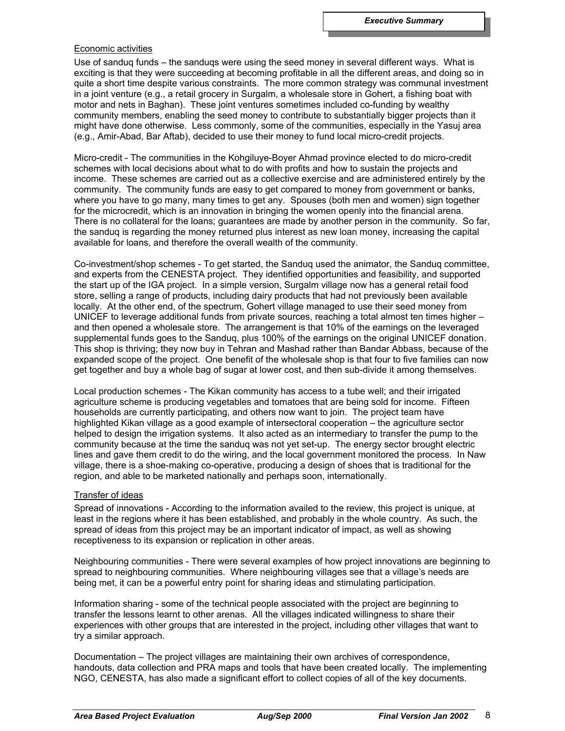## Economic activities

Use of sanduq funds – the sanduqs were using the seed money in several different ways. What is exciting is that they were succeeding at becoming profitable in all the different areas, and doing so in quite a short time despite various constraints. The more common strategy was communal investment in a joint venture (e.g., a retail grocery in Surgalm, a wholesale store in Gohert, a fishing boat with motor and nets in Baghan). These joint ventures sometimes included co-funding by wealthy community members, enabling the seed money to contribute to substantially bigger projects than it might have done otherwise. Less commonly, some of the communities, especially in the Yasuj area (e.g., Amir-Abad, Bar Aftab), decided to use their money to fund local micro-credit projects.

Micro-credit - The communities in the Kohgiluye-Boyer Ahmad province elected to do micro-credit schemes with local decisions about what to do with profits and how to sustain the projects and income. These schemes are carried out as a collective exercise and are administered entirely by the community. The community funds are easy to get compared to money from government or banks, where you have to go many, many times to get any. Spouses (both men and women) sign together for the microcredit, which is an innovation in bringing the women openly into the financial arena. There is no collateral for the loans; guarantees are made by another person in the community. So far, the sanduq is regarding the money returned plus interest as new loan money, increasing the capital available for loans, and therefore the overall wealth of the community.

Co-investment/shop schemes - To get started, the Sanduq used the animator, the Sanduq committee, and experts from the CENESTA project. They identified opportunities and feasibility, and supported the start up of the IGA project. In a simple version, Surgalm village now has a general retail food store, selling a range of products, including dairy products that had not previously been available locally. At the other end, of the spectrum, Gohert village managed to use their seed money from UNICEF to leverage additional funds from private sources, reaching a total almost ten times higher – and then opened a wholesale store. The arrangement is that 10% of the earnings on the leveraged supplemental funds goes to the Sanduq, plus 100% of the earnings on the original UNICEF donation. This shop is thriving; they now buy in Tehran and Mashad rather than Bandar Abbass, because of the expanded scope of the project. One benefit of the wholesale shop is that four to five families can now get together and buy a whole bag of sugar at lower cost, and then sub-divide it among themselves.

Local production schemes - The Kikan community has access to a tube well; and their irrigated agriculture scheme is producing vegetables and tomatoes that are being sold for income. Fifteen households are currently participating, and others now want to join. The project team have highlighted Kikan village as a good example of intersectoral cooperation – the agriculture sector helped to design the irrigation systems. It also acted as an intermediary to transfer the pump to the community because at the time the sanduq was not yet set-up. The energy sector brought electric lines and gave them credit to do the wiring, and the local government monitored the process. In Naw village, there is a shoe-making co-operative, producing a design of shoes that is traditional for the region, and able to be marketed nationally and perhaps soon, internationally.

## Transfer of ideas

Spread of innovations - According to the information availed to the review, this project is unique, at least in the regions where it has been established, and probably in the whole country. As such, the spread of ideas from this project may be an important indicator of impact, as well as showing receptiveness to its expansion or replication in other areas.

Neighbouring communities - There were several examples of how project innovations are beginning to spread to neighbouring communities. Where neighbouring villages see that a village's needs are being met, it can be a powerful entry point for sharing ideas and stimulating participation.

Information sharing - some of the technical people associated with the project are beginning to transfer the lessons learnt to other arenas. All the villages indicated willingness to share their experiences with other groups that are interested in the project, including other villages that want to try a similar approach.

Documentation – The project villages are maintaining their own archives of correspondence, handouts, data collection and PRA maps and tools that have been created locally. The implementing NGO, CENESTA, has also made a significant effort to collect copies of all of the key documents.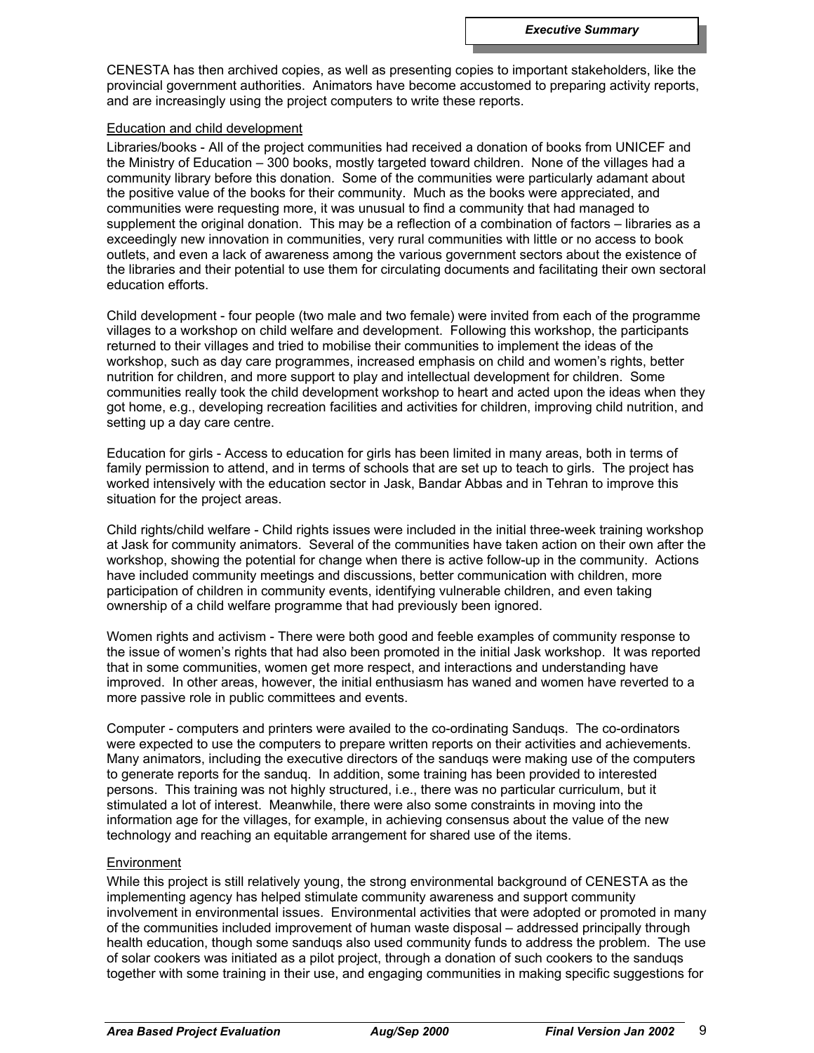CENESTA has then archived copies, as well as presenting copies to important stakeholders, like the provincial government authorities. Animators have become accustomed to preparing activity reports, and are increasingly using the project computers to write these reports.

<u>Education and child development</u>

Libraries/books - All of the project communities had received a donation of books from UNICEF and the Ministry of Education – 300 books, mostly targeted toward children. None of the villages had a community library before this donation. Some of the communities were particularly adamant about the positive value of the books for their community. Much as the books were appreciated, and communities were requesting more, it was unusual to find a community that had managed to supplement the original donation. This may be a reflection of a combination of factors – libraries as a exceedingly new innovation in communities, very rural communities with little or no access to book outlets, and even a lack of awareness among the various government sectors about the existence of the libraries and their potential to use them for circulating documents and facilitating their own sectoral education efforts.

Child development - four people (two male and two female) were invited from each of the programme villages to a workshop on child welfare and development. Following this workshop, the participants returned to their villages and tried to mobilise their communities to implement the ideas of the workshop, such as day care programmes, increased emphasis on child and women's rights, better nutrition for children, and more support to play and intellectual development for children. Some communities really took the child development workshop to heart and acted upon the ideas when they got home, e.g., developing recreation facilities and activities for children, improving child nutrition, and setting up a day care centre.

Education for girls - Access to education for girls has been limited in many areas, both in terms of family permission to attend, and in terms of schools that are set up to teach to girls. The project has worked intensively with the education sector in Jask, Bandar Abbas and in Tehran to improve this situation for the project areas.

Child rights/child welfare - Child rights issues were included in the initial three-week training workshop at Jask for community animators. Several of the communities have taken action on their own after the workshop, showing the potential for change when there is active follow-up in the community. Actions have included community meetings and discussions, better communication with children, more participation of children in community events, identifying vulnerable children, and even taking ownership of a child welfare programme that had previously been ignored.

Women rights and activism - There were both good and feeble examples of community response to the issue of women's rights that had also been promoted in the initial Jask workshop. It was reported that in some communities, women get more respect, and interactions and understanding have improved. In other areas, however, the initial enthusiasm has waned and women have reverted to a more passive role in public committees and events.

Computer - computers and printers were availed to the co-ordinating Sanduqs. The co-ordinators were expected to use the computers to prepare written reports on their activities and achievements. Many animators, including the executive directors of the sanduqs were making use of the computers to generate reports for the sanduq. In addition, some training has been provided to interested persons. This training was not highly structured, i.e., there was no particular curriculum, but it stimulated a lot of interest. Meanwhile, there were also some constraints in moving into the information age for the villages, for example, in achieving consensus about the value of the new technology and reaching an equitable arrangement for shared use of the items.

<u>Environment</u>

While this project is still relatively young, the strong environmental background of CENESTA as the implementing agency has helped stimulate community awareness and support community involvement in environmental issues. Environmental activities that were adopted or promoted in many of the communities included improvement of human waste disposal – addressed principally through health education, though some sanduqs also used community funds to address the problem. The use of solar cookers was initiated as a pilot project, through a donation of such cookers to the sanduqs together with some training in their use, and engaging communities in making specific suggestions for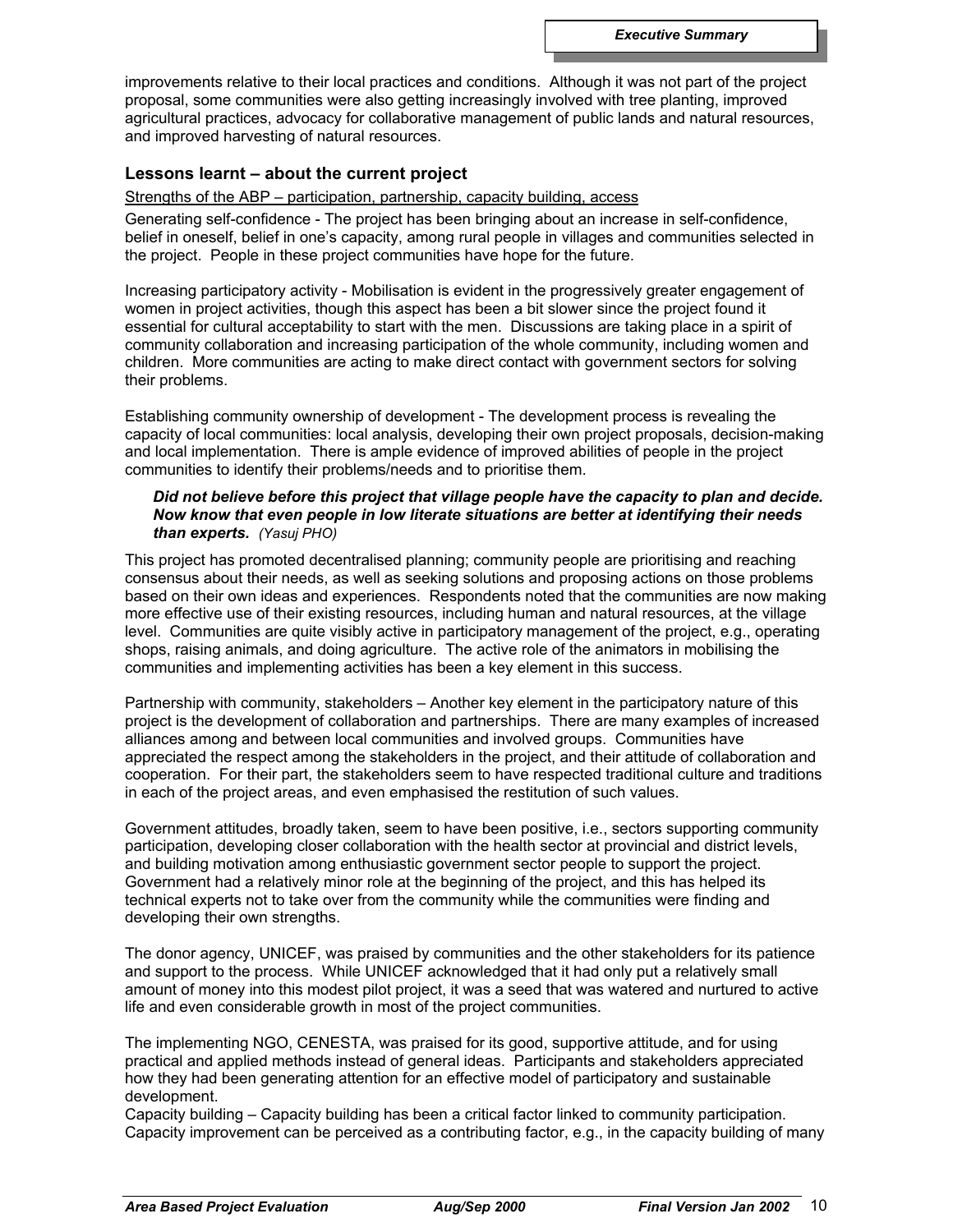improvements relative to their local practices and conditions. Although it was not part of the project proposal, some communities were also getting increasingly involved with tree planting, improved agricultural practices, advocacy for collaborative management of public lands and natural resources, and improved harvesting of natural resources.

## Lessons learnt – about the current project

Strengths of the ABP – participation, partnership, capacity building, access

Generating self-confidence - The project has been bringing about an increase in self-confidence, belief in oneself, belief in one's capacity, among rural people in villages and communities selected in the project. People in these project communities have hope for the future.

Increasing participatory activity - Mobilisation is evident in the progressively greater engagement of women in project activities, though this aspect has been a bit slower since the project found it essential for cultural acceptability to start with the men. Discussions are taking place in a spirit of community collaboration and increasing participation of the whole community, including women and children. More communities are acting to make direct contact with government sectors for solving their problems.

Establishing community ownership of development - The development process is revealing the capacity of local communities: local analysis, developing their own project proposals, decision-making and local implementation. There is ample evidence of improved abilities of people in the project communities to identify their problems/needs and to prioritise them.

> ***Did not believe before this project that village people have the capacity to plan and decide. Now know that even people in low literate situations are better at identifying their needs than experts.*** *(Yasuj PHO)*

This project has promoted decentralised planning; community people are prioritising and reaching consensus about their needs, as well as seeking solutions and proposing actions on those problems based on their own ideas and experiences. Respondents noted that the communities are now making more effective use of their existing resources, including human and natural resources, at the village level. Communities are quite visibly active in participatory management of the project, e.g., operating shops, raising animals, and doing agriculture. The active role of the animators in mobilising the communities and implementing activities has been a key element in this success.

Partnership with community, stakeholders – Another key element in the participatory nature of this project is the development of collaboration and partnerships. There are many examples of increased alliances among and between local communities and involved groups. Communities have appreciated the respect among the stakeholders in the project, and their attitude of collaboration and cooperation. For their part, the stakeholders seem to have respected traditional culture and traditions in each of the project areas, and even emphasised the restitution of such values.

Government attitudes, broadly taken, seem to have been positive, i.e., sectors supporting community participation, developing closer collaboration with the health sector at provincial and district levels, and building motivation among enthusiastic government sector people to support the project. Government had a relatively minor role at the beginning of the project, and this has helped its technical experts not to take over from the community while the communities were finding and developing their own strengths.

The donor agency, UNICEF, was praised by communities and the other stakeholders for its patience and support to the process. While UNICEF acknowledged that it had only put a relatively small amount of money into this modest pilot project, it was a seed that was watered and nurtured to active life and even considerable growth in most of the project communities.

The implementing NGO, CENESTA, was praised for its good, supportive attitude, and for using practical and applied methods instead of general ideas. Participants and stakeholders appreciated how they had been generating attention for an effective model of participatory and sustainable development.

Capacity building – Capacity building has been a critical factor linked to community participation. Capacity improvement can be perceived as a contributing factor, e.g., in the capacity building of many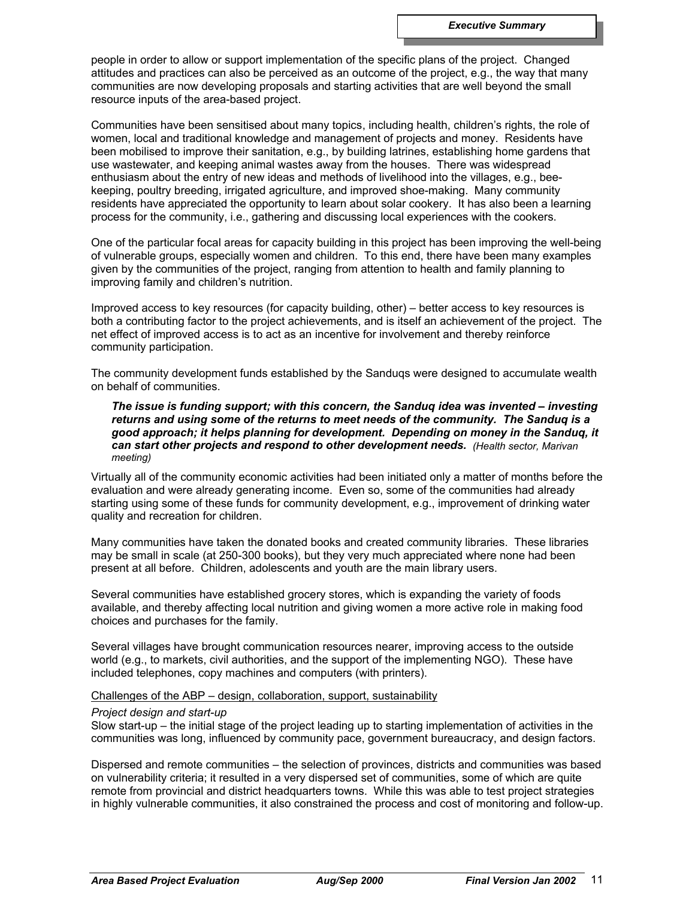people in order to allow or support implementation of the specific plans of the project. Changed attitudes and practices can also be perceived as an outcome of the project, e.g., the way that many communities are now developing proposals and starting activities that are well beyond the small resource inputs of the area-based project.

Communities have been sensitised about many topics, including health, children's rights, the role of women, local and traditional knowledge and management of projects and money. Residents have been mobilised to improve their sanitation, e.g., by building latrines, establishing home gardens that use wastewater, and keeping animal wastes away from the houses. There was widespread enthusiasm about the entry of new ideas and methods of livelihood into the villages, e.g., bee-keeping, poultry breeding, irrigated agriculture, and improved shoe-making. Many community residents have appreciated the opportunity to learn about solar cookery. It has also been a learning process for the community, i.e., gathering and discussing local experiences with the cookers.

One of the particular focal areas for capacity building in this project has been improving the well-being of vulnerable groups, especially women and children. To this end, there have been many examples given by the communities of the project, ranging from attention to health and family planning to improving family and children's nutrition.

Improved access to key resources (for capacity building, other) – better access to key resources is both a contributing factor to the project achievements, and is itself an achievement of the project. The net effect of improved access is to act as an incentive for involvement and thereby reinforce community participation.

The community development funds established by the Sanduqs were designed to accumulate wealth on behalf of communities.

> ***The issue is funding support; with this concern, the Sanduq idea was invented – investing returns and using some of the returns to meet needs of the community. The Sanduq is a good approach; it helps planning for development. Depending on money in the Sanduq, it can start other projects and respond to other development needs.*** *(Health sector, Marivan meeting)*

Virtually all of the community economic activities had been initiated only a matter of months before the evaluation and were already generating income. Even so, some of the communities had already starting using some of these funds for community development, e.g., improvement of drinking water quality and recreation for children.

Many communities have taken the donated books and created community libraries. These libraries may be small in scale (at 250-300 books), but they very much appreciated where none had been present at all before. Children, adolescents and youth are the main library users.

Several communities have established grocery stores, which is expanding the variety of foods available, and thereby affecting local nutrition and giving women a more active role in making food choices and purchases for the family.

Several villages have brought communication resources nearer, improving access to the outside world (e.g., to markets, civil authorities, and the support of the implementing NGO). These have included telephones, copy machines and computers (with printers).

<u>Challenges of the ABP – design, collaboration, support, sustainability</u>

*Project design and start-up*

Slow start-up – the initial stage of the project leading up to starting implementation of activities in the communities was long, influenced by community pace, government bureaucracy, and design factors.

Dispersed and remote communities – the selection of provinces, districts and communities was based on vulnerability criteria; it resulted in a very dispersed set of communities, some of which are quite remote from provincial and district headquarters towns. While this was able to test project strategies in highly vulnerable communities, it also constrained the process and cost of monitoring and follow-up.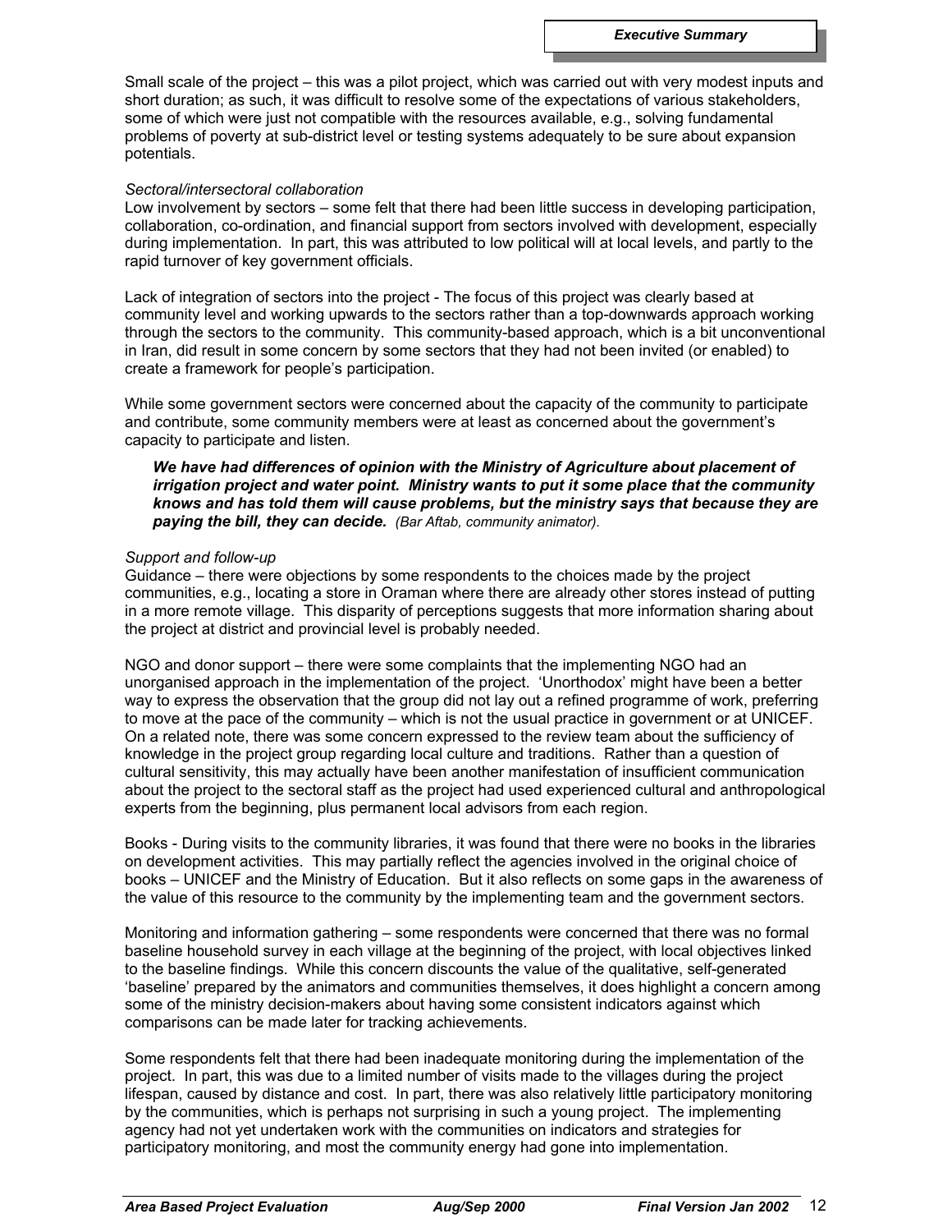Small scale of the project – this was a pilot project, which was carried out with very modest inputs and short duration; as such, it was difficult to resolve some of the expectations of various stakeholders, some of which were just not compatible with the resources available, e.g., solving fundamental problems of poverty at sub-district level or testing systems adequately to be sure about expansion potentials.

*Sectoral/intersectoral collaboration*

Low involvement by sectors – some felt that there had been little success in developing participation, collaboration, co-ordination, and financial support from sectors involved with development, especially during implementation. In part, this was attributed to low political will at local levels, and partly to the rapid turnover of key government officials.

Lack of integration of sectors into the project - The focus of this project was clearly based at community level and working upwards to the sectors rather than a top-downwards approach working through the sectors to the community. This community-based approach, which is a bit unconventional in Iran, did result in some concern by some sectors that they had not been invited (or enabled) to create a framework for people's participation.

While some government sectors were concerned about the capacity of the community to participate and contribute, some community members were at least as concerned about the government's capacity to participate and listen.

> ***We have had differences of opinion with the Ministry of Agriculture about placement of irrigation project and water point. Ministry wants to put it some place that the community knows and has told them will cause problems, but the ministry says that because they are paying the bill, they can decide.*** *(Bar Aftab, community animator).*

*Support and follow-up*

Guidance – there were objections by some respondents to the choices made by the project communities, e.g., locating a store in Oraman where there are already other stores instead of putting in a more remote village. This disparity of perceptions suggests that more information sharing about the project at district and provincial level is probably needed.

NGO and donor support – there were some complaints that the implementing NGO had an unorganised approach in the implementation of the project. 'Unorthodox' might have been a better way to express the observation that the group did not lay out a refined programme of work, preferring to move at the pace of the community – which is not the usual practice in government or at UNICEF. On a related note, there was some concern expressed to the review team about the sufficiency of knowledge in the project group regarding local culture and traditions. Rather than a question of cultural sensitivity, this may actually have been another manifestation of insufficient communication about the project to the sectoral staff as the project had used experienced cultural and anthropological experts from the beginning, plus permanent local advisors from each region.

Books - During visits to the community libraries, it was found that there were no books in the libraries on development activities. This may partially reflect the agencies involved in the original choice of books – UNICEF and the Ministry of Education. But it also reflects on some gaps in the awareness of the value of this resource to the community by the implementing team and the government sectors.

Monitoring and information gathering – some respondents were concerned that there was no formal baseline household survey in each village at the beginning of the project, with local objectives linked to the baseline findings. While this concern discounts the value of the qualitative, self-generated 'baseline' prepared by the animators and communities themselves, it does highlight a concern among some of the ministry decision-makers about having some consistent indicators against which comparisons can be made later for tracking achievements.

Some respondents felt that there had been inadequate monitoring during the implementation of the project. In part, this was due to a limited number of visits made to the villages during the project lifespan, caused by distance and cost. In part, there was also relatively little participatory monitoring by the communities, which is perhaps not surprising in such a young project. The implementing agency had not yet undertaken work with the communities on indicators and strategies for participatory monitoring, and most the community energy had gone into implementation.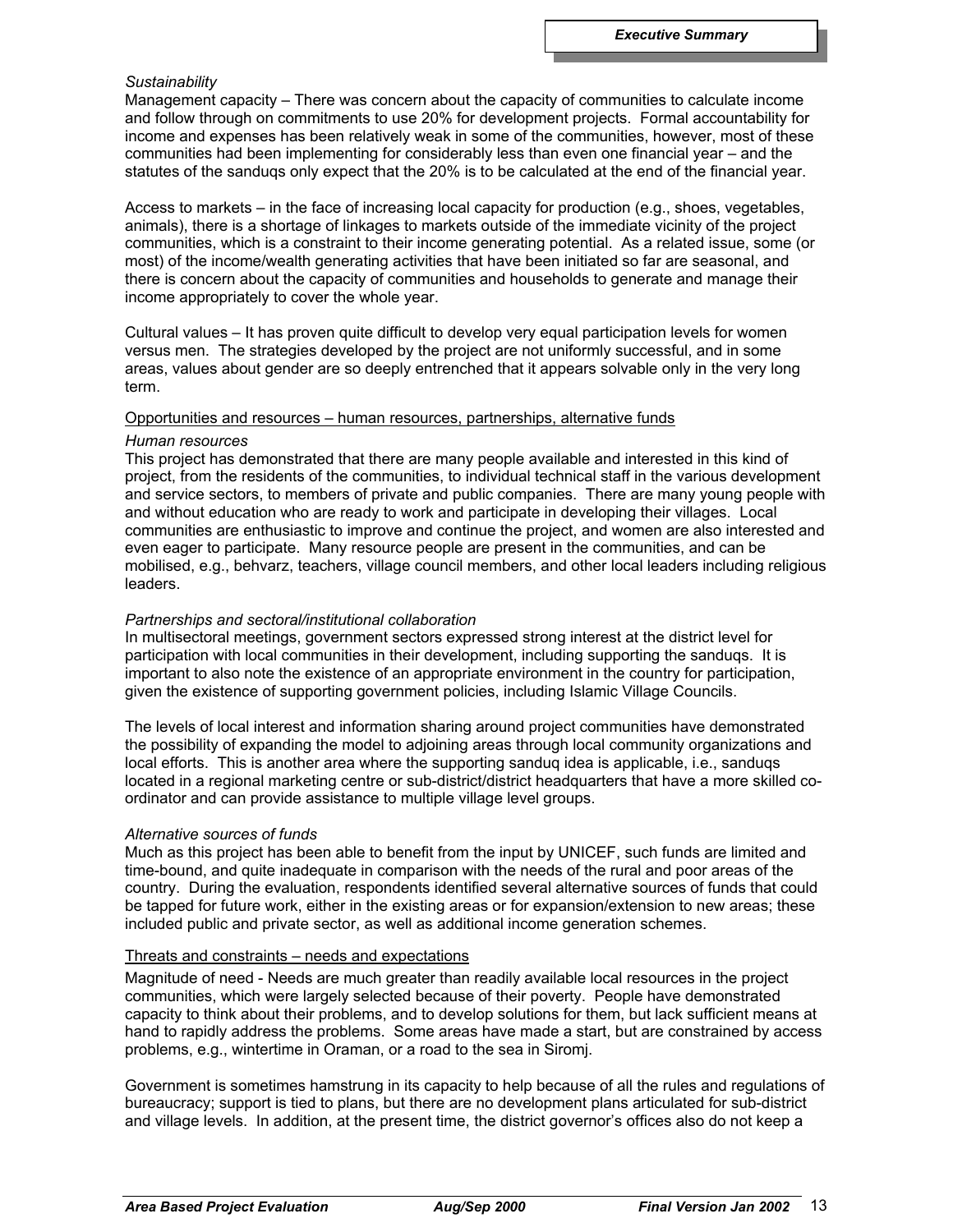*Sustainability*

Management capacity – There was concern about the capacity of communities to calculate income and follow through on commitments to use 20% for development projects. Formal accountability for income and expenses has been relatively weak in some of the communities, however, most of these communities had been implementing for considerably less than even one financial year – and the statutes of the sanduqs only expect that the 20% is to be calculated at the end of the financial year.

Access to markets – in the face of increasing local capacity for production (e.g., shoes, vegetables, animals), there is a shortage of linkages to markets outside of the immediate vicinity of the project communities, which is a constraint to their income generating potential. As a related issue, some (or most) of the income/wealth generating activities that have been initiated so far are seasonal, and there is concern about the capacity of communities and households to generate and manage their income appropriately to cover the whole year.

Cultural values – It has proven quite difficult to develop very equal participation levels for women versus men. The strategies developed by the project are not uniformly successful, and in some areas, values about gender are so deeply entrenched that it appears solvable only in the very long term.

<u>Opportunities and resources – human resources, partnerships, alternative funds</u>

*Human resources*

This project has demonstrated that there are many people available and interested in this kind of project, from the residents of the communities, to individual technical staff in the various development and service sectors, to members of private and public companies. There are many young people with and without education who are ready to work and participate in developing their villages. Local communities are enthusiastic to improve and continue the project, and women are also interested and even eager to participate. Many resource people are present in the communities, and can be mobilised, e.g., behvarz, teachers, village council members, and other local leaders including religious leaders.

*Partnerships and sectoral/institutional collaboration*

In multisectoral meetings, government sectors expressed strong interest at the district level for participation with local communities in their development, including supporting the sanduqs. It is important to also note the existence of an appropriate environment in the country for participation, given the existence of supporting government policies, including Islamic Village Councils.

The levels of local interest and information sharing around project communities have demonstrated the possibility of expanding the model to adjoining areas through local community organizations and local efforts. This is another area where the supporting sanduq idea is applicable, i.e., sanduqs located in a regional marketing centre or sub-district/district headquarters that have a more skilled co-ordinator and can provide assistance to multiple village level groups.

*Alternative sources of funds*

Much as this project has been able to benefit from the input by UNICEF, such funds are limited and time-bound, and quite inadequate in comparison with the needs of the rural and poor areas of the country. During the evaluation, respondents identified several alternative sources of funds that could be tapped for future work, either in the existing areas or for expansion/extension to new areas; these included public and private sector, as well as additional income generation schemes.

<u>Threats and constraints – needs and expectations</u>

Magnitude of need - Needs are much greater than readily available local resources in the project communities, which were largely selected because of their poverty. People have demonstrated capacity to think about their problems, and to develop solutions for them, but lack sufficient means at hand to rapidly address the problems. Some areas have made a start, but are constrained by access problems, e.g., wintertime in Oraman, or a road to the sea in Siromj.

Government is sometimes hamstrung in its capacity to help because of all the rules and regulations of bureaucracy; support is tied to plans, but there are no development plans articulated for sub-district and village levels. In addition, at the present time, the district governor's offices also do not keep a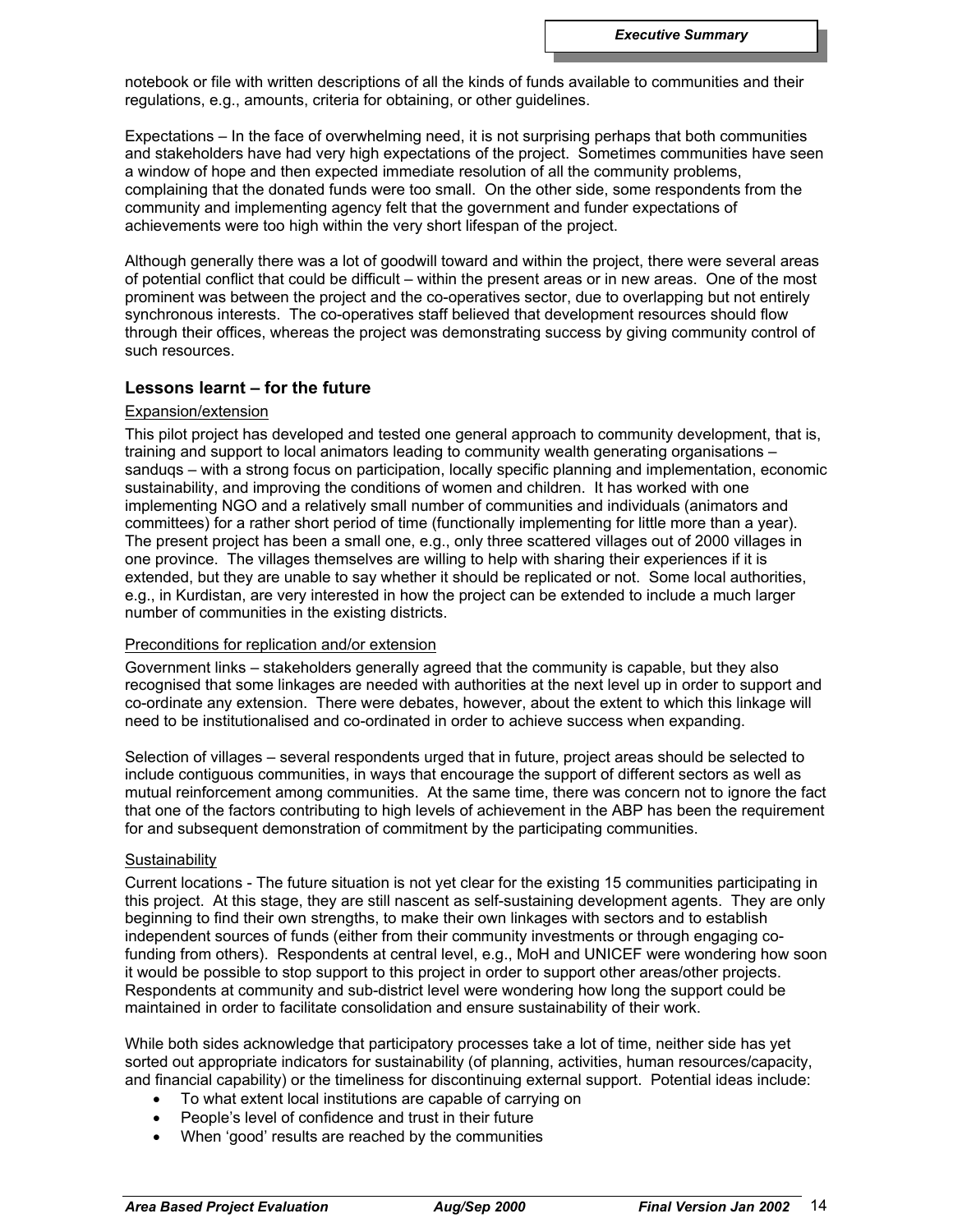notebook or file with written descriptions of all the kinds of funds available to communities and their regulations, e.g., amounts, criteria for obtaining, or other guidelines.

Expectations – In the face of overwhelming need, it is not surprising perhaps that both communities and stakeholders have had very high expectations of the project. Sometimes communities have seen a window of hope and then expected immediate resolution of all the community problems, complaining that the donated funds were too small. On the other side, some respondents from the community and implementing agency felt that the government and funder expectations of achievements were too high within the very short lifespan of the project.

Although generally there was a lot of goodwill toward and within the project, there were several areas of potential conflict that could be difficult – within the present areas or in new areas. One of the most prominent was between the project and the co-operatives sector, due to overlapping but not entirely synchronous interests. The co-operatives staff believed that development resources should flow through their offices, whereas the project was demonstrating success by giving community control of such resources.

## Lessons learnt – for the future

Expansion/extension

This pilot project has developed and tested one general approach to community development, that is, training and support to local animators leading to community wealth generating organisations – sanduqs – with a strong focus on participation, locally specific planning and implementation, economic sustainability, and improving the conditions of women and children. It has worked with one implementing NGO and a relatively small number of communities and individuals (animators and committees) for a rather short period of time (functionally implementing for little more than a year). The present project has been a small one, e.g., only three scattered villages out of 2000 villages in one province. The villages themselves are willing to help with sharing their experiences if it is extended, but they are unable to say whether it should be replicated or not. Some local authorities, e.g., in Kurdistan, are very interested in how the project can be extended to include a much larger number of communities in the existing districts.

Preconditions for replication and/or extension

Government links – stakeholders generally agreed that the community is capable, but they also recognised that some linkages are needed with authorities at the next level up in order to support and co-ordinate any extension. There were debates, however, about the extent to which this linkage will need to be institutionalised and co-ordinated in order to achieve success when expanding.

Selection of villages – several respondents urged that in future, project areas should be selected to include contiguous communities, in ways that encourage the support of different sectors as well as mutual reinforcement among communities. At the same time, there was concern not to ignore the fact that one of the factors contributing to high levels of achievement in the ABP has been the requirement for and subsequent demonstration of commitment by the participating communities.

Sustainability

Current locations - The future situation is not yet clear for the existing 15 communities participating in this project. At this stage, they are still nascent as self-sustaining development agents. They are only beginning to find their own strengths, to make their own linkages with sectors and to establish independent sources of funds (either from their community investments or through engaging co-funding from others). Respondents at central level, e.g., MoH and UNICEF were wondering how soon it would be possible to stop support to this project in order to support other areas/other projects. Respondents at community and sub-district level were wondering how long the support could be maintained in order to facilitate consolidation and ensure sustainability of their work.

While both sides acknowledge that participatory processes take a lot of time, neither side has yet sorted out appropriate indicators for sustainability (of planning, activities, human resources/capacity, and financial capability) or the timeliness for discontinuing external support. Potential ideas include:

- To what extent local institutions are capable of carrying on
- People's level of confidence and trust in their future
- When 'good' results are reached by the communities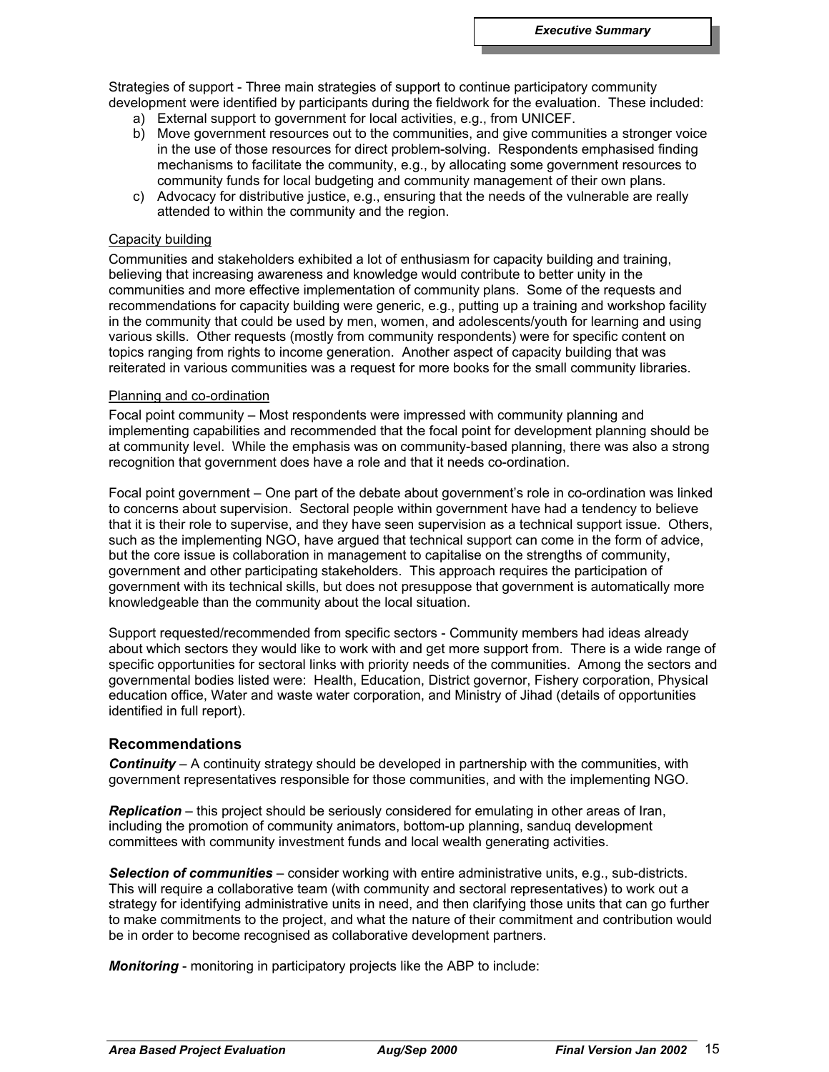Strategies of support - Three main strategies of support to continue participatory community development were identified by participants during the fieldwork for the evaluation. These included:

a) External support to government for local activities, e.g., from UNICEF.
b) Move government resources out to the communities, and give communities a stronger voice in the use of those resources for direct problem-solving. Respondents emphasised finding mechanisms to facilitate the community, e.g., by allocating some government resources to community funds for local budgeting and community management of their own plans.
c) Advocacy for distributive justice, e.g., ensuring that the needs of the vulnerable are really attended to within the community and the region.

<u>Capacity building</u>

Communities and stakeholders exhibited a lot of enthusiasm for capacity building and training, believing that increasing awareness and knowledge would contribute to better unity in the communities and more effective implementation of community plans. Some of the requests and recommendations for capacity building were generic, e.g., putting up a training and workshop facility in the community that could be used by men, women, and adolescents/youth for learning and using various skills. Other requests (mostly from community respondents) were for specific content on topics ranging from rights to income generation. Another aspect of capacity building that was reiterated in various communities was a request for more books for the small community libraries.

<u>Planning and co-ordination</u>

Focal point community – Most respondents were impressed with community planning and implementing capabilities and recommended that the focal point for development planning should be at community level. While the emphasis was on community-based planning, there was also a strong recognition that government does have a role and that it needs co-ordination.

Focal point government – One part of the debate about government's role in co-ordination was linked to concerns about supervision. Sectoral people within government have had a tendency to believe that it is their role to supervise, and they have seen supervision as a technical support issue. Others, such as the implementing NGO, have argued that technical support can come in the form of advice, but the core issue is collaboration in management to capitalise on the strengths of community, government and other participating stakeholders. This approach requires the participation of government with its technical skills, but does not presuppose that government is automatically more knowledgeable than the community about the local situation.

Support requested/recommended from specific sectors - Community members had ideas already about which sectors they would like to work with and get more support from. There is a wide range of specific opportunities for sectoral links with priority needs of the communities. Among the sectors and governmental bodies listed were: Health, Education, District governor, Fishery corporation, Physical education office, Water and waste water corporation, and Ministry of Jihad (details of opportunities identified in full report).

### Recommendations

***Continuity*** – A continuity strategy should be developed in partnership with the communities, with government representatives responsible for those communities, and with the implementing NGO.

***Replication*** – this project should be seriously considered for emulating in other areas of Iran, including the promotion of community animators, bottom-up planning, sanduq development committees with community investment funds and local wealth generating activities.

***Selection of communities*** – consider working with entire administrative units, e.g., sub-districts. This will require a collaborative team (with community and sectoral representatives) to work out a strategy for identifying administrative units in need, and then clarifying those units that can go further to make commitments to the project, and what the nature of their commitment and contribution would be in order to become recognised as collaborative development partners.

***Monitoring*** - monitoring in participatory projects like the ABP to include: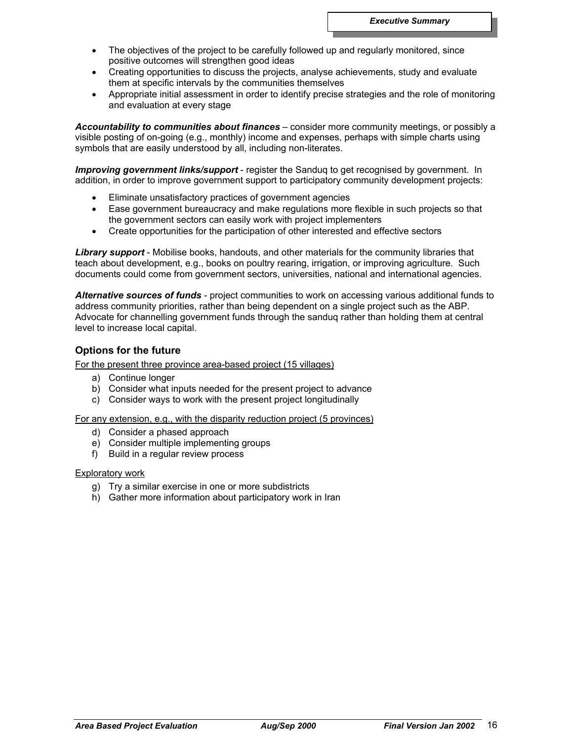- The objectives of the project to be carefully followed up and regularly monitored, since positive outcomes will strengthen good ideas
- Creating opportunities to discuss the projects, analyse achievements, study and evaluate them at specific intervals by the communities themselves
- Appropriate initial assessment in order to identify precise strategies and the role of monitoring and evaluation at every stage

***Accountability to communities about finances*** – consider more community meetings, or possibly a visible posting of on-going (e.g., monthly) income and expenses, perhaps with simple charts using symbols that are easily understood by all, including non-literates.

***Improving government links/support*** - register the Sanduq to get recognised by government. In addition, in order to improve government support to participatory community development projects:

- Eliminate unsatisfactory practices of government agencies
- Ease government bureaucracy and make regulations more flexible in such projects so that the government sectors can easily work with project implementers
- Create opportunities for the participation of other interested and effective sectors

***Library support*** - Mobilise books, handouts, and other materials for the community libraries that teach about development, e.g., books on poultry rearing, irrigation, or improving agriculture. Such documents could come from government sectors, universities, national and international agencies.

***Alternative sources of funds*** - project communities to work on accessing various additional funds to address community priorities, rather than being dependent on a single project such as the ABP. Advocate for channelling government funds through the sanduq rather than holding them at central level to increase local capital.

### Options for the future

<u>For the present three province area-based project (15 villages)</u>

a) Continue longer
b) Consider what inputs needed for the present project to advance
c) Consider ways to work with the present project longitudinally

<u>For any extension, e.g., with the disparity reduction project (5 provinces)</u>

d) Consider a phased approach
e) Consider multiple implementing groups
f) Build in a regular review process

<u>Exploratory work</u>

g) Try a similar exercise in one or more subdistricts
h) Gather more information about participatory work in Iran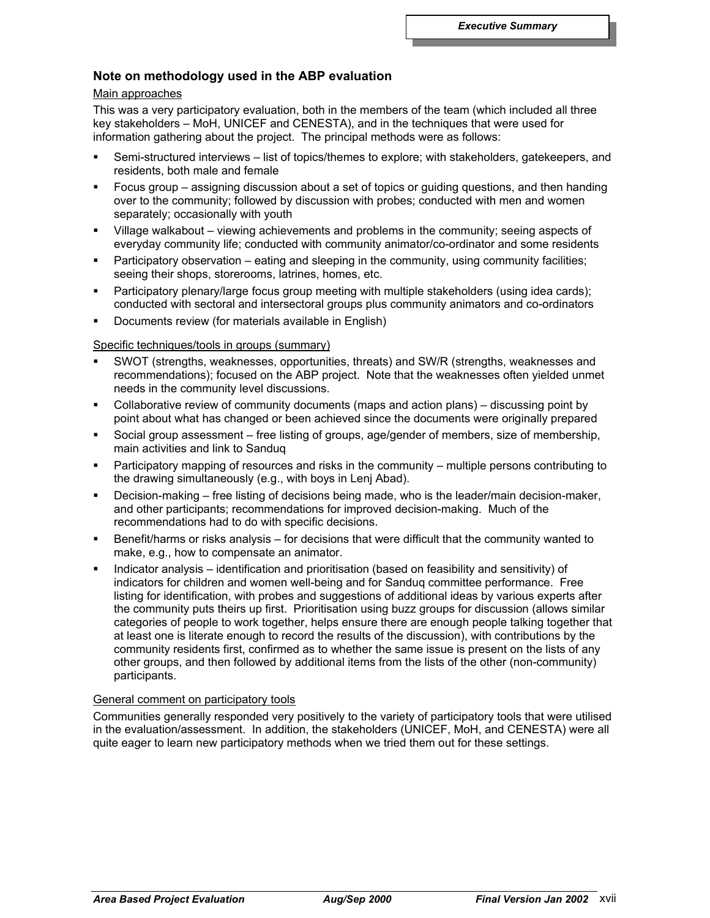### Note on methodology used in the ABP evaluation

Main approaches

This was a very participatory evaluation, both in the members of the team (which included all three key stakeholders – MoH, UNICEF and CENESTA), and in the techniques that were used for information gathering about the project. The principal methods were as follows:

- Semi-structured interviews – list of topics/themes to explore; with stakeholders, gatekeepers, and residents, both male and female
- Focus group – assigning discussion about a set of topics or guiding questions, and then handing over to the community; followed by discussion with probes; conducted with men and women separately; occasionally with youth
- Village walkabout – viewing achievements and problems in the community; seeing aspects of everyday community life; conducted with community animator/co-ordinator and some residents
- Participatory observation – eating and sleeping in the community, using community facilities; seeing their shops, storerooms, latrines, homes, etc.
- Participatory plenary/large focus group meeting with multiple stakeholders (using idea cards); conducted with sectoral and intersectoral groups plus community animators and co-ordinators
- Documents review (for materials available in English)

Specific techniques/tools in groups (summary)

- SWOT (strengths, weaknesses, opportunities, threats) and SW/R (strengths, weaknesses and recommendations); focused on the ABP project. Note that the weaknesses often yielded unmet needs in the community level discussions.
- Collaborative review of community documents (maps and action plans) – discussing point by point about what has changed or been achieved since the documents were originally prepared
- Social group assessment – free listing of groups, age/gender of members, size of membership, main activities and link to Sanduq
- Participatory mapping of resources and risks in the community – multiple persons contributing to the drawing simultaneously (e.g., with boys in Lenj Abad).
- Decision-making – free listing of decisions being made, who is the leader/main decision-maker, and other participants; recommendations for improved decision-making. Much of the recommendations had to do with specific decisions.
- Benefit/harms or risks analysis – for decisions that were difficult that the community wanted to make, e.g., how to compensate an animator.
- Indicator analysis – identification and prioritisation (based on feasibility and sensitivity) of indicators for children and women well-being and for Sanduq committee performance. Free listing for identification, with probes and suggestions of additional ideas by various experts after the community puts theirs up first. Prioritisation using buzz groups for discussion (allows similar categories of people to work together, helps ensure there are enough people talking together that at least one is literate enough to record the results of the discussion), with contributions by the community residents first, confirmed as to whether the same issue is present on the lists of any other groups, and then followed by additional items from the lists of the other (non-community) participants.

General comment on participatory tools

Communities generally responded very positively to the variety of participatory tools that were utilised in the evaluation/assessment. In addition, the stakeholders (UNICEF, MoH, and CENESTA) were all quite eager to learn new participatory methods when we tried them out for these settings.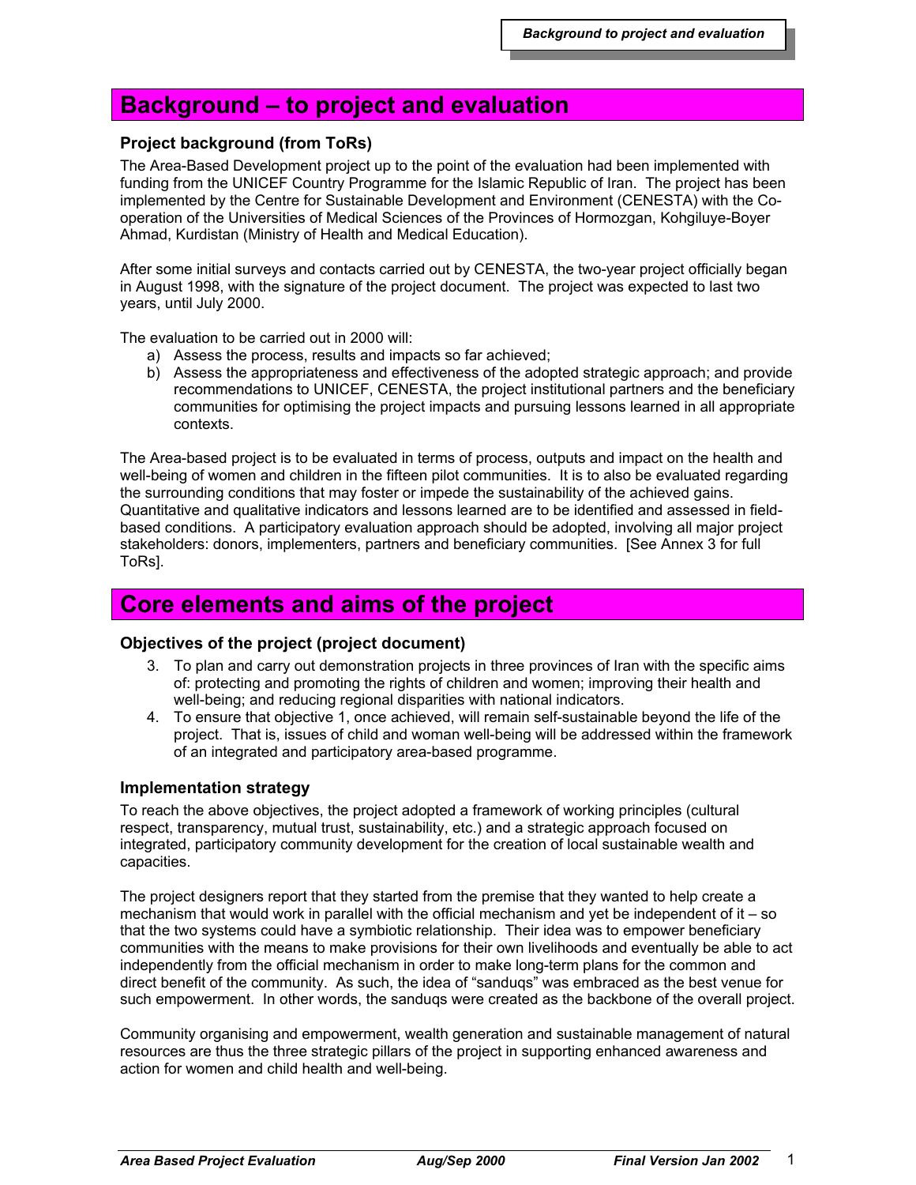# Background – to project and evaluation

### Project background (from ToRs)

The Area-Based Development project up to the point of the evaluation had been implemented with funding from the UNICEF Country Programme for the Islamic Republic of Iran. The project has been implemented by the Centre for Sustainable Development and Environment (CENESTA) with the Co-operation of the Universities of Medical Sciences of the Provinces of Hormozgan, Kohgiluye-Boyer Ahmad, Kurdistan (Ministry of Health and Medical Education).

After some initial surveys and contacts carried out by CENESTA, the two-year project officially began in August 1998, with the signature of the project document. The project was expected to last two years, until July 2000.

The evaluation to be carried out in 2000 will:

a) Assess the process, results and impacts so far achieved;
b) Assess the appropriateness and effectiveness of the adopted strategic approach; and provide recommendations to UNICEF, CENESTA, the project institutional partners and the beneficiary communities for optimising the project impacts and pursuing lessons learned in all appropriate contexts.

The Area-based project is to be evaluated in terms of process, outputs and impact on the health and well-being of women and children in the fifteen pilot communities. It is to also be evaluated regarding the surrounding conditions that may foster or impede the sustainability of the achieved gains. Quantitative and qualitative indicators and lessons learned are to be identified and assessed in field-based conditions. A participatory evaluation approach should be adopted, involving all major project stakeholders: donors, implementers, partners and beneficiary communities. [See Annex 3 for full ToRs].

# Core elements and aims of the project

### Objectives of the project (project document)

3. To plan and carry out demonstration projects in three provinces of Iran with the specific aims of: protecting and promoting the rights of children and women; improving their health and well-being; and reducing regional disparities with national indicators.
4. To ensure that objective 1, once achieved, will remain self-sustainable beyond the life of the project. That is, issues of child and woman well-being will be addressed within the framework of an integrated and participatory area-based programme.

### Implementation strategy

To reach the above objectives, the project adopted a framework of working principles (cultural respect, transparency, mutual trust, sustainability, etc.) and a strategic approach focused on integrated, participatory community development for the creation of local sustainable wealth and capacities.

The project designers report that they started from the premise that they wanted to help create a mechanism that would work in parallel with the official mechanism and yet be independent of it – so that the two systems could have a symbiotic relationship. Their idea was to empower beneficiary communities with the means to make provisions for their own livelihoods and eventually be able to act independently from the official mechanism in order to make long-term plans for the common and direct benefit of the community. As such, the idea of "sanduqs" was embraced as the best venue for such empowerment. In other words, the sanduqs were created as the backbone of the overall project.

Community organising and empowerment, wealth generation and sustainable management of natural resources are thus the three strategic pillars of the project in supporting enhanced awareness and action for women and child health and well-being.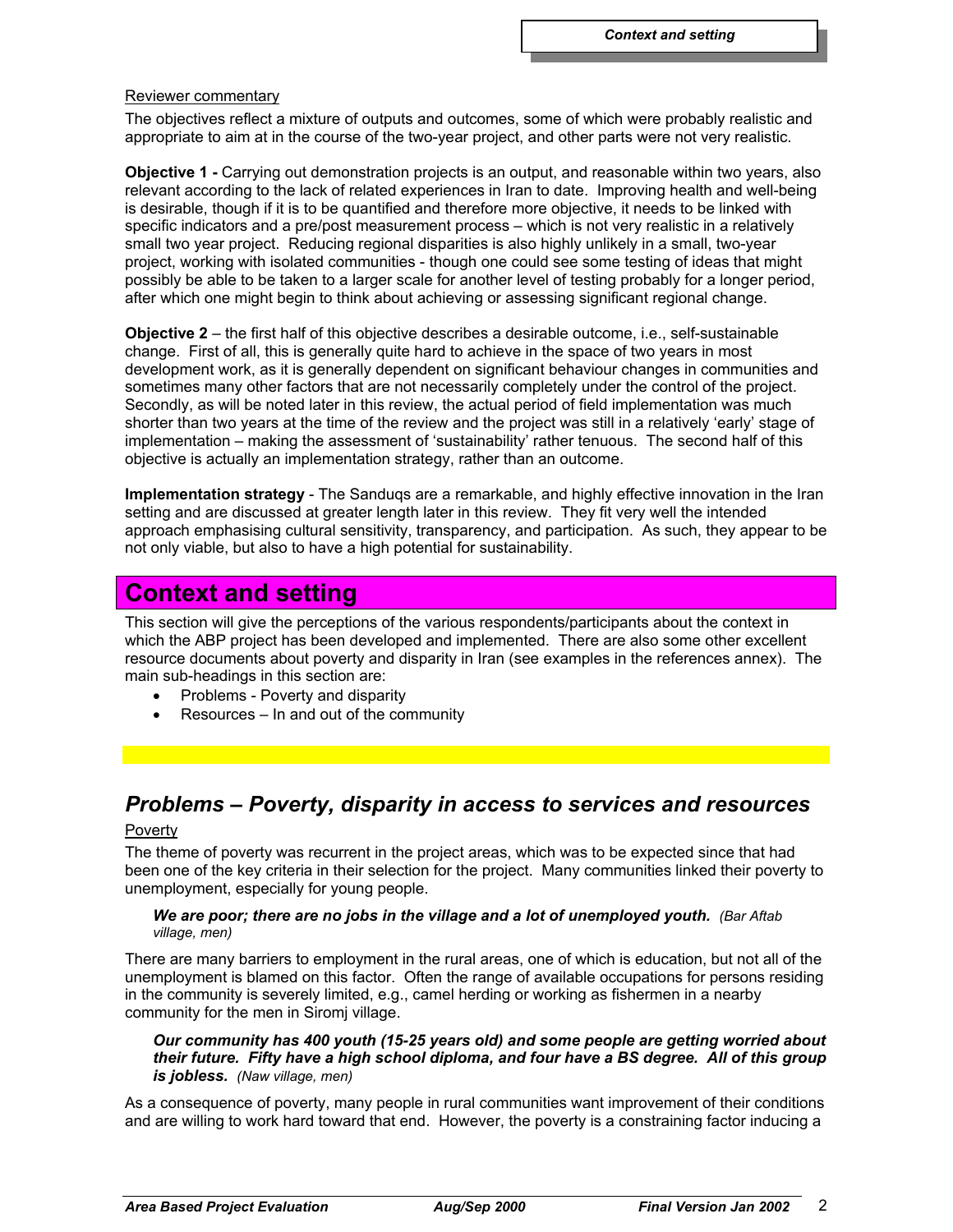Reviewer commentary

The objectives reflect a mixture of outputs and outcomes, some of which were probably realistic and appropriate to aim at in the course of the two-year project, and other parts were not very realistic.

**Objective 1 -** Carrying out demonstration projects is an output, and reasonable within two years, also relevant according to the lack of related experiences in Iran to date. Improving health and well-being is desirable, though if it is to be quantified and therefore more objective, it needs to be linked with specific indicators and a pre/post measurement process – which is not very realistic in a relatively small two year project. Reducing regional disparities is also highly unlikely in a small, two-year project, working with isolated communities - though one could see some testing of ideas that might possibly be able to be taken to a larger scale for another level of testing probably for a longer period, after which one might begin to think about achieving or assessing significant regional change.

**Objective 2** – the first half of this objective describes a desirable outcome, i.e., self-sustainable change. First of all, this is generally quite hard to achieve in the space of two years in most development work, as it is generally dependent on significant behaviour changes in communities and sometimes many other factors that are not necessarily completely under the control of the project. Secondly, as will be noted later in this review, the actual period of field implementation was much shorter than two years at the time of the review and the project was still in a relatively 'early' stage of implementation – making the assessment of 'sustainability' rather tenuous. The second half of this objective is actually an implementation strategy, rather than an outcome.

**Implementation strategy** - The Sanduqs are a remarkable, and highly effective innovation in the Iran setting and are discussed at greater length later in this review. They fit very well the intended approach emphasising cultural sensitivity, transparency, and participation. As such, they appear to be not only viable, but also to have a high potential for sustainability.

# Context and setting

This section will give the perceptions of the various respondents/participants about the context in which the ABP project has been developed and implemented. There are also some other excellent resource documents about poverty and disparity in Iran (see examples in the references annex). The main sub-headings in this section are:

- Problems - Poverty and disparity
- Resources – In and out of the community

## *Problems – Poverty, disparity in access to services and resources*

Poverty

The theme of poverty was recurrent in the project areas, which was to be expected since that had been one of the key criteria in their selection for the project. Many communities linked their poverty to unemployment, especially for young people.

> ***We are poor; there are no jobs in the village and a lot of unemployed youth.*** *(Bar Aftab village, men)*

There are many barriers to employment in the rural areas, one of which is education, but not all of the unemployment is blamed on this factor. Often the range of available occupations for persons residing in the community is severely limited, e.g., camel herding or working as fishermen in a nearby community for the men in Siromj village.

> ***Our community has 400 youth (15-25 years old) and some people are getting worried about their future. Fifty have a high school diploma, and four have a BS degree. All of this group is jobless.*** *(Naw village, men)*

As a consequence of poverty, many people in rural communities want improvement of their conditions and are willing to work hard toward that end. However, the poverty is a constraining factor inducing a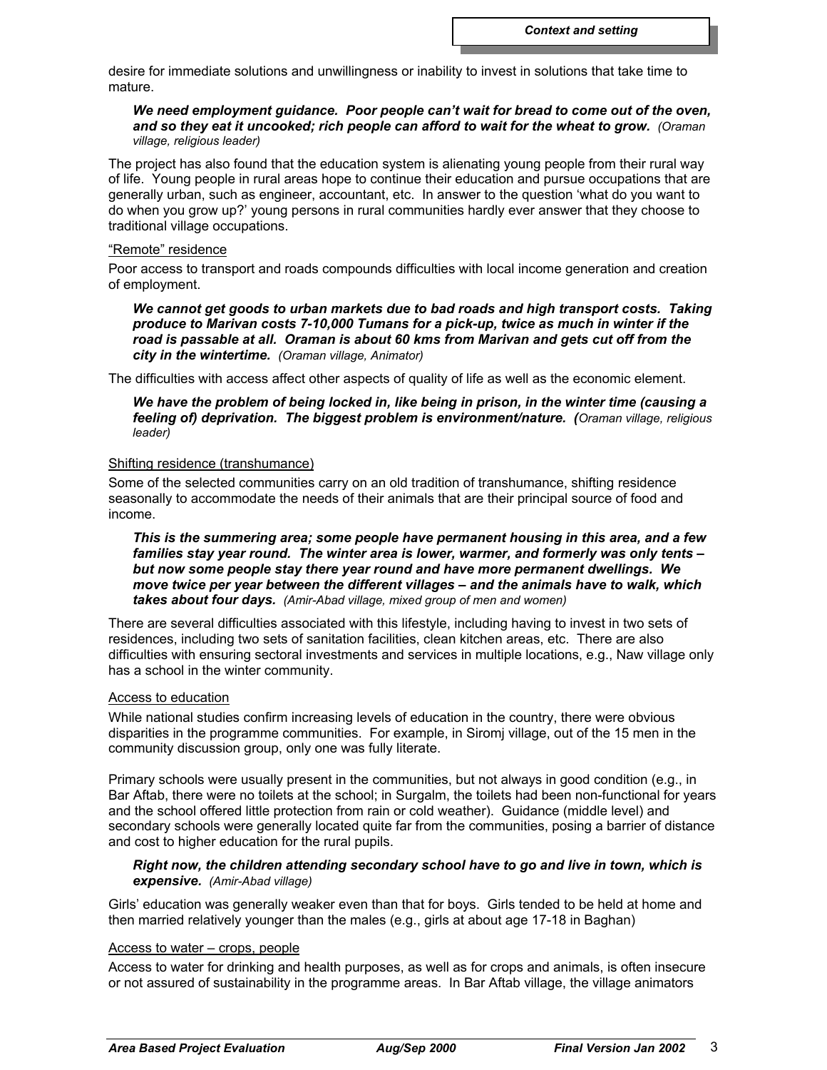desire for immediate solutions and unwillingness or inability to invest in solutions that take time to mature.

> ***We need employment guidance. Poor people can't wait for bread to come out of the oven, and so they eat it uncooked; rich people can afford to wait for the wheat to grow.*** *(Oraman village, religious leader)*

The project has also found that the education system is alienating young people from their rural way of life. Young people in rural areas hope to continue their education and pursue occupations that are generally urban, such as engineer, accountant, etc. In answer to the question 'what do you want to do when you grow up?' young persons in rural communities hardly ever answer that they choose to traditional village occupations.

<u>"Remote" residence</u>

Poor access to transport and roads compounds difficulties with local income generation and creation of employment.

> ***We cannot get goods to urban markets due to bad roads and high transport costs. Taking produce to Marivan costs 7-10,000 Tumans for a pick-up, twice as much in winter if the road is passable at all. Oraman is about 60 kms from Marivan and gets cut off from the city in the wintertime.*** *(Oraman village, Animator)*

The difficulties with access affect other aspects of quality of life as well as the economic element.

> ***We have the problem of being locked in, like being in prison, in the winter time (causing a feeling of) deprivation. The biggest problem is environment/nature.*** *(Oraman village, religious leader)*

<u>Shifting residence (transhumance)</u>

Some of the selected communities carry on an old tradition of transhumance, shifting residence seasonally to accommodate the needs of their animals that are their principal source of food and income.

> ***This is the summering area; some people have permanent housing in this area, and a few families stay year round. The winter area is lower, warmer, and formerly was only tents – but now some people stay there year round and have more permanent dwellings. We move twice per year between the different villages – and the animals have to walk, which takes about four days.*** *(Amir-Abad village, mixed group of men and women)*

There are several difficulties associated with this lifestyle, including having to invest in two sets of residences, including two sets of sanitation facilities, clean kitchen areas, etc. There are also difficulties with ensuring sectoral investments and services in multiple locations, e.g., Naw village only has a school in the winter community.

<u>Access to education</u>

While national studies confirm increasing levels of education in the country, there were obvious disparities in the programme communities. For example, in Siromj village, out of the 15 men in the community discussion group, only one was fully literate.

Primary schools were usually present in the communities, but not always in good condition (e.g., in Bar Aftab, there were no toilets at the school; in Surgalm, the toilets had been non-functional for years and the school offered little protection from rain or cold weather). Guidance (middle level) and secondary schools were generally located quite far from the communities, posing a barrier of distance and cost to higher education for the rural pupils.

> ***Right now, the children attending secondary school have to go and live in town, which is expensive.*** *(Amir-Abad village)*

Girls' education was generally weaker even than that for boys. Girls tended to be held at home and then married relatively younger than the males (e.g., girls at about age 17-18 in Baghan)

<u>Access to water – crops, people</u>

Access to water for drinking and health purposes, as well as for crops and animals, is often insecure or not assured of sustainability in the programme areas. In Bar Aftab village, the village animators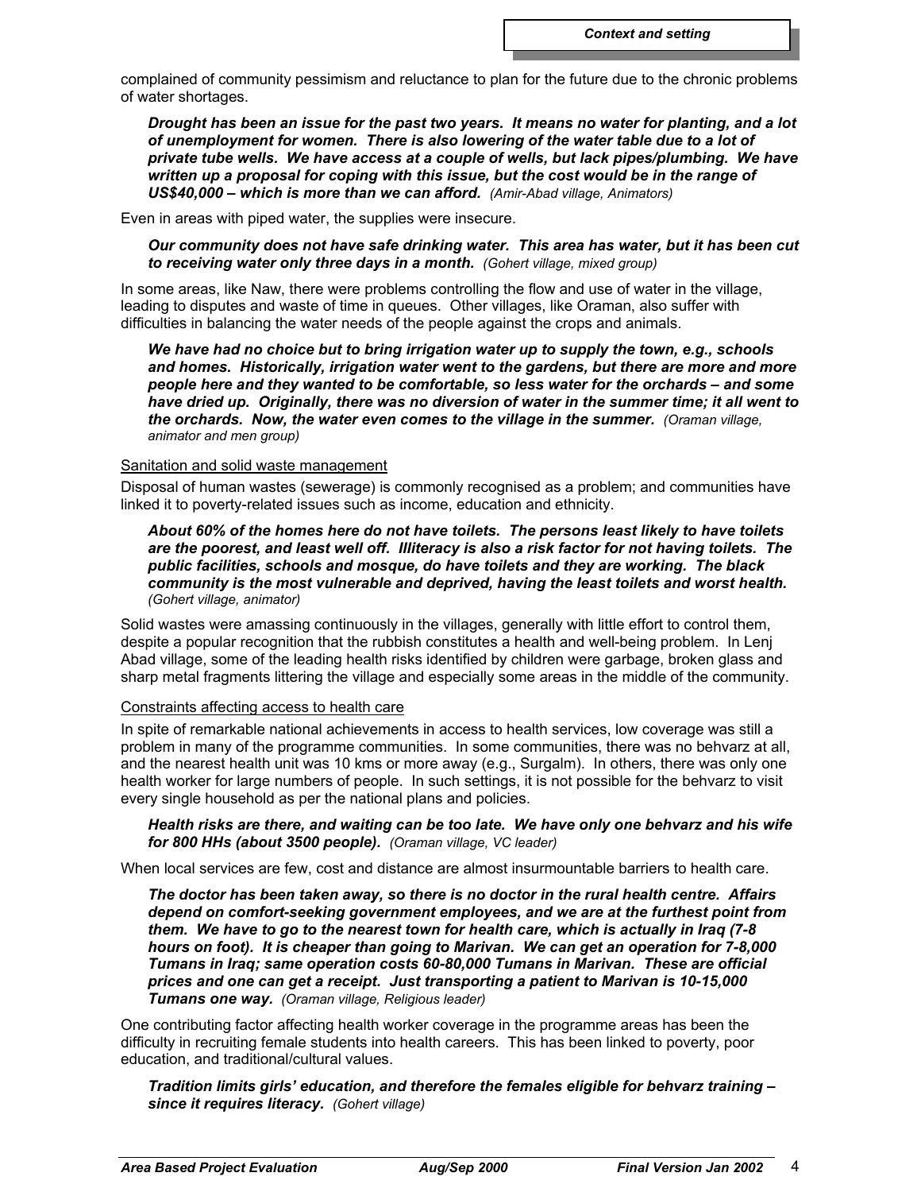complained of community pessimism and reluctance to plan for the future due to the chronic problems of water shortages.

> ***Drought has been an issue for the past two years. It means no water for planting, and a lot of unemployment for women. There is also lowering of the water table due to a lot of private tube wells. We have access at a couple of wells, but lack pipes/plumbing. We have written up a proposal for coping with this issue, but the cost would be in the range of US$40,000 – which is more than we can afford.*** *(Amir-Abad village, Animators)*

Even in areas with piped water, the supplies were insecure.

> ***Our community does not have safe drinking water. This area has water, but it has been cut to receiving water only three days in a month.*** *(Gohert village, mixed group)*

In some areas, like Naw, there were problems controlling the flow and use of water in the village, leading to disputes and waste of time in queues. Other villages, like Oraman, also suffer with difficulties in balancing the water needs of the people against the crops and animals.

> ***We have had no choice but to bring irrigation water up to supply the town, e.g., schools and homes. Historically, irrigation water went to the gardens, but there are more and more people here and they wanted to be comfortable, so less water for the orchards – and some have dried up. Originally, there was no diversion of water in the summer time; it all went to the orchards. Now, the water even comes to the village in the summer.*** *(Oraman village, animator and men group)*

<u>Sanitation and solid waste management</u>

Disposal of human wastes (sewerage) is commonly recognised as a problem; and communities have linked it to poverty-related issues such as income, education and ethnicity.

> ***About 60% of the homes here do not have toilets. The persons least likely to have toilets are the poorest, and least well off. Illiteracy is also a risk factor for not having toilets. The public facilities, schools and mosque, do have toilets and they are working. The black community is the most vulnerable and deprived, having the least toilets and worst health.*** *(Gohert village, animator)*

Solid wastes were amassing continuously in the villages, generally with little effort to control them, despite a popular recognition that the rubbish constitutes a health and well-being problem. In Lenj Abad village, some of the leading health risks identified by children were garbage, broken glass and sharp metal fragments littering the village and especially some areas in the middle of the community.

<u>Constraints affecting access to health care</u>

In spite of remarkable national achievements in access to health services, low coverage was still a problem in many of the programme communities. In some communities, there was no behvarz at all, and the nearest health unit was 10 kms or more away (e.g., Surgalm). In others, there was only one health worker for large numbers of people. In such settings, it is not possible for the behvarz to visit every single household as per the national plans and policies.

> ***Health risks are there, and waiting can be too late. We have only one behvarz and his wife for 800 HHs (about 3500 people).*** *(Oraman village, VC leader)*

When local services are few, cost and distance are almost insurmountable barriers to health care.

> ***The doctor has been taken away, so there is no doctor in the rural health centre. Affairs depend on comfort-seeking government employees, and we are at the furthest point from them. We have to go to the nearest town for health care, which is actually in Iraq (7-8 hours on foot). It is cheaper than going to Marivan. We can get an operation for 7-8,000 Tumans in Iraq; same operation costs 60-80,000 Tumans in Marivan. These are official prices and one can get a receipt. Just transporting a patient to Marivan is 10-15,000 Tumans one way.*** *(Oraman village, Religious leader)*

One contributing factor affecting health worker coverage in the programme areas has been the difficulty in recruiting female students into health careers. This has been linked to poverty, poor education, and traditional/cultural values.

> ***Tradition limits girls' education, and therefore the females eligible for behvarz training – since it requires literacy.*** *(Gohert village)*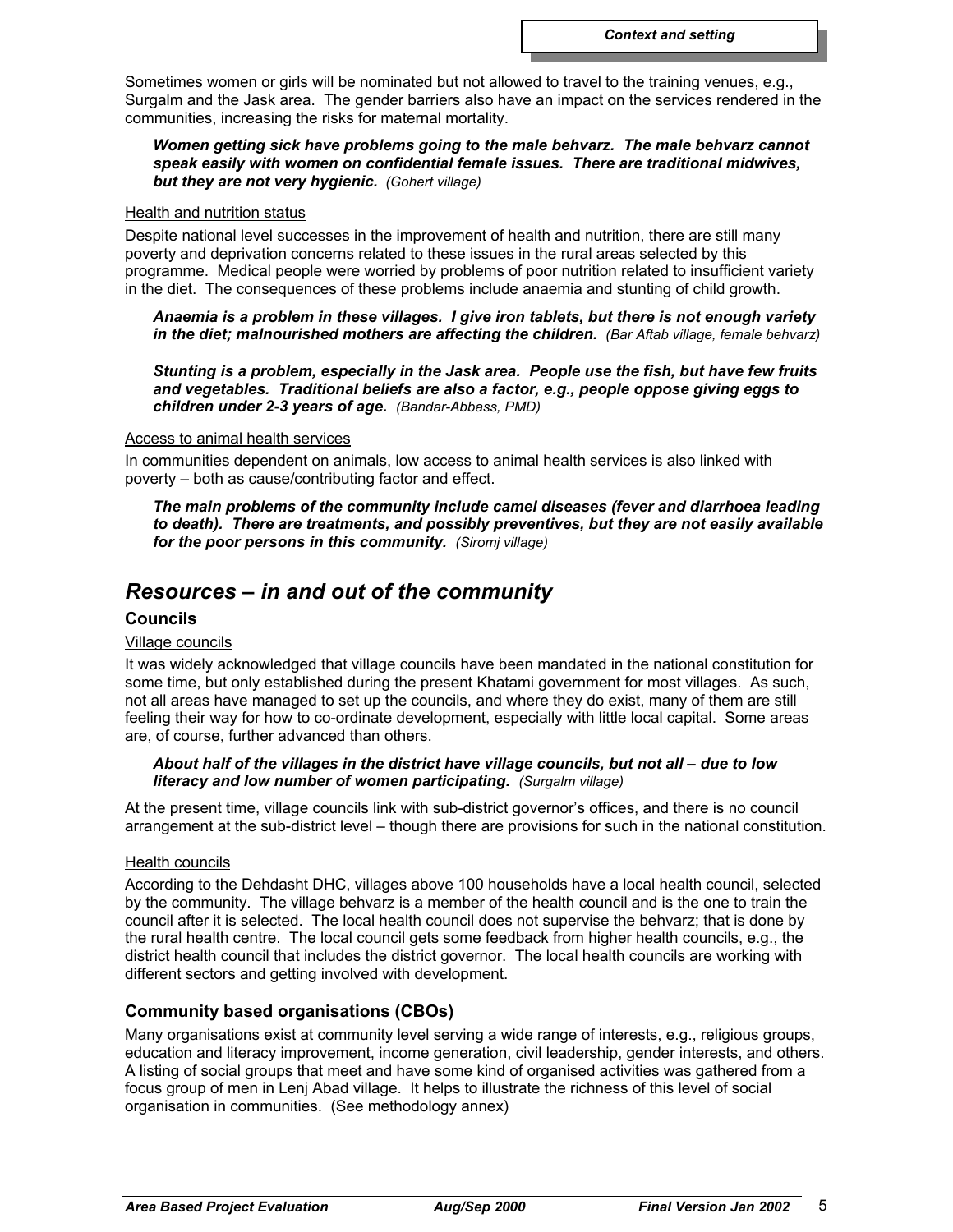Sometimes women or girls will be nominated but not allowed to travel to the training venues, e.g., Surgalm and the Jask area. The gender barriers also have an impact on the services rendered in the communities, increasing the risks for maternal mortality.

> ***Women getting sick have problems going to the male behvarz. The male behvarz cannot speak easily with women on confidential female issues. There are traditional midwives, but they are not very hygienic.*** *(Gohert village)*

Health and nutrition status

Despite national level successes in the improvement of health and nutrition, there are still many poverty and deprivation concerns related to these issues in the rural areas selected by this programme. Medical people were worried by problems of poor nutrition related to insufficient variety in the diet. The consequences of these problems include anaemia and stunting of child growth.

> ***Anaemia is a problem in these villages. I give iron tablets, but there is not enough variety in the diet; malnourished mothers are affecting the children.*** *(Bar Aftab village, female behvarz)*

> ***Stunting is a problem, especially in the Jask area. People use the fish, but have few fruits and vegetables. Traditional beliefs are also a factor, e.g., people oppose giving eggs to children under 2-3 years of age.*** *(Bandar-Abbass, PMD)*

Access to animal health services

In communities dependent on animals, low access to animal health services is also linked with poverty – both as cause/contributing factor and effect.

> ***The main problems of the community include camel diseases (fever and diarrhoea leading to death). There are treatments, and possibly preventives, but they are not easily available for the poor persons in this community.*** *(Siromj village)*

## *Resources – in and out of the community*

### Councils

Village councils

It was widely acknowledged that village councils have been mandated in the national constitution for some time, but only established during the present Khatami government for most villages. As such, not all areas have managed to set up the councils, and where they do exist, many of them are still feeling their way for how to co-ordinate development, especially with little local capital. Some areas are, of course, further advanced than others.

> ***About half of the villages in the district have village councils, but not all – due to low literacy and low number of women participating.*** *(Surgalm village)*

At the present time, village councils link with sub-district governor's offices, and there is no council arrangement at the sub-district level – though there are provisions for such in the national constitution.

Health councils

According to the Dehdasht DHC, villages above 100 households have a local health council, selected by the community. The village behvarz is a member of the health council and is the one to train the council after it is selected. The local health council does not supervise the behvarz; that is done by the rural health centre. The local council gets some feedback from higher health councils, e.g., the district health council that includes the district governor. The local health councils are working with different sectors and getting involved with development.

### Community based organisations (CBOs)

Many organisations exist at community level serving a wide range of interests, e.g., religious groups, education and literacy improvement, income generation, civil leadership, gender interests, and others. A listing of social groups that meet and have some kind of organised activities was gathered from a focus group of men in Lenj Abad village. It helps to illustrate the richness of this level of social organisation in communities. (See methodology annex)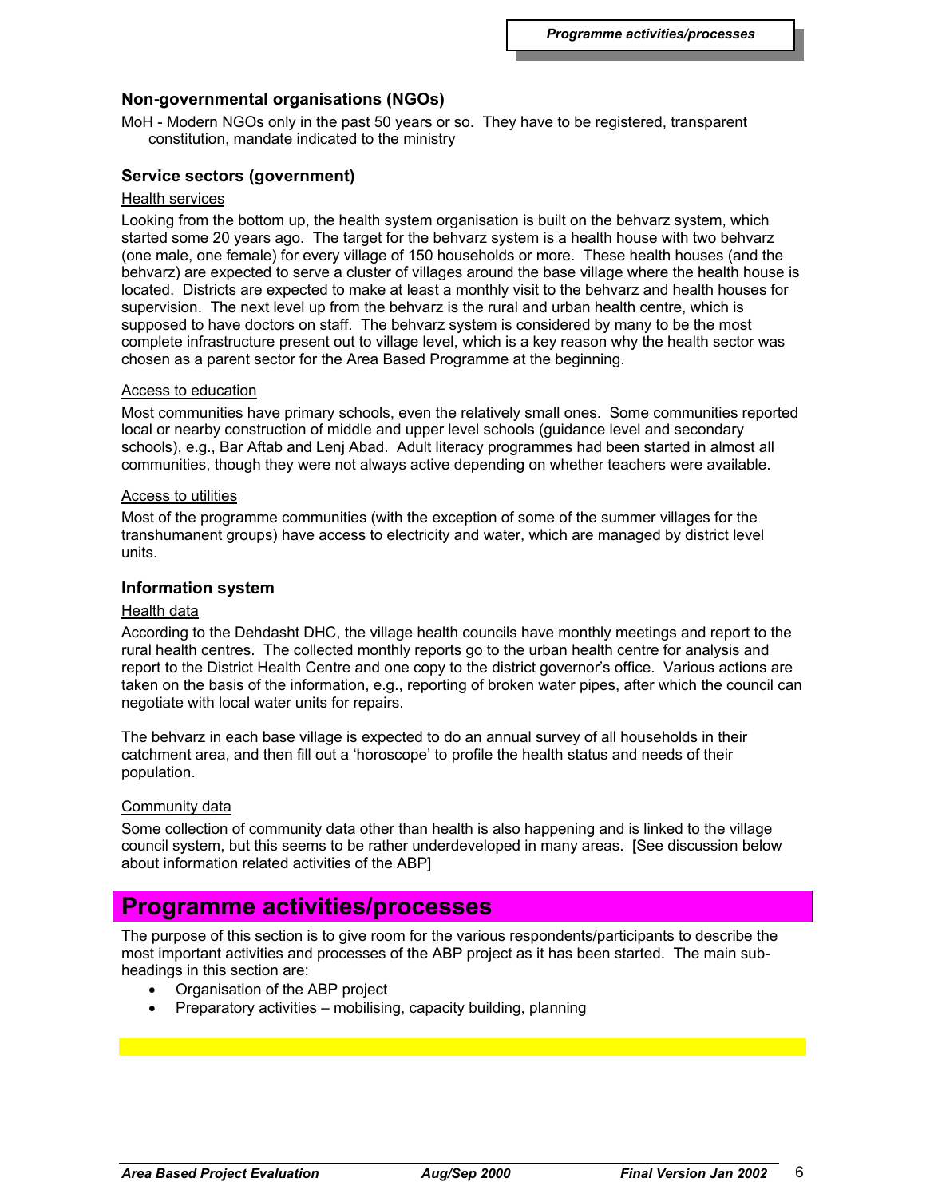### Non-governmental organisations (NGOs)

MoH - Modern NGOs only in the past 50 years or so. They have to be registered, transparent constitution, mandate indicated to the ministry

### Service sectors (government)

Health services

Looking from the bottom up, the health system organisation is built on the behvarz system, which started some 20 years ago. The target for the behvarz system is a health house with two behvarz (one male, one female) for every village of 150 households or more. These health houses (and the behvarz) are expected to serve a cluster of villages around the base village where the health house is located. Districts are expected to make at least a monthly visit to the behvarz and health houses for supervision. The next level up from the behvarz is the rural and urban health centre, which is supposed to have doctors on staff. The behvarz system is considered by many to be the most complete infrastructure present out to village level, which is a key reason why the health sector was chosen as a parent sector for the Area Based Programme at the beginning.

Access to education

Most communities have primary schools, even the relatively small ones. Some communities reported local or nearby construction of middle and upper level schools (guidance level and secondary schools), e.g., Bar Aftab and Lenj Abad. Adult literacy programmes had been started in almost all communities, though they were not always active depending on whether teachers were available.

Access to utilities

Most of the programme communities (with the exception of some of the summer villages for the transhumanent groups) have access to electricity and water, which are managed by district level units.

### Information system

Health data

According to the Dehdasht DHC, the village health councils have monthly meetings and report to the rural health centres. The collected monthly reports go to the urban health centre for analysis and report to the District Health Centre and one copy to the district governor's office. Various actions are taken on the basis of the information, e.g., reporting of broken water pipes, after which the council can negotiate with local water units for repairs.

The behvarz in each base village is expected to do an annual survey of all households in their catchment area, and then fill out a 'horoscope' to profile the health status and needs of their population.

Community data

Some collection of community data other than health is also happening and is linked to the village council system, but this seems to be rather underdeveloped in many areas. [See discussion below about information related activities of the ABP]

## Programme activities/processes

The purpose of this section is to give room for the various respondents/participants to describe the most important activities and processes of the ABP project as it has been started. The main sub-headings in this section are:

- Organisation of the ABP project
- Preparatory activities – mobilising, capacity building, planning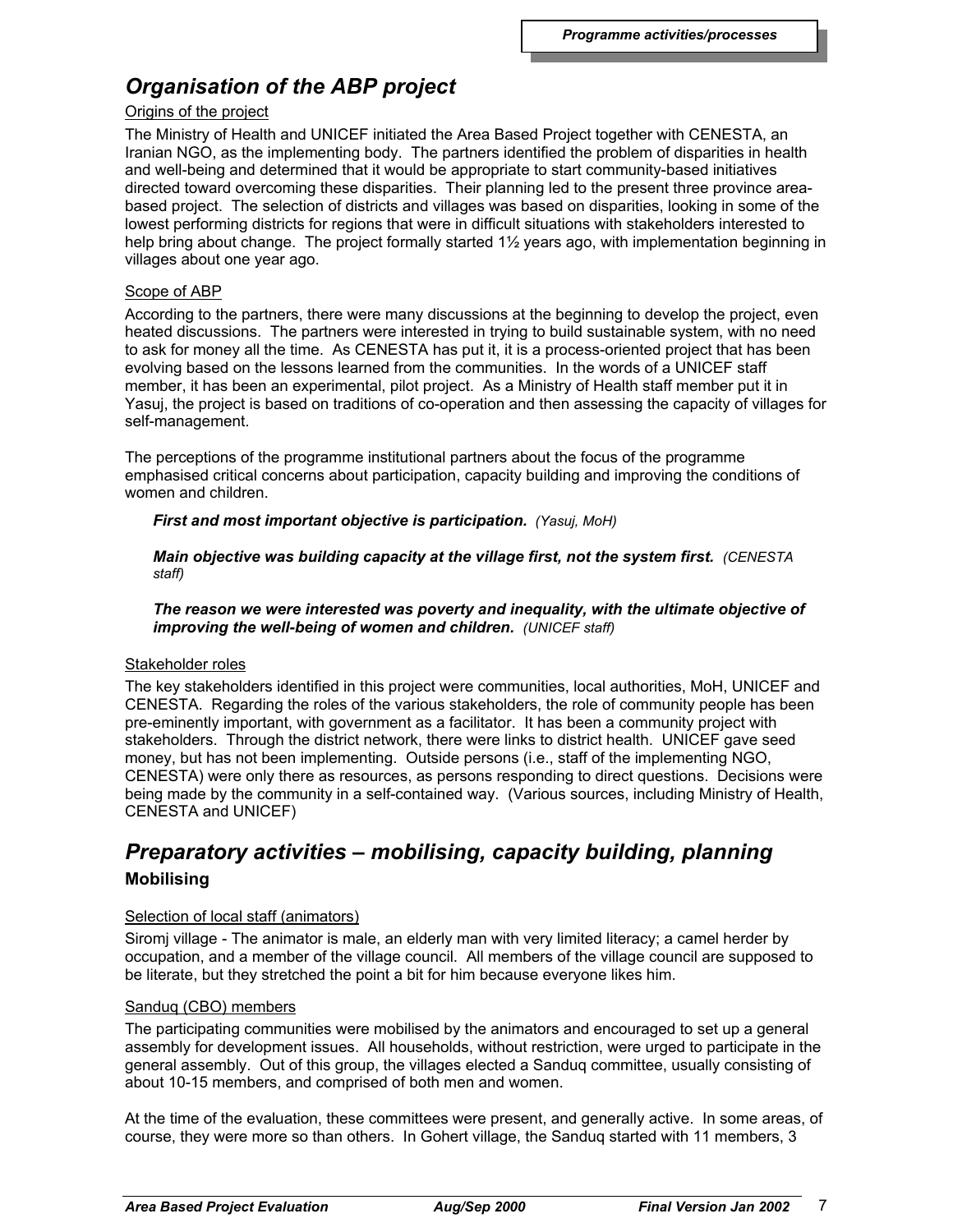# *Organisation of the ABP project*

Origins of the project

The Ministry of Health and UNICEF initiated the Area Based Project together with CENESTA, an Iranian NGO, as the implementing body. The partners identified the problem of disparities in health and well-being and determined that it would be appropriate to start community-based initiatives directed toward overcoming these disparities. Their planning led to the present three province area-based project. The selection of districts and villages was based on disparities, looking in some of the lowest performing districts for regions that were in difficult situations with stakeholders interested to help bring about change. The project formally started 1½ years ago, with implementation beginning in villages about one year ago.

Scope of ABP

According to the partners, there were many discussions at the beginning to develop the project, even heated discussions. The partners were interested in trying to build sustainable system, with no need to ask for money all the time. As CENESTA has put it, it is a process-oriented project that has been evolving based on the lessons learned from the communities. In the words of a UNICEF staff member, it has been an experimental, pilot project. As a Ministry of Health staff member put it in Yasuj, the project is based on traditions of co-operation and then assessing the capacity of villages for self-management.

The perceptions of the programme institutional partners about the focus of the programme emphasised critical concerns about participation, capacity building and improving the conditions of women and children.

> ***First and most important objective is participation.*** *(Yasuj, MoH)*
>
> ***Main objective was building capacity at the village first, not the system first.*** *(CENESTA staff)*
>
> ***The reason we were interested was poverty and inequality, with the ultimate objective of improving the well-being of women and children.*** *(UNICEF staff)*

Stakeholder roles

The key stakeholders identified in this project were communities, local authorities, MoH, UNICEF and CENESTA. Regarding the roles of the various stakeholders, the role of community people has been pre-eminently important, with government as a facilitator. It has been a community project with stakeholders. Through the district network, there were links to district health. UNICEF gave seed money, but has not been implementing. Outside persons (i.e., staff of the implementing NGO, CENESTA) were only there as resources, as persons responding to direct questions. Decisions were being made by the community in a self-contained way. (Various sources, including Ministry of Health, CENESTA and UNICEF)

# *Preparatory activities – mobilising, capacity building, planning*

## Mobilising

Selection of local staff (animators)

Siromj village - The animator is male, an elderly man with very limited literacy; a camel herder by occupation, and a member of the village council. All members of the village council are supposed to be literate, but they stretched the point a bit for him because everyone likes him.

Sanduq (CBO) members

The participating communities were mobilised by the animators and encouraged to set up a general assembly for development issues. All households, without restriction, were urged to participate in the general assembly. Out of this group, the villages elected a Sanduq committee, usually consisting of about 10-15 members, and comprised of both men and women.

At the time of the evaluation, these committees were present, and generally active. In some areas, of course, they were more so than others. In Gohert village, the Sanduq started with 11 members, 3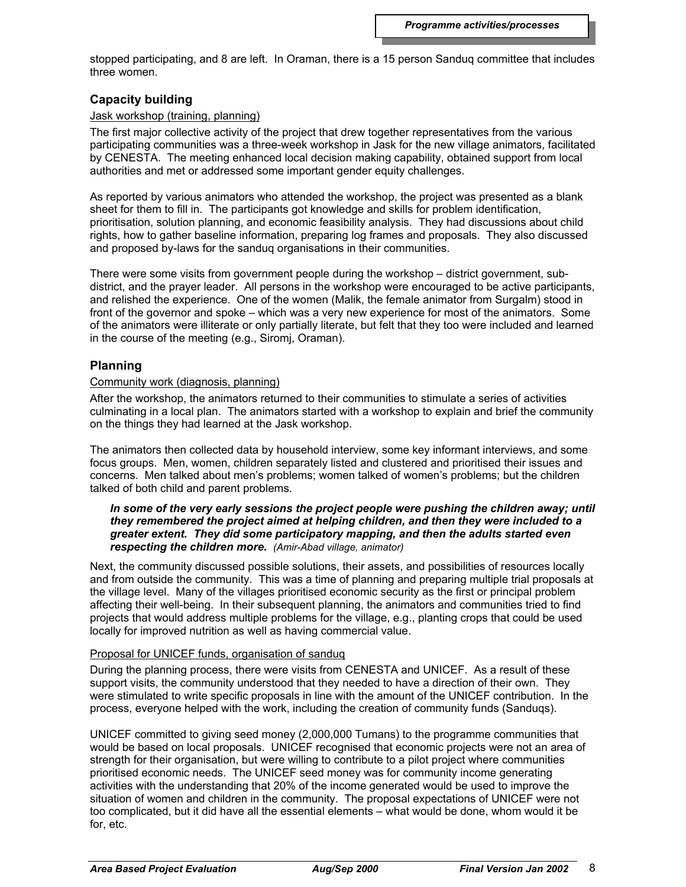stopped participating, and 8 are left. In Oraman, there is a 15 person Sanduq committee that includes three women.

## Capacity building

Jask workshop (training, planning)

The first major collective activity of the project that drew together representatives from the various participating communities was a three-week workshop in Jask for the new village animators, facilitated by CENESTA. The meeting enhanced local decision making capability, obtained support from local authorities and met or addressed some important gender equity challenges.

As reported by various animators who attended the workshop, the project was presented as a blank sheet for them to fill in. The participants got knowledge and skills for problem identification, prioritisation, solution planning, and economic feasibility analysis. They had discussions about child rights, how to gather baseline information, preparing log frames and proposals. They also discussed and proposed by-laws for the sanduq organisations in their communities.

There were some visits from government people during the workshop – district government, sub-district, and the prayer leader. All persons in the workshop were encouraged to be active participants, and relished the experience. One of the women (Malik, the female animator from Surgalm) stood in front of the governor and spoke – which was a very new experience for most of the animators. Some of the animators were illiterate or only partially literate, but felt that they too were included and learned in the course of the meeting (e.g., Siromj, Oraman).

## Planning

Community work (diagnosis, planning)

After the workshop, the animators returned to their communities to stimulate a series of activities culminating in a local plan. The animators started with a workshop to explain and brief the community on the things they had learned at the Jask workshop.

The animators then collected data by household interview, some key informant interviews, and some focus groups. Men, women, children separately listed and clustered and prioritised their issues and concerns. Men talked about men's problems; women talked of women's problems; but the children talked of both child and parent problems.

> ***In some of the very early sessions the project people were pushing the children away; until they remembered the project aimed at helping children, and then they were included to a greater extent. They did some participatory mapping, and then the adults started even respecting the children more.*** *(Amir-Abad village, animator)*

Next, the community discussed possible solutions, their assets, and possibilities of resources locally and from outside the community. This was a time of planning and preparing multiple trial proposals at the village level. Many of the villages prioritised economic security as the first or principal problem affecting their well-being. In their subsequent planning, the animators and communities tried to find projects that would address multiple problems for the village, e.g., planting crops that could be used locally for improved nutrition as well as having commercial value.

Proposal for UNICEF funds, organisation of sanduq

During the planning process, there were visits from CENESTA and UNICEF. As a result of these support visits, the community understood that they needed to have a direction of their own. They were stimulated to write specific proposals in line with the amount of the UNICEF contribution. In the process, everyone helped with the work, including the creation of community funds (Sanduqs).

UNICEF committed to giving seed money (2,000,000 Tumans) to the programme communities that would be based on local proposals. UNICEF recognised that economic projects were not an area of strength for their organisation, but were willing to contribute to a pilot project where communities prioritised economic needs. The UNICEF seed money was for community income generating activities with the understanding that 20% of the income generated would be used to improve the situation of women and children in the community. The proposal expectations of UNICEF were not too complicated, but it did have all the essential elements – what would be done, whom would it be for, etc.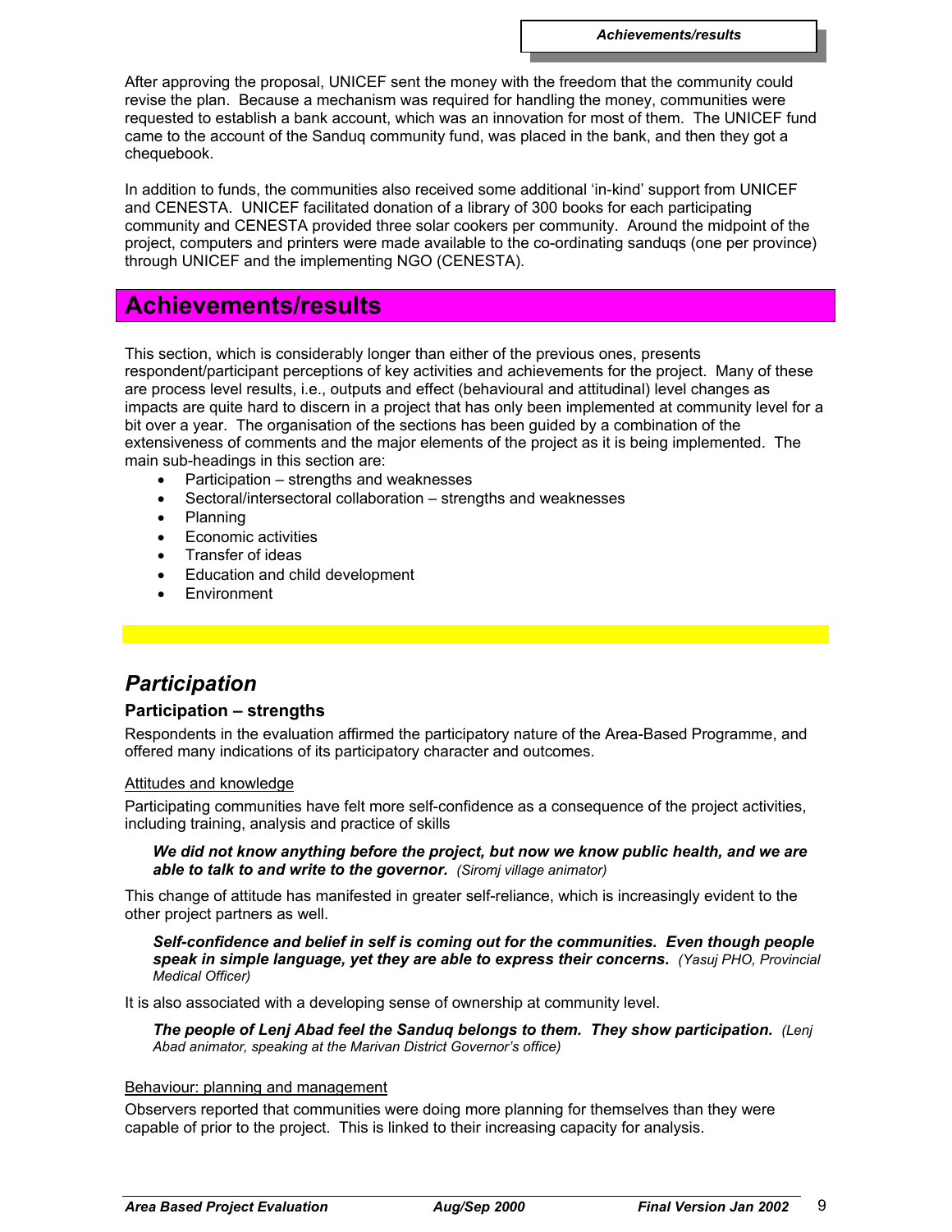After approving the proposal, UNICEF sent the money with the freedom that the community could revise the plan. Because a mechanism was required for handling the money, communities were requested to establish a bank account, which was an innovation for most of them. The UNICEF fund came to the account of the Sanduq community fund, was placed in the bank, and then they got a chequebook.

In addition to funds, the communities also received some additional 'in-kind' support from UNICEF and CENESTA. UNICEF facilitated donation of a library of 300 books for each participating community and CENESTA provided three solar cookers per community. Around the midpoint of the project, computers and printers were made available to the co-ordinating sanduqs (one per province) through UNICEF and the implementing NGO (CENESTA).

# Achievements/results

This section, which is considerably longer than either of the previous ones, presents respondent/participant perceptions of key activities and achievements for the project. Many of these are process level results, i.e., outputs and effect (behavioural and attitudinal) level changes as impacts are quite hard to discern in a project that has only been implemented at community level for a bit over a year. The organisation of the sections has been guided by a combination of the extensiveness of comments and the major elements of the project as it is being implemented. The main sub-headings in this section are:

- Participation – strengths and weaknesses
- Sectoral/intersectoral collaboration – strengths and weaknesses
- Planning
- Economic activities
- Transfer of ideas
- Education and child development
- Environment

## *Participation*

### Participation – strengths

Respondents in the evaluation affirmed the participatory nature of the Area-Based Programme, and offered many indications of its participatory character and outcomes.

Attitudes and knowledge

Participating communities have felt more self-confidence as a consequence of the project activities, including training, analysis and practice of skills

> ***We did not know anything before the project, but now we know public health, and we are able to talk to and write to the governor.*** *(Siromj village animator)*

This change of attitude has manifested in greater self-reliance, which is increasingly evident to the other project partners as well.

> ***Self-confidence and belief in self is coming out for the communities. Even though people speak in simple language, yet they are able to express their concerns.*** *(Yasuj PHO, Provincial Medical Officer)*

It is also associated with a developing sense of ownership at community level.

> ***The people of Lenj Abad feel the Sanduq belongs to them. They show participation.*** *(Lenj Abad animator, speaking at the Marivan District Governor's office)*

Behaviour: planning and management

Observers reported that communities were doing more planning for themselves than they were capable of prior to the project. This is linked to their increasing capacity for analysis.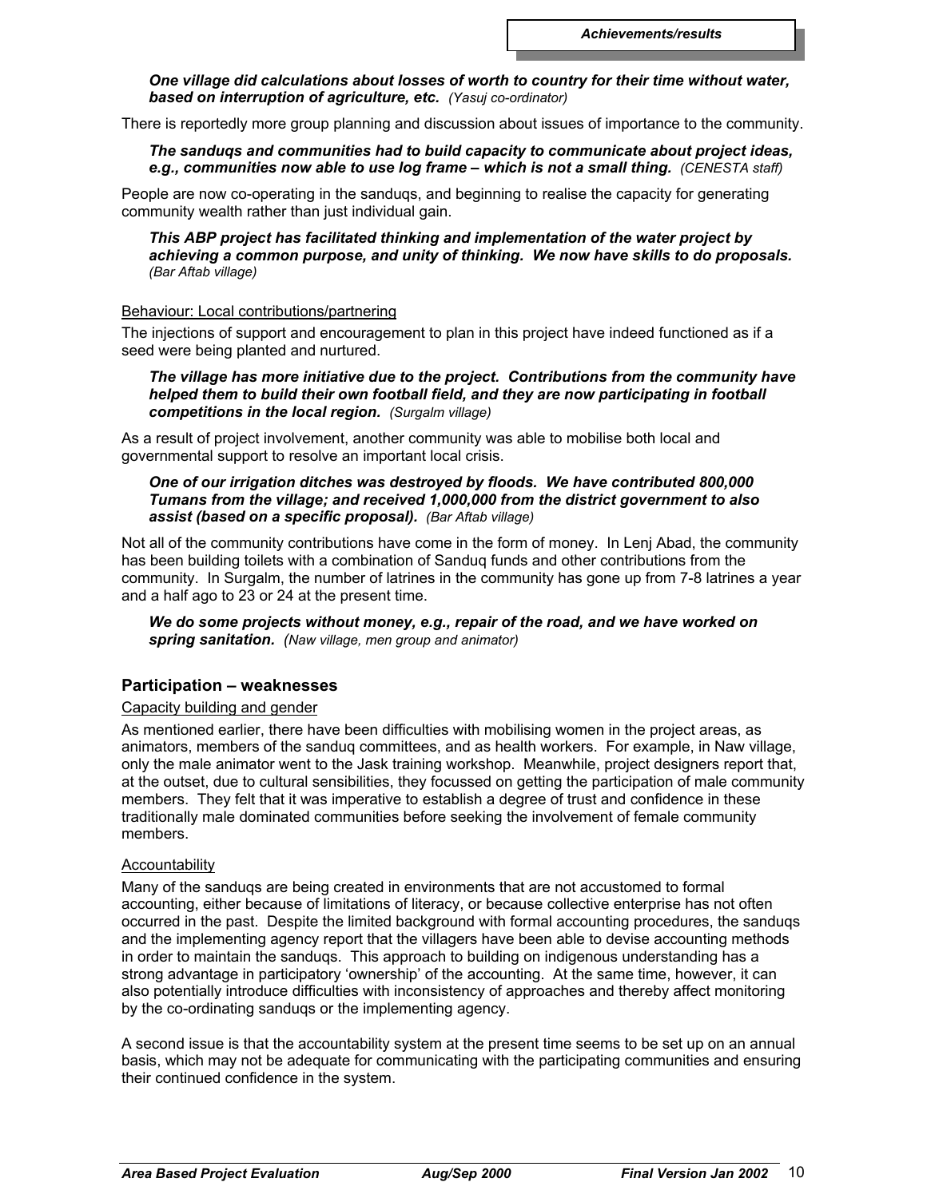***One village did calculations about losses of worth to country for their time without water, based on interruption of agriculture, etc.*** *(Yasuj co-ordinator)*

There is reportedly more group planning and discussion about issues of importance to the community.

***The sanduqs and communities had to build capacity to communicate about project ideas, e.g., communities now able to use log frame – which is not a small thing.*** *(CENESTA staff)*

People are now co-operating in the sanduqs, and beginning to realise the capacity for generating community wealth rather than just individual gain.

***This ABP project has facilitated thinking and implementation of the water project by achieving a common purpose, and unity of thinking. We now have skills to do proposals.*** *(Bar Aftab village)*

Behaviour: Local contributions/partnering

The injections of support and encouragement to plan in this project have indeed functioned as if a seed were being planted and nurtured.

***The village has more initiative due to the project. Contributions from the community have helped them to build their own football field, and they are now participating in football competitions in the local region.*** *(Surgalm village)*

As a result of project involvement, another community was able to mobilise both local and governmental support to resolve an important local crisis.

***One of our irrigation ditches was destroyed by floods. We have contributed 800,000 Tumans from the village; and received 1,000,000 from the district government to also assist (based on a specific proposal).*** *(Bar Aftab village)*

Not all of the community contributions have come in the form of money. In Lenj Abad, the community has been building toilets with a combination of Sanduq funds and other contributions from the community. In Surgalm, the number of latrines in the community has gone up from 7-8 latrines a year and a half ago to 23 or 24 at the present time.

***We do some projects without money, e.g., repair of the road, and we have worked on spring sanitation.*** *(Naw village, men group and animator)*

## Participation – weaknesses

Capacity building and gender

As mentioned earlier, there have been difficulties with mobilising women in the project areas, as animators, members of the sanduq committees, and as health workers. For example, in Naw village, only the male animator went to the Jask training workshop. Meanwhile, project designers report that, at the outset, due to cultural sensibilities, they focussed on getting the participation of male community members. They felt that it was imperative to establish a degree of trust and confidence in these traditionally male dominated communities before seeking the involvement of female community members.

Accountability

Many of the sanduqs are being created in environments that are not accustomed to formal accounting, either because of limitations of literacy, or because collective enterprise has not often occurred in the past. Despite the limited background with formal accounting procedures, the sanduqs and the implementing agency report that the villagers have been able to devise accounting methods in order to maintain the sanduqs. This approach to building on indigenous understanding has a strong advantage in participatory 'ownership' of the accounting. At the same time, however, it can also potentially introduce difficulties with inconsistency of approaches and thereby affect monitoring by the co-ordinating sanduqs or the implementing agency.

A second issue is that the accountability system at the present time seems to be set up on an annual basis, which may not be adequate for communicating with the participating communities and ensuring their continued confidence in the system.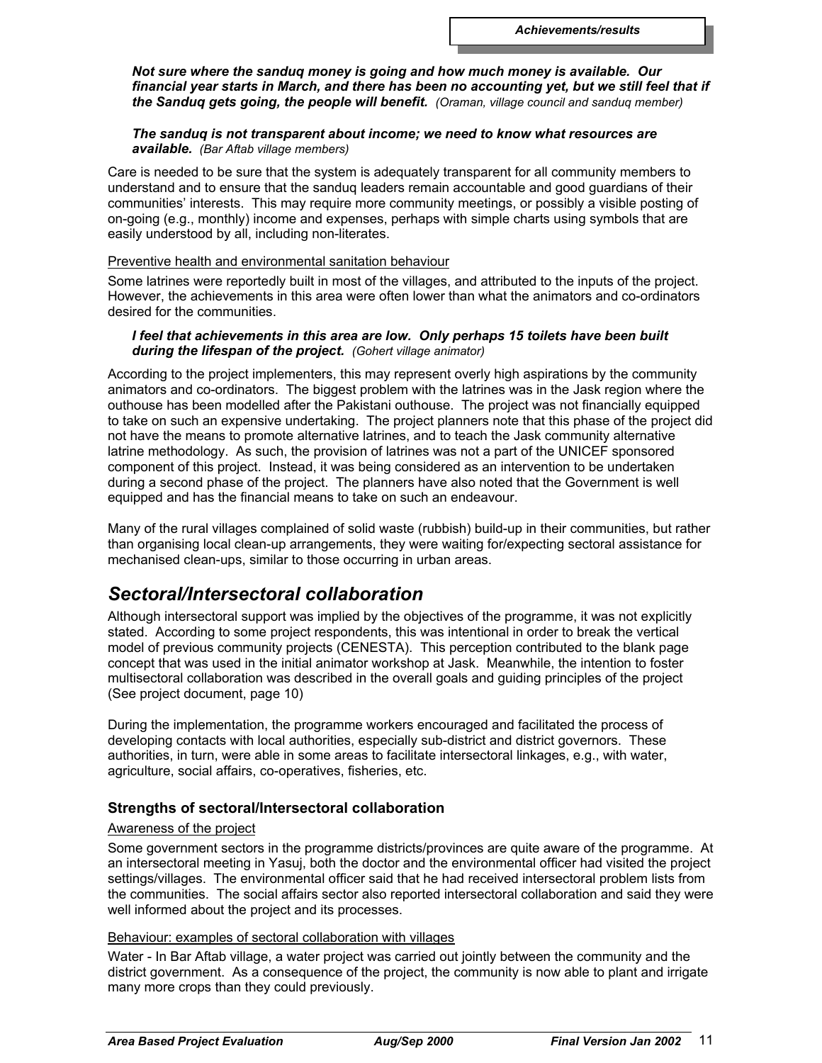***Not sure where the sanduq money is going and how much money is available. Our financial year starts in March, and there has been no accounting yet, but we still feel that if the Sanduq gets going, the people will benefit.*** *(Oraman, village council and sanduq member)*

***The sanduq is not transparent about income; we need to know what resources are available.*** *(Bar Aftab village members)*

Care is needed to be sure that the system is adequately transparent for all community members to understand and to ensure that the sanduq leaders remain accountable and good guardians of their communities' interests. This may require more community meetings, or possibly a visible posting of on-going (e.g., monthly) income and expenses, perhaps with simple charts using symbols that are easily understood by all, including non-literates.

Preventive health and environmental sanitation behaviour

Some latrines were reportedly built in most of the villages, and attributed to the inputs of the project. However, the achievements in this area were often lower than what the animators and co-ordinators desired for the communities.

***I feel that achievements in this area are low. Only perhaps 15 toilets have been built during the lifespan of the project.*** *(Gohert village animator)*

According to the project implementers, this may represent overly high aspirations by the community animators and co-ordinators. The biggest problem with the latrines was in the Jask region where the outhouse has been modelled after the Pakistani outhouse. The project was not financially equipped to take on such an expensive undertaking. The project planners note that this phase of the project did not have the means to promote alternative latrines, and to teach the Jask community alternative latrine methodology. As such, the provision of latrines was not a part of the UNICEF sponsored component of this project. Instead, it was being considered as an intervention to be undertaken during a second phase of the project. The planners have also noted that the Government is well equipped and has the financial means to take on such an endeavour.

Many of the rural villages complained of solid waste (rubbish) build-up in their communities, but rather than organising local clean-up arrangements, they were waiting for/expecting sectoral assistance for mechanised clean-ups, similar to those occurring in urban areas.

## *Sectoral/Intersectoral collaboration*

Although intersectoral support was implied by the objectives of the programme, it was not explicitly stated. According to some project respondents, this was intentional in order to break the vertical model of previous community projects (CENESTA). This perception contributed to the blank page concept that was used in the initial animator workshop at Jask. Meanwhile, the intention to foster multisectoral collaboration was described in the overall goals and guiding principles of the project (See project document, page 10)

During the implementation, the programme workers encouraged and facilitated the process of developing contacts with local authorities, especially sub-district and district governors. These authorities, in turn, were able in some areas to facilitate intersectoral linkages, e.g., with water, agriculture, social affairs, co-operatives, fisheries, etc.

### Strengths of sectoral/Intersectoral collaboration

Awareness of the project

Some government sectors in the programme districts/provinces are quite aware of the programme. At an intersectoral meeting in Yasuj, both the doctor and the environmental officer had visited the project settings/villages. The environmental officer said that he had received intersectoral problem lists from the communities. The social affairs sector also reported intersectoral collaboration and said they were well informed about the project and its processes.

Behaviour: examples of sectoral collaboration with villages

Water - In Bar Aftab village, a water project was carried out jointly between the community and the district government. As a consequence of the project, the community is now able to plant and irrigate many more crops than they could previously.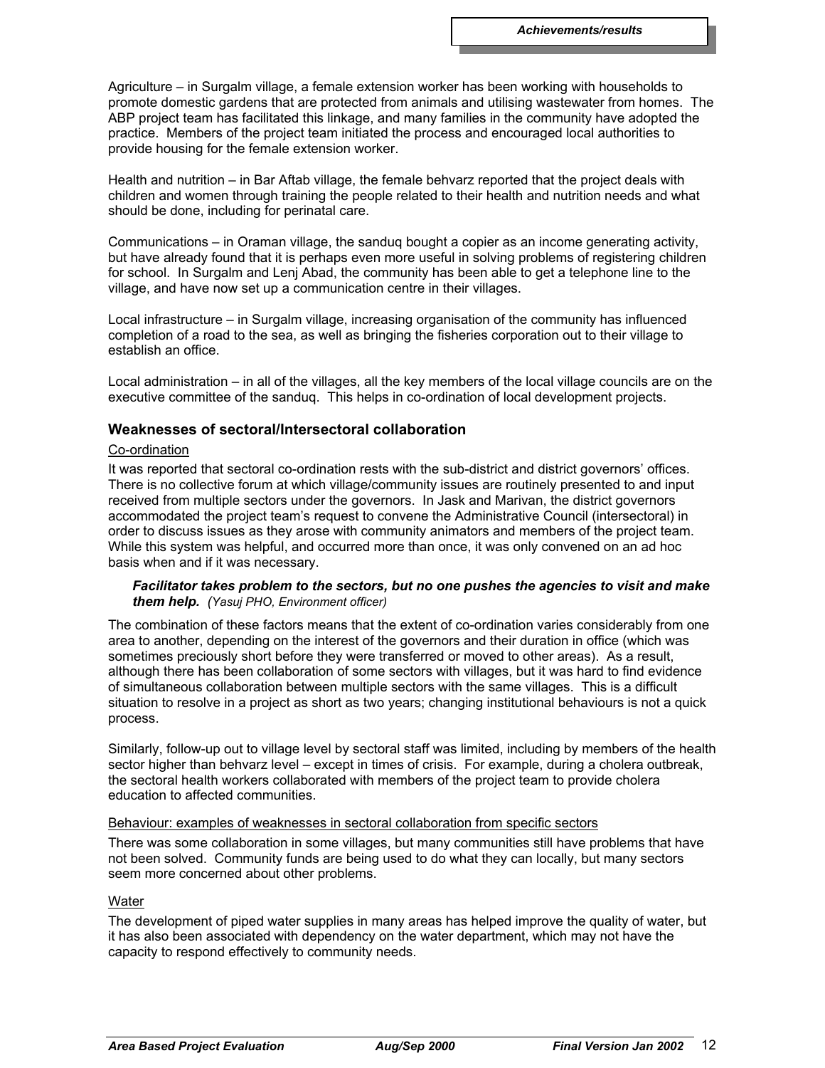Agriculture – in Surgalm village, a female extension worker has been working with households to promote domestic gardens that are protected from animals and utilising wastewater from homes. The ABP project team has facilitated this linkage, and many families in the community have adopted the practice. Members of the project team initiated the process and encouraged local authorities to provide housing for the female extension worker.

Health and nutrition – in Bar Aftab village, the female behvarz reported that the project deals with children and women through training the people related to their health and nutrition needs and what should be done, including for perinatal care.

Communications – in Oraman village, the sanduq bought a copier as an income generating activity, but have already found that it is perhaps even more useful in solving problems of registering children for school. In Surgalm and Lenj Abad, the community has been able to get a telephone line to the village, and have now set up a communication centre in their villages.

Local infrastructure – in Surgalm village, increasing organisation of the community has influenced completion of a road to the sea, as well as bringing the fisheries corporation out to their village to establish an office.

Local administration – in all of the villages, all the key members of the local village councils are on the executive committee of the sanduq. This helps in co-ordination of local development projects.

### Weaknesses of sectoral/Intersectoral collaboration

Co-ordination

It was reported that sectoral co-ordination rests with the sub-district and district governors' offices. There is no collective forum at which village/community issues are routinely presented to and input received from multiple sectors under the governors. In Jask and Marivan, the district governors accommodated the project team's request to convene the Administrative Council (intersectoral) in order to discuss issues as they arose with community animators and members of the project team. While this system was helpful, and occurred more than once, it was only convened on an ad hoc basis when and if it was necessary.

> ***Facilitator takes problem to the sectors, but no one pushes the agencies to visit and make them help.*** *(Yasuj PHO, Environment officer)*

The combination of these factors means that the extent of co-ordination varies considerably from one area to another, depending on the interest of the governors and their duration in office (which was sometimes preciously short before they were transferred or moved to other areas). As a result, although there has been collaboration of some sectors with villages, but it was hard to find evidence of simultaneous collaboration between multiple sectors with the same villages. This is a difficult situation to resolve in a project as short as two years; changing institutional behaviours is not a quick process.

Similarly, follow-up out to village level by sectoral staff was limited, including by members of the health sector higher than behvarz level – except in times of crisis. For example, during a cholera outbreak, the sectoral health workers collaborated with members of the project team to provide cholera education to affected communities.

Behaviour: examples of weaknesses in sectoral collaboration from specific sectors

There was some collaboration in some villages, but many communities still have problems that have not been solved. Community funds are being used to do what they can locally, but many sectors seem more concerned about other problems.

Water

The development of piped water supplies in many areas has helped improve the quality of water, but it has also been associated with dependency on the water department, which may not have the capacity to respond effectively to community needs.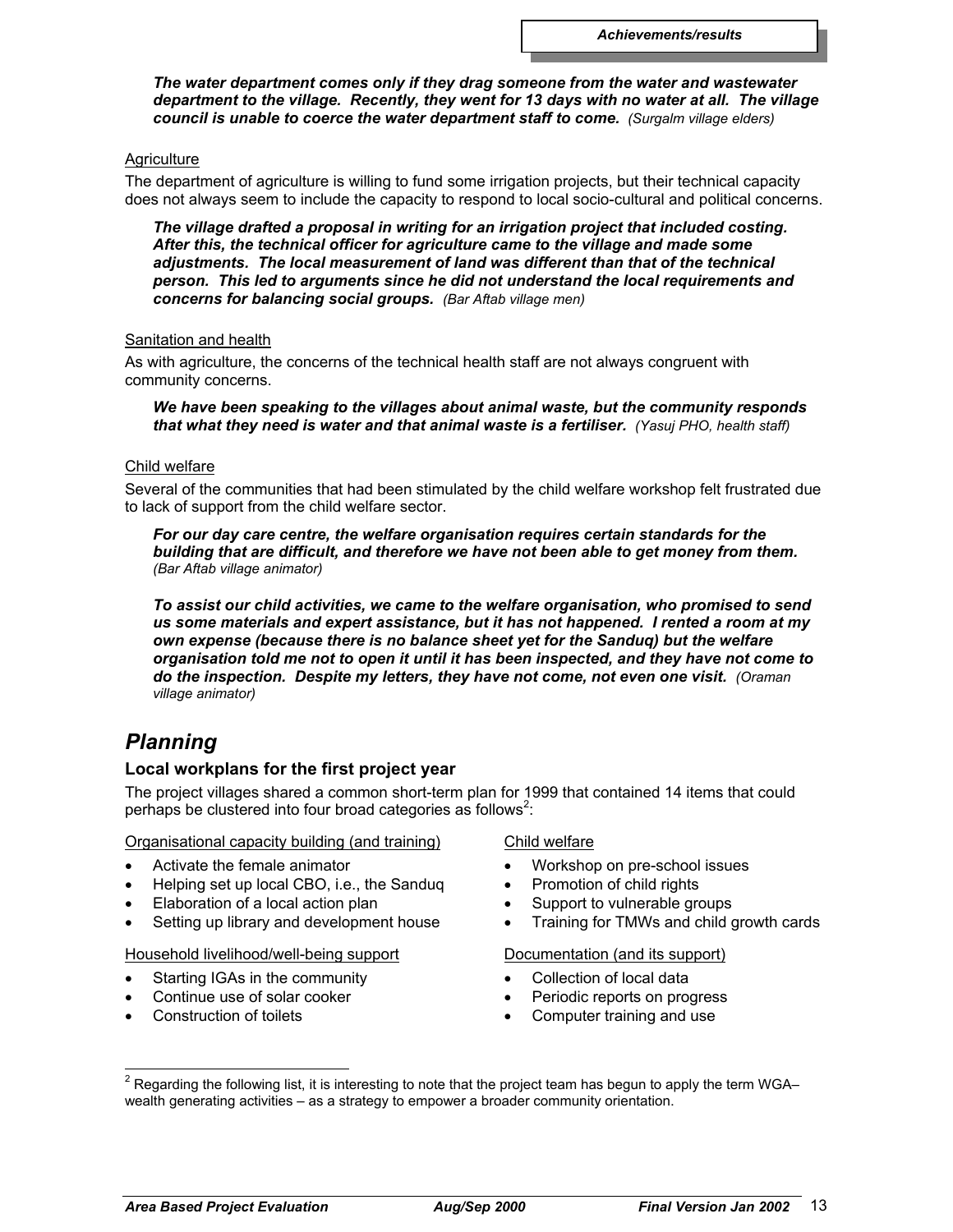***The water department comes only if they drag someone from the water and wastewater department to the village. Recently, they went for 13 days with no water at all. The village council is unable to coerce the water department staff to come.*** *(Surgalm village elders)*

Agriculture

The department of agriculture is willing to fund some irrigation projects, but their technical capacity does not always seem to include the capacity to respond to local socio-cultural and political concerns.

***The village drafted a proposal in writing for an irrigation project that included costing. After this, the technical officer for agriculture came to the village and made some adjustments. The local measurement of land was different than that of the technical person. This led to arguments since he did not understand the local requirements and concerns for balancing social groups.*** *(Bar Aftab village men)*

Sanitation and health

As with agriculture, the concerns of the technical health staff are not always congruent with community concerns.

***We have been speaking to the villages about animal waste, but the community responds that what they need is water and that animal waste is a fertiliser.*** *(Yasuj PHO, health staff)*

Child welfare

Several of the communities that had been stimulated by the child welfare workshop felt frustrated due to lack of support from the child welfare sector.

***For our day care centre, the welfare organisation requires certain standards for the building that are difficult, and therefore we have not been able to get money from them.*** *(Bar Aftab village animator)*

***To assist our child activities, we came to the welfare organisation, who promised to send us some materials and expert assistance, but it has not happened. I rented a room at my own expense (because there is no balance sheet yet for the Sanduq) but the welfare organisation told me not to open it until it has been inspected, and they have not come to do the inspection. Despite my letters, they have not come, not even one visit.*** *(Oraman village animator)*

# *Planning*

## Local workplans for the first project year

The project villages shared a common short-term plan for 1999 that contained 14 items that could perhaps be clustered into four broad categories as follows[2]:

Organisational capacity building (and training)

- Activate the female animator
- Helping set up local CBO, i.e., the Sanduq
- Elaboration of a local action plan
- Setting up library and development house

Household livelihood/well-being support

- Starting IGAs in the community
- Continue use of solar cooker
- Construction of toilets

Child welfare

- Workshop on pre-school issues
- Promotion of child rights
- Support to vulnerable groups
- Training for TMWs and child growth cards

Documentation (and its support)

- Collection of local data
- Periodic reports on progress
- Computer training and use

[2] Regarding the following list, it is interesting to note that the project team has begun to apply the term WGA– wealth generating activities – as a strategy to empower a broader community orientation.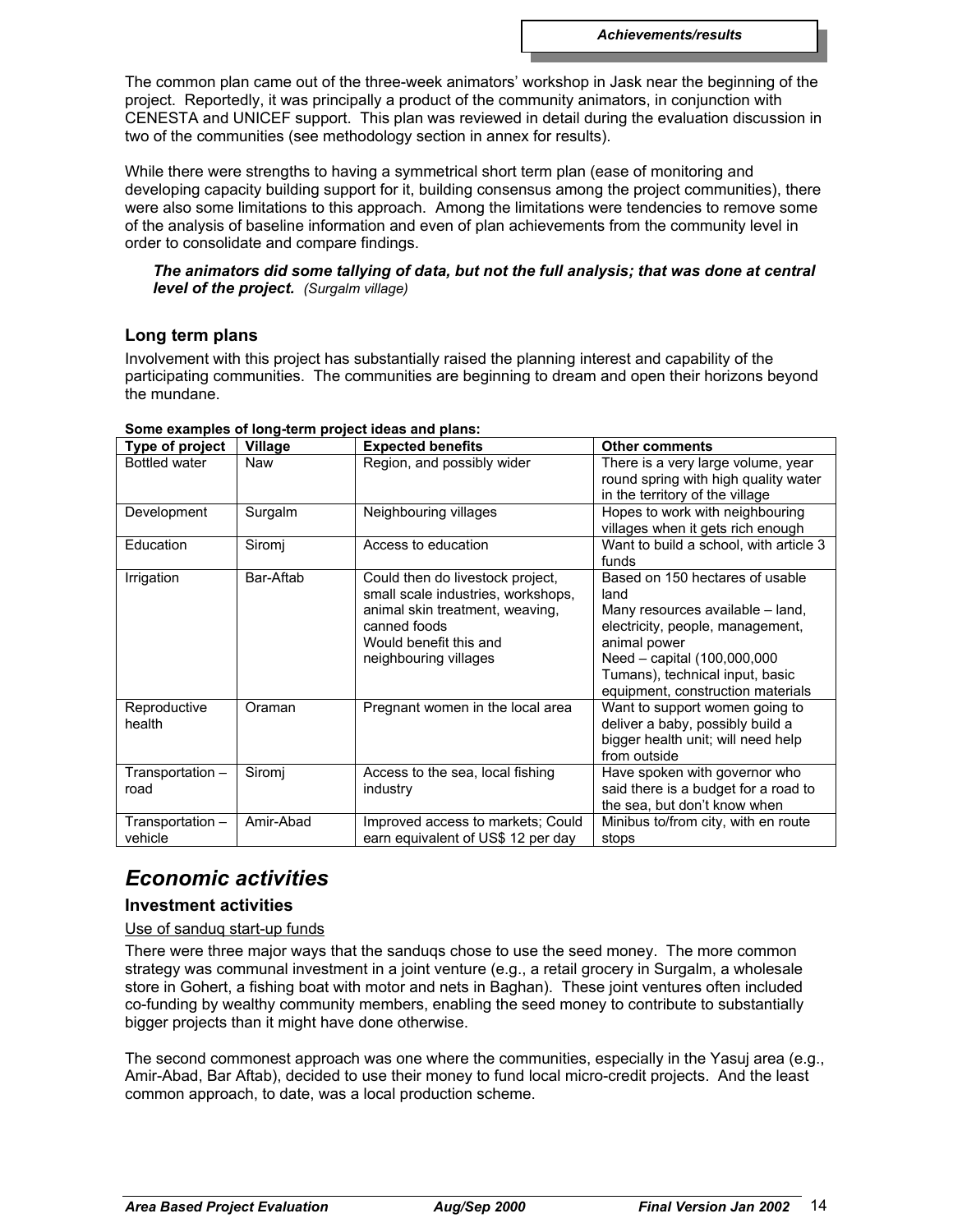The common plan came out of the three-week animators' workshop in Jask near the beginning of the project. Reportedly, it was principally a product of the community animators, in conjunction with CENESTA and UNICEF support. This plan was reviewed in detail during the evaluation discussion in two of the communities (see methodology section in annex for results).

While there were strengths to having a symmetrical short term plan (ease of monitoring and developing capacity building support for it, building consensus among the project communities), there were also some limitations to this approach. Among the limitations were tendencies to remove some of the analysis of baseline information and even of plan achievements from the community level in order to consolidate and compare findings.

> ***The animators did some tallying of data, but not the full analysis; that was done at central level of the project.*** *(Surgalm village)*

### Long term plans

Involvement with this project has substantially raised the planning interest and capability of the participating communities. The communities are beginning to dream and open their horizons beyond the mundane.

**Some examples of long-term project ideas and plans:**

| Type of project | Village | Expected benefits | Other comments |
|---|---|---|---|
| Bottled water | Naw | Region, and possibly wider | There is a very large volume, year round spring with high quality water in the territory of the village |
| Development | Surgalm | Neighbouring villages | Hopes to work with neighbouring villages when it gets rich enough |
| Education | Siromj | Access to education | Want to build a school, with article 3 funds |
| Irrigation | Bar-Aftab | Could then do livestock project, small scale industries, workshops, animal skin treatment, weaving, canned foods<br>Would benefit this and neighbouring villages | Based on 150 hectares of usable land<br>Many resources available – land, electricity, people, management, animal power<br>Need – capital (100,000,000 Tumans), technical input, basic equipment, construction materials |
| Reproductive health | Oraman | Pregnant women in the local area | Want to support women going to deliver a baby, possibly build a bigger health unit; will need help from outside |
| Transportation – road | Siromj | Access to the sea, local fishing industry | Have spoken with governor who said there is a budget for a road to the sea, but don't know when |
| Transportation – vehicle | Amir-Abad | Improved access to markets; Could earn equivalent of US$ 12 per day | Minibus to/from city, with en route stops |

## *Economic activities*

### Investment activities

Use of sanduq start-up funds

There were three major ways that the sanduqs chose to use the seed money. The more common strategy was communal investment in a joint venture (e.g., a retail grocery in Surgalm, a wholesale store in Gohert, a fishing boat with motor and nets in Baghan). These joint ventures often included co-funding by wealthy community members, enabling the seed money to contribute to substantially bigger projects than it might have done otherwise.

The second commonest approach was one where the communities, especially in the Yasuj area (e.g., Amir-Abad, Bar Aftab), decided to use their money to fund local micro-credit projects. And the least common approach, to date, was a local production scheme.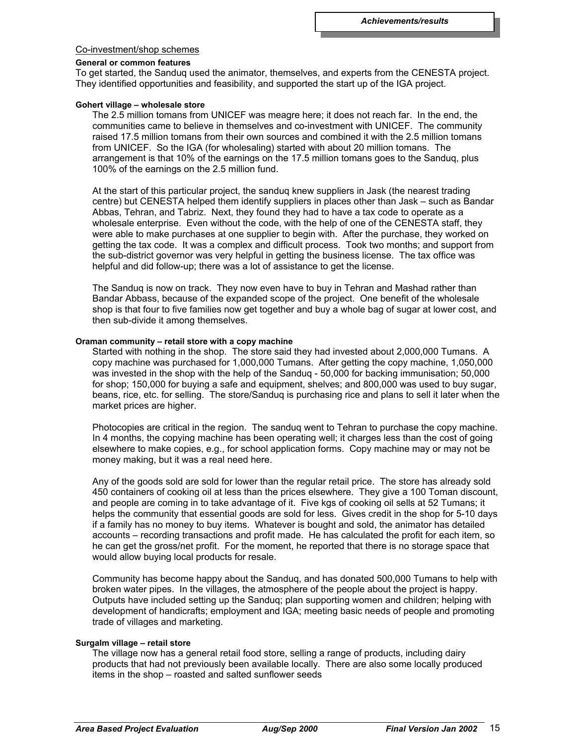Co-investment/shop schemes

**General or common features**

To get started, the Sanduq used the animator, themselves, and experts from the CENESTA project. They identified opportunities and feasibility, and supported the start up of the IGA project.

**Gohert village – wholesale store**

The 2.5 million tomans from UNICEF was meagre here; it does not reach far. In the end, the communities came to believe in themselves and co-investment with UNICEF. The community raised 17.5 million tomans from their own sources and combined it with the 2.5 million tomans from UNICEF. So the IGA (for wholesaling) started with about 20 million tomans. The arrangement is that 10% of the earnings on the 17.5 million tomans goes to the Sanduq, plus 100% of the earnings on the 2.5 million fund.

At the start of this particular project, the sanduq knew suppliers in Jask (the nearest trading centre) but CENESTA helped them identify suppliers in places other than Jask – such as Bandar Abbas, Tehran, and Tabriz. Next, they found they had to have a tax code to operate as a wholesale enterprise. Even without the code, with the help of one of the CENESTA staff, they were able to make purchases at one supplier to begin with. After the purchase, they worked on getting the tax code. It was a complex and difficult process. Took two months; and support from the sub-district governor was very helpful in getting the business license. The tax office was helpful and did follow-up; there was a lot of assistance to get the license.

The Sanduq is now on track. They now even have to buy in Tehran and Mashad rather than Bandar Abbass, because of the expanded scope of the project. One benefit of the wholesale shop is that four to five families now get together and buy a whole bag of sugar at lower cost, and then sub-divide it among themselves.

**Oraman community – retail store with a copy machine**

Started with nothing in the shop. The store said they had invested about 2,000,000 Tumans. A copy machine was purchased for 1,000,000 Tumans. After getting the copy machine, 1,050,000 was invested in the shop with the help of the Sanduq - 50,000 for backing immunisation; 50,000 for shop; 150,000 for buying a safe and equipment, shelves; and 800,000 was used to buy sugar, beans, rice, etc. for selling. The store/Sanduq is purchasing rice and plans to sell it later when the market prices are higher.

Photocopies are critical in the region. The sanduq went to Tehran to purchase the copy machine. In 4 months, the copying machine has been operating well; it charges less than the cost of going elsewhere to make copies, e.g., for school application forms. Copy machine may or may not be money making, but it was a real need here.

Any of the goods sold are sold for lower than the regular retail price. The store has already sold 450 containers of cooking oil at less than the prices elsewhere. They give a 100 Toman discount, and people are coming in to take advantage of it. Five kgs of cooking oil sells at 52 Tumans; it helps the community that essential goods are sold for less. Gives credit in the shop for 5-10 days if a family has no money to buy items. Whatever is bought and sold, the animator has detailed accounts – recording transactions and profit made. He has calculated the profit for each item, so he can get the gross/net profit. For the moment, he reported that there is no storage space that would allow buying local products for resale.

Community has become happy about the Sanduq, and has donated 500,000 Tumans to help with broken water pipes. In the villages, the atmosphere of the people about the project is happy. Outputs have included setting up the Sanduq; plan supporting women and children; helping with development of handicrafts; employment and IGA; meeting basic needs of people and promoting trade of villages and marketing.

**Surgalm village – retail store**

The village now has a general retail food store, selling a range of products, including dairy products that had not previously been available locally. There are also some locally produced items in the shop – roasted and salted sunflower seeds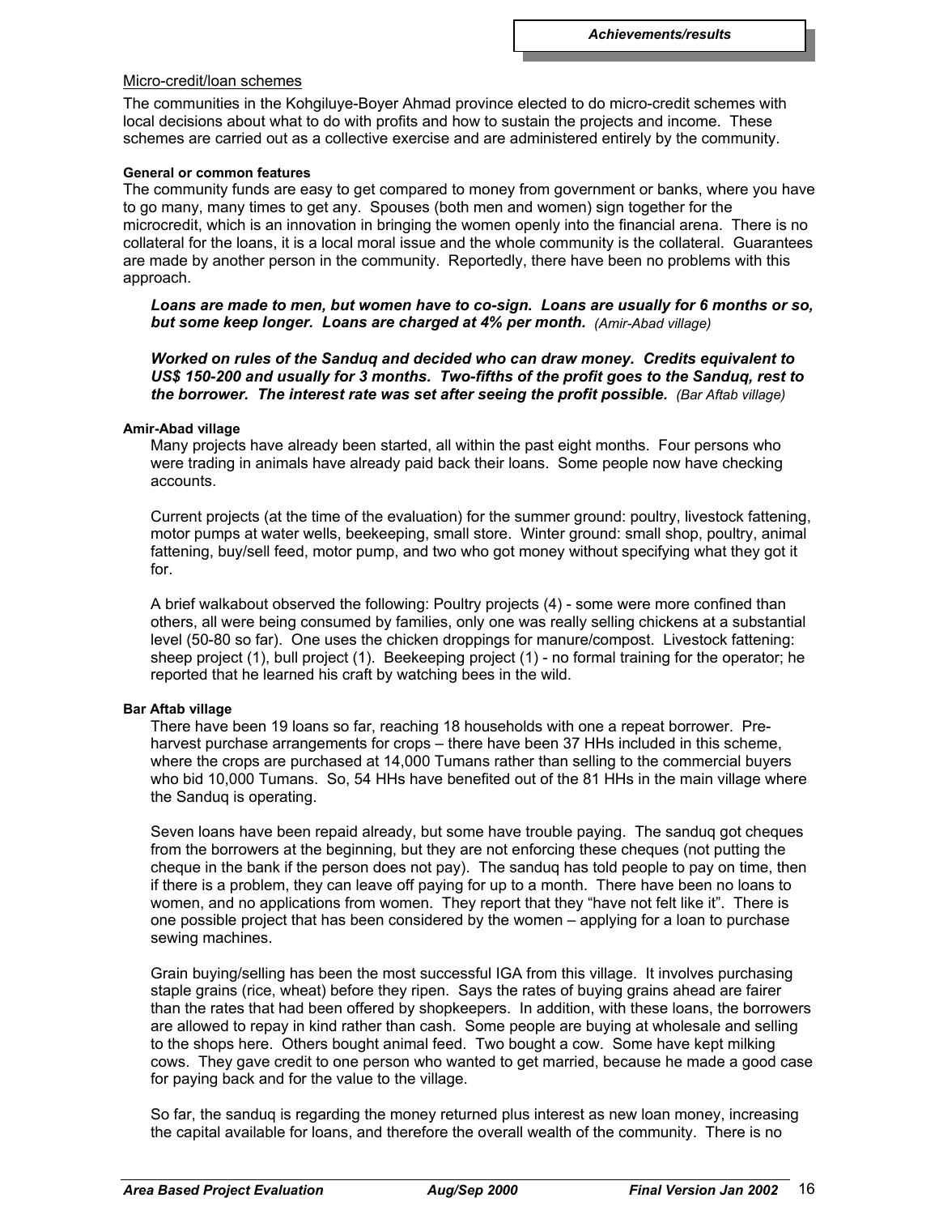Micro-credit/loan schemes

The communities in the Kohgiluye-Boyer Ahmad province elected to do micro-credit schemes with local decisions about what to do with profits and how to sustain the projects and income. These schemes are carried out as a collective exercise and are administered entirely by the community.

**General or common features**

The community funds are easy to get compared to money from government or banks, where you have to go many, many times to get any. Spouses (both men and women) sign together for the microcredit, which is an innovation in bringing the women openly into the financial arena. There is no collateral for the loans, it is a local moral issue and the whole community is the collateral. Guarantees are made by another person in the community. Reportedly, there have been no problems with this approach.

> ***Loans are made to men, but women have to co-sign. Loans are usually for 6 months or so, but some keep longer. Loans are charged at 4% per month.*** *(Amir-Abad village)*

> ***Worked on rules of the Sanduq and decided who can draw money. Credits equivalent to US$ 150-200 and usually for 3 months. Two-fifths of the profit goes to the Sanduq, rest to the borrower. The interest rate was set after seeing the profit possible.*** *(Bar Aftab village)*

**Amir-Abad village**

Many projects have already been started, all within the past eight months. Four persons who were trading in animals have already paid back their loans. Some people now have checking accounts.

Current projects (at the time of the evaluation) for the summer ground: poultry, livestock fattening, motor pumps at water wells, beekeeping, small store. Winter ground: small shop, poultry, animal fattening, buy/sell feed, motor pump, and two who got money without specifying what they got it for.

A brief walkabout observed the following: Poultry projects (4) - some were more confined than others, all were being consumed by families, only one was really selling chickens at a substantial level (50-80 so far). One uses the chicken droppings for manure/compost. Livestock fattening: sheep project (1), bull project (1). Beekeeping project (1) - no formal training for the operator; he reported that he learned his craft by watching bees in the wild.

**Bar Aftab village**

There have been 19 loans so far, reaching 18 households with one a repeat borrower. Pre-harvest purchase arrangements for crops – there have been 37 HHs included in this scheme, where the crops are purchased at 14,000 Tumans rather than selling to the commercial buyers who bid 10,000 Tumans. So, 54 HHs have benefited out of the 81 HHs in the main village where the Sanduq is operating.

Seven loans have been repaid already, but some have trouble paying. The sanduq got cheques from the borrowers at the beginning, but they are not enforcing these cheques (not putting the cheque in the bank if the person does not pay). The sanduq has told people to pay on time, then if there is a problem, they can leave off paying for up to a month. There have been no loans to women, and no applications from women. They report that they "have not felt like it". There is one possible project that has been considered by the women – applying for a loan to purchase sewing machines.

Grain buying/selling has been the most successful IGA from this village. It involves purchasing staple grains (rice, wheat) before they ripen. Says the rates of buying grains ahead are fairer than the rates that had been offered by shopkeepers. In addition, with these loans, the borrowers are allowed to repay in kind rather than cash. Some people are buying at wholesale and selling to the shops here. Others bought animal feed. Two bought a cow. Some have kept milking cows. They gave credit to one person who wanted to get married, because he made a good case for paying back and for the value to the village.

So far, the sanduq is regarding the money returned plus interest as new loan money, increasing the capital available for loans, and therefore the overall wealth of the community. There is no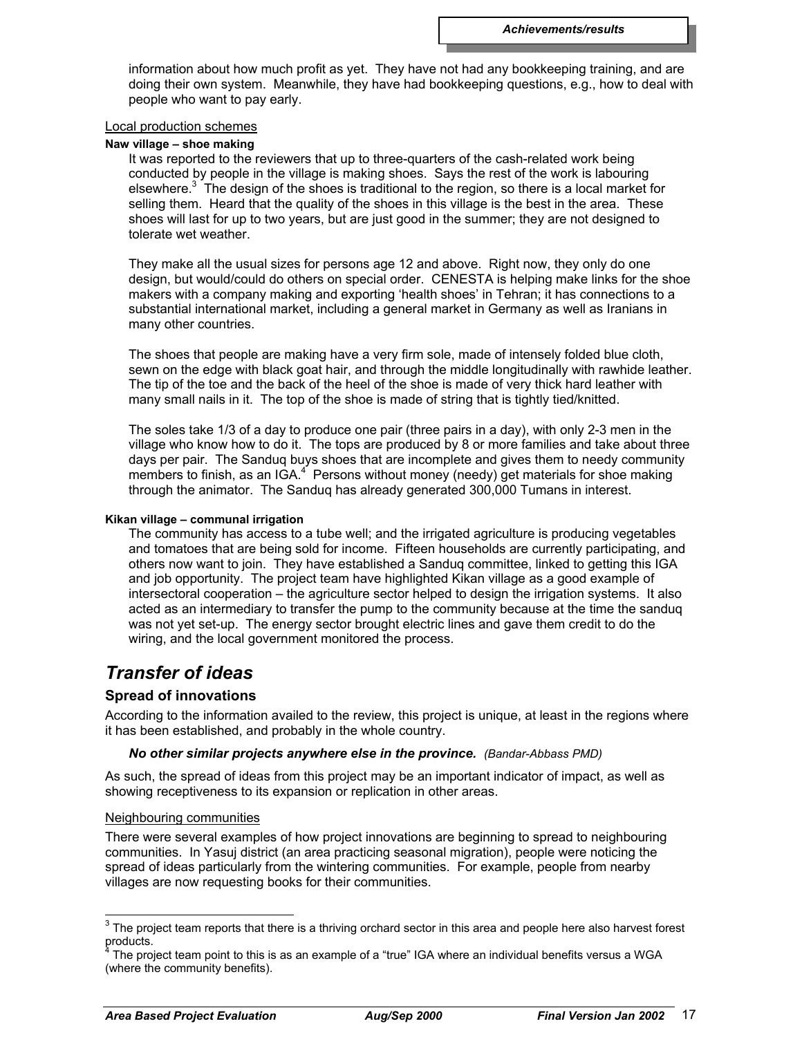information about how much profit as yet. They have not had any bookkeeping training, and are doing their own system. Meanwhile, they have had bookkeeping questions, e.g., how to deal with people who want to pay early.

Local production schemes

**Naw village – shoe making**

It was reported to the reviewers that up to three-quarters of the cash-related work being conducted by people in the village is making shoes. Says the rest of the work is labouring elsewhere.[3] The design of the shoes is traditional to the region, so there is a local market for selling them. Heard that the quality of the shoes in this village is the best in the area. These shoes will last for up to two years, but are just good in the summer; they are not designed to tolerate wet weather.

They make all the usual sizes for persons age 12 and above. Right now, they only do one design, but would/could do others on special order. CENESTA is helping make links for the shoe makers with a company making and exporting 'health shoes' in Tehran; it has connections to a substantial international market, including a general market in Germany as well as Iranians in many other countries.

The shoes that people are making have a very firm sole, made of intensely folded blue cloth, sewn on the edge with black goat hair, and through the middle longitudinally with rawhide leather. The tip of the toe and the back of the heel of the shoe is made of very thick hard leather with many small nails in it. The top of the shoe is made of string that is tightly tied/knitted.

The soles take 1/3 of a day to produce one pair (three pairs in a day), with only 2-3 men in the village who know how to do it. The tops are produced by 8 or more families and take about three days per pair. The Sanduq buys shoes that are incomplete and gives them to needy community members to finish, as an IGA.[4] Persons without money (needy) get materials for shoe making through the animator. The Sanduq has already generated 300,000 Tumans in interest.

**Kikan village – communal irrigation**

The community has access to a tube well; and the irrigated agriculture is producing vegetables and tomatoes that are being sold for income. Fifteen households are currently participating, and others now want to join. They have established a Sanduq committee, linked to getting this IGA and job opportunity. The project team have highlighted Kikan village as a good example of intersectoral cooperation – the agriculture sector helped to design the irrigation systems. It also acted as an intermediary to transfer the pump to the community because at the time the sanduq was not yet set-up. The energy sector brought electric lines and gave them credit to do the wiring, and the local government monitored the process.

# *Transfer of ideas*

## Spread of innovations

According to the information availed to the review, this project is unique, at least in the regions where it has been established, and probably in the whole country.

> ***No other similar projects anywhere else in the province.*** *(Bandar-Abbass PMD)*

As such, the spread of ideas from this project may be an important indicator of impact, as well as showing receptiveness to its expansion or replication in other areas.

Neighbouring communities

There were several examples of how project innovations are beginning to spread to neighbouring communities. In Yasuj district (an area practicing seasonal migration), people were noticing the spread of ideas particularly from the wintering communities. For example, people from nearby villages are now requesting books for their communities.

---

[3] The project team reports that there is a thriving orchard sector in this area and people here also harvest forest products.

[4] The project team point to this is as an example of a "true" IGA where an individual benefits versus a WGA (where the community benefits).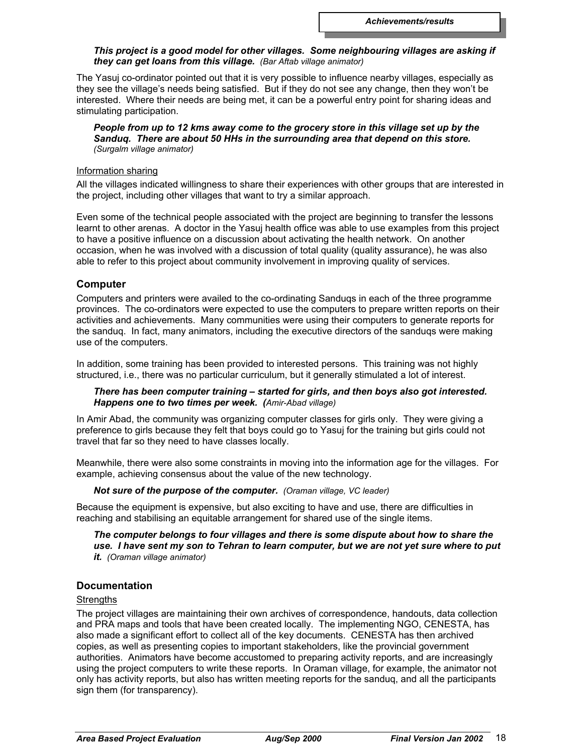*Achievements/results*

> ***This project is a good model for other villages. Some neighbouring villages are asking if they can get loans from this village.*** *(Bar Aftab village animator)*

The Yasuj co-ordinator pointed out that it is very possible to influence nearby villages, especially as they see the village's needs being satisfied. But if they do not see any change, then they won't be interested. Where their needs are being met, it can be a powerful entry point for sharing ideas and stimulating participation.

> ***People from up to 12 kms away come to the grocery store in this village set up by the Sanduq. There are about 50 HHs in the surrounding area that depend on this store.*** *(Surgalm village animator)*

<u>Information sharing</u>

All the villages indicated willingness to share their experiences with other groups that are interested in the project, including other villages that want to try a similar approach.

Even some of the technical people associated with the project are beginning to transfer the lessons learnt to other arenas. A doctor in the Yasuj health office was able to use examples from this project to have a positive influence on a discussion about activating the health network. On another occasion, when he was involved with a discussion of total quality (quality assurance), he was also able to refer to this project about community involvement in improving quality of services.

## Computer

Computers and printers were availed to the co-ordinating Sanduqs in each of the three programme provinces. The co-ordinators were expected to use the computers to prepare written reports on their activities and achievements. Many communities were using their computers to generate reports for the sanduq. In fact, many animators, including the executive directors of the sanduqs were making use of the computers.

In addition, some training has been provided to interested persons. This training was not highly structured, i.e., there was no particular curriculum, but it generally stimulated a lot of interest.

> ***There has been computer training – started for girls, and then boys also got interested. Happens one to two times per week. (****Amir-Abad village)*

In Amir Abad, the community was organizing computer classes for girls only. They were giving a preference to girls because they felt that boys could go to Yasuj for the training but girls could not travel that far so they need to have classes locally.

Meanwhile, there were also some constraints in moving into the information age for the villages. For example, achieving consensus about the value of the new technology.

> ***Not sure of the purpose of the computer.*** *(Oraman village, VC leader)*

Because the equipment is expensive, but also exciting to have and use, there are difficulties in reaching and stabilising an equitable arrangement for shared use of the single items.

> ***The computer belongs to four villages and there is some dispute about how to share the use. I have sent my son to Tehran to learn computer, but we are not yet sure where to put it.*** *(Oraman village animator)*

## Documentation

<u>Strengths</u>

The project villages are maintaining their own archives of correspondence, handouts, data collection and PRA maps and tools that have been created locally. The implementing NGO, CENESTA, has also made a significant effort to collect all of the key documents. CENESTA has then archived copies, as well as presenting copies to important stakeholders, like the provincial government authorities. Animators have become accustomed to preparing activity reports, and are increasingly using the project computers to write these reports. In Oraman village, for example, the animator not only has activity reports, but also has written meeting reports for the sanduq, and all the participants sign them (for transparency).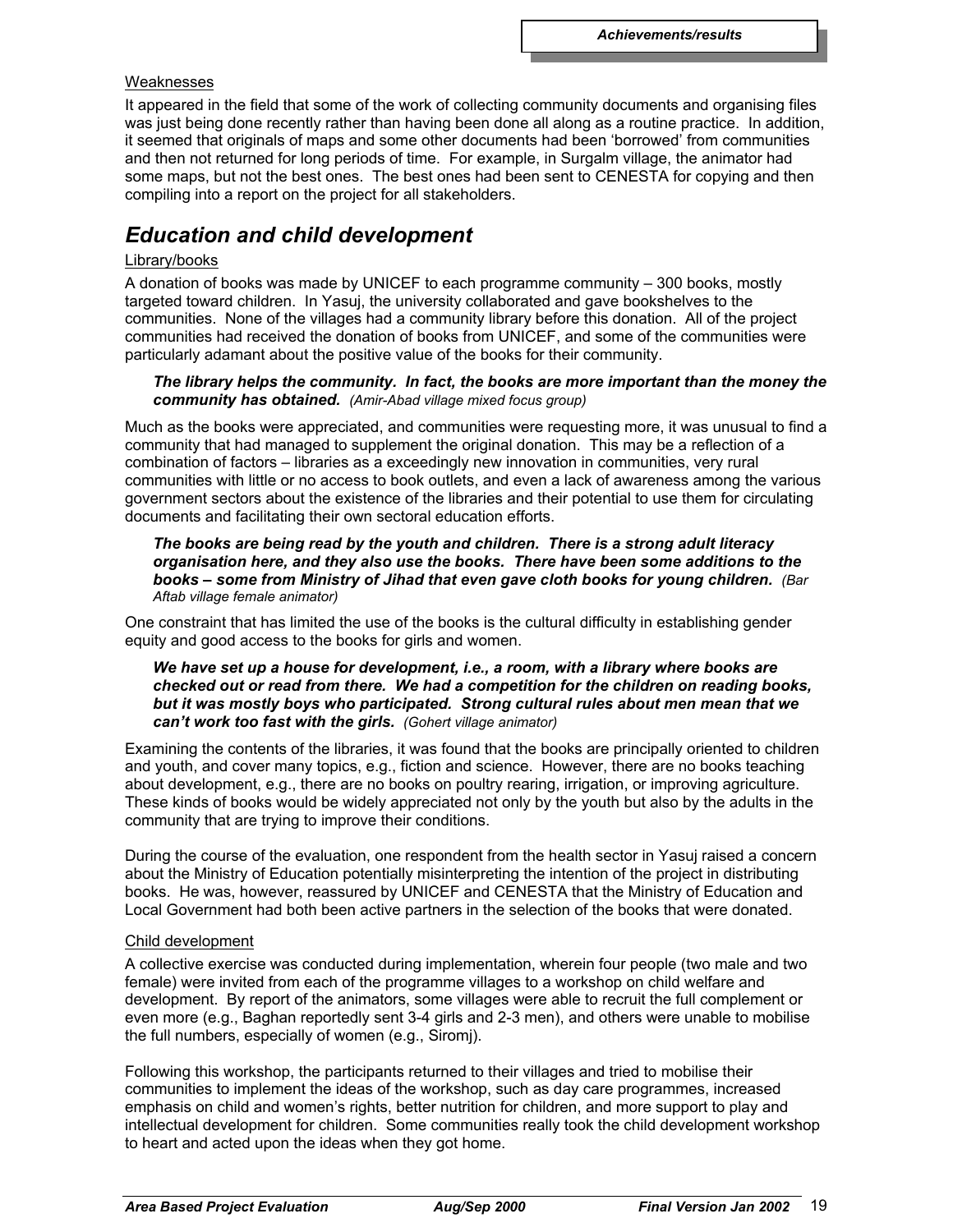#### Weaknesses

It appeared in the field that some of the work of collecting community documents and organising files was just being done recently rather than having been done all along as a routine practice. In addition, it seemed that originals of maps and some other documents had been 'borrowed' from communities and then not returned for long periods of time. For example, in Surgalm village, the animator had some maps, but not the best ones. The best ones had been sent to CENESTA for copying and then compiling into a report on the project for all stakeholders.

## *Education and child development*

#### Library/books

A donation of books was made by UNICEF to each programme community – 300 books, mostly targeted toward children. In Yasuj, the university collaborated and gave bookshelves to the communities. None of the villages had a community library before this donation. All of the project communities had received the donation of books from UNICEF, and some of the communities were particularly adamant about the positive value of the books for their community.

> ***The library helps the community. In fact, the books are more important than the money the community has obtained.*** *(Amir-Abad village mixed focus group)*

Much as the books were appreciated, and communities were requesting more, it was unusual to find a community that had managed to supplement the original donation. This may be a reflection of a combination of factors – libraries as a exceedingly new innovation in communities, very rural communities with little or no access to book outlets, and even a lack of awareness among the various government sectors about the existence of the libraries and their potential to use them for circulating documents and facilitating their own sectoral education efforts.

> ***The books are being read by the youth and children. There is a strong adult literacy organisation here, and they also use the books. There have been some additions to the books – some from Ministry of Jihad that even gave cloth books for young children.*** *(Bar Aftab village female animator)*

One constraint that has limited the use of the books is the cultural difficulty in establishing gender equity and good access to the books for girls and women.

> ***We have set up a house for development, i.e., a room, with a library where books are checked out or read from there. We had a competition for the children on reading books, but it was mostly boys who participated. Strong cultural rules about men mean that we can't work too fast with the girls.*** *(Gohert village animator)*

Examining the contents of the libraries, it was found that the books are principally oriented to children and youth, and cover many topics, e.g., fiction and science. However, there are no books teaching about development, e.g., there are no books on poultry rearing, irrigation, or improving agriculture. These kinds of books would be widely appreciated not only by the youth but also by the adults in the community that are trying to improve their conditions.

During the course of the evaluation, one respondent from the health sector in Yasuj raised a concern about the Ministry of Education potentially misinterpreting the intention of the project in distributing books. He was, however, reassured by UNICEF and CENESTA that the Ministry of Education and Local Government had both been active partners in the selection of the books that were donated.

#### Child development

A collective exercise was conducted during implementation, wherein four people (two male and two female) were invited from each of the programme villages to a workshop on child welfare and development. By report of the animators, some villages were able to recruit the full complement or even more (e.g., Baghan reportedly sent 3-4 girls and 2-3 men), and others were unable to mobilise the full numbers, especially of women (e.g., Siromj).

Following this workshop, the participants returned to their villages and tried to mobilise their communities to implement the ideas of the workshop, such as day care programmes, increased emphasis on child and women's rights, better nutrition for children, and more support to play and intellectual development for children. Some communities really took the child development workshop to heart and acted upon the ideas when they got home.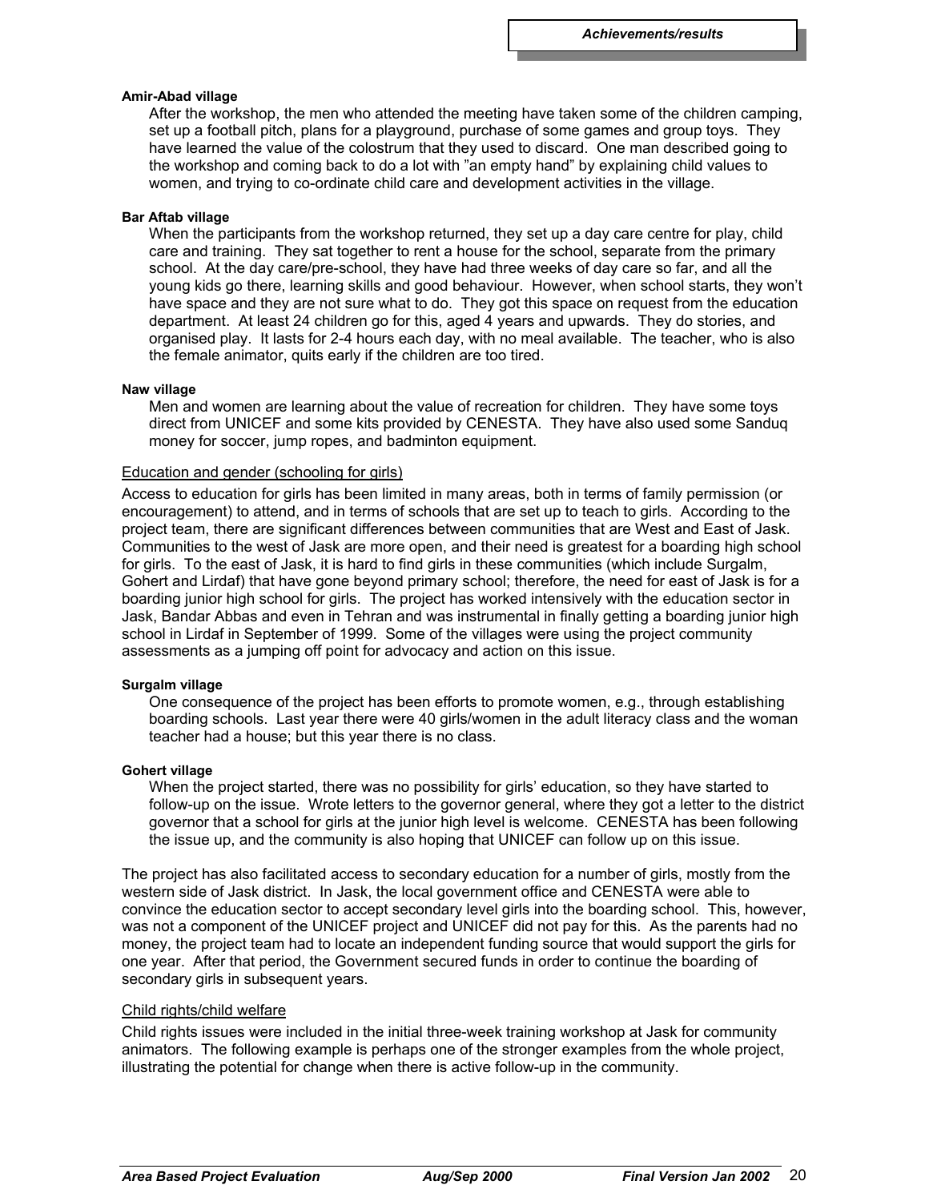**Amir-Abad village**

After the workshop, the men who attended the meeting have taken some of the children camping, set up a football pitch, plans for a playground, purchase of some games and group toys. They have learned the value of the colostrum that they used to discard. One man described going to the workshop and coming back to do a lot with "an empty hand" by explaining child values to women, and trying to co-ordinate child care and development activities in the village.

**Bar Aftab village**

When the participants from the workshop returned, they set up a day care centre for play, child care and training. They sat together to rent a house for the school, separate from the primary school. At the day care/pre-school, they have had three weeks of day care so far, and all the young kids go there, learning skills and good behaviour. However, when school starts, they won't have space and they are not sure what to do. They got this space on request from the education department. At least 24 children go for this, aged 4 years and upwards. They do stories, and organised play. It lasts for 2-4 hours each day, with no meal available. The teacher, who is also the female animator, quits early if the children are too tired.

**Naw village**

Men and women are learning about the value of recreation for children. They have some toys direct from UNICEF and some kits provided by CENESTA. They have also used some Sanduq money for soccer, jump ropes, and badminton equipment.

Education and gender (schooling for girls)

Access to education for girls has been limited in many areas, both in terms of family permission (or encouragement) to attend, and in terms of schools that are set up to teach to girls. According to the project team, there are significant differences between communities that are West and East of Jask. Communities to the west of Jask are more open, and their need is greatest for a boarding high school for girls. To the east of Jask, it is hard to find girls in these communities (which include Surgalm, Gohert and Lirdaf) that have gone beyond primary school; therefore, the need for east of Jask is for a boarding junior high school for girls. The project has worked intensively with the education sector in Jask, Bandar Abbas and even in Tehran and was instrumental in finally getting a boarding junior high school in Lirdaf in September of 1999. Some of the villages were using the project community assessments as a jumping off point for advocacy and action on this issue.

**Surgalm village**

One consequence of the project has been efforts to promote women, e.g., through establishing boarding schools. Last year there were 40 girls/women in the adult literacy class and the woman teacher had a house; but this year there is no class.

**Gohert village**

When the project started, there was no possibility for girls' education, so they have started to follow-up on the issue. Wrote letters to the governor general, where they got a letter to the district governor that a school for girls at the junior high level is welcome. CENESTA has been following the issue up, and the community is also hoping that UNICEF can follow up on this issue.

The project has also facilitated access to secondary education for a number of girls, mostly from the western side of Jask district. In Jask, the local government office and CENESTA were able to convince the education sector to accept secondary level girls into the boarding school. This, however, was not a component of the UNICEF project and UNICEF did not pay for this. As the parents had no money, the project team had to locate an independent funding source that would support the girls for one year. After that period, the Government secured funds in order to continue the boarding of secondary girls in subsequent years.

Child rights/child welfare

Child rights issues were included in the initial three-week training workshop at Jask for community animators. The following example is perhaps one of the stronger examples from the whole project, illustrating the potential for change when there is active follow-up in the community.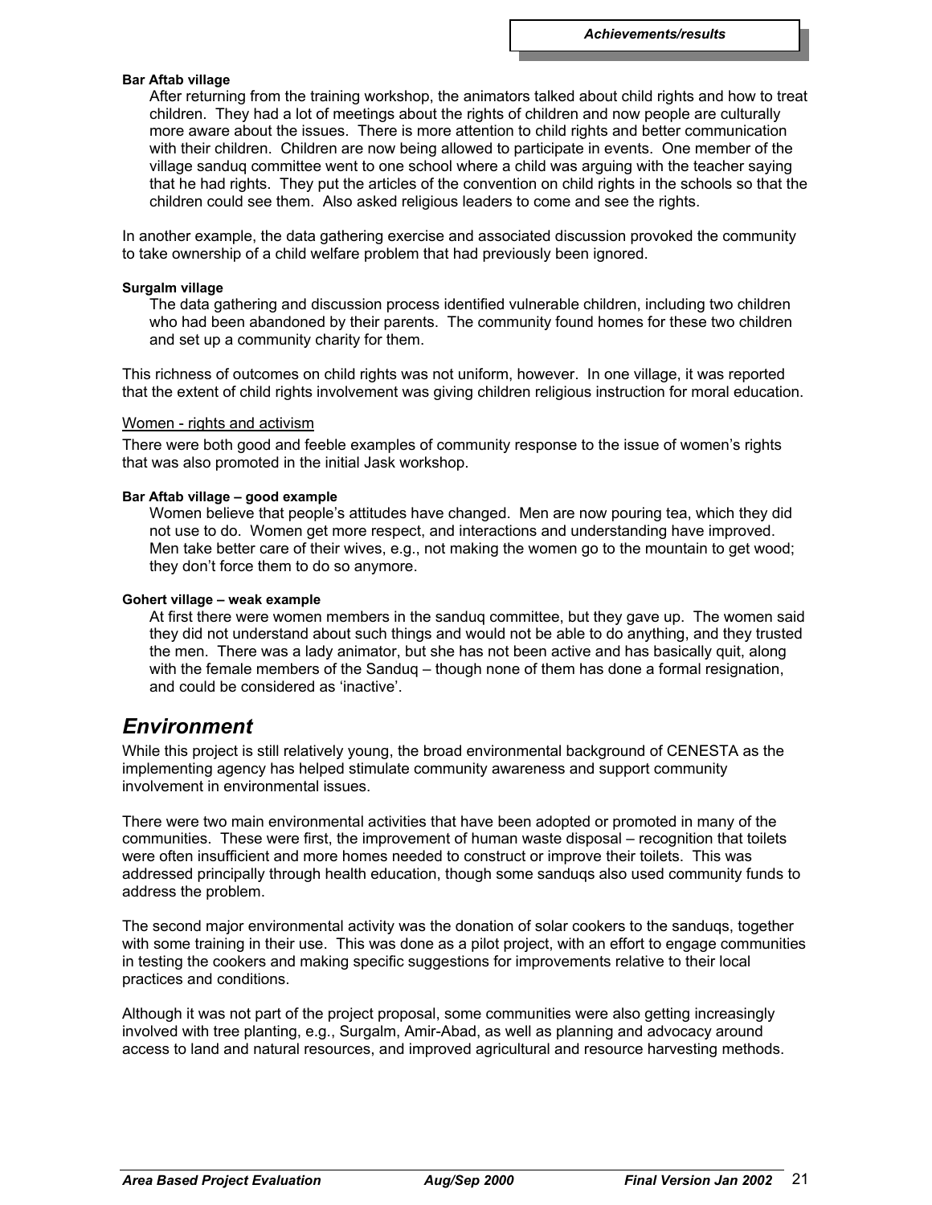**Bar Aftab village**

After returning from the training workshop, the animators talked about child rights and how to treat children. They had a lot of meetings about the rights of children and now people are culturally more aware about the issues. There is more attention to child rights and better communication with their children. Children are now being allowed to participate in events. One member of the village sanduq committee went to one school where a child was arguing with the teacher saying that he had rights. They put the articles of the convention on child rights in the schools so that the children could see them. Also asked religious leaders to come and see the rights.

In another example, the data gathering exercise and associated discussion provoked the community to take ownership of a child welfare problem that had previously been ignored.

**Surgalm village**

The data gathering and discussion process identified vulnerable children, including two children who had been abandoned by their parents. The community found homes for these two children and set up a community charity for them.

This richness of outcomes on child rights was not uniform, however. In one village, it was reported that the extent of child rights involvement was giving children religious instruction for moral education.

Women - rights and activism

There were both good and feeble examples of community response to the issue of women's rights that was also promoted in the initial Jask workshop.

**Bar Aftab village – good example**

Women believe that people's attitudes have changed. Men are now pouring tea, which they did not use to do. Women get more respect, and interactions and understanding have improved. Men take better care of their wives, e.g., not making the women go to the mountain to get wood; they don't force them to do so anymore.

**Gohert village – weak example**

At first there were women members in the sanduq committee, but they gave up. The women said they did not understand about such things and would not be able to do anything, and they trusted the men. There was a lady animator, but she has not been active and has basically quit, along with the female members of the Sanduq – though none of them has done a formal resignation, and could be considered as 'inactive'.

## *Environment*

While this project is still relatively young, the broad environmental background of CENESTA as the implementing agency has helped stimulate community awareness and support community involvement in environmental issues.

There were two main environmental activities that have been adopted or promoted in many of the communities. These were first, the improvement of human waste disposal – recognition that toilets were often insufficient and more homes needed to construct or improve their toilets. This was addressed principally through health education, though some sanduqs also used community funds to address the problem.

The second major environmental activity was the donation of solar cookers to the sanduqs, together with some training in their use. This was done as a pilot project, with an effort to engage communities in testing the cookers and making specific suggestions for improvements relative to their local practices and conditions.

Although it was not part of the project proposal, some communities were also getting increasingly involved with tree planting, e.g., Surgalm, Amir-Abad, as well as planning and advocacy around access to land and natural resources, and improved agricultural and resource harvesting methods.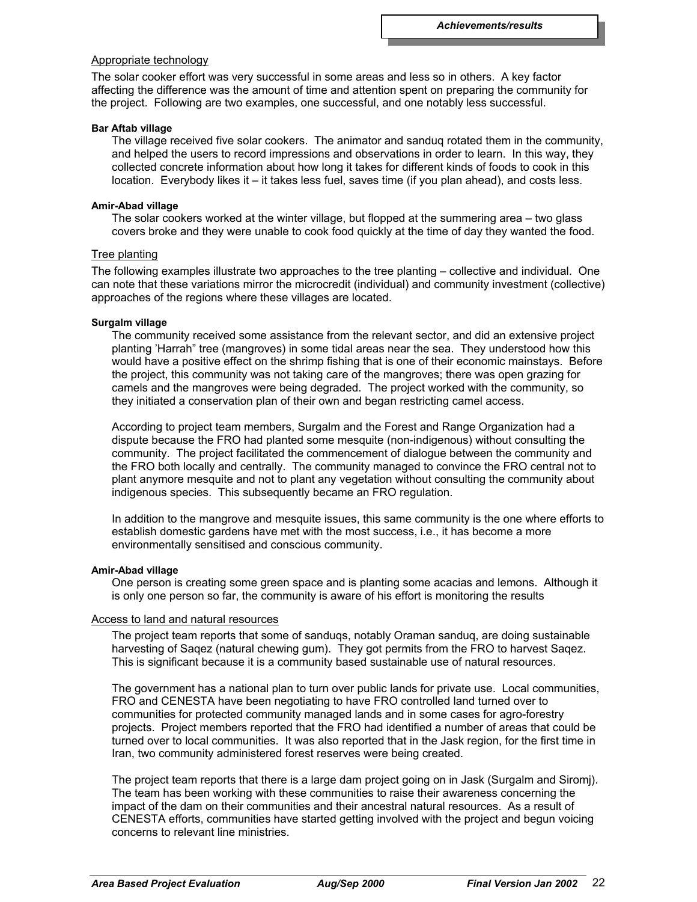## Appropriate technology

The solar cooker effort was very successful in some areas and less so in others. A key factor affecting the difference was the amount of time and attention spent on preparing the community for the project. Following are two examples, one successful, and one notably less successful.

**Bar Aftab village**

The village received five solar cookers. The animator and sanduq rotated them in the community, and helped the users to record impressions and observations in order to learn. In this way, they collected concrete information about how long it takes for different kinds of foods to cook in this location. Everybody likes it – it takes less fuel, saves time (if you plan ahead), and costs less.

**Amir-Abad village**

The solar cookers worked at the winter village, but flopped at the summering area – two glass covers broke and they were unable to cook food quickly at the time of day they wanted the food.

## Tree planting

The following examples illustrate two approaches to the tree planting – collective and individual. One can note that these variations mirror the microcredit (individual) and community investment (collective) approaches of the regions where these villages are located.

**Surgalm village**

The community received some assistance from the relevant sector, and did an extensive project planting 'Harrah" tree (mangroves) in some tidal areas near the sea. They understood how this would have a positive effect on the shrimp fishing that is one of their economic mainstays. Before the project, this community was not taking care of the mangroves; there was open grazing for camels and the mangroves were being degraded. The project worked with the community, so they initiated a conservation plan of their own and began restricting camel access.

According to project team members, Surgalm and the Forest and Range Organization had a dispute because the FRO had planted some mesquite (non-indigenous) without consulting the community. The project facilitated the commencement of dialogue between the community and the FRO both locally and centrally. The community managed to convince the FRO central not to plant anymore mesquite and not to plant any vegetation without consulting the community about indigenous species. This subsequently became an FRO regulation.

In addition to the mangrove and mesquite issues, this same community is the one where efforts to establish domestic gardens have met with the most success, i.e., it has become a more environmentally sensitised and conscious community.

**Amir-Abad village**

One person is creating some green space and is planting some acacias and lemons. Although it is only one person so far, the community is aware of his effort is monitoring the results

## Access to land and natural resources

The project team reports that some of sanduqs, notably Oraman sanduq, are doing sustainable harvesting of Saqez (natural chewing gum). They got permits from the FRO to harvest Saqez. This is significant because it is a community based sustainable use of natural resources.

The government has a national plan to turn over public lands for private use. Local communities, FRO and CENESTA have been negotiating to have FRO controlled land turned over to communities for protected community managed lands and in some cases for agro-forestry projects. Project members reported that the FRO had identified a number of areas that could be turned over to local communities. It was also reported that in the Jask region, for the first time in Iran, two community administered forest reserves were being created.

The project team reports that there is a large dam project going on in Jask (Surgalm and Siromj). The team has been working with these communities to raise their awareness concerning the impact of the dam on their communities and their ancestral natural resources. As a result of CENESTA efforts, communities have started getting involved with the project and begun voicing concerns to relevant line ministries.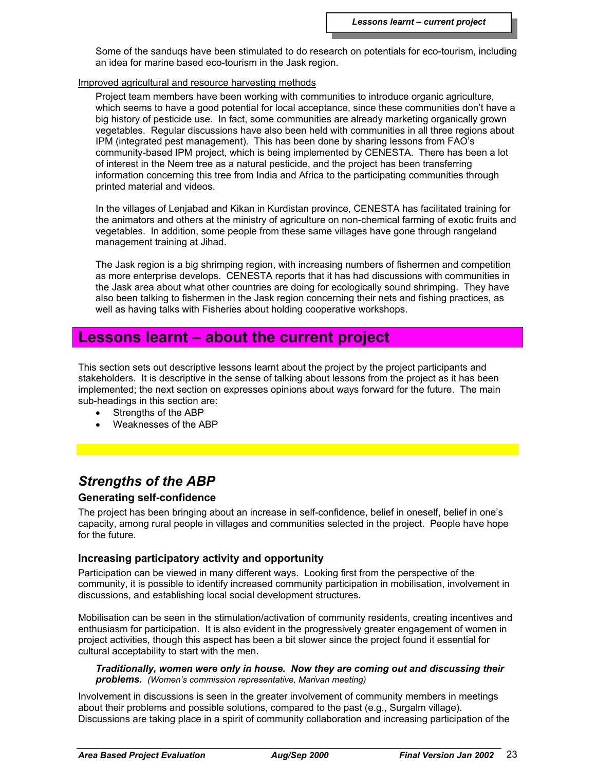Some of the sanduqs have been stimulated to do research on potentials for eco-tourism, including an idea for marine based eco-tourism in the Jask region.

Improved agricultural and resource harvesting methods

Project team members have been working with communities to introduce organic agriculture, which seems to have a good potential for local acceptance, since these communities don't have a big history of pesticide use. In fact, some communities are already marketing organically grown vegetables. Regular discussions have also been held with communities in all three regions about IPM (integrated pest management). This has been done by sharing lessons from FAO's community-based IPM project, which is being implemented by CENESTA. There has been a lot of interest in the Neem tree as a natural pesticide, and the project has been transferring information concerning this tree from India and Africa to the participating communities through printed material and videos.

In the villages of Lenjabad and Kikan in Kurdistan province, CENESTA has facilitated training for the animators and others at the ministry of agriculture on non-chemical farming of exotic fruits and vegetables. In addition, some people from these same villages have gone through rangeland management training at Jihad.

The Jask region is a big shrimping region, with increasing numbers of fishermen and competition as more enterprise develops. CENESTA reports that it has had discussions with communities in the Jask area about what other countries are doing for ecologically sound shrimping. They have also been talking to fishermen in the Jask region concerning their nets and fishing practices, as well as having talks with Fisheries about holding cooperative workshops.

# Lessons learnt – about the current project

This section sets out descriptive lessons learnt about the project by the project participants and stakeholders. It is descriptive in the sense of talking about lessons from the project as it has been implemented; the next section on expresses opinions about ways forward for the future. The main sub-headings in this section are:

- Strengths of the ABP
- Weaknesses of the ABP

## *Strengths of the ABP*

### Generating self-confidence

The project has been bringing about an increase in self-confidence, belief in oneself, belief in one's capacity, among rural people in villages and communities selected in the project. People have hope for the future.

### Increasing participatory activity and opportunity

Participation can be viewed in many different ways. Looking first from the perspective of the community, it is possible to identify increased community participation in mobilisation, involvement in discussions, and establishing local social development structures.

Mobilisation can be seen in the stimulation/activation of community residents, creating incentives and enthusiasm for participation. It is also evident in the progressively greater engagement of women in project activities, though this aspect has been a bit slower since the project found it essential for cultural acceptability to start with the men.

> ***Traditionally, women were only in house. Now they are coming out and discussing their problems.*** *(Women's commission representative, Marivan meeting)*

Involvement in discussions is seen in the greater involvement of community members in meetings about their problems and possible solutions, compared to the past (e.g., Surgalm village). Discussions are taking place in a spirit of community collaboration and increasing participation of the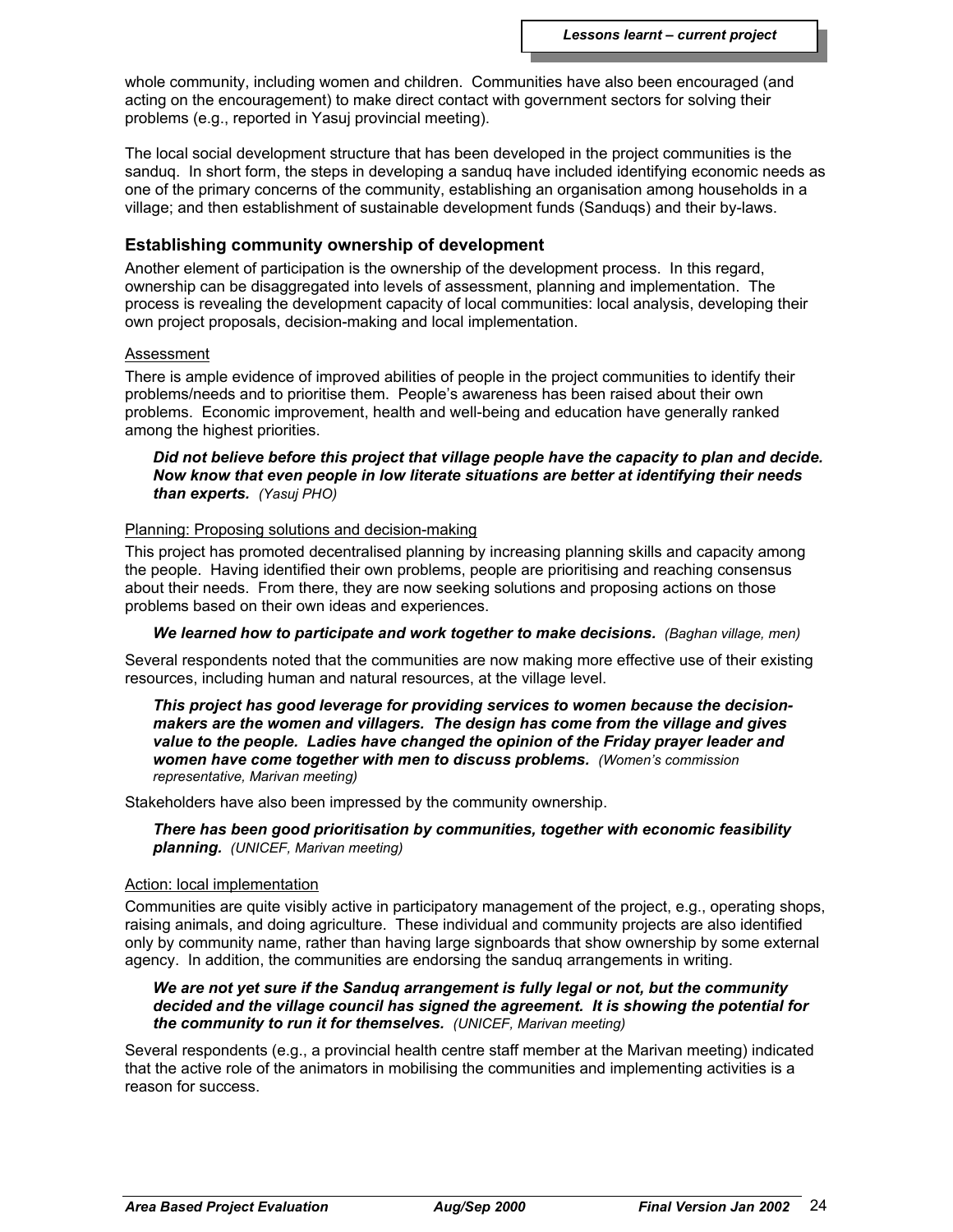whole community, including women and children. Communities have also been encouraged (and acting on the encouragement) to make direct contact with government sectors for solving their problems (e.g., reported in Yasuj provincial meeting).

The local social development structure that has been developed in the project communities is the sanduq. In short form, the steps in developing a sanduq have included identifying economic needs as one of the primary concerns of the community, establishing an organisation among households in a village; and then establishment of sustainable development funds (Sanduqs) and their by-laws.

### Establishing community ownership of development

Another element of participation is the ownership of the development process. In this regard, ownership can be disaggregated into levels of assessment, planning and implementation. The process is revealing the development capacity of local communities: local analysis, developing their own project proposals, decision-making and local implementation.

Assessment

There is ample evidence of improved abilities of people in the project communities to identify their problems/needs and to prioritise them. People's awareness has been raised about their own problems. Economic improvement, health and well-being and education have generally ranked among the highest priorities.

> ***Did not believe before this project that village people have the capacity to plan and decide. Now know that even people in low literate situations are better at identifying their needs than experts.*** *(Yasuj PHO)*

Planning: Proposing solutions and decision-making

This project has promoted decentralised planning by increasing planning skills and capacity among the people. Having identified their own problems, people are prioritising and reaching consensus about their needs. From there, they are now seeking solutions and proposing actions on those problems based on their own ideas and experiences.

> ***We learned how to participate and work together to make decisions.*** *(Baghan village, men)*

Several respondents noted that the communities are now making more effective use of their existing resources, including human and natural resources, at the village level.

> ***This project has good leverage for providing services to women because the decision-makers are the women and villagers. The design has come from the village and gives value to the people. Ladies have changed the opinion of the Friday prayer leader and women have come together with men to discuss problems.*** *(Women's commission representative, Marivan meeting)*

Stakeholders have also been impressed by the community ownership.

> ***There has been good prioritisation by communities, together with economic feasibility planning.*** *(UNICEF, Marivan meeting)*

Action: local implementation

Communities are quite visibly active in participatory management of the project, e.g., operating shops, raising animals, and doing agriculture. These individual and community projects are also identified only by community name, rather than having large signboards that show ownership by some external agency. In addition, the communities are endorsing the sanduq arrangements in writing.

> ***We are not yet sure if the Sanduq arrangement is fully legal or not, but the community decided and the village council has signed the agreement. It is showing the potential for the community to run it for themselves.*** *(UNICEF, Marivan meeting)*

Several respondents (e.g., a provincial health centre staff member at the Marivan meeting) indicated that the active role of the animators in mobilising the communities and implementing activities is a reason for success.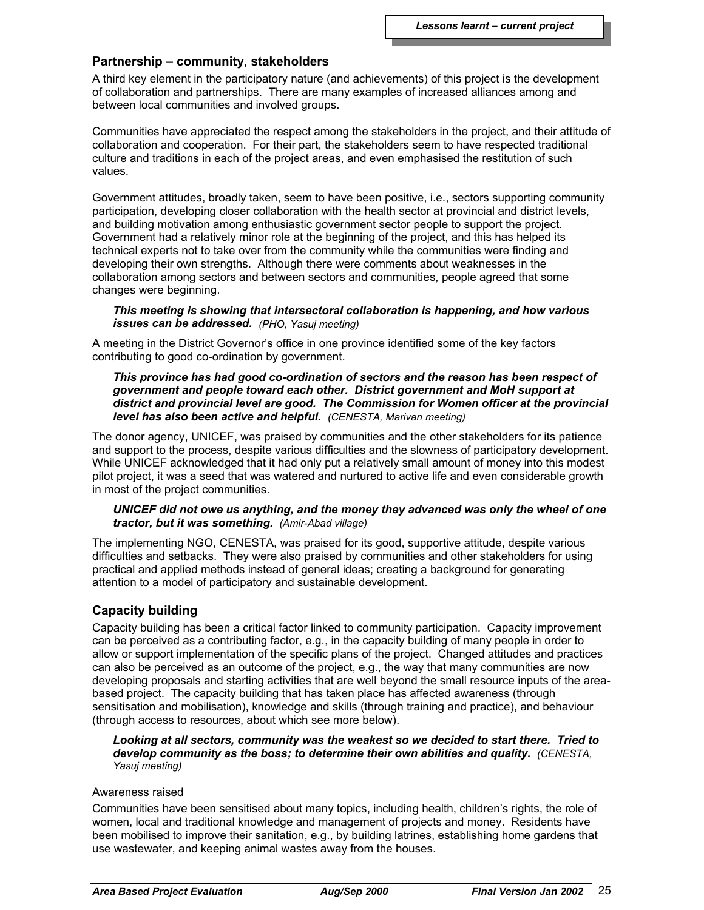## Partnership – community, stakeholders

A third key element in the participatory nature (and achievements) of this project is the development of collaboration and partnerships. There are many examples of increased alliances among and between local communities and involved groups.

Communities have appreciated the respect among the stakeholders in the project, and their attitude of collaboration and cooperation. For their part, the stakeholders seem to have respected traditional culture and traditions in each of the project areas, and even emphasised the restitution of such values.

Government attitudes, broadly taken, seem to have been positive, i.e., sectors supporting community participation, developing closer collaboration with the health sector at provincial and district levels, and building motivation among enthusiastic government sector people to support the project. Government had a relatively minor role at the beginning of the project, and this has helped its technical experts not to take over from the community while the communities were finding and developing their own strengths. Although there were comments about weaknesses in the collaboration among sectors and between sectors and communities, people agreed that some changes were beginning.

> ***This meeting is showing that intersectoral collaboration is happening, and how various issues can be addressed.*** *(PHO, Yasuj meeting)*

A meeting in the District Governor's office in one province identified some of the key factors contributing to good co-ordination by government.

> ***This province has had good co-ordination of sectors and the reason has been respect of government and people toward each other. District government and MoH support at district and provincial level are good. The Commission for Women officer at the provincial level has also been active and helpful.*** *(CENESTA, Marivan meeting)*

The donor agency, UNICEF, was praised by communities and the other stakeholders for its patience and support to the process, despite various difficulties and the slowness of participatory development. While UNICEF acknowledged that it had only put a relatively small amount of money into this modest pilot project, it was a seed that was watered and nurtured to active life and even considerable growth in most of the project communities.

> ***UNICEF did not owe us anything, and the money they advanced was only the wheel of one tractor, but it was something.*** *(Amir-Abad village)*

The implementing NGO, CENESTA, was praised for its good, supportive attitude, despite various difficulties and setbacks. They were also praised by communities and other stakeholders for using practical and applied methods instead of general ideas; creating a background for generating attention to a model of participatory and sustainable development.

## Capacity building

Capacity building has been a critical factor linked to community participation. Capacity improvement can be perceived as a contributing factor, e.g., in the capacity building of many people in order to allow or support implementation of the specific plans of the project. Changed attitudes and practices can also be perceived as an outcome of the project, e.g., the way that many communities are now developing proposals and starting activities that are well beyond the small resource inputs of the area-based project. The capacity building that has taken place has affected awareness (through sensitisation and mobilisation), knowledge and skills (through training and practice), and behaviour (through access to resources, about which see more below).

> ***Looking at all sectors, community was the weakest so we decided to start there. Tried to develop community as the boss; to determine their own abilities and quality.*** *(CENESTA, Yasuj meeting)*

<u>Awareness raised</u>

Communities have been sensitised about many topics, including health, children's rights, the role of women, local and traditional knowledge and management of projects and money. Residents have been mobilised to improve their sanitation, e.g., by building latrines, establishing home gardens that use wastewater, and keeping animal wastes away from the houses.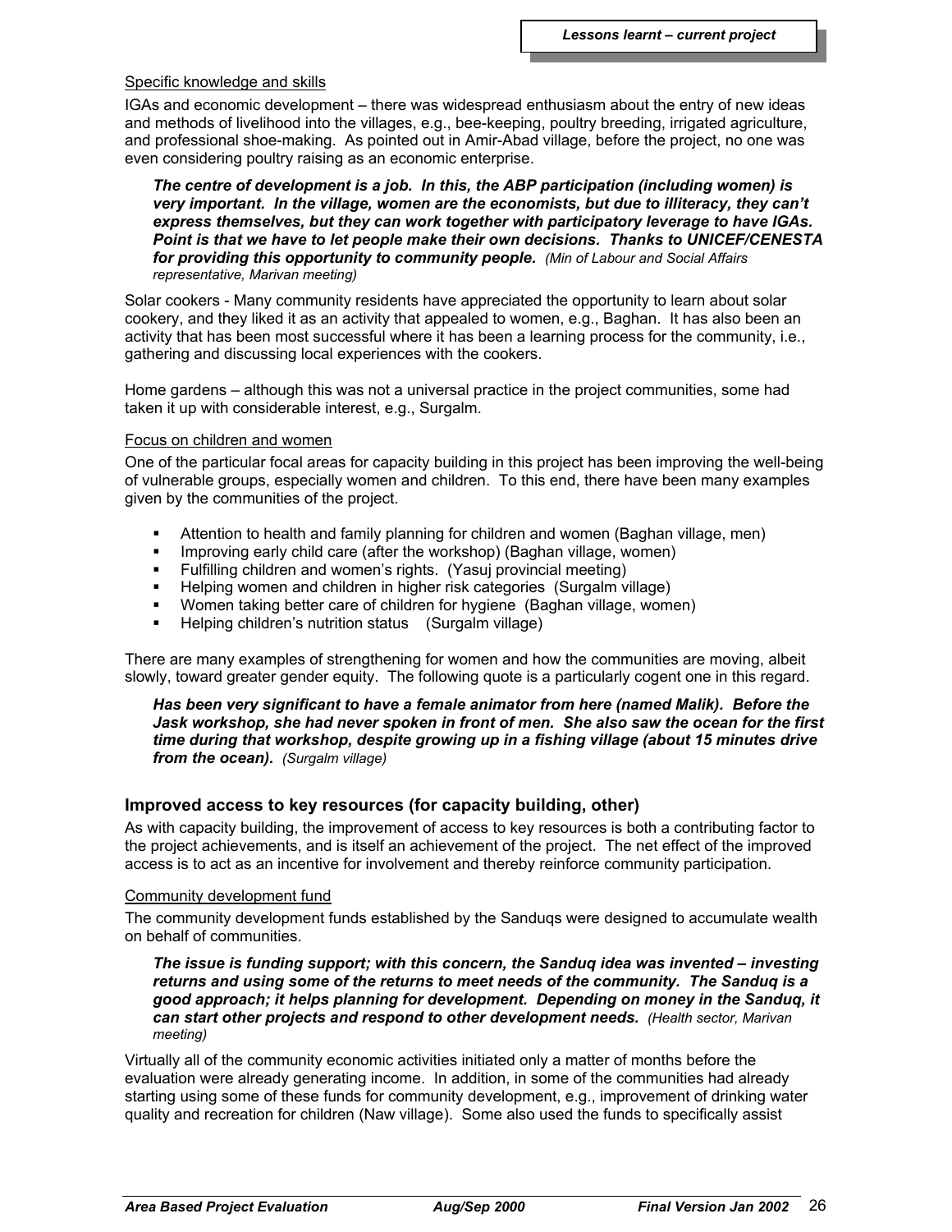Specific knowledge and skills

IGAs and economic development – there was widespread enthusiasm about the entry of new ideas and methods of livelihood into the villages, e.g., bee-keeping, poultry breeding, irrigated agriculture, and professional shoe-making. As pointed out in Amir-Abad village, before the project, no one was even considering poultry raising as an economic enterprise.

> ***The centre of development is a job. In this, the ABP participation (including women) is very important. In the village, women are the economists, but due to illiteracy, they can't express themselves, but they can work together with participatory leverage to have IGAs. Point is that we have to let people make their own decisions. Thanks to UNICEF/CENESTA for providing this opportunity to community people.*** *(Min of Labour and Social Affairs representative, Marivan meeting)*

Solar cookers - Many community residents have appreciated the opportunity to learn about solar cookery, and they liked it as an activity that appealed to women, e.g., Baghan. It has also been an activity that has been most successful where it has been a learning process for the community, i.e., gathering and discussing local experiences with the cookers.

Home gardens – although this was not a universal practice in the project communities, some had taken it up with considerable interest, e.g., Surgalm.

Focus on children and women

One of the particular focal areas for capacity building in this project has been improving the well-being of vulnerable groups, especially women and children. To this end, there have been many examples given by the communities of the project.

- Attention to health and family planning for children and women (Baghan village, men)
- Improving early child care (after the workshop) (Baghan village, women)
- Fulfilling children and women's rights. (Yasuj provincial meeting)
- Helping women and children in higher risk categories (Surgalm village)
- Women taking better care of children for hygiene (Baghan village, women)
- Helping children's nutrition status (Surgalm village)

There are many examples of strengthening for women and how the communities are moving, albeit slowly, toward greater gender equity. The following quote is a particularly cogent one in this regard.

> ***Has been very significant to have a female animator from here (named Malik). Before the Jask workshop, she had never spoken in front of men. She also saw the ocean for the first time during that workshop, despite growing up in a fishing village (about 15 minutes drive from the ocean).*** *(Surgalm village)*

### Improved access to key resources (for capacity building, other)

As with capacity building, the improvement of access to key resources is both a contributing factor to the project achievements, and is itself an achievement of the project. The net effect of the improved access is to act as an incentive for involvement and thereby reinforce community participation.

Community development fund

The community development funds established by the Sanduqs were designed to accumulate wealth on behalf of communities.

> ***The issue is funding support; with this concern, the Sanduq idea was invented – investing returns and using some of the returns to meet needs of the community. The Sanduq is a good approach; it helps planning for development. Depending on money in the Sanduq, it can start other projects and respond to other development needs.*** *(Health sector, Marivan meeting)*

Virtually all of the community economic activities initiated only a matter of months before the evaluation were already generating income. In addition, in some of the communities had already starting using some of these funds for community development, e.g., improvement of drinking water quality and recreation for children (Naw village). Some also used the funds to specifically assist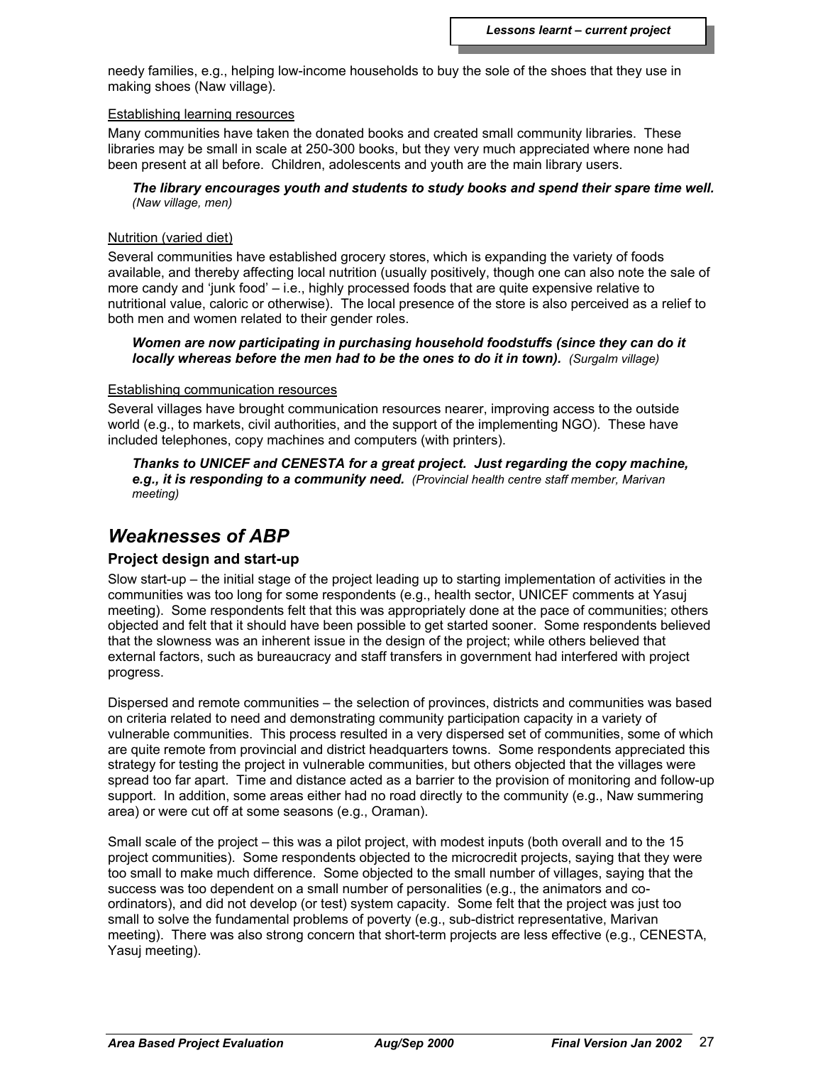needy families, e.g., helping low-income households to buy the sole of the shoes that they use in making shoes (Naw village).

Establishing learning resources

Many communities have taken the donated books and created small community libraries. These libraries may be small in scale at 250-300 books, but they very much appreciated where none had been present at all before. Children, adolescents and youth are the main library users.

> ***The library encourages youth and students to study books and spend their spare time well.*** *(Naw village, men)*

Nutrition (varied diet)

Several communities have established grocery stores, which is expanding the variety of foods available, and thereby affecting local nutrition (usually positively, though one can also note the sale of more candy and 'junk food' – i.e., highly processed foods that are quite expensive relative to nutritional value, caloric or otherwise). The local presence of the store is also perceived as a relief to both men and women related to their gender roles.

> ***Women are now participating in purchasing household foodstuffs (since they can do it locally whereas before the men had to be the ones to do it in town).*** *(Surgalm village)*

Establishing communication resources

Several villages have brought communication resources nearer, improving access to the outside world (e.g., to markets, civil authorities, and the support of the implementing NGO). These have included telephones, copy machines and computers (with printers).

> ***Thanks to UNICEF and CENESTA for a great project. Just regarding the copy machine, e.g., it is responding to a community need.*** *(Provincial health centre staff member, Marivan meeting)*

## *Weaknesses of ABP*

### Project design and start-up

Slow start-up – the initial stage of the project leading up to starting implementation of activities in the communities was too long for some respondents (e.g., health sector, UNICEF comments at Yasuj meeting). Some respondents felt that this was appropriately done at the pace of communities; others objected and felt that it should have been possible to get started sooner. Some respondents believed that the slowness was an inherent issue in the design of the project; while others believed that external factors, such as bureaucracy and staff transfers in government had interfered with project progress.

Dispersed and remote communities – the selection of provinces, districts and communities was based on criteria related to need and demonstrating community participation capacity in a variety of vulnerable communities. This process resulted in a very dispersed set of communities, some of which are quite remote from provincial and district headquarters towns. Some respondents appreciated this strategy for testing the project in vulnerable communities, but others objected that the villages were spread too far apart. Time and distance acted as a barrier to the provision of monitoring and follow-up support. In addition, some areas either had no road directly to the community (e.g., Naw summering area) or were cut off at some seasons (e.g., Oraman).

Small scale of the project – this was a pilot project, with modest inputs (both overall and to the 15 project communities). Some respondents objected to the microcredit projects, saying that they were too small to make much difference. Some objected to the small number of villages, saying that the success was too dependent on a small number of personalities (e.g., the animators and co-ordinators), and did not develop (or test) system capacity. Some felt that the project was just too small to solve the fundamental problems of poverty (e.g., sub-district representative, Marivan meeting). There was also strong concern that short-term projects are less effective (e.g., CENESTA, Yasuj meeting).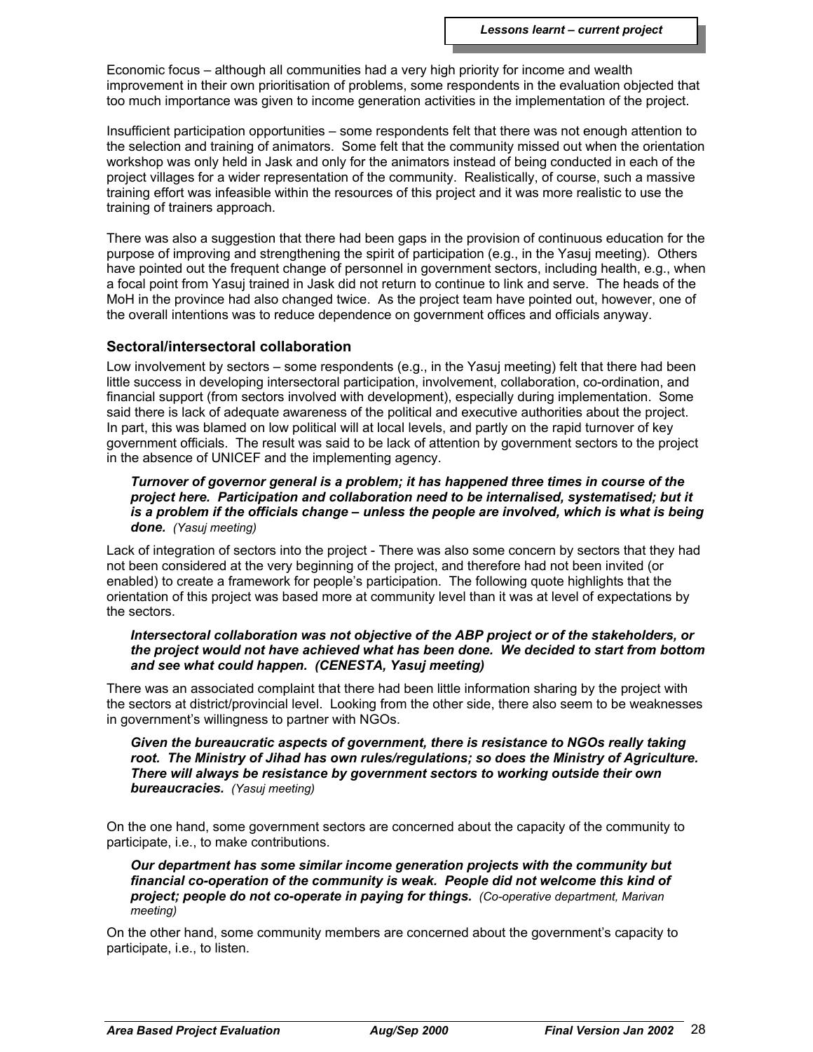Economic focus – although all communities had a very high priority for income and wealth improvement in their own prioritisation of problems, some respondents in the evaluation objected that too much importance was given to income generation activities in the implementation of the project.

Insufficient participation opportunities – some respondents felt that there was not enough attention to the selection and training of animators. Some felt that the community missed out when the orientation workshop was only held in Jask and only for the animators instead of being conducted in each of the project villages for a wider representation of the community. Realistically, of course, such a massive training effort was infeasible within the resources of this project and it was more realistic to use the training of trainers approach.

There was also a suggestion that there had been gaps in the provision of continuous education for the purpose of improving and strengthening the spirit of participation (e.g., in the Yasuj meeting). Others have pointed out the frequent change of personnel in government sectors, including health, e.g., when a focal point from Yasuj trained in Jask did not return to continue to link and serve. The heads of the MoH in the province had also changed twice. As the project team have pointed out, however, one of the overall intentions was to reduce dependence on government offices and officials anyway.

### Sectoral/intersectoral collaboration

Low involvement by sectors – some respondents (e.g., in the Yasuj meeting) felt that there had been little success in developing intersectoral participation, involvement, collaboration, co-ordination, and financial support (from sectors involved with development), especially during implementation. Some said there is lack of adequate awareness of the political and executive authorities about the project. In part, this was blamed on low political will at local levels, and partly on the rapid turnover of key government officials. The result was said to be lack of attention by government sectors to the project in the absence of UNICEF and the implementing agency.

> ***Turnover of governor general is a problem; it has happened three times in course of the project here. Participation and collaboration need to be internalised, systematised; but it is a problem if the officials change – unless the people are involved, which is what is being done.*** *(Yasuj meeting)*

Lack of integration of sectors into the project - There was also some concern by sectors that they had not been considered at the very beginning of the project, and therefore had not been invited (or enabled) to create a framework for people's participation. The following quote highlights that the orientation of this project was based more at community level than it was at level of expectations by the sectors.

> ***Intersectoral collaboration was not objective of the ABP project or of the stakeholders, or the project would not have achieved what has been done. We decided to start from bottom and see what could happen. (CENESTA, Yasuj meeting)***

There was an associated complaint that there had been little information sharing by the project with the sectors at district/provincial level. Looking from the other side, there also seem to be weaknesses in government's willingness to partner with NGOs.

> ***Given the bureaucratic aspects of government, there is resistance to NGOs really taking root. The Ministry of Jihad has own rules/regulations; so does the Ministry of Agriculture. There will always be resistance by government sectors to working outside their own bureaucracies.*** *(Yasuj meeting)*

On the one hand, some government sectors are concerned about the capacity of the community to participate, i.e., to make contributions.

> ***Our department has some similar income generation projects with the community but financial co-operation of the community is weak. People did not welcome this kind of project; people do not co-operate in paying for things.*** *(Co-operative department, Marivan meeting)*

On the other hand, some community members are concerned about the government's capacity to participate, i.e., to listen.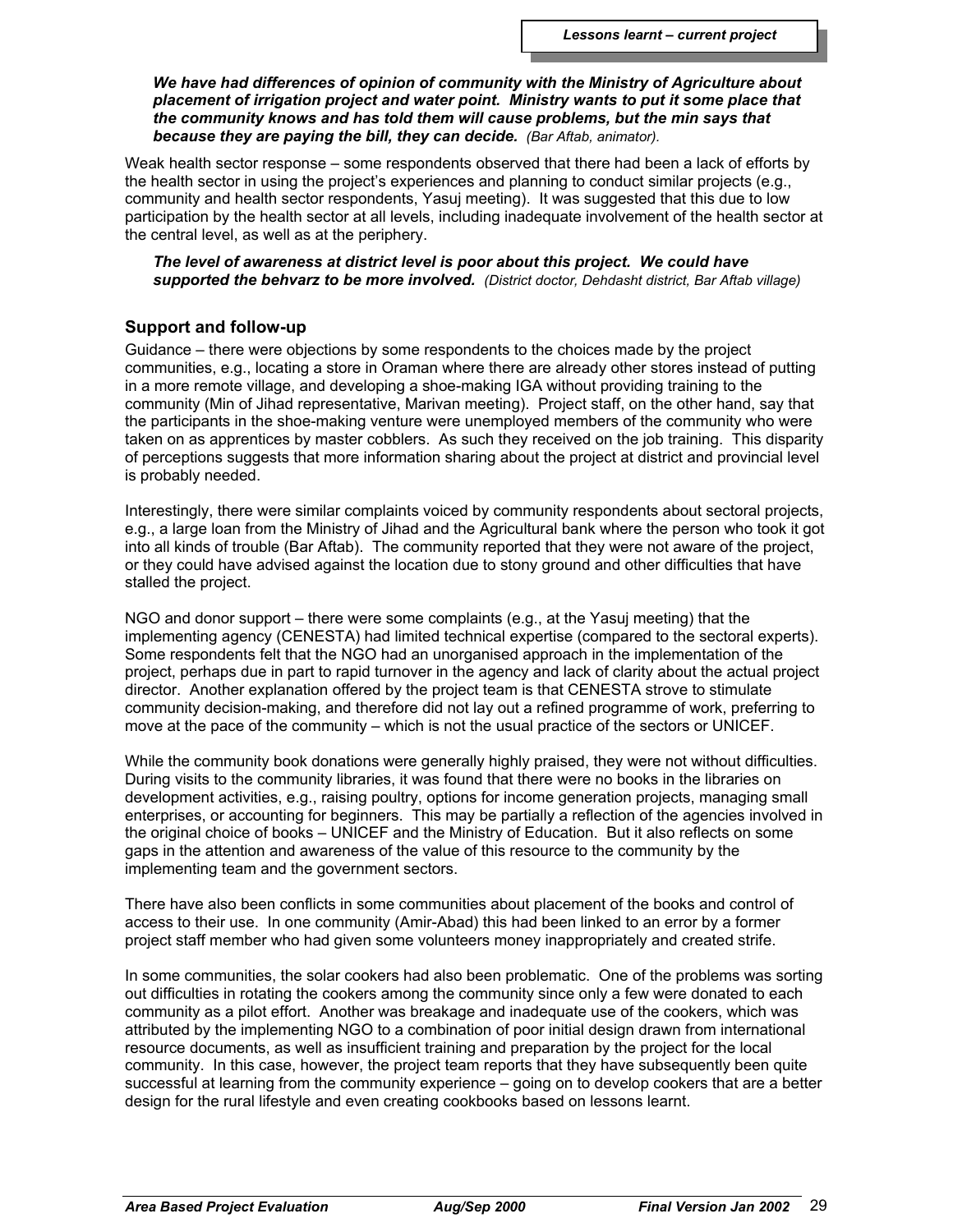***We have had differences of opinion of community with the Ministry of Agriculture about placement of irrigation project and water point. Ministry wants to put it some place that the community knows and has told them will cause problems, but the min says that because they are paying the bill, they can decide.*** *(Bar Aftab, animator).*

Weak health sector response – some respondents observed that there had been a lack of efforts by the health sector in using the project's experiences and planning to conduct similar projects (e.g., community and health sector respondents, Yasuj meeting). It was suggested that this due to low participation by the health sector at all levels, including inadequate involvement of the health sector at the central level, as well as at the periphery.

***The level of awareness at district level is poor about this project. We could have supported the behvarz to be more involved.*** *(District doctor, Dehdasht district, Bar Aftab village)*

## Support and follow-up

Guidance – there were objections by some respondents to the choices made by the project communities, e.g., locating a store in Oraman where there are already other stores instead of putting in a more remote village, and developing a shoe-making IGA without providing training to the community (Min of Jihad representative, Marivan meeting). Project staff, on the other hand, say that the participants in the shoe-making venture were unemployed members of the community who were taken on as apprentices by master cobblers. As such they received on the job training. This disparity of perceptions suggests that more information sharing about the project at district and provincial level is probably needed.

Interestingly, there were similar complaints voiced by community respondents about sectoral projects, e.g., a large loan from the Ministry of Jihad and the Agricultural bank where the person who took it got into all kinds of trouble (Bar Aftab). The community reported that they were not aware of the project, or they could have advised against the location due to stony ground and other difficulties that have stalled the project.

NGO and donor support – there were some complaints (e.g., at the Yasuj meeting) that the implementing agency (CENESTA) had limited technical expertise (compared to the sectoral experts). Some respondents felt that the NGO had an unorganised approach in the implementation of the project, perhaps due in part to rapid turnover in the agency and lack of clarity about the actual project director. Another explanation offered by the project team is that CENESTA strove to stimulate community decision-making, and therefore did not lay out a refined programme of work, preferring to move at the pace of the community – which is not the usual practice of the sectors or UNICEF.

While the community book donations were generally highly praised, they were not without difficulties. During visits to the community libraries, it was found that there were no books in the libraries on development activities, e.g., raising poultry, options for income generation projects, managing small enterprises, or accounting for beginners. This may be partially a reflection of the agencies involved in the original choice of books – UNICEF and the Ministry of Education. But it also reflects on some gaps in the attention and awareness of the value of this resource to the community by the implementing team and the government sectors.

There have also been conflicts in some communities about placement of the books and control of access to their use. In one community (Amir-Abad) this had been linked to an error by a former project staff member who had given some volunteers money inappropriately and created strife.

In some communities, the solar cookers had also been problematic. One of the problems was sorting out difficulties in rotating the cookers among the community since only a few were donated to each community as a pilot effort. Another was breakage and inadequate use of the cookers, which was attributed by the implementing NGO to a combination of poor initial design drawn from international resource documents, as well as insufficient training and preparation by the project for the local community. In this case, however, the project team reports that they have subsequently been quite successful at learning from the community experience – going on to develop cookers that are a better design for the rural lifestyle and even creating cookbooks based on lessons learnt.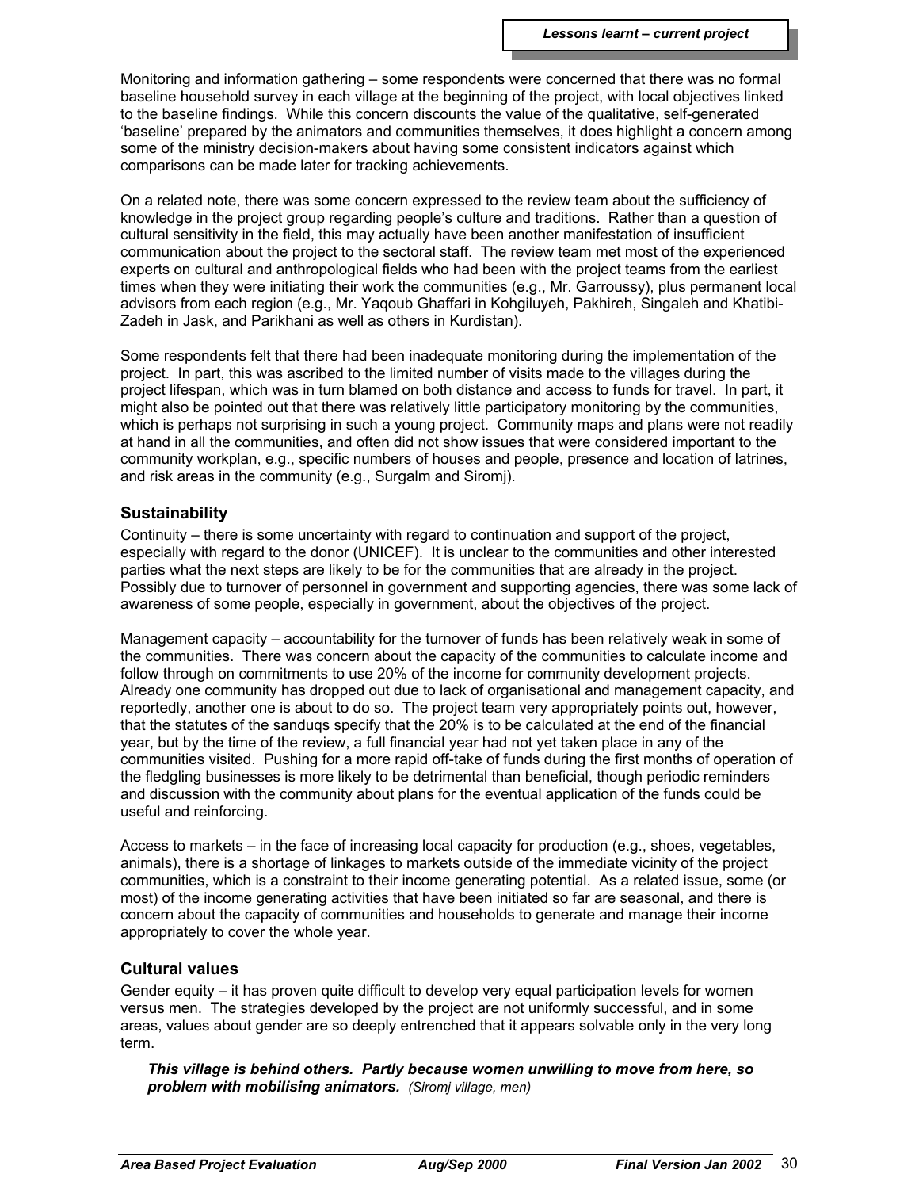Monitoring and information gathering – some respondents were concerned that there was no formal baseline household survey in each village at the beginning of the project, with local objectives linked to the baseline findings. While this concern discounts the value of the qualitative, self-generated 'baseline' prepared by the animators and communities themselves, it does highlight a concern among some of the ministry decision-makers about having some consistent indicators against which comparisons can be made later for tracking achievements.

On a related note, there was some concern expressed to the review team about the sufficiency of knowledge in the project group regarding people's culture and traditions. Rather than a question of cultural sensitivity in the field, this may actually have been another manifestation of insufficient communication about the project to the sectoral staff. The review team met most of the experienced experts on cultural and anthropological fields who had been with the project teams from the earliest times when they were initiating their work the communities (e.g., Mr. Garroussy), plus permanent local advisors from each region (e.g., Mr. Yaqoub Ghaffari in Kohgiluyeh, Pakhireh, Singaleh and Khatibi-Zadeh in Jask, and Parikhani as well as others in Kurdistan).

Some respondents felt that there had been inadequate monitoring during the implementation of the project. In part, this was ascribed to the limited number of visits made to the villages during the project lifespan, which was in turn blamed on both distance and access to funds for travel. In part, it might also be pointed out that there was relatively little participatory monitoring by the communities, which is perhaps not surprising in such a young project. Community maps and plans were not readily at hand in all the communities, and often did not show issues that were considered important to the community workplan, e.g., specific numbers of houses and people, presence and location of latrines, and risk areas in the community (e.g., Surgalm and Siromj).

### Sustainability

Continuity – there is some uncertainty with regard to continuation and support of the project, especially with regard to the donor (UNICEF). It is unclear to the communities and other interested parties what the next steps are likely to be for the communities that are already in the project. Possibly due to turnover of personnel in government and supporting agencies, there was some lack of awareness of some people, especially in government, about the objectives of the project.

Management capacity – accountability for the turnover of funds has been relatively weak in some of the communities. There was concern about the capacity of the communities to calculate income and follow through on commitments to use 20% of the income for community development projects. Already one community has dropped out due to lack of organisational and management capacity, and reportedly, another one is about to do so. The project team very appropriately points out, however, that the statutes of the sanduqs specify that the 20% is to be calculated at the end of the financial year, but by the time of the review, a full financial year had not yet taken place in any of the communities visited. Pushing for a more rapid off-take of funds during the first months of operation of the fledgling businesses is more likely to be detrimental than beneficial, though periodic reminders and discussion with the community about plans for the eventual application of the funds could be useful and reinforcing.

Access to markets – in the face of increasing local capacity for production (e.g., shoes, vegetables, animals), there is a shortage of linkages to markets outside of the immediate vicinity of the project communities, which is a constraint to their income generating potential. As a related issue, some (or most) of the income generating activities that have been initiated so far are seasonal, and there is concern about the capacity of communities and households to generate and manage their income appropriately to cover the whole year.

### Cultural values

Gender equity – it has proven quite difficult to develop very equal participation levels for women versus men. The strategies developed by the project are not uniformly successful, and in some areas, values about gender are so deeply entrenched that it appears solvable only in the very long term.

> ***This village is behind others. Partly because women unwilling to move from here, so problem with mobilising animators.*** *(Siromj village, men)*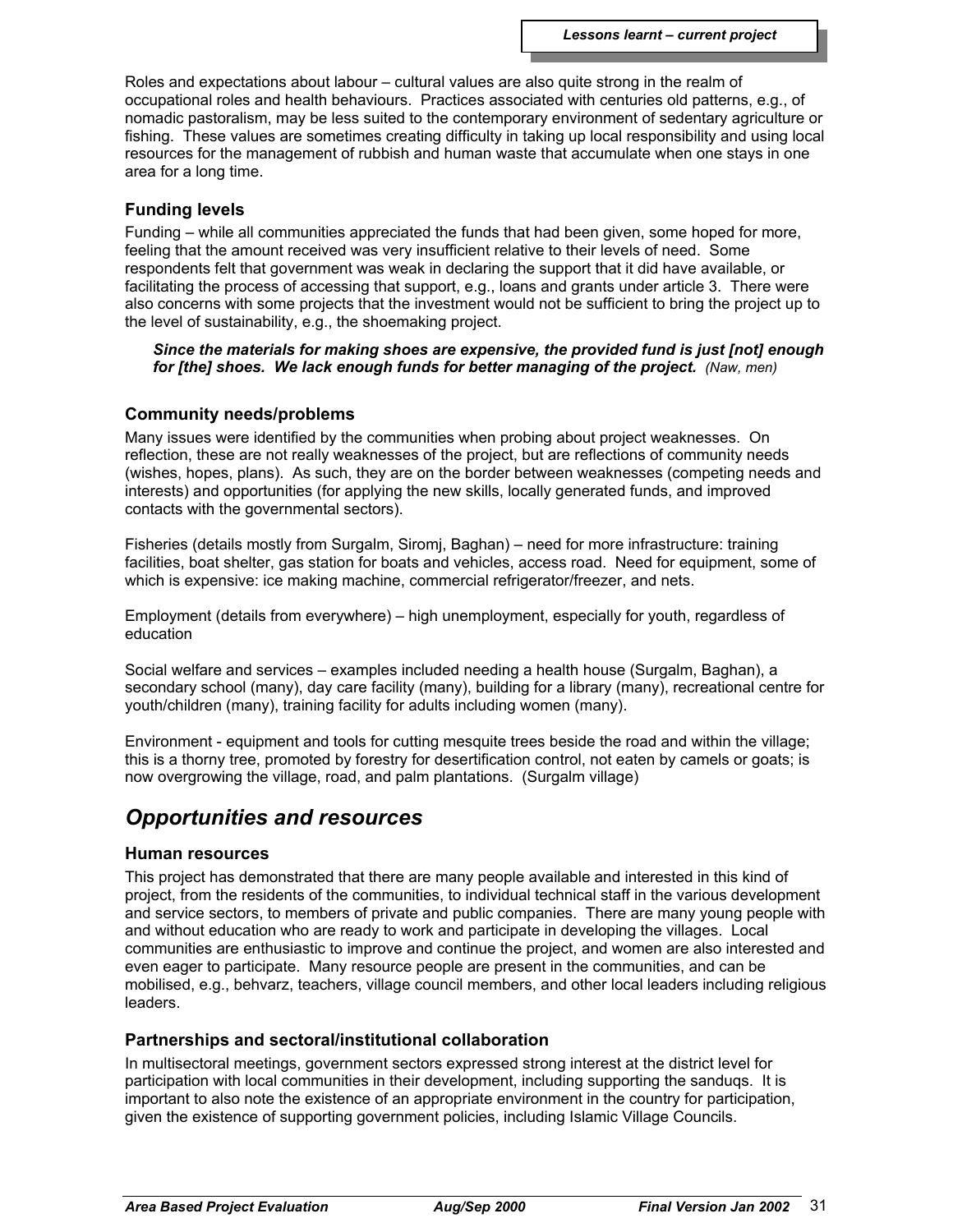Roles and expectations about labour – cultural values are also quite strong in the realm of occupational roles and health behaviours. Practices associated with centuries old patterns, e.g., of nomadic pastoralism, may be less suited to the contemporary environment of sedentary agriculture or fishing. These values are sometimes creating difficulty in taking up local responsibility and using local resources for the management of rubbish and human waste that accumulate when one stays in one area for a long time.

### Funding levels

Funding – while all communities appreciated the funds that had been given, some hoped for more, feeling that the amount received was very insufficient relative to their levels of need. Some respondents felt that government was weak in declaring the support that it did have available, or facilitating the process of accessing that support, e.g., loans and grants under article 3. There were also concerns with some projects that the investment would not be sufficient to bring the project up to the level of sustainability, e.g., the shoemaking project.

> ***Since the materials for making shoes are expensive, the provided fund is just [not] enough for [the] shoes. We lack enough funds for better managing of the project.*** *(Naw, men)*

### Community needs/problems

Many issues were identified by the communities when probing about project weaknesses. On reflection, these are not really weaknesses of the project, but are reflections of community needs (wishes, hopes, plans). As such, they are on the border between weaknesses (competing needs and interests) and opportunities (for applying the new skills, locally generated funds, and improved contacts with the governmental sectors).

Fisheries (details mostly from Surgalm, Siromj, Baghan) – need for more infrastructure: training facilities, boat shelter, gas station for boats and vehicles, access road. Need for equipment, some of which is expensive: ice making machine, commercial refrigerator/freezer, and nets.

Employment (details from everywhere) – high unemployment, especially for youth, regardless of education

Social welfare and services – examples included needing a health house (Surgalm, Baghan), a secondary school (many), day care facility (many), building for a library (many), recreational centre for youth/children (many), training facility for adults including women (many).

Environment - equipment and tools for cutting mesquite trees beside the road and within the village; this is a thorny tree, promoted by forestry for desertification control, not eaten by camels or goats; is now overgrowing the village, road, and palm plantations. (Surgalm village)

## *Opportunities and resources*

### Human resources

This project has demonstrated that there are many people available and interested in this kind of project, from the residents of the communities, to individual technical staff in the various development and service sectors, to members of private and public companies. There are many young people with and without education who are ready to work and participate in developing the villages. Local communities are enthusiastic to improve and continue the project, and women are also interested and even eager to participate. Many resource people are present in the communities, and can be mobilised, e.g., behvarz, teachers, village council members, and other local leaders including religious leaders.

### Partnerships and sectoral/institutional collaboration

In multisectoral meetings, government sectors expressed strong interest at the district level for participation with local communities in their development, including supporting the sanduqs. It is important to also note the existence of an appropriate environment in the country for participation, given the existence of supporting government policies, including Islamic Village Councils.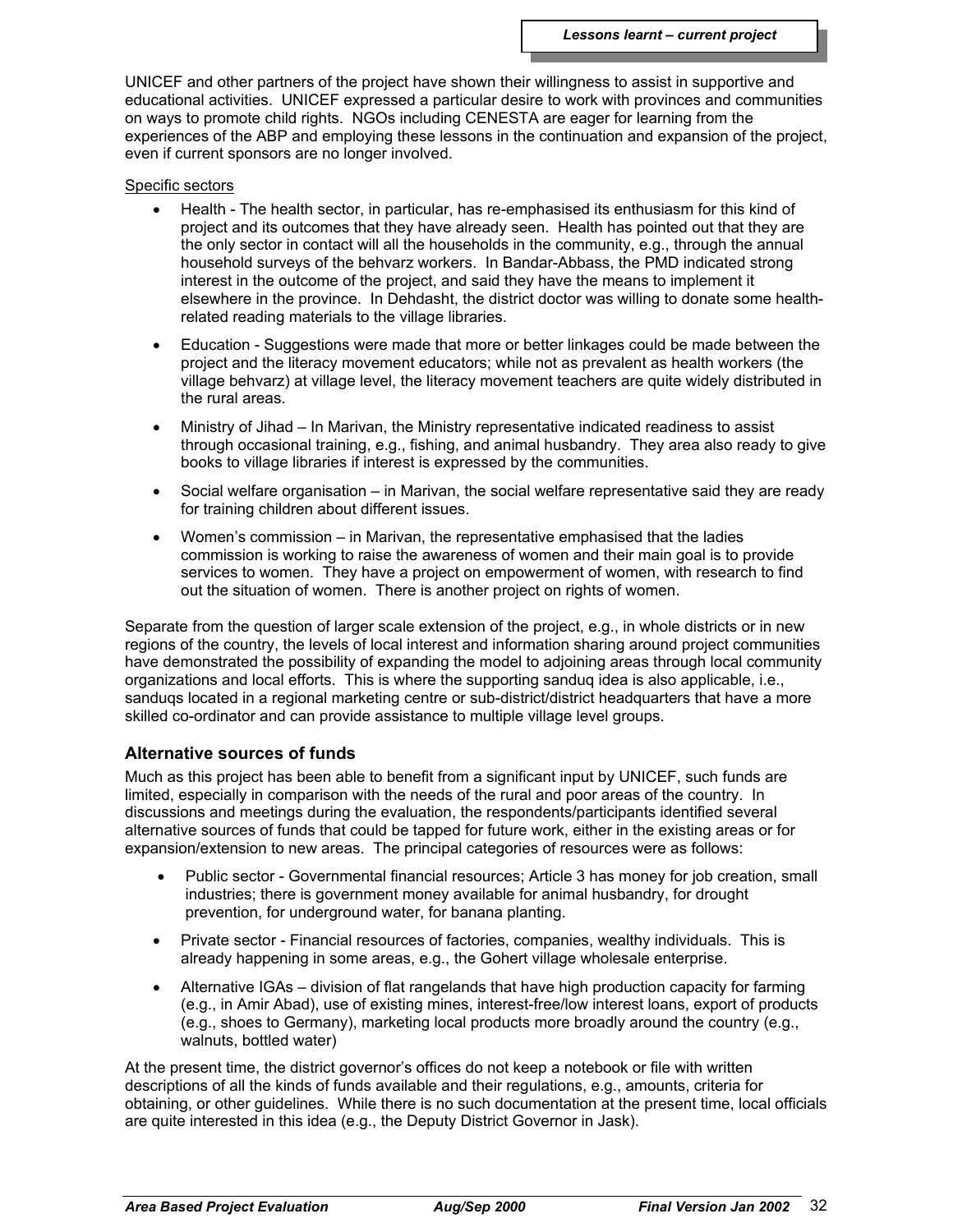UNICEF and other partners of the project have shown their willingness to assist in supportive and educational activities. UNICEF expressed a particular desire to work with provinces and communities on ways to promote child rights. NGOs including CENESTA are eager for learning from the experiences of the ABP and employing these lessons in the continuation and expansion of the project, even if current sponsors are no longer involved.

Specific sectors

- Health - The health sector, in particular, has re-emphasised its enthusiasm for this kind of project and its outcomes that they have already seen. Health has pointed out that they are the only sector in contact will all the households in the community, e.g., through the annual household surveys of the behvarz workers. In Bandar-Abbass, the PMD indicated strong interest in the outcome of the project, and said they have the means to implement it elsewhere in the province. In Dehdasht, the district doctor was willing to donate some health-related reading materials to the village libraries.
- Education - Suggestions were made that more or better linkages could be made between the project and the literacy movement educators; while not as prevalent as health workers (the village behvarz) at village level, the literacy movement teachers are quite widely distributed in the rural areas.
- Ministry of Jihad – In Marivan, the Ministry representative indicated readiness to assist through occasional training, e.g., fishing, and animal husbandry. They area also ready to give books to village libraries if interest is expressed by the communities.
- Social welfare organisation – in Marivan, the social welfare representative said they are ready for training children about different issues.
- Women's commission – in Marivan, the representative emphasised that the ladies commission is working to raise the awareness of women and their main goal is to provide services to women. They have a project on empowerment of women, with research to find out the situation of women. There is another project on rights of women.

Separate from the question of larger scale extension of the project, e.g., in whole districts or in new regions of the country, the levels of local interest and information sharing around project communities have demonstrated the possibility of expanding the model to adjoining areas through local community organizations and local efforts. This is where the supporting sanduq idea is also applicable, i.e., sanduqs located in a regional marketing centre or sub-district/district headquarters that have a more skilled co-ordinator and can provide assistance to multiple village level groups.

### Alternative sources of funds

Much as this project has been able to benefit from a significant input by UNICEF, such funds are limited, especially in comparison with the needs of the rural and poor areas of the country. In discussions and meetings during the evaluation, the respondents/participants identified several alternative sources of funds that could be tapped for future work, either in the existing areas or for expansion/extension to new areas. The principal categories of resources were as follows:

- Public sector - Governmental financial resources; Article 3 has money for job creation, small industries; there is government money available for animal husbandry, for drought prevention, for underground water, for banana planting.
- Private sector - Financial resources of factories, companies, wealthy individuals. This is already happening in some areas, e.g., the Gohert village wholesale enterprise.
- Alternative IGAs – division of flat rangelands that have high production capacity for farming (e.g., in Amir Abad), use of existing mines, interest-free/low interest loans, export of products (e.g., shoes to Germany), marketing local products more broadly around the country (e.g., walnuts, bottled water)

At the present time, the district governor's offices do not keep a notebook or file with written descriptions of all the kinds of funds available and their regulations, e.g., amounts, criteria for obtaining, or other guidelines. While there is no such documentation at the present time, local officials are quite interested in this idea (e.g., the Deputy District Governor in Jask).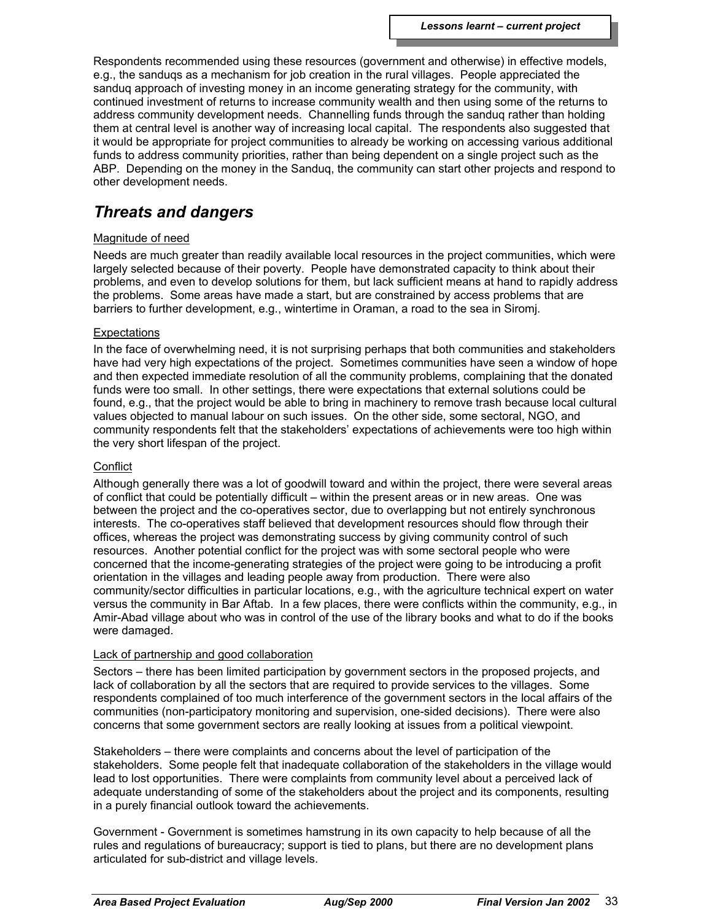Respondents recommended using these resources (government and otherwise) in effective models, e.g., the sanduqs as a mechanism for job creation in the rural villages. People appreciated the sanduq approach of investing money in an income generating strategy for the community, with continued investment of returns to increase community wealth and then using some of the returns to address community development needs. Channelling funds through the sanduq rather than holding them at central level is another way of increasing local capital. The respondents also suggested that it would be appropriate for project communities to already be working on accessing various additional funds to address community priorities, rather than being dependent on a single project such as the ABP. Depending on the money in the Sanduq, the community can start other projects and respond to other development needs.

## *Threats and dangers*

<u>Magnitude of need</u>

Needs are much greater than readily available local resources in the project communities, which were largely selected because of their poverty. People have demonstrated capacity to think about their problems, and even to develop solutions for them, but lack sufficient means at hand to rapidly address the problems. Some areas have made a start, but are constrained by access problems that are barriers to further development, e.g., wintertime in Oraman, a road to the sea in Siromj.

<u>Expectations</u>

In the face of overwhelming need, it is not surprising perhaps that both communities and stakeholders have had very high expectations of the project. Sometimes communities have seen a window of hope and then expected immediate resolution of all the community problems, complaining that the donated funds were too small. In other settings, there were expectations that external solutions could be found, e.g., that the project would be able to bring in machinery to remove trash because local cultural values objected to manual labour on such issues. On the other side, some sectoral, NGO, and community respondents felt that the stakeholders' expectations of achievements were too high within the very short lifespan of the project.

<u>Conflict</u>

Although generally there was a lot of goodwill toward and within the project, there were several areas of conflict that could be potentially difficult – within the present areas or in new areas. One was between the project and the co-operatives sector, due to overlapping but not entirely synchronous interests. The co-operatives staff believed that development resources should flow through their offices, whereas the project was demonstrating success by giving community control of such resources. Another potential conflict for the project was with some sectoral people who were concerned that the income-generating strategies of the project were going to be introducing a profit orientation in the villages and leading people away from production. There were also community/sector difficulties in particular locations, e.g., with the agriculture technical expert on water versus the community in Bar Aftab. In a few places, there were conflicts within the community, e.g., in Amir-Abad village about who was in control of the use of the library books and what to do if the books were damaged.

<u>Lack of partnership and good collaboration</u>

Sectors – there has been limited participation by government sectors in the proposed projects, and lack of collaboration by all the sectors that are required to provide services to the villages. Some respondents complained of too much interference of the government sectors in the local affairs of the communities (non-participatory monitoring and supervision, one-sided decisions). There were also concerns that some government sectors are really looking at issues from a political viewpoint.

Stakeholders – there were complaints and concerns about the level of participation of the stakeholders. Some people felt that inadequate collaboration of the stakeholders in the village would lead to lost opportunities. There were complaints from community level about a perceived lack of adequate understanding of some of the stakeholders about the project and its components, resulting in a purely financial outlook toward the achievements.

Government - Government is sometimes hamstrung in its own capacity to help because of all the rules and regulations of bureaucracy; support is tied to plans, but there are no development plans articulated for sub-district and village levels.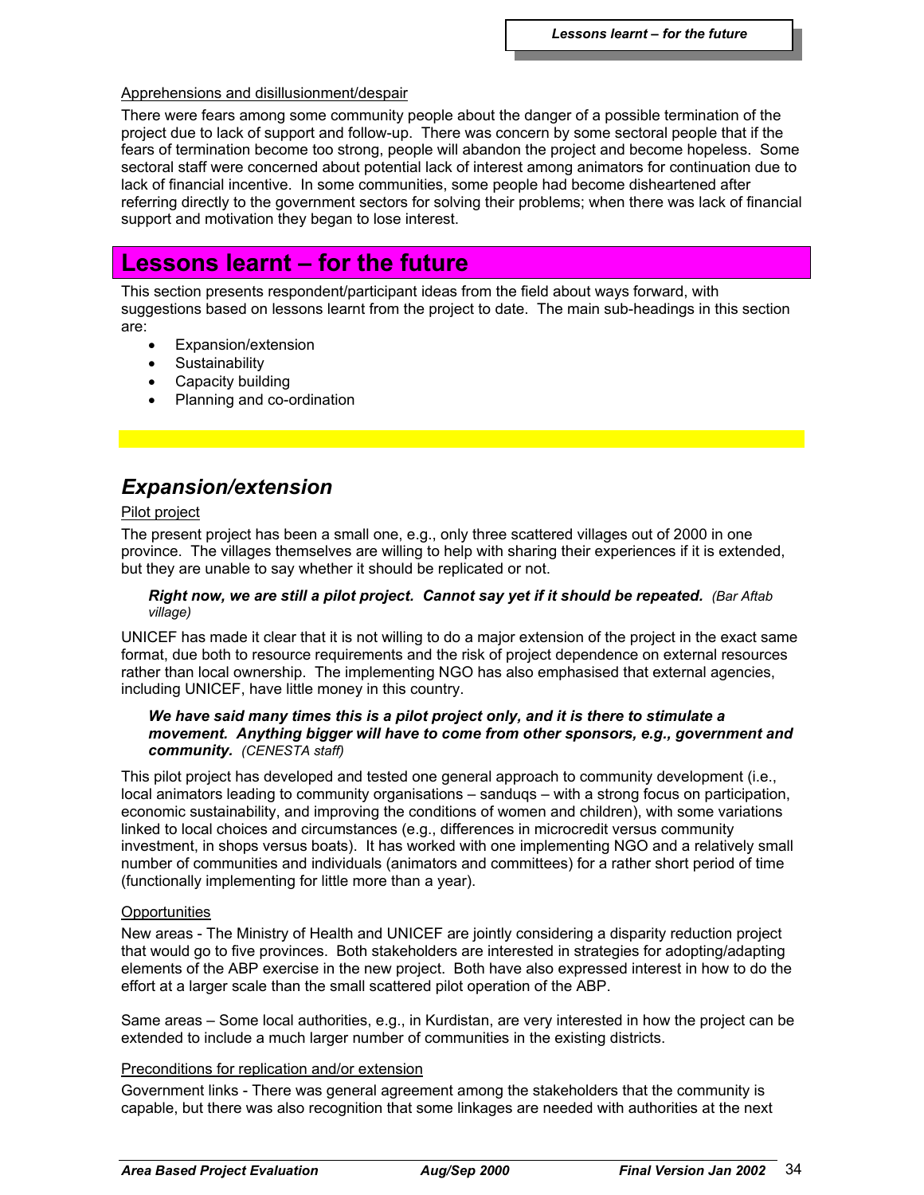Apprehensions and disillusionment/despair

There were fears among some community people about the danger of a possible termination of the project due to lack of support and follow-up. There was concern by some sectoral people that if the fears of termination become too strong, people will abandon the project and become hopeless. Some sectoral staff were concerned about potential lack of interest among animators for continuation due to lack of financial incentive. In some communities, some people had become disheartened after referring directly to the government sectors for solving their problems; when there was lack of financial support and motivation they began to lose interest.

# Lessons learnt – for the future

This section presents respondent/participant ideas from the field about ways forward, with suggestions based on lessons learnt from the project to date. The main sub-headings in this section are:

- Expansion/extension
- Sustainability
- Capacity building
- Planning and co-ordination

## *Expansion/extension*

Pilot project

The present project has been a small one, e.g., only three scattered villages out of 2000 in one province. The villages themselves are willing to help with sharing their experiences if it is extended, but they are unable to say whether it should be replicated or not.

> ***Right now, we are still a pilot project. Cannot say yet if it should be repeated.*** *(Bar Aftab village)*

UNICEF has made it clear that it is not willing to do a major extension of the project in the exact same format, due both to resource requirements and the risk of project dependence on external resources rather than local ownership. The implementing NGO has also emphasised that external agencies, including UNICEF, have little money in this country.

> ***We have said many times this is a pilot project only, and it is there to stimulate a movement. Anything bigger will have to come from other sponsors, e.g., government and community.*** *(CENESTA staff)*

This pilot project has developed and tested one general approach to community development (i.e., local animators leading to community organisations – sanduqs – with a strong focus on participation, economic sustainability, and improving the conditions of women and children), with some variations linked to local choices and circumstances (e.g., differences in microcredit versus community investment, in shops versus boats). It has worked with one implementing NGO and a relatively small number of communities and individuals (animators and committees) for a rather short period of time (functionally implementing for little more than a year).

Opportunities

New areas - The Ministry of Health and UNICEF are jointly considering a disparity reduction project that would go to five provinces. Both stakeholders are interested in strategies for adopting/adapting elements of the ABP exercise in the new project. Both have also expressed interest in how to do the effort at a larger scale than the small scattered pilot operation of the ABP.

Same areas – Some local authorities, e.g., in Kurdistan, are very interested in how the project can be extended to include a much larger number of communities in the existing districts.

Preconditions for replication and/or extension

Government links - There was general agreement among the stakeholders that the community is capable, but there was also recognition that some linkages are needed with authorities at the next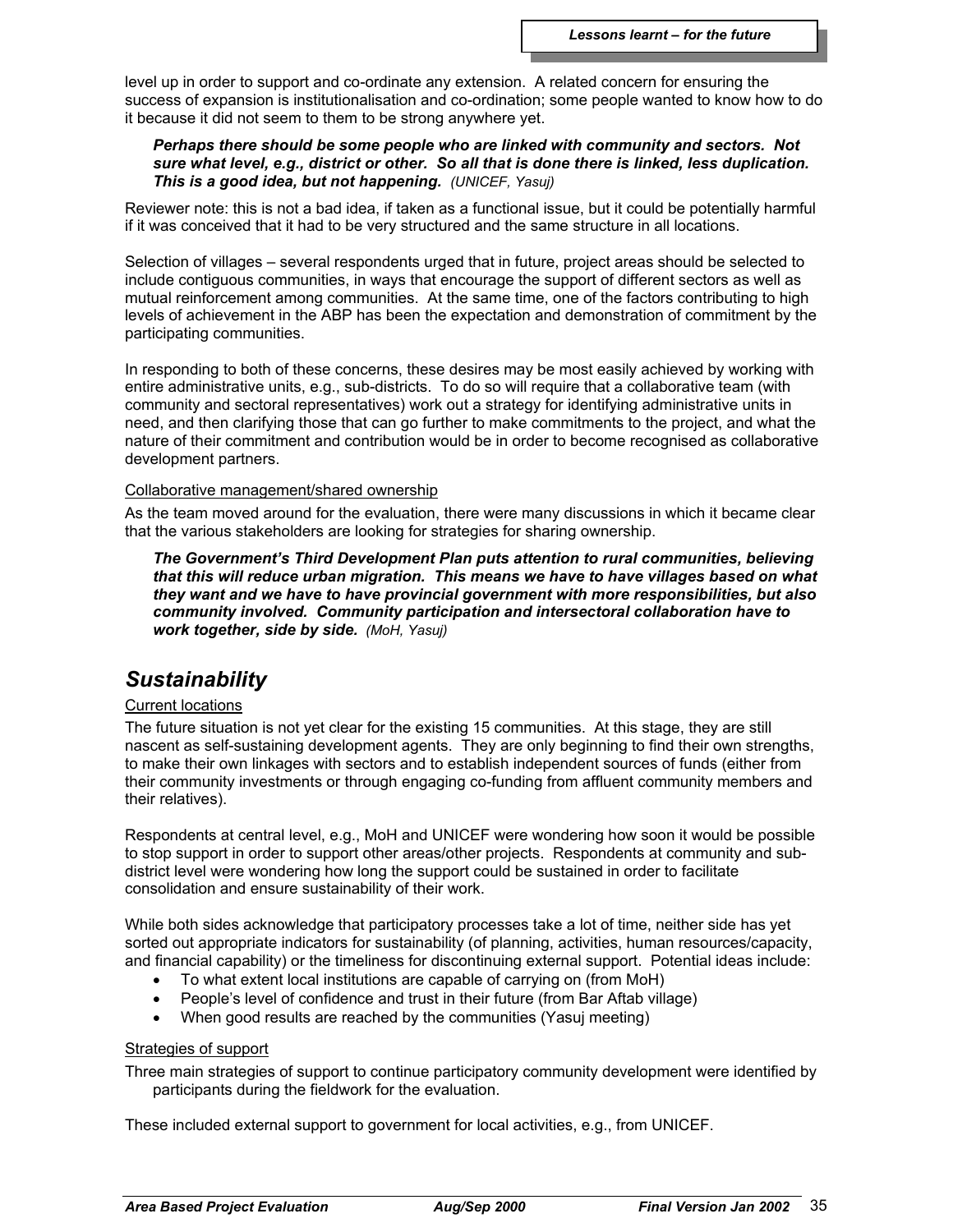level up in order to support and co-ordinate any extension. A related concern for ensuring the success of expansion is institutionalisation and co-ordination; some people wanted to know how to do it because it did not seem to them to be strong anywhere yet.

> ***Perhaps there should be some people who are linked with community and sectors. Not sure what level, e.g., district or other. So all that is done there is linked, less duplication. This is a good idea, but not happening.*** *(UNICEF, Yasuj)*

Reviewer note: this is not a bad idea, if taken as a functional issue, but it could be potentially harmful if it was conceived that it had to be very structured and the same structure in all locations.

Selection of villages – several respondents urged that in future, project areas should be selected to include contiguous communities, in ways that encourage the support of different sectors as well as mutual reinforcement among communities. At the same time, one of the factors contributing to high levels of achievement in the ABP has been the expectation and demonstration of commitment by the participating communities.

In responding to both of these concerns, these desires may be most easily achieved by working with entire administrative units, e.g., sub-districts. To do so will require that a collaborative team (with community and sectoral representatives) work out a strategy for identifying administrative units in need, and then clarifying those that can go further to make commitments to the project, and what the nature of their commitment and contribution would be in order to become recognised as collaborative development partners.

Collaborative management/shared ownership

As the team moved around for the evaluation, there were many discussions in which it became clear that the various stakeholders are looking for strategies for sharing ownership.

> ***The Government's Third Development Plan puts attention to rural communities, believing that this will reduce urban migration. This means we have to have villages based on what they want and we have to have provincial government with more responsibilities, but also community involved. Community participation and intersectoral collaboration have to work together, side by side.*** *(MoH, Yasuj)*

## *Sustainability*

Current locations

The future situation is not yet clear for the existing 15 communities. At this stage, they are still nascent as self-sustaining development agents. They are only beginning to find their own strengths, to make their own linkages with sectors and to establish independent sources of funds (either from their community investments or through engaging co-funding from affluent community members and their relatives).

Respondents at central level, e.g., MoH and UNICEF were wondering how soon it would be possible to stop support in order to support other areas/other projects. Respondents at community and sub-district level were wondering how long the support could be sustained in order to facilitate consolidation and ensure sustainability of their work.

While both sides acknowledge that participatory processes take a lot of time, neither side has yet sorted out appropriate indicators for sustainability (of planning, activities, human resources/capacity, and financial capability) or the timeliness for discontinuing external support. Potential ideas include:

- To what extent local institutions are capable of carrying on (from MoH)
- People's level of confidence and trust in their future (from Bar Aftab village)
- When good results are reached by the communities (Yasuj meeting)

Strategies of support

Three main strategies of support to continue participatory community development were identified by participants during the fieldwork for the evaluation.

These included external support to government for local activities, e.g., from UNICEF.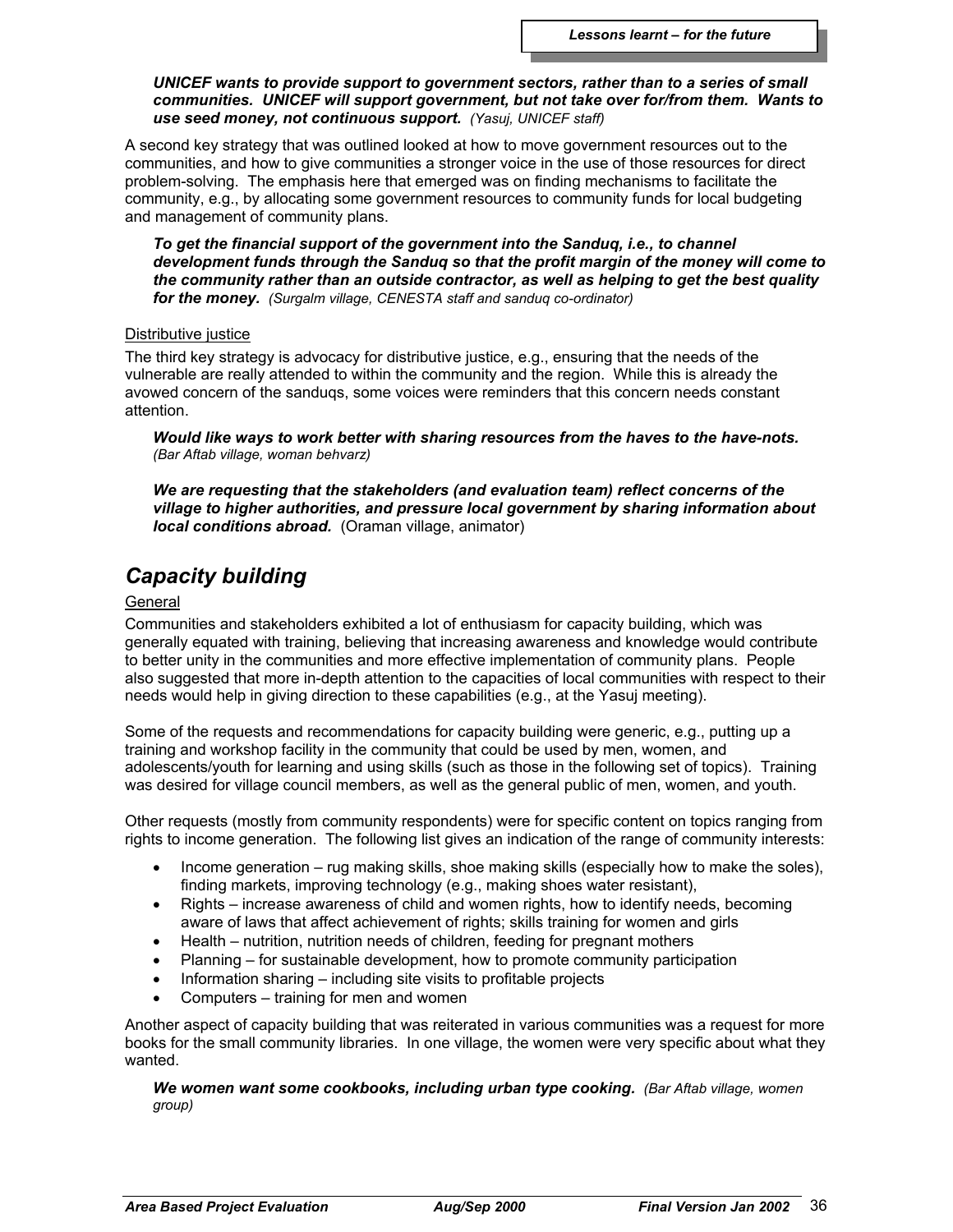***UNICEF wants to provide support to government sectors, rather than to a series of small communities. UNICEF will support government, but not take over for/from them. Wants to use seed money, not continuous support.*** *(Yasuj, UNICEF staff)*

A second key strategy that was outlined looked at how to move government resources out to the communities, and how to give communities a stronger voice in the use of those resources for direct problem-solving. The emphasis here that emerged was on finding mechanisms to facilitate the community, e.g., by allocating some government resources to community funds for local budgeting and management of community plans.

***To get the financial support of the government into the Sanduq, i.e., to channel development funds through the Sanduq so that the profit margin of the money will come to the community rather than an outside contractor, as well as helping to get the best quality for the money.*** *(Surgalm village, CENESTA staff and sanduq co-ordinator)*

Distributive justice

The third key strategy is advocacy for distributive justice, e.g., ensuring that the needs of the vulnerable are really attended to within the community and the region. While this is already the avowed concern of the sanduqs, some voices were reminders that this concern needs constant attention.

***Would like ways to work better with sharing resources from the haves to the have-nots.*** *(Bar Aftab village, woman behvarz)*

***We are requesting that the stakeholders (and evaluation team) reflect concerns of the village to higher authorities, and pressure local government by sharing information about local conditions abroad.*** (Oraman village, animator)

## *Capacity building*

General

Communities and stakeholders exhibited a lot of enthusiasm for capacity building, which was generally equated with training, believing that increasing awareness and knowledge would contribute to better unity in the communities and more effective implementation of community plans. People also suggested that more in-depth attention to the capacities of local communities with respect to their needs would help in giving direction to these capabilities (e.g., at the Yasuj meeting).

Some of the requests and recommendations for capacity building were generic, e.g., putting up a training and workshop facility in the community that could be used by men, women, and adolescents/youth for learning and using skills (such as those in the following set of topics). Training was desired for village council members, as well as the general public of men, women, and youth.

Other requests (mostly from community respondents) were for specific content on topics ranging from rights to income generation. The following list gives an indication of the range of community interests:

- Income generation – rug making skills, shoe making skills (especially how to make the soles), finding markets, improving technology (e.g., making shoes water resistant),
- Rights – increase awareness of child and women rights, how to identify needs, becoming aware of laws that affect achievement of rights; skills training for women and girls
- Health – nutrition, nutrition needs of children, feeding for pregnant mothers
- Planning – for sustainable development, how to promote community participation
- Information sharing – including site visits to profitable projects
- Computers – training for men and women

Another aspect of capacity building that was reiterated in various communities was a request for more books for the small community libraries. In one village, the women were very specific about what they wanted.

***We women want some cookbooks, including urban type cooking.*** *(Bar Aftab village, women group)*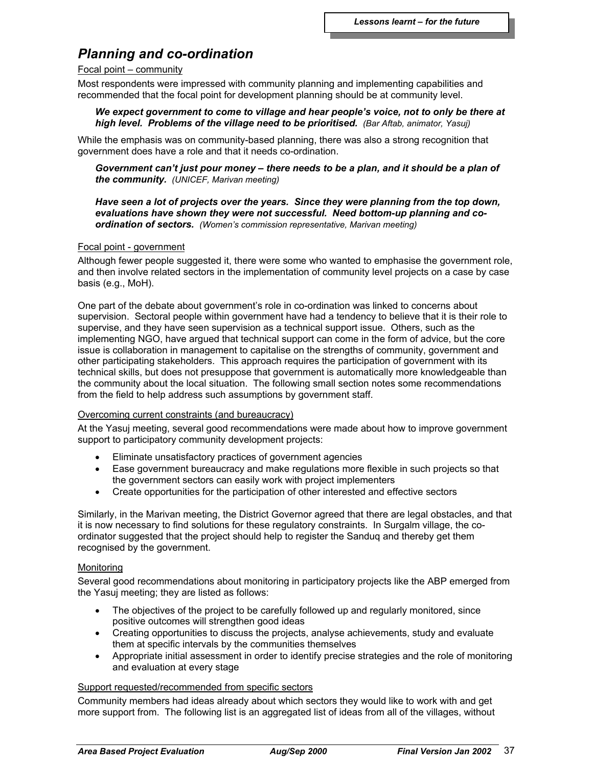## Planning and co-ordination

Focal point – community

Most respondents were impressed with community planning and implementing capabilities and recommended that the focal point for development planning should be at community level.

> ***We expect government to come to village and hear people's voice, not to only be there at high level. Problems of the village need to be prioritised.*** *(Bar Aftab, animator, Yasuj)*

While the emphasis was on community-based planning, there was also a strong recognition that government does have a role and that it needs co-ordination.

> ***Government can't just pour money – there needs to be a plan, and it should be a plan of the community.*** *(UNICEF, Marivan meeting)*

> ***Have seen a lot of projects over the years. Since they were planning from the top down, evaluations have shown they were not successful. Need bottom-up planning and co-ordination of sectors.*** *(Women's commission representative, Marivan meeting)*

Focal point - government

Although fewer people suggested it, there were some who wanted to emphasise the government role, and then involve related sectors in the implementation of community level projects on a case by case basis (e.g., MoH).

One part of the debate about government's role in co-ordination was linked to concerns about supervision. Sectoral people within government have had a tendency to believe that it is their role to supervise, and they have seen supervision as a technical support issue. Others, such as the implementing NGO, have argued that technical support can come in the form of advice, but the core issue is collaboration in management to capitalise on the strengths of community, government and other participating stakeholders. This approach requires the participation of government with its technical skills, but does not presuppose that government is automatically more knowledgeable than the community about the local situation. The following small section notes some recommendations from the field to help address such assumptions by government staff.

Overcoming current constraints (and bureaucracy)

At the Yasuj meeting, several good recommendations were made about how to improve government support to participatory community development projects:

- Eliminate unsatisfactory practices of government agencies
- Ease government bureaucracy and make regulations more flexible in such projects so that the government sectors can easily work with project implementers
- Create opportunities for the participation of other interested and effective sectors

Similarly, in the Marivan meeting, the District Governor agreed that there are legal obstacles, and that it is now necessary to find solutions for these regulatory constraints. In Surgalm village, the co-ordinator suggested that the project should help to register the Sanduq and thereby get them recognised by the government.

Monitoring

Several good recommendations about monitoring in participatory projects like the ABP emerged from the Yasuj meeting; they are listed as follows:

- The objectives of the project to be carefully followed up and regularly monitored, since positive outcomes will strengthen good ideas
- Creating opportunities to discuss the projects, analyse achievements, study and evaluate them at specific intervals by the communities themselves
- Appropriate initial assessment in order to identify precise strategies and the role of monitoring and evaluation at every stage

Support requested/recommended from specific sectors

Community members had ideas already about which sectors they would like to work with and get more support from. The following list is an aggregated list of ideas from all of the villages, without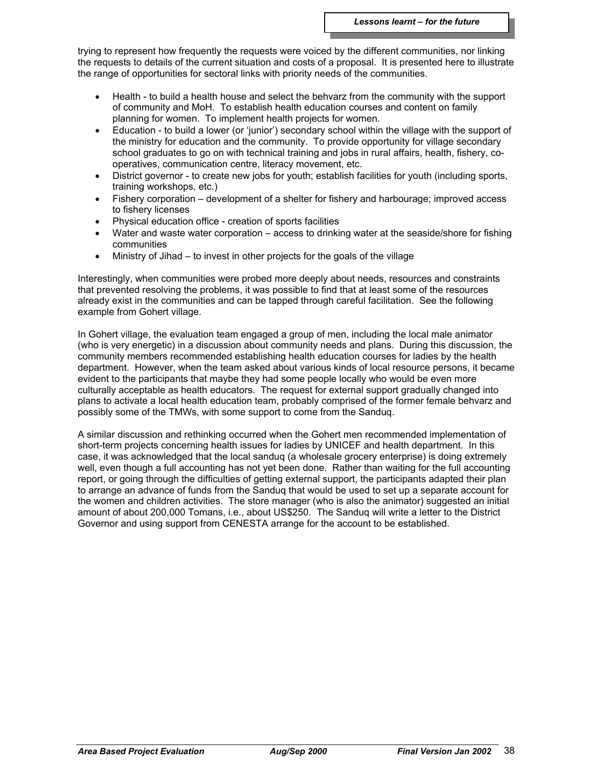trying to represent how frequently the requests were voiced by the different communities, nor linking the requests to details of the current situation and costs of a proposal. It is presented here to illustrate the range of opportunities for sectoral links with priority needs of the communities.

- Health - to build a health house and select the behvarz from the community with the support of community and MoH. To establish health education courses and content on family planning for women. To implement health projects for women.
- Education - to build a lower (or 'junior') secondary school within the village with the support of the ministry for education and the community. To provide opportunity for village secondary school graduates to go on with technical training and jobs in rural affairs, health, fishery, co-operatives, communication centre, literacy movement, etc.
- District governor - to create new jobs for youth; establish facilities for youth (including sports, training workshops, etc.)
- Fishery corporation – development of a shelter for fishery and harbourage; improved access to fishery licenses
- Physical education office - creation of sports facilities
- Water and waste water corporation – access to drinking water at the seaside/shore for fishing communities
- Ministry of Jihad – to invest in other projects for the goals of the village

Interestingly, when communities were probed more deeply about needs, resources and constraints that prevented resolving the problems, it was possible to find that at least some of the resources already exist in the communities and can be tapped through careful facilitation. See the following example from Gohert village.

In Gohert village, the evaluation team engaged a group of men, including the local male animator (who is very energetic) in a discussion about community needs and plans. During this discussion, the community members recommended establishing health education courses for ladies by the health department. However, when the team asked about various kinds of local resource persons, it became evident to the participants that maybe they had some people locally who would be even more culturally acceptable as health educators. The request for external support gradually changed into plans to activate a local health education team, probably comprised of the former female behvarz and possibly some of the TMWs, with some support to come from the Sanduq.

A similar discussion and rethinking occurred when the Gohert men recommended implementation of short-term projects concerning health issues for ladies by UNICEF and health department. In this case, it was acknowledged that the local sanduq (a wholesale grocery enterprise) is doing extremely well, even though a full accounting has not yet been done. Rather than waiting for the full accounting report, or going through the difficulties of getting external support, the participants adapted their plan to arrange an advance of funds from the Sanduq that would be used to set up a separate account for the women and children activities. The store manager (who is also the animator) suggested an initial amount of about 200,000 Tomans, i.e., about US$250. The Sanduq will write a letter to the District Governor and using support from CENESTA arrange for the account to be established.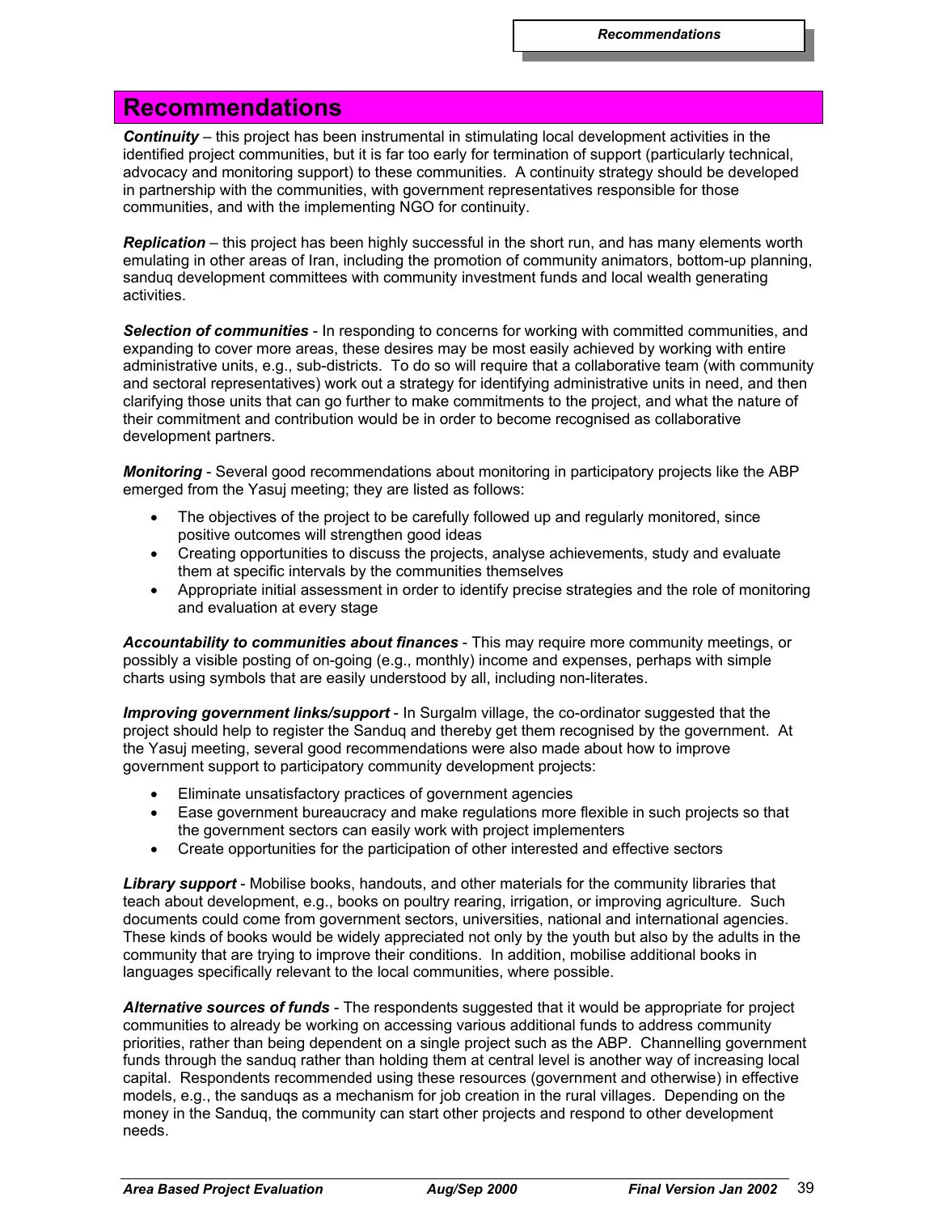# Recommendations

***Continuity*** – this project has been instrumental in stimulating local development activities in the identified project communities, but it is far too early for termination of support (particularly technical, advocacy and monitoring support) to these communities. A continuity strategy should be developed in partnership with the communities, with government representatives responsible for those communities, and with the implementing NGO for continuity.

***Replication*** – this project has been highly successful in the short run, and has many elements worth emulating in other areas of Iran, including the promotion of community animators, bottom-up planning, sanduq development committees with community investment funds and local wealth generating activities.

***Selection of communities*** - In responding to concerns for working with committed communities, and expanding to cover more areas, these desires may be most easily achieved by working with entire administrative units, e.g., sub-districts. To do so will require that a collaborative team (with community and sectoral representatives) work out a strategy for identifying administrative units in need, and then clarifying those units that can go further to make commitments to the project, and what the nature of their commitment and contribution would be in order to become recognised as collaborative development partners.

***Monitoring*** - Several good recommendations about monitoring in participatory projects like the ABP emerged from the Yasuj meeting; they are listed as follows:

- The objectives of the project to be carefully followed up and regularly monitored, since positive outcomes will strengthen good ideas
- Creating opportunities to discuss the projects, analyse achievements, study and evaluate them at specific intervals by the communities themselves
- Appropriate initial assessment in order to identify precise strategies and the role of monitoring and evaluation at every stage

***Accountability to communities about finances*** - This may require more community meetings, or possibly a visible posting of on-going (e.g., monthly) income and expenses, perhaps with simple charts using symbols that are easily understood by all, including non-literates.

***Improving government links/support*** - In Surgalm village, the co-ordinator suggested that the project should help to register the Sanduq and thereby get them recognised by the government. At the Yasuj meeting, several good recommendations were also made about how to improve government support to participatory community development projects:

- Eliminate unsatisfactory practices of government agencies
- Ease government bureaucracy and make regulations more flexible in such projects so that the government sectors can easily work with project implementers
- Create opportunities for the participation of other interested and effective sectors

***Library support*** - Mobilise books, handouts, and other materials for the community libraries that teach about development, e.g., books on poultry rearing, irrigation, or improving agriculture. Such documents could come from government sectors, universities, national and international agencies. These kinds of books would be widely appreciated not only by the youth but also by the adults in the community that are trying to improve their conditions. In addition, mobilise additional books in languages specifically relevant to the local communities, where possible.

***Alternative sources of funds*** - The respondents suggested that it would be appropriate for project communities to already be working on accessing various additional funds to address community priorities, rather than being dependent on a single project such as the ABP. Channelling government funds through the sanduq rather than holding them at central level is another way of increasing local capital. Respondents recommended using these resources (government and otherwise) in effective models, e.g., the sanduqs as a mechanism for job creation in the rural villages. Depending on the money in the Sanduq, the community can start other projects and respond to other development needs.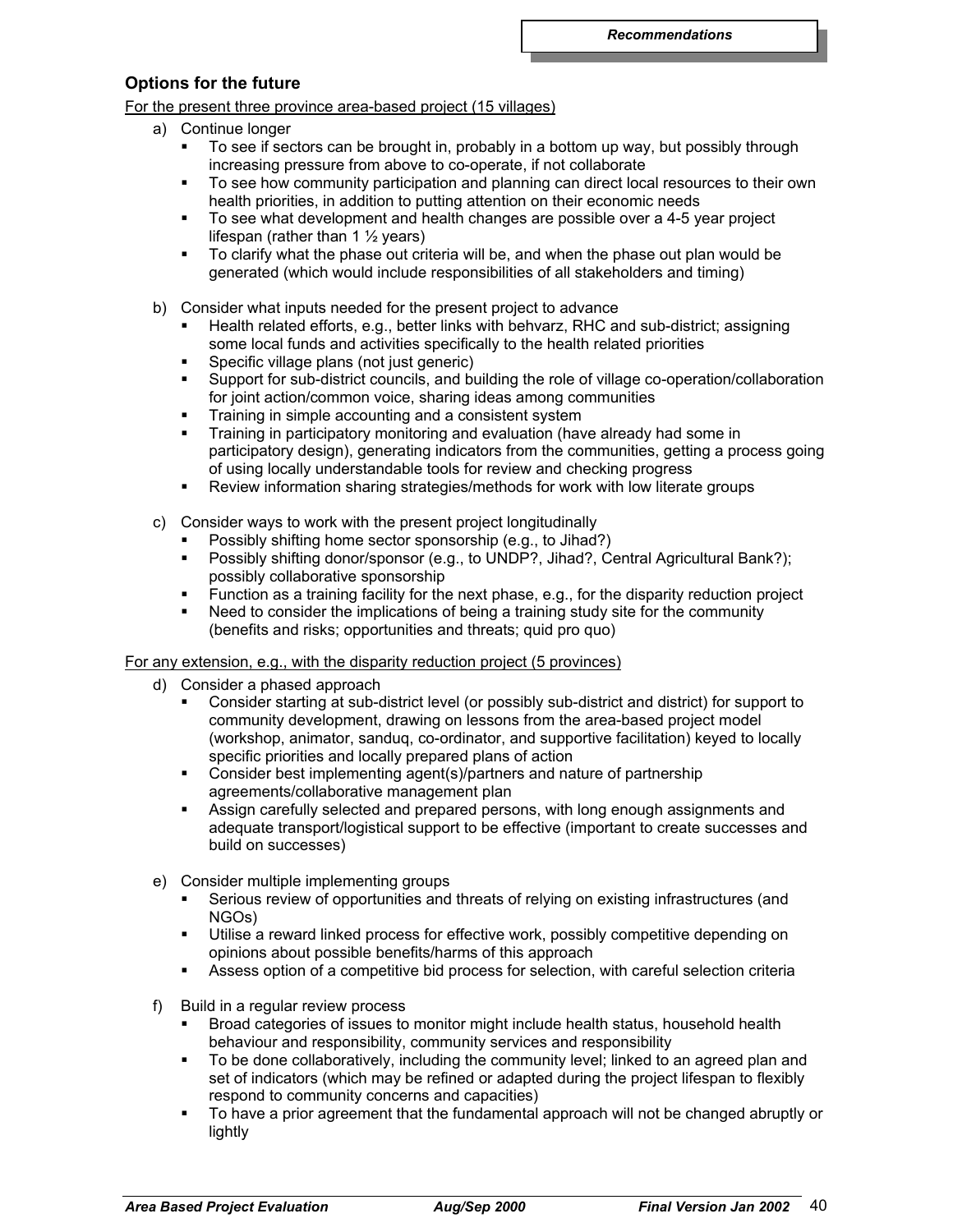## Options for the future

For the present three province area-based project (15 villages)

a) Continue longer
   - To see if sectors can be brought in, probably in a bottom up way, but possibly through increasing pressure from above to co-operate, if not collaborate
   - To see how community participation and planning can direct local resources to their own health priorities, in addition to putting attention on their economic needs
   - To see what development and health changes are possible over a 4-5 year project lifespan (rather than 1 ½ years)
   - To clarify what the phase out criteria will be, and when the phase out plan would be generated (which would include responsibilities of all stakeholders and timing)

b) Consider what inputs needed for the present project to advance
   - Health related efforts, e.g., better links with behvarz, RHC and sub-district; assigning some local funds and activities specifically to the health related priorities
   - Specific village plans (not just generic)
   - Support for sub-district councils, and building the role of village co-operation/collaboration for joint action/common voice, sharing ideas among communities
   - Training in simple accounting and a consistent system
   - Training in participatory monitoring and evaluation (have already had some in participatory design), generating indicators from the communities, getting a process going of using locally understandable tools for review and checking progress
   - Review information sharing strategies/methods for work with low literate groups

c) Consider ways to work with the present project longitudinally
   - Possibly shifting home sector sponsorship (e.g., to Jihad?)
   - Possibly shifting donor/sponsor (e.g., to UNDP?, Jihad?, Central Agricultural Bank?); possibly collaborative sponsorship
   - Function as a training facility for the next phase, e.g., for the disparity reduction project
   - Need to consider the implications of being a training study site for the community (benefits and risks; opportunities and threats; quid pro quo)

For any extension, e.g., with the disparity reduction project (5 provinces)

d) Consider a phased approach
   - Consider starting at sub-district level (or possibly sub-district and district) for support to community development, drawing on lessons from the area-based project model (workshop, animator, sanduq, co-ordinator, and supportive facilitation) keyed to locally specific priorities and locally prepared plans of action
   - Consider best implementing agent(s)/partners and nature of partnership agreements/collaborative management plan
   - Assign carefully selected and prepared persons, with long enough assignments and adequate transport/logistical support to be effective (important to create successes and build on successes)

e) Consider multiple implementing groups
   - Serious review of opportunities and threats of relying on existing infrastructures (and NGOs)
   - Utilise a reward linked process for effective work, possibly competitive depending on opinions about possible benefits/harms of this approach
   - Assess option of a competitive bid process for selection, with careful selection criteria

f) Build in a regular review process
   - Broad categories of issues to monitor might include health status, household health behaviour and responsibility, community services and responsibility
   - To be done collaboratively, including the community level; linked to an agreed plan and set of indicators (which may be refined or adapted during the project lifespan to flexibly respond to community concerns and capacities)
   - To have a prior agreement that the fundamental approach will not be changed abruptly or lightly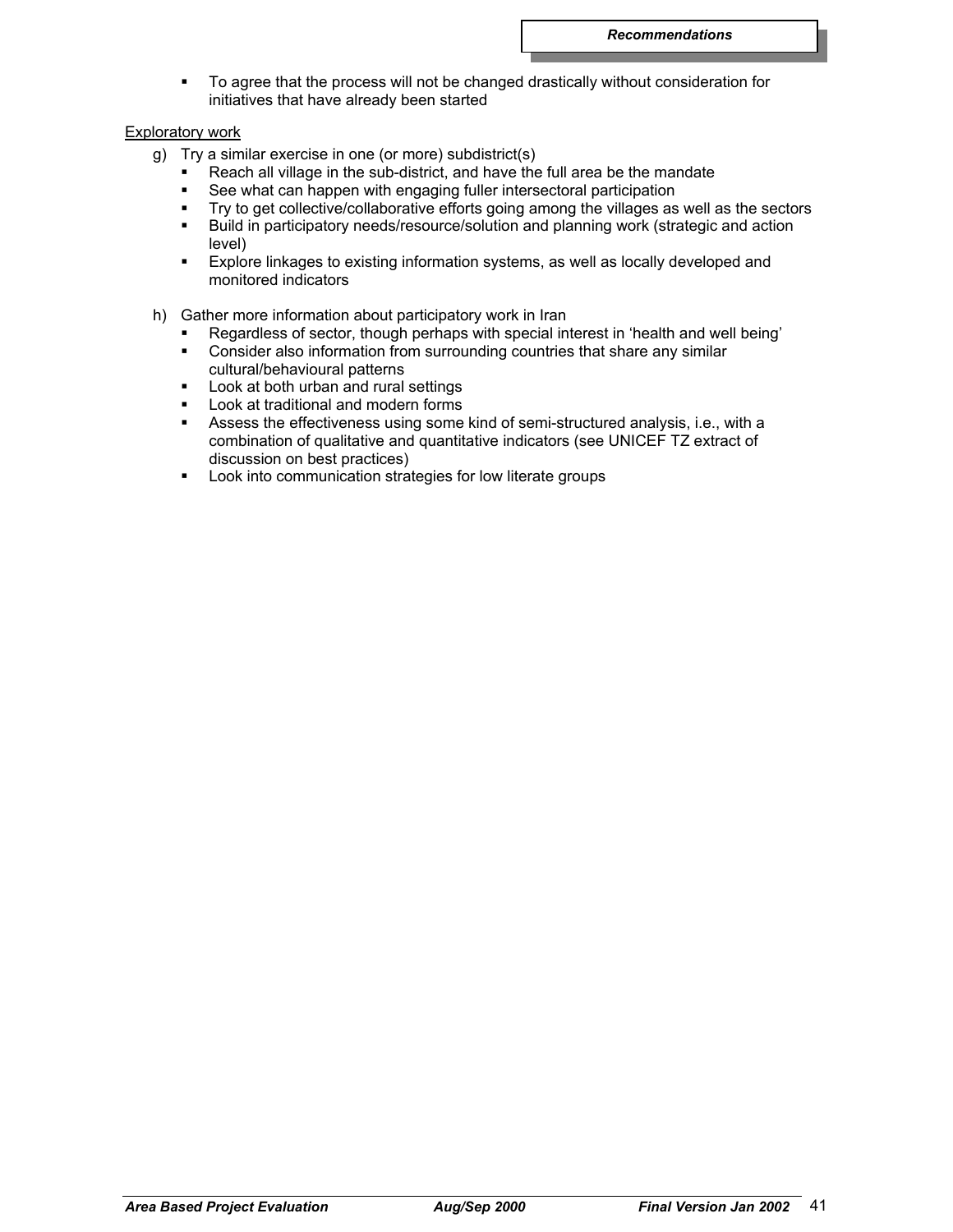- To agree that the process will not be changed drastically without consideration for initiatives that have already been started

Exploratory work

g) Try a similar exercise in one (or more) subdistrict(s)
   - Reach all village in the sub-district, and have the full area be the mandate
   - See what can happen with engaging fuller intersectoral participation
   - Try to get collective/collaborative efforts going among the villages as well as the sectors
   - Build in participatory needs/resource/solution and planning work (strategic and action level)
   - Explore linkages to existing information systems, as well as locally developed and monitored indicators

h) Gather more information about participatory work in Iran
   - Regardless of sector, though perhaps with special interest in 'health and well being'
   - Consider also information from surrounding countries that share any similar cultural/behavioural patterns
   - Look at both urban and rural settings
   - Look at traditional and modern forms
   - Assess the effectiveness using some kind of semi-structured analysis, i.e., with a combination of qualitative and quantitative indicators (see UNICEF TZ extract of discussion on best practices)
   - Look into communication strategies for low literate groups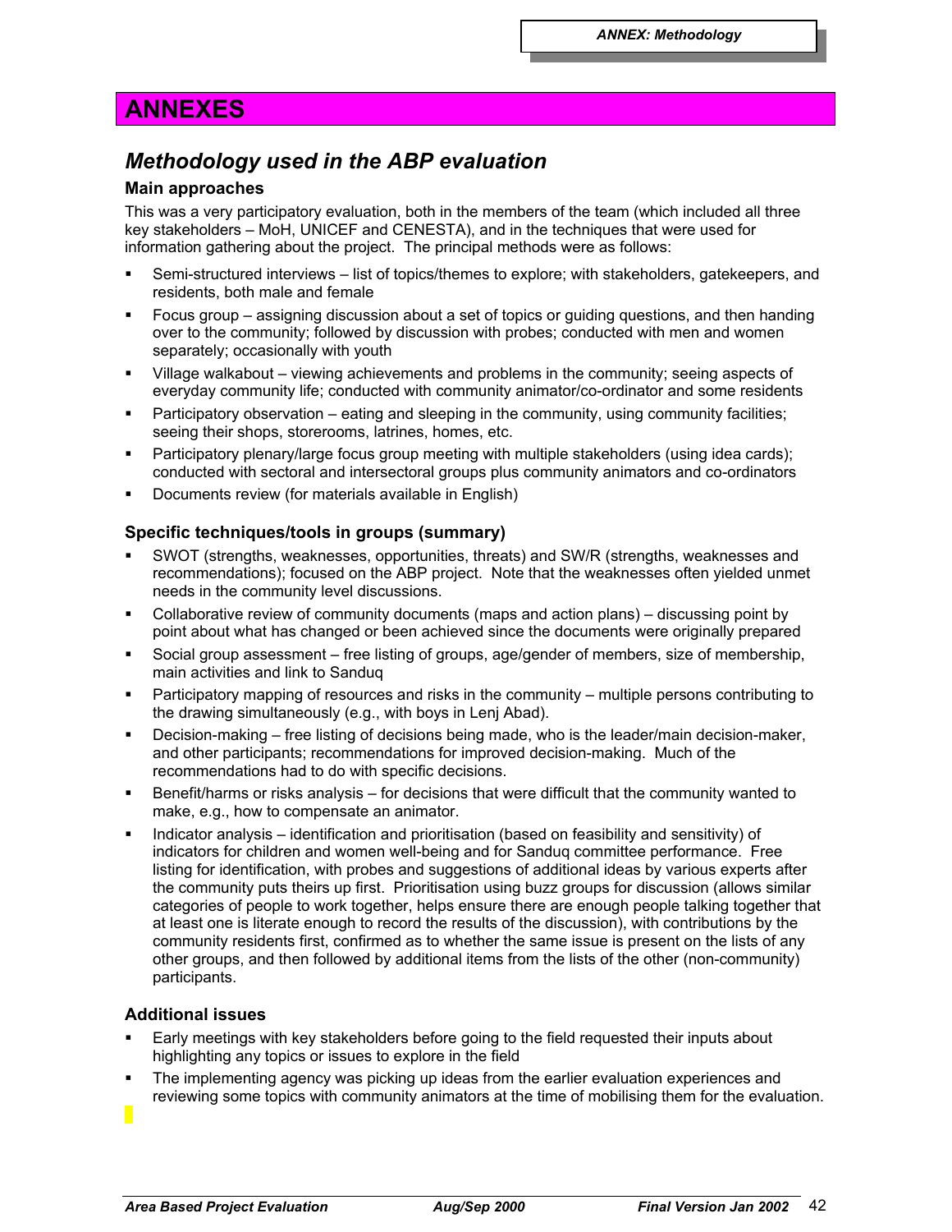# ANNEXES

## *Methodology used in the ABP evaluation*

### Main approaches

This was a very participatory evaluation, both in the members of the team (which included all three key stakeholders – MoH, UNICEF and CENESTA), and in the techniques that were used for information gathering about the project. The principal methods were as follows:

- Semi-structured interviews – list of topics/themes to explore; with stakeholders, gatekeepers, and residents, both male and female
- Focus group – assigning discussion about a set of topics or guiding questions, and then handing over to the community; followed by discussion with probes; conducted with men and women separately; occasionally with youth
- Village walkabout – viewing achievements and problems in the community; seeing aspects of everyday community life; conducted with community animator/co-ordinator and some residents
- Participatory observation – eating and sleeping in the community, using community facilities; seeing their shops, storerooms, latrines, homes, etc.
- Participatory plenary/large focus group meeting with multiple stakeholders (using idea cards); conducted with sectoral and intersectoral groups plus community animators and co-ordinators
- Documents review (for materials available in English)

### Specific techniques/tools in groups (summary)

- SWOT (strengths, weaknesses, opportunities, threats) and SW/R (strengths, weaknesses and recommendations); focused on the ABP project. Note that the weaknesses often yielded unmet needs in the community level discussions.
- Collaborative review of community documents (maps and action plans) – discussing point by point about what has changed or been achieved since the documents were originally prepared
- Social group assessment – free listing of groups, age/gender of members, size of membership, main activities and link to Sanduq
- Participatory mapping of resources and risks in the community – multiple persons contributing to the drawing simultaneously (e.g., with boys in Lenj Abad).
- Decision-making – free listing of decisions being made, who is the leader/main decision-maker, and other participants; recommendations for improved decision-making. Much of the recommendations had to do with specific decisions.
- Benefit/harms or risks analysis – for decisions that were difficult that the community wanted to make, e.g., how to compensate an animator.
- Indicator analysis – identification and prioritisation (based on feasibility and sensitivity) of indicators for children and women well-being and for Sanduq committee performance. Free listing for identification, with probes and suggestions of additional ideas by various experts after the community puts theirs up first. Prioritisation using buzz groups for discussion (allows similar categories of people to work together, helps ensure there are enough people talking together that at least one is literate enough to record the results of the discussion), with contributions by the community residents first, confirmed as to whether the same issue is present on the lists of any other groups, and then followed by additional items from the lists of the other (non-community) participants.

### Additional issues

- Early meetings with key stakeholders before going to the field requested their inputs about highlighting any topics or issues to explore in the field
- The implementing agency was picking up ideas from the earlier evaluation experiences and reviewing some topics with community animators at the time of mobilising them for the evaluation.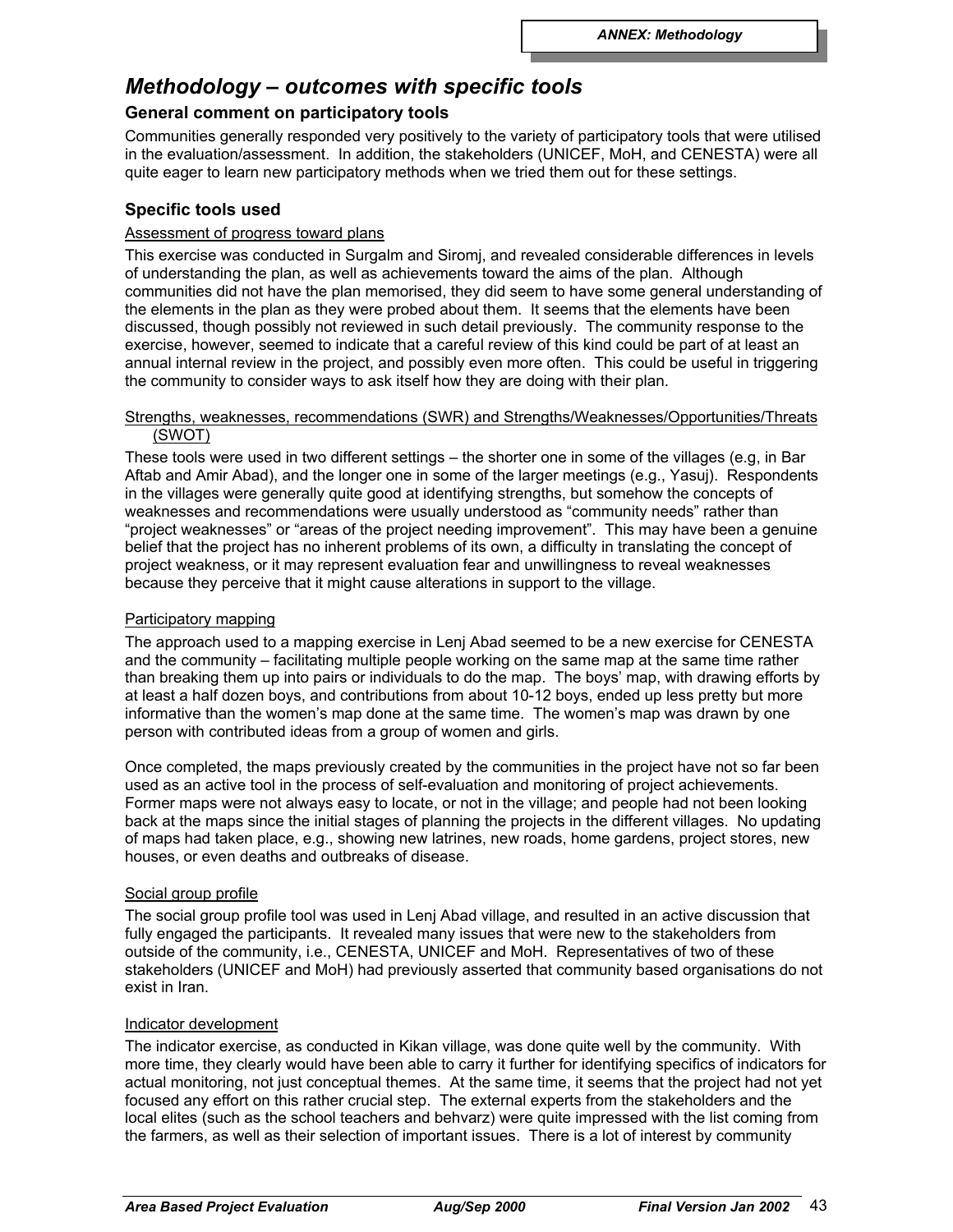# Methodology – outcomes with specific tools

## General comment on participatory tools

Communities generally responded very positively to the variety of participatory tools that were utilised in the evaluation/assessment. In addition, the stakeholders (UNICEF, MoH, and CENESTA) were all quite eager to learn new participatory methods when we tried them out for these settings.

## Specific tools used

### Assessment of progress toward plans

This exercise was conducted in Surgalm and Siromj, and revealed considerable differences in levels of understanding the plan, as well as achievements toward the aims of the plan. Although communities did not have the plan memorised, they did seem to have some general understanding of the elements in the plan as they were probed about them. It seems that the elements have been discussed, though possibly not reviewed in such detail previously. The community response to the exercise, however, seemed to indicate that a careful review of this kind could be part of at least an annual internal review in the project, and possibly even more often. This could be useful in triggering the community to consider ways to ask itself how they are doing with their plan.

### Strengths, weaknesses, recommendations (SWR) and Strengths/Weaknesses/Opportunities/Threats (SWOT)

These tools were used in two different settings – the shorter one in some of the villages (e.g, in Bar Aftab and Amir Abad), and the longer one in some of the larger meetings (e.g., Yasuj). Respondents in the villages were generally quite good at identifying strengths, but somehow the concepts of weaknesses and recommendations were usually understood as "community needs" rather than "project weaknesses" or "areas of the project needing improvement". This may have been a genuine belief that the project has no inherent problems of its own, a difficulty in translating the concept of project weakness, or it may represent evaluation fear and unwillingness to reveal weaknesses because they perceive that it might cause alterations in support to the village.

### Participatory mapping

The approach used to a mapping exercise in Lenj Abad seemed to be a new exercise for CENESTA and the community – facilitating multiple people working on the same map at the same time rather than breaking them up into pairs or individuals to do the map. The boys' map, with drawing efforts by at least a half dozen boys, and contributions from about 10-12 boys, ended up less pretty but more informative than the women's map done at the same time. The women's map was drawn by one person with contributed ideas from a group of women and girls.

Once completed, the maps previously created by the communities in the project have not so far been used as an active tool in the process of self-evaluation and monitoring of project achievements. Former maps were not always easy to locate, or not in the village; and people had not been looking back at the maps since the initial stages of planning the projects in the different villages. No updating of maps had taken place, e.g., showing new latrines, new roads, home gardens, project stores, new houses, or even deaths and outbreaks of disease.

### Social group profile

The social group profile tool was used in Lenj Abad village, and resulted in an active discussion that fully engaged the participants. It revealed many issues that were new to the stakeholders from outside of the community, i.e., CENESTA, UNICEF and MoH. Representatives of two of these stakeholders (UNICEF and MoH) had previously asserted that community based organisations do not exist in Iran.

### Indicator development

The indicator exercise, as conducted in Kikan village, was done quite well by the community. With more time, they clearly would have been able to carry it further for identifying specifics of indicators for actual monitoring, not just conceptual themes. At the same time, it seems that the project had not yet focused any effort on this rather crucial step. The external experts from the stakeholders and the local elites (such as the school teachers and behvarz) were quite impressed with the list coming from the farmers, as well as their selection of important issues. There is a lot of interest by community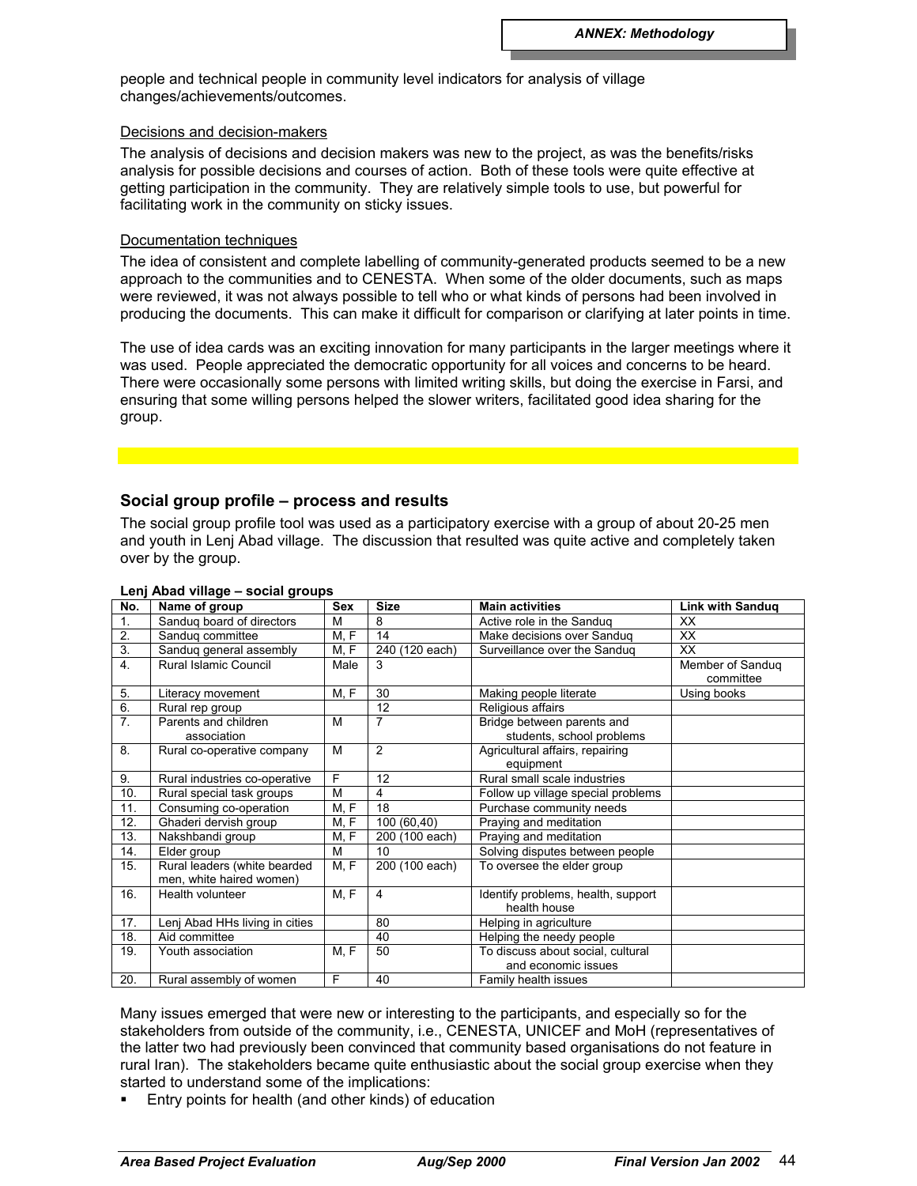people and technical people in community level indicators for analysis of village changes/achievements/outcomes.

Decisions and decision-makers

The analysis of decisions and decision makers was new to the project, as was the benefits/risks analysis for possible decisions and courses of action. Both of these tools were quite effective at getting participation in the community. They are relatively simple tools to use, but powerful for facilitating work in the community on sticky issues.

Documentation techniques

The idea of consistent and complete labelling of community-generated products seemed to be a new approach to the communities and to CENESTA. When some of the older documents, such as maps were reviewed, it was not always possible to tell who or what kinds of persons had been involved in producing the documents. This can make it difficult for comparison or clarifying at later points in time.

The use of idea cards was an exciting innovation for many participants in the larger meetings where it was used. People appreciated the democratic opportunity for all voices and concerns to be heard. There were occasionally some persons with limited writing skills, but doing the exercise in Farsi, and ensuring that some willing persons helped the slower writers, facilitated good idea sharing for the group.

### Social group profile – process and results

The social group profile tool was used as a participatory exercise with a group of about 20-25 men and youth in Lenj Abad village. The discussion that resulted was quite active and completely taken over by the group.

**Lenj Abad village – social groups**

| No. | Name of group | Sex | Size | Main activities | Link with Sanduq |
|---|---|---|---|---|---|
| 1. | Sanduq board of directors | M | 8 | Active role in the Sanduq | XX |
| 2. | Sanduq committee | M, F | 14 | Make decisions over Sanduq | XX |
| 3. | Sanduq general assembly | M, F | 240 (120 each) | Surveillance over the Sanduq | XX |
| 4. | Rural Islamic Council | Male | 3 | | Member of Sanduq committee |
| 5. | Literacy movement | M, F | 30 | Making people literate | Using books |
| 6. | Rural rep group | | 12 | Religious affairs | |
| 7. | Parents and children association | M | 7 | Bridge between parents and students, school problems | |
| 8. | Rural co-operative company | M | 2 | Agricultural affairs, repairing equipment | |
| 9. | Rural industries co-operative | F | 12 | Rural small scale industries | |
| 10. | Rural special task groups | M | 4 | Follow up village special problems | |
| 11. | Consuming co-operation | M, F | 18 | Purchase community needs | |
| 12. | Ghaderi dervish group | M, F | 100 (60,40) | Praying and meditation | |
| 13. | Nakshbandi group | M, F | 200 (100 each) | Praying and meditation | |
| 14. | Elder group | M | 10 | Solving disputes between people | |
| 15. | Rural leaders (white bearded men, white haired women) | M, F | 200 (100 each) | To oversee the elder group | |
| 16. | Health volunteer | M, F | 4 | Identify problems, health, support health house | |
| 17. | Lenj Abad HHs living in cities | | 80 | Helping in agriculture | |
| 18. | Aid committee | | 40 | Helping the needy people | |
| 19. | Youth association | M, F | 50 | To discuss about social, cultural and economic issues | |
| 20. | Rural assembly of women | F | 40 | Family health issues | |

Many issues emerged that were new or interesting to the participants, and especially so for the stakeholders from outside of the community, i.e., CENESTA, UNICEF and MoH (representatives of the latter two had previously been convinced that community based organisations do not feature in rural Iran). The stakeholders became quite enthusiastic about the social group exercise when they started to understand some of the implications:

- Entry points for health (and other kinds) of education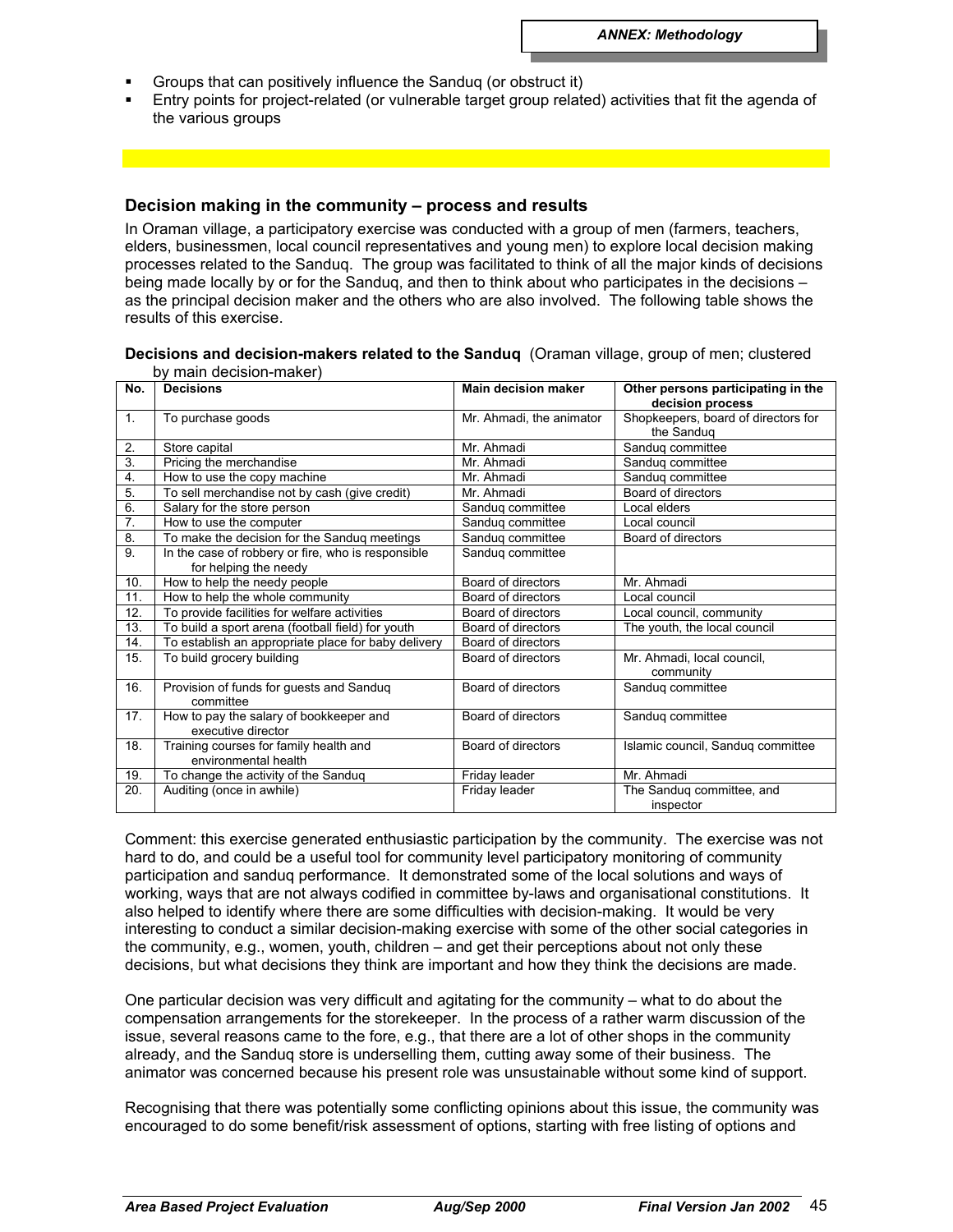- Groups that can positively influence the Sanduq (or obstruct it)
- Entry points for project-related (or vulnerable target group related) activities that fit the agenda of the various groups

### Decision making in the community – process and results

In Oraman village, a participatory exercise was conducted with a group of men (farmers, teachers, elders, businessmen, local council representatives and young men) to explore local decision making processes related to the Sanduq. The group was facilitated to think of all the major kinds of decisions being made locally by or for the Sanduq, and then to think about who participates in the decisions – as the principal decision maker and the others who are also involved. The following table shows the results of this exercise.

**Decisions and decision-makers related to the Sanduq** (Oraman village, group of men; clustered by main decision-maker)

| No. | Decisions | Main decision maker | Other persons participating in the decision process |
|---|---|---|---|
| 1. | To purchase goods | Mr. Ahmadi, the animator | Shopkeepers, board of directors for the Sanduq |
| 2. | Store capital | Mr. Ahmadi | Sanduq committee |
| 3. | Pricing the merchandise | Mr. Ahmadi | Sanduq committee |
| 4. | How to use the copy machine | Mr. Ahmadi | Sanduq committee |
| 5. | To sell merchandise not by cash (give credit) | Mr. Ahmadi | Board of directors |
| 6. | Salary for the store person | Sanduq committee | Local elders |
| 7. | How to use the computer | Sanduq committee | Local council |
| 8. | To make the decision for the Sanduq meetings | Sanduq committee | Board of directors |
| 9. | In the case of robbery or fire, who is responsible for helping the needy | Sanduq committee | |
| 10. | How to help the needy people | Board of directors | Mr. Ahmadi |
| 11. | How to help the whole community | Board of directors | Local council |
| 12. | To provide facilities for welfare activities | Board of directors | Local council, community |
| 13. | To build a sport arena (football field) for youth | Board of directors | The youth, the local council |
| 14. | To establish an appropriate place for baby delivery | Board of directors | |
| 15. | To build grocery building | Board of directors | Mr. Ahmadi, local council, community |
| 16. | Provision of funds for guests and Sanduq committee | Board of directors | Sanduq committee |
| 17. | How to pay the salary of bookkeeper and executive director | Board of directors | Sanduq committee |
| 18. | Training courses for family health and environmental health | Board of directors | Islamic council, Sanduq committee |
| 19. | To change the activity of the Sanduq | Friday leader | Mr. Ahmadi |
| 20. | Auditing (once in awhile) | Friday leader | The Sanduq committee, and inspector |

Comment: this exercise generated enthusiastic participation by the community. The exercise was not hard to do, and could be a useful tool for community level participatory monitoring of community participation and sanduq performance. It demonstrated some of the local solutions and ways of working, ways that are not always codified in committee by-laws and organisational constitutions. It also helped to identify where there are some difficulties with decision-making. It would be very interesting to conduct a similar decision-making exercise with some of the other social categories in the community, e.g., women, youth, children – and get their perceptions about not only these decisions, but what decisions they think are important and how they think the decisions are made.

One particular decision was very difficult and agitating for the community – what to do about the compensation arrangements for the storekeeper. In the process of a rather warm discussion of the issue, several reasons came to the fore, e.g., that there are a lot of other shops in the community already, and the Sanduq store is underselling them, cutting away some of their business. The animator was concerned because his present role was unsustainable without some kind of support.

Recognising that there was potentially some conflicting opinions about this issue, the community was encouraged to do some benefit/risk assessment of options, starting with free listing of options and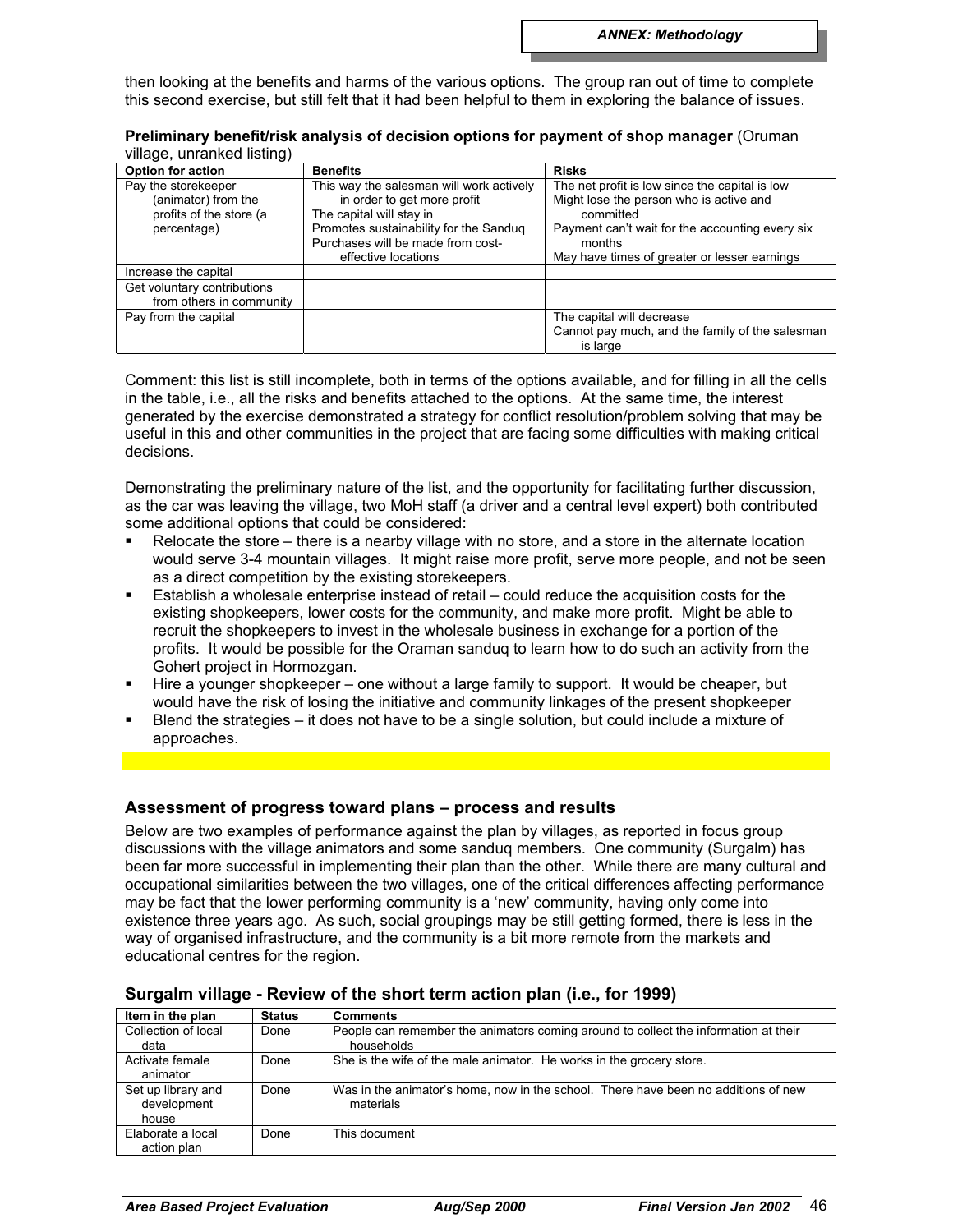then looking at the benefits and harms of the various options. The group ran out of time to complete this second exercise, but still felt that it had been helpful to them in exploring the balance of issues.

**Preliminary benefit/risk analysis of decision options for payment of shop manager** (Oruman village, unranked listing)

| Option for action | Benefits | Risks |
|---|---|---|
| Pay the storekeeper (animator) from the profits of the store (a percentage) | This way the salesman will work actively in order to get more profit<br>The capital will stay in<br>Promotes sustainability for the Sanduq<br>Purchases will be made from cost-effective locations | The net profit is low since the capital is low<br>Might lose the person who is active and committed<br>Payment can't wait for the accounting every six months<br>May have times of greater or lesser earnings |
| Increase the capital | | |
| Get voluntary contributions from others in community | | |
| Pay from the capital | | The capital will decrease<br>Cannot pay much, and the family of the salesman is large |

Comment: this list is still incomplete, both in terms of the options available, and for filling in all the cells in the table, i.e., all the risks and benefits attached to the options. At the same time, the interest generated by the exercise demonstrated a strategy for conflict resolution/problem solving that may be useful in this and other communities in the project that are facing some difficulties with making critical decisions.

Demonstrating the preliminary nature of the list, and the opportunity for facilitating further discussion, as the car was leaving the village, two MoH staff (a driver and a central level expert) both contributed some additional options that could be considered:

- Relocate the store – there is a nearby village with no store, and a store in the alternate location would serve 3-4 mountain villages. It might raise more profit, serve more people, and not be seen as a direct competition by the existing storekeepers.
- Establish a wholesale enterprise instead of retail – could reduce the acquisition costs for the existing shopkeepers, lower costs for the community, and make more profit. Might be able to recruit the shopkeepers to invest in the wholesale business in exchange for a portion of the profits. It would be possible for the Oraman sanduq to learn how to do such an activity from the Gohert project in Hormozgan.
- Hire a younger shopkeeper – one without a large family to support. It would be cheaper, but would have the risk of losing the initiative and community linkages of the present shopkeeper
- Blend the strategies – it does not have to be a single solution, but could include a mixture of approaches.

### Assessment of progress toward plans – process and results

Below are two examples of performance against the plan by villages, as reported in focus group discussions with the village animators and some sanduq members. One community (Surgalm) has been far more successful in implementing their plan than the other. While there are many cultural and occupational similarities between the two villages, one of the critical differences affecting performance may be fact that the lower performing community is a 'new' community, having only come into existence three years ago. As such, social groupings may be still getting formed, there is less in the way of organised infrastructure, and the community is a bit more remote from the markets and educational centres for the region.

**Surgalm village - Review of the short term action plan (i.e., for 1999)**

| Item in the plan | Status | Comments |
|---|---|---|
| Collection of local data | Done | People can remember the animators coming around to collect the information at their households |
| Activate female animator | Done | She is the wife of the male animator. He works in the grocery store. |
| Set up library and development house | Done | Was in the animator's home, now in the school. There have been no additions of new materials |
| Elaborate a local action plan | Done | This document |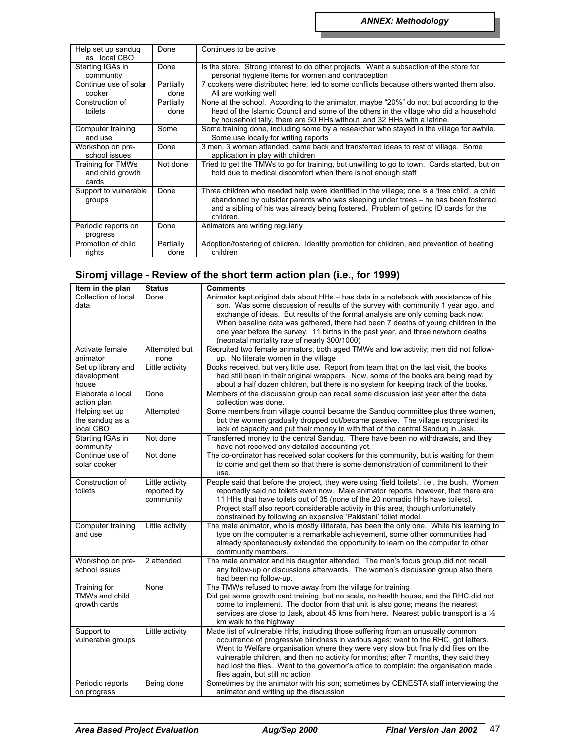| | | |
|---|---|---|
| Help set up sanduq as local CBO | Done | Continues to be active |
| Starting IGAs in community | Done | Is the store. Strong interest to do other projects. Want a subsection of the store for personal hygiene items for women and contraception |
| Continue use of solar cooker | Partially done | 7 cookers were distributed here; led to some conflicts because others wanted them also. All are working well |
| Construction of toilets | Partially done | None at the school. According to the animator, maybe "20%" do not; but according to the head of the Islamic Council and some of the others in the village who did a household by household tally, there are 50 HHs without, and 32 HHs with a latrine. |
| Computer training and use | Some | Some training done, including some by a researcher who stayed in the village for awhile. Some use locally for writing reports |
| Workshop on pre-school issues | Done | 3 men, 3 women attended, came back and transferred ideas to rest of village. Some application in play with children |
| Training for TMWs and child growth cards | Not done | Tried to get the TMWs to go for training, but unwilling to go to town. Cards started, but on hold due to medical discomfort when there is not enough staff |
| Support to vulnerable groups | Done | Three children who needed help were identified in the village; one is a 'tree child', a child abandoned by outsider parents who was sleeping under trees – he has been fostered, and a sibling of his was already being fostered. Problem of getting ID cards for the children. |
| Periodic reports on progress | Done | Animators are writing regularly |
| Promotion of child rights | Partially done | Adoption/fostering of children. Identity promotion for children, and prevention of beating children |

## Siromj village - Review of the short term action plan (i.e., for 1999)

| Item in the plan | Status | Comments |
|---|---|---|
| Collection of local data | Done | Animator kept original data about HHs – has data in a notebook with assistance of his son. Was some discussion of results of the survey with community 1 year ago, and exchange of ideas. But results of the formal analysis are only coming back now. When baseline data was gathered, there had been 7 deaths of young children in the one year before the survey. 11 births in the past year, and three newborn deaths (neonatal mortality rate of nearly 300/1000) |
| Activate female animator | Attempted but none | Recruited two female animators, both aged TMWs and low activity; men did not follow-up. No literate women in the village |
| Set up library and development house | Little activity | Books received, but very little use. Report from team that on the last visit, the books had still been in their original wrappers. Now, some of the books are being read by about a half dozen children, but there is no system for keeping track of the books. |
| Elaborate a local action plan | Done | Members of the discussion group can recall some discussion last year after the data collection was done. |
| Helping set up the sanduq as a local CBO | Attempted | Some members from village council became the Sanduq committee plus three women, but the women gradually dropped out/became passive. The village recognised its lack of capacity and put their money in with that of the central Sanduq in Jask. |
| Starting IGAs in community | Not done | Transferred money to the central Sanduq. There have been no withdrawals, and they have not received any detailed accounting yet. |
| Continue use of solar cooker | Not done | The co-ordinator has received solar cookers for this community, but is waiting for them to come and get them so that there is some demonstration of commitment to their use. |
| Construction of toilets | Little activity reported by community | People said that before the project, they were using 'field toilets', i.e., the bush. Women reportedly said no toilets even now. Male animator reports, however, that there are 11 HHs that have toilets out of 35 (none of the 20 nomadic HHs have toilets). Project staff also report considerable activity in this area, though unfortunately constrained by following an expensive 'Pakistani' toilet model. |
| Computer training and use | Little activity | The male animator, who is mostly illiterate, has been the only one. While his learning to type on the computer is a remarkable achievement, some other communities had already spontaneously extended the opportunity to learn on the computer to other community members. |
| Workshop on pre-school issues | 2 attended | The male animator and his daughter attended. The men's focus group did not recall any follow-up or discussions afterwards. The women's discussion group also there had been no follow-up. |
| Training for TMWs and child growth cards | None | The TMWs refused to move away from the village for training<br>Did get some growth card training, but no scale, no health house, and the RHC did not come to implement. The doctor from that unit is also gone; means the nearest services are close to Jask, about 45 kms from here. Nearest public transport is a ½ km walk to the highway |
| Support to vulnerable groups | Little activity | Made list of vulnerable HHs, including those suffering from an unusually common occurrence of progressive blindness in various ages; went to the RHC, got letters. Went to Welfare organisation where they were very slow but finally did files on the vulnerable children, and then no activity for months; after 7 months, they said they had lost the files. Went to the governor's office to complain; the organisation made files again, but still no action |
| Periodic reports on progress | Being done | Sometimes by the animator with his son; sometimes by CENESTA staff interviewing the animator and writing up the discussion |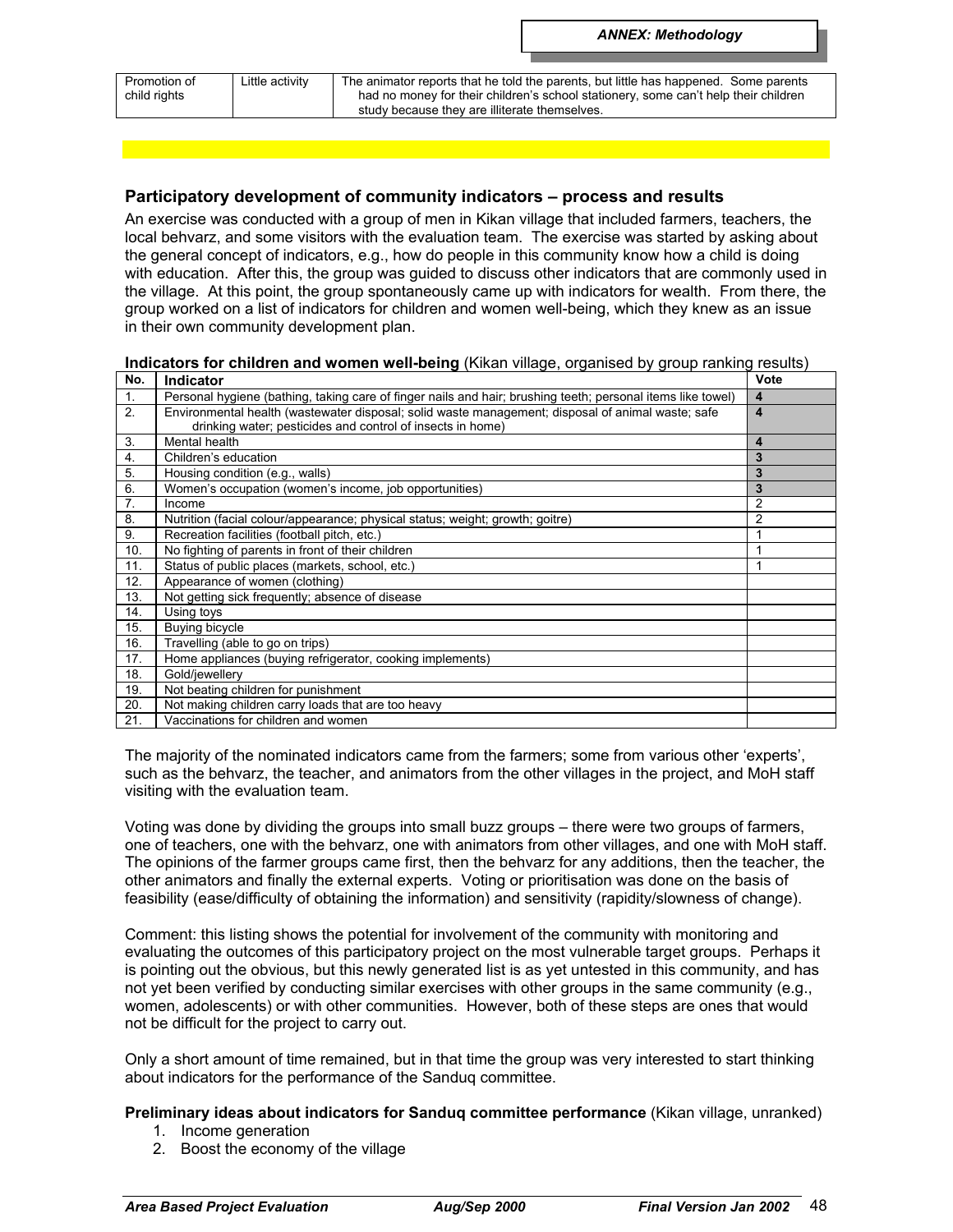| Promotion of child rights | Little activity | The animator reports that he told the parents, but little has happened. Some parents had no money for their children's school stationery, some can't help their children study because they are illiterate themselves. |
|---|---|---|

## Participatory development of community indicators – process and results

An exercise was conducted with a group of men in Kikan village that included farmers, teachers, the local behvarz, and some visitors with the evaluation team. The exercise was started by asking about the general concept of indicators, e.g., how do people in this community know how a child is doing with education. After this, the group was guided to discuss other indicators that are commonly used in the village. At this point, the group spontaneously came up with indicators for wealth. From there, the group worked on a list of indicators for children and women well-being, which they knew as an issue in their own community development plan.

**Indicators for children and women well-being** (Kikan village, organised by group ranking results)

| No. | Indicator | Vote |
|---|---|---|
| 1. | Personal hygiene (bathing, taking care of finger nails and hair; brushing teeth; personal items like towel) | 4 |
| 2. | Environmental health (wastewater disposal; solid waste management; disposal of animal waste; safe drinking water; pesticides and control of insects in home) | 4 |
| 3. | Mental health | 4 |
| 4. | Children's education | 3 |
| 5. | Housing condition (e.g., walls) | 3 |
| 6. | Women's occupation (women's income, job opportunities) | 3 |
| 7. | Income | 2 |
| 8. | Nutrition (facial colour/appearance; physical status; weight; growth; goitre) | 2 |
| 9. | Recreation facilities (football pitch, etc.) | 1 |
| 10. | No fighting of parents in front of their children | 1 |
| 11. | Status of public places (markets, school, etc.) | 1 |
| 12. | Appearance of women (clothing) | |
| 13. | Not getting sick frequently; absence of disease | |
| 14. | Using toys | |
| 15. | Buying bicycle | |
| 16. | Travelling (able to go on trips) | |
| 17. | Home appliances (buying refrigerator, cooking implements) | |
| 18. | Gold/jewellery | |
| 19. | Not beating children for punishment | |
| 20. | Not making children carry loads that are too heavy | |
| 21. | Vaccinations for children and women | |

The majority of the nominated indicators came from the farmers; some from various other 'experts', such as the behvarz, the teacher, and animators from the other villages in the project, and MoH staff visiting with the evaluation team.

Voting was done by dividing the groups into small buzz groups – there were two groups of farmers, one of teachers, one with the behvarz, one with animators from other villages, and one with MoH staff. The opinions of the farmer groups came first, then the behvarz for any additions, then the teacher, the other animators and finally the external experts. Voting or prioritisation was done on the basis of feasibility (ease/difficulty of obtaining the information) and sensitivity (rapidity/slowness of change).

Comment: this listing shows the potential for involvement of the community with monitoring and evaluating the outcomes of this participatory project on the most vulnerable target groups. Perhaps it is pointing out the obvious, but this newly generated list is as yet untested in this community, and has not yet been verified by conducting similar exercises with other groups in the same community (e.g., women, adolescents) or with other communities. However, both of these steps are ones that would not be difficult for the project to carry out.

Only a short amount of time remained, but in that time the group was very interested to start thinking about indicators for the performance of the Sanduq committee.

**Preliminary ideas about indicators for Sanduq committee performance** (Kikan village, unranked)

1. Income generation
2. Boost the economy of the village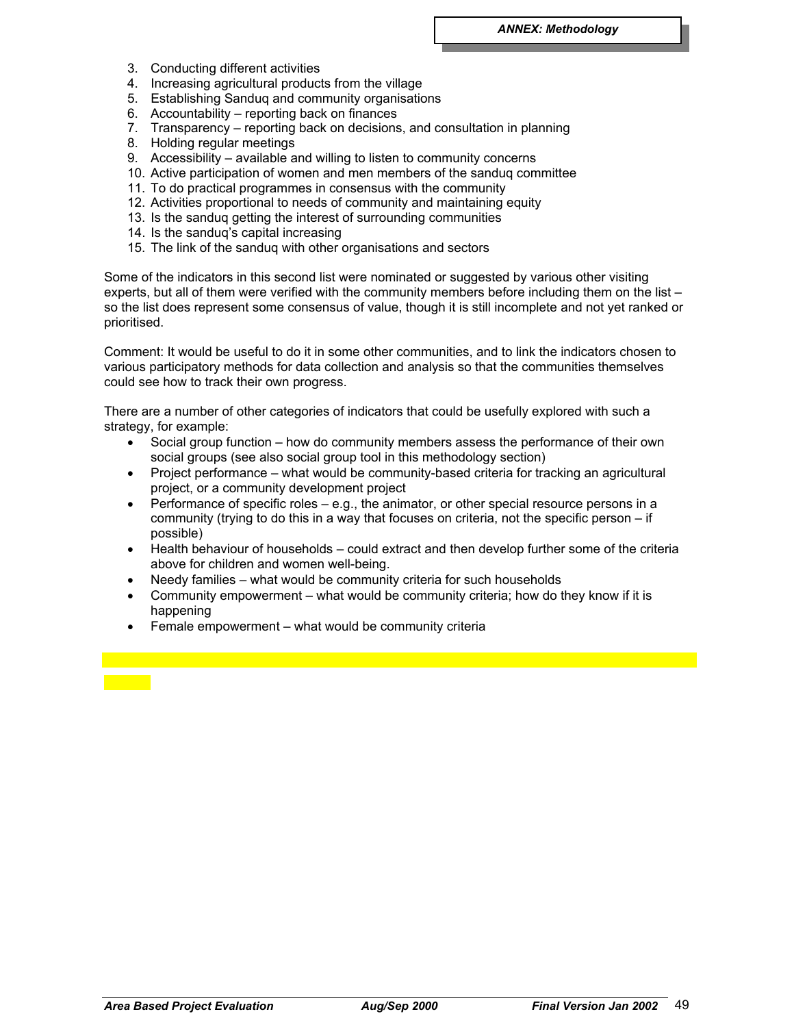3. Conducting different activities
4. Increasing agricultural products from the village
5. Establishing Sanduq and community organisations
6. Accountability – reporting back on finances
7. Transparency – reporting back on decisions, and consultation in planning
8. Holding regular meetings
9. Accessibility – available and willing to listen to community concerns
10. Active participation of women and men members of the sanduq committee
11. To do practical programmes in consensus with the community
12. Activities proportional to needs of community and maintaining equity
13. Is the sanduq getting the interest of surrounding communities
14. Is the sanduq's capital increasing
15. The link of the sanduq with other organisations and sectors

Some of the indicators in this second list were nominated or suggested by various other visiting experts, but all of them were verified with the community members before including them on the list – so the list does represent some consensus of value, though it is still incomplete and not yet ranked or prioritised.

Comment: It would be useful to do it in some other communities, and to link the indicators chosen to various participatory methods for data collection and analysis so that the communities themselves could see how to track their own progress.

There are a number of other categories of indicators that could be usefully explored with such a strategy, for example:

- Social group function – how do community members assess the performance of their own social groups (see also social group tool in this methodology section)
- Project performance – what would be community-based criteria for tracking an agricultural project, or a community development project
- Performance of specific roles – e.g., the animator, or other special resource persons in a community (trying to do this in a way that focuses on criteria, not the specific person – if possible)
- Health behaviour of households – could extract and then develop further some of the criteria above for children and women well-being.
- Needy families – what would be community criteria for such households
- Community empowerment – what would be community criteria; how do they know if it is happening
- Female empowerment – what would be community criteria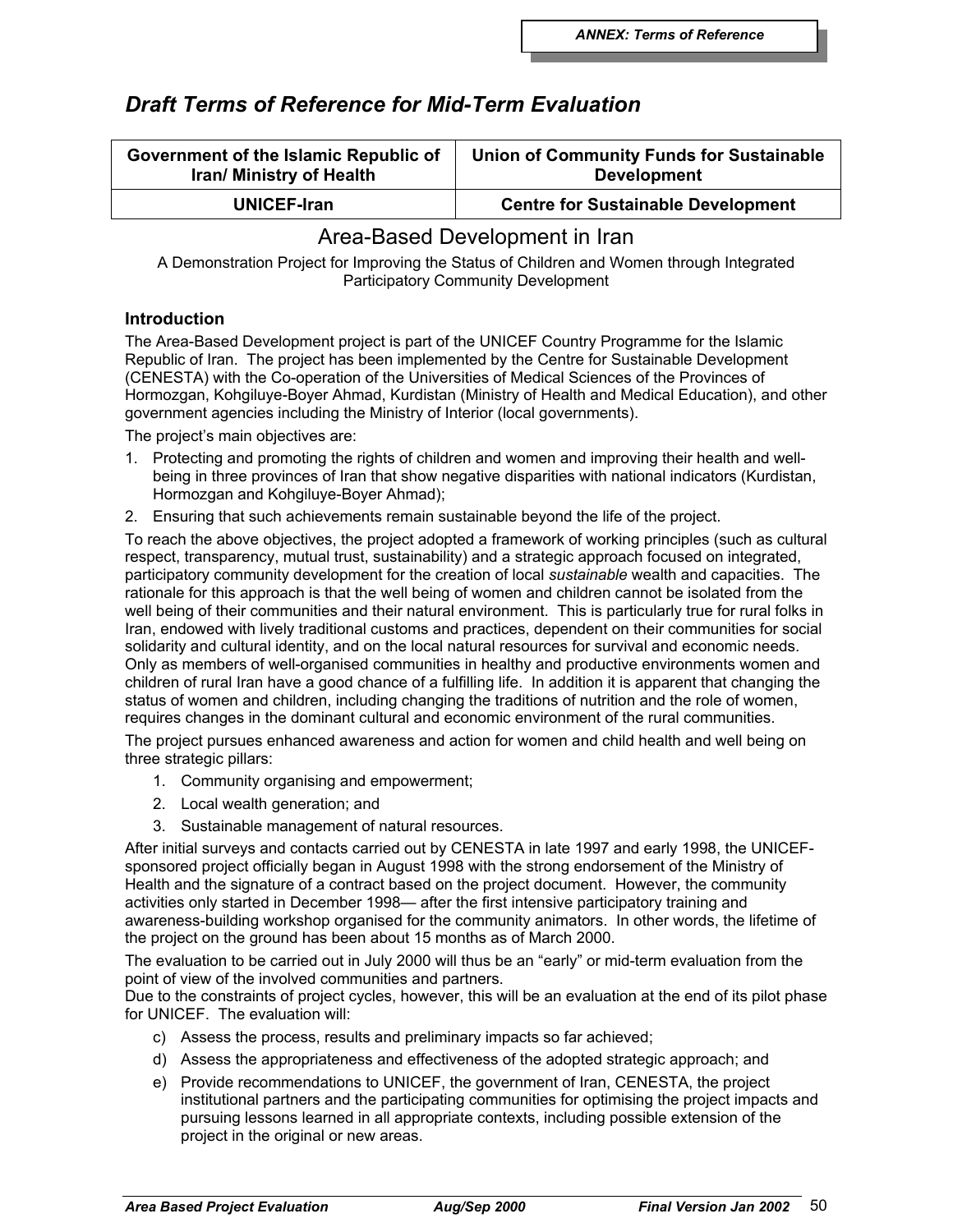**ANNEX: Terms of Reference**

# *Draft Terms of Reference for Mid-Term Evaluation*

| Government of the Islamic Republic of Iran/ Ministry of Health | Union of Community Funds for Sustainable Development |
|---|---|
| **UNICEF-Iran** | **Centre for Sustainable Development** |

## Area-Based Development in Iran

A Demonstration Project for Improving the Status of Children and Women through Integrated Participatory Community Development

### Introduction

The Area-Based Development project is part of the UNICEF Country Programme for the Islamic Republic of Iran. The project has been implemented by the Centre for Sustainable Development (CENESTA) with the Co-operation of the Universities of Medical Sciences of the Provinces of Hormozgan, Kohgiluye-Boyer Ahmad, Kurdistan (Ministry of Health and Medical Education), and other government agencies including the Ministry of Interior (local governments).

The project's main objectives are:

1. Protecting and promoting the rights of children and women and improving their health and well-being in three provinces of Iran that show negative disparities with national indicators (Kurdistan, Hormozgan and Kohgiluye-Boyer Ahmad);
2. Ensuring that such achievements remain sustainable beyond the life of the project.

To reach the above objectives, the project adopted a framework of working principles (such as cultural respect, transparency, mutual trust, sustainability) and a strategic approach focused on integrated, participatory community development for the creation of local *sustainable* wealth and capacities. The rationale for this approach is that the well being of women and children cannot be isolated from the well being of their communities and their natural environment. This is particularly true for rural folks in Iran, endowed with lively traditional customs and practices, dependent on their communities for social solidarity and cultural identity, and on the local natural resources for survival and economic needs. Only as members of well-organised communities in healthy and productive environments women and children of rural Iran have a good chance of a fulfilling life. In addition it is apparent that changing the status of women and children, including changing the traditions of nutrition and the role of women, requires changes in the dominant cultural and economic environment of the rural communities.

The project pursues enhanced awareness and action for women and child health and well being on three strategic pillars:

1. Community organising and empowerment;
2. Local wealth generation; and
3. Sustainable management of natural resources.

After initial surveys and contacts carried out by CENESTA in late 1997 and early 1998, the UNICEF-sponsored project officially began in August 1998 with the strong endorsement of the Ministry of Health and the signature of a contract based on the project document. However, the community activities only started in December 1998— after the first intensive participatory training and awareness-building workshop organised for the community animators. In other words, the lifetime of the project on the ground has been about 15 months as of March 2000.

The evaluation to be carried out in July 2000 will thus be an "early" or mid-term evaluation from the point of view of the involved communities and partners.

Due to the constraints of project cycles, however, this will be an evaluation at the end of its pilot phase for UNICEF. The evaluation will:

c) Assess the process, results and preliminary impacts so far achieved;
d) Assess the appropriateness and effectiveness of the adopted strategic approach; and
e) Provide recommendations to UNICEF, the government of Iran, CENESTA, the project institutional partners and the participating communities for optimising the project impacts and pursuing lessons learned in all appropriate contexts, including possible extension of the project in the original or new areas.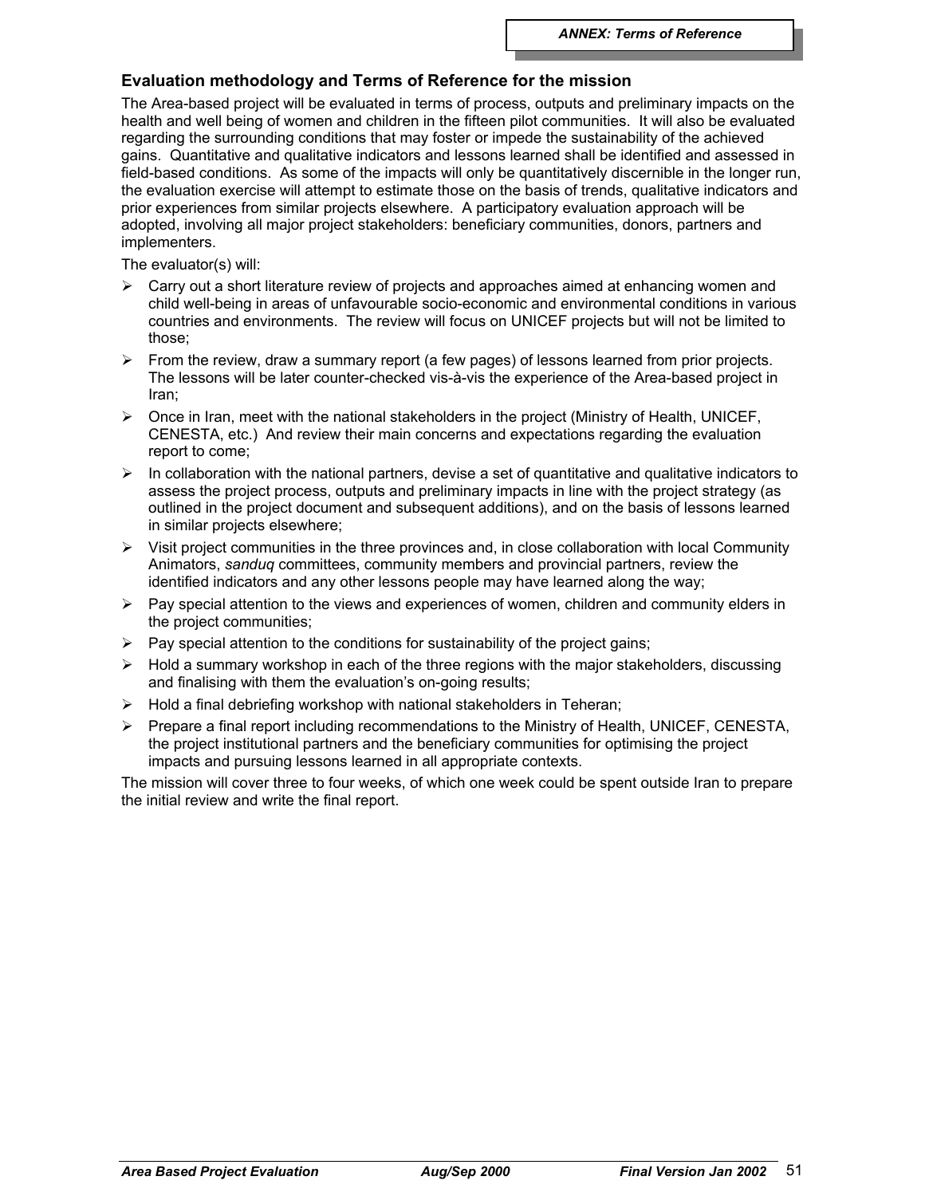## Evaluation methodology and Terms of Reference for the mission

The Area-based project will be evaluated in terms of process, outputs and preliminary impacts on the health and well being of women and children in the fifteen pilot communities. It will also be evaluated regarding the surrounding conditions that may foster or impede the sustainability of the achieved gains. Quantitative and qualitative indicators and lessons learned shall be identified and assessed in field-based conditions. As some of the impacts will only be quantitatively discernible in the longer run, the evaluation exercise will attempt to estimate those on the basis of trends, qualitative indicators and prior experiences from similar projects elsewhere. A participatory evaluation approach will be adopted, involving all major project stakeholders: beneficiary communities, donors, partners and implementers.

The evaluator(s) will:

- Carry out a short literature review of projects and approaches aimed at enhancing women and child well-being in areas of unfavourable socio-economic and environmental conditions in various countries and environments. The review will focus on UNICEF projects but will not be limited to those;
- From the review, draw a summary report (a few pages) of lessons learned from prior projects. The lessons will be later counter-checked vis-à-vis the experience of the Area-based project in Iran;
- Once in Iran, meet with the national stakeholders in the project (Ministry of Health, UNICEF, CENESTA, etc.) And review their main concerns and expectations regarding the evaluation report to come;
- In collaboration with the national partners, devise a set of quantitative and qualitative indicators to assess the project process, outputs and preliminary impacts in line with the project strategy (as outlined in the project document and subsequent additions), and on the basis of lessons learned in similar projects elsewhere;
- Visit project communities in the three provinces and, in close collaboration with local Community Animators, *sanduq* committees, community members and provincial partners, review the identified indicators and any other lessons people may have learned along the way;
- Pay special attention to the views and experiences of women, children and community elders in the project communities;
- Pay special attention to the conditions for sustainability of the project gains;
- Hold a summary workshop in each of the three regions with the major stakeholders, discussing and finalising with them the evaluation's on-going results;
- Hold a final debriefing workshop with national stakeholders in Teheran;
- Prepare a final report including recommendations to the Ministry of Health, UNICEF, CENESTA, the project institutional partners and the beneficiary communities for optimising the project impacts and pursuing lessons learned in all appropriate contexts.

The mission will cover three to four weeks, of which one week could be spent outside Iran to prepare the initial review and write the final report.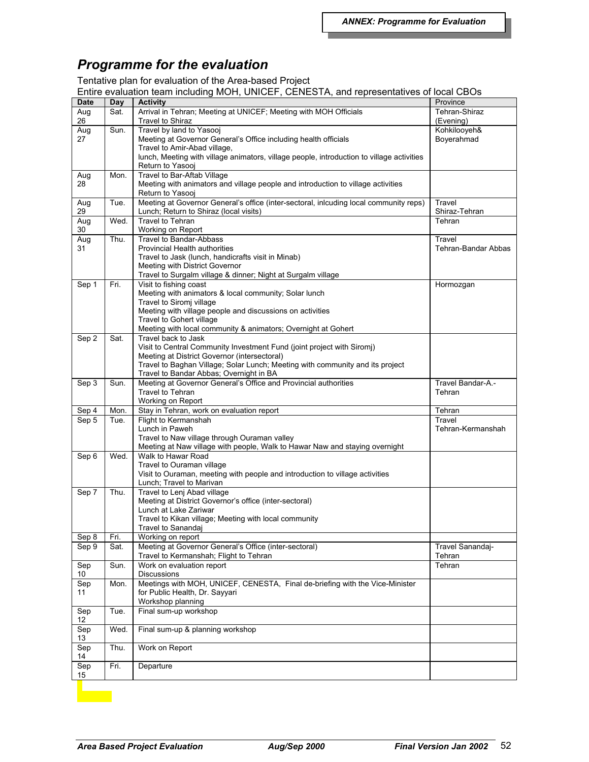# Programme for the evaluation

Tentative plan for evaluation of the Area-based Project

Entire evaluation team including MOH, UNICEF, CENESTA, and representatives of local CBOs

| Date | Day | Activity | Province |
|---|---|---|---|
| Aug 26 | Sat. | Arrival in Tehran; Meeting at UNICEF; Meeting with MOH Officials<br>Travel to Shiraz | Tehran-Shiraz (Evening) |
| Aug 27 | Sun. | Travel by land to Yasooj<br>Meeting at Governor General's Office including health officials<br>Travel to Amir-Abad village,<br>lunch, Meeting with village animators, village people, introduction to village activities<br>Return to Yasooj | Kohkilooyeh& Boyerahmad |
| Aug 28 | Mon. | Travel to Bar-Aftab Village<br>Meeting with animators and village people and introduction to village activities<br>Return to Yasooj | |
| Aug 29 | Tue. | Meeting at Governor General's office (inter-sectoral, inlcuding local community reps)<br>Lunch; Return to Shiraz (local visits) | Travel Shiraz-Tehran |
| Aug 30 | Wed. | Travel to Tehran<br>Working on Report | Tehran |
| Aug 31 | Thu. | Travel to Bandar-Abbass<br>Provincial Health authorities<br>Travel to Jask (lunch, handicrafts visit in Minab)<br>Meeting with District Governor<br>Travel to Surgalm village & dinner; Night at Surgalm village | Travel Tehran-Bandar Abbas |
| Sep 1 | Fri. | Visit to fishing coast<br>Meeting with animators & local community; Solar lunch<br>Travel to Siromj village<br>Meeting with village people and discussions on activities<br>Travel to Gohert village<br>Meeting with local community & animators; Overnight at Gohert | Hormozgan |
| Sep 2 | Sat. | Travel back to Jask<br>Visit to Central Community Investment Fund (joint project with Siromj)<br>Meeting at District Governor (intersectoral)<br>Travel to Baghan Village; Solar Lunch; Meeting with community and its project<br>Travel to Bandar Abbas; Overnight in BA | |
| Sep 3 | Sun. | Meeting at Governor General's Office and Provincial authorities<br>Travel to Tehran<br>Working on Report | Travel Bandar-A.-Tehran |
| Sep 4 | Mon. | Stay in Tehran, work on evaluation report | Tehran |
| Sep 5 | Tue. | Flight to Kermanshah<br>Lunch in Paweh<br>Travel to Naw village through Ouraman valley<br>Meeting at Naw village with people, Walk to Hawar Naw and staying overnight | Travel Tehran-Kermanshah |
| Sep 6 | Wed. | Walk to Hawar Road<br>Travel to Ouraman village<br>Visit to Ouraman, meeting with people and introduction to village activities<br>Lunch; Travel to Marivan | |
| Sep 7 | Thu. | Travel to Lenj Abad village<br>Meeting at District Governor's office (inter-sectoral)<br>Lunch at Lake Zariwar<br>Travel to Kikan village; Meeting with local community<br>Travel to Sanandaj | |
| Sep 8 | Fri. | Working on report | |
| Sep 9 | Sat. | Meeting at Governor General's Office (inter-sectoral)<br>Travel to Kermanshah; Flight to Tehran | Travel Sanandaj-Tehran |
| Sep 10 | Sun. | Work on evaluation report<br>Discussions | Tehran |
| Sep 11 | Mon. | Meetings with MOH, UNICEF, CENESTA, Final de-briefing with the Vice-Minister for Public Health, Dr. Sayyari<br>Workshop planning | |
| Sep 12 | Tue. | Final sum-up workshop | |
| Sep 13 | Wed. | Final sum-up & planning workshop | |
| Sep 14 | Thu. | Work on Report | |
| Sep 15 | Fri. | Departure | |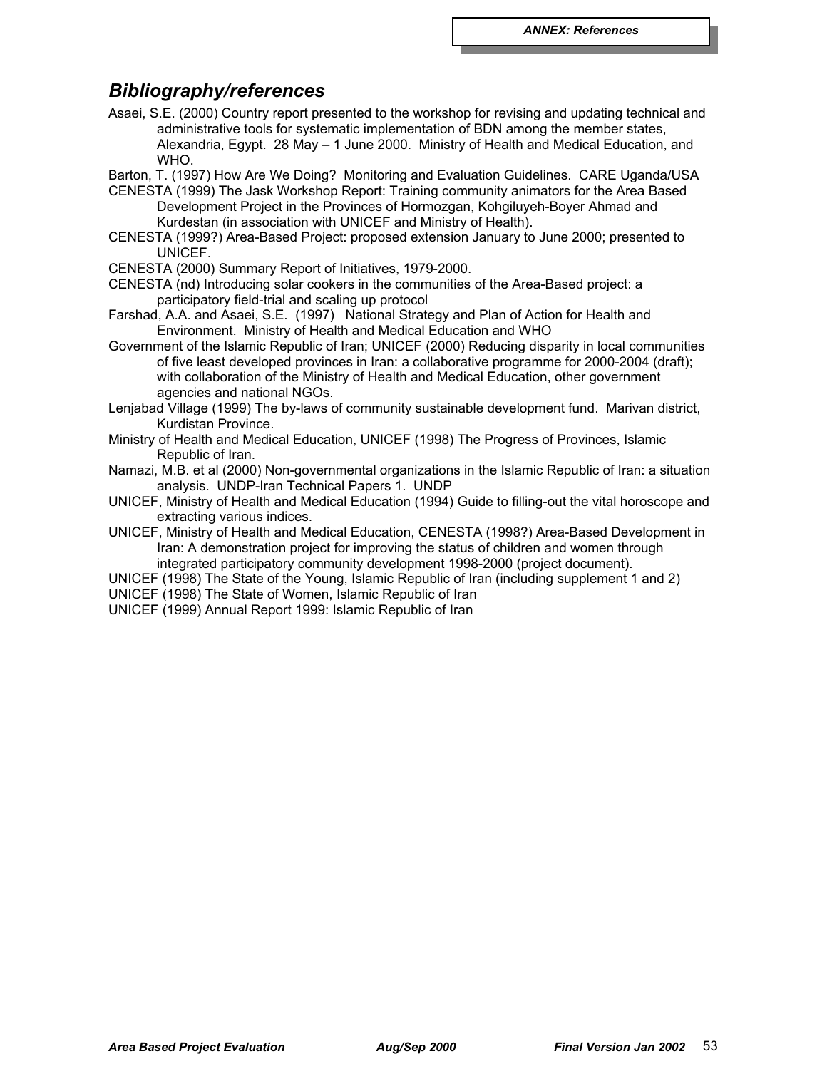## *Bibliography/references*

Asaei, S.E. (2000) Country report presented to the workshop for revising and updating technical and administrative tools for systematic implementation of BDN among the member states, Alexandria, Egypt. 28 May – 1 June 2000. Ministry of Health and Medical Education, and WHO.

Barton, T. (1997) How Are We Doing? Monitoring and Evaluation Guidelines. CARE Uganda/USA

CENESTA (1999) The Jask Workshop Report: Training community animators for the Area Based Development Project in the Provinces of Hormozgan, Kohgiluyeh-Boyer Ahmad and Kurdestan (in association with UNICEF and Ministry of Health).

CENESTA (1999?) Area-Based Project: proposed extension January to June 2000; presented to UNICEF.

CENESTA (2000) Summary Report of Initiatives, 1979-2000.

CENESTA (nd) Introducing solar cookers in the communities of the Area-Based project: a participatory field-trial and scaling up protocol

Farshad, A.A. and Asaei, S.E. (1997) National Strategy and Plan of Action for Health and Environment. Ministry of Health and Medical Education and WHO

Government of the Islamic Republic of Iran; UNICEF (2000) Reducing disparity in local communities of five least developed provinces in Iran: a collaborative programme for 2000-2004 (draft); with collaboration of the Ministry of Health and Medical Education, other government agencies and national NGOs.

Lenjabad Village (1999) The by-laws of community sustainable development fund. Marivan district, Kurdistan Province.

Ministry of Health and Medical Education, UNICEF (1998) The Progress of Provinces, Islamic Republic of Iran.

Namazi, M.B. et al (2000) Non-governmental organizations in the Islamic Republic of Iran: a situation analysis. UNDP-Iran Technical Papers 1. UNDP

UNICEF, Ministry of Health and Medical Education (1994) Guide to filling-out the vital horoscope and extracting various indices.

UNICEF, Ministry of Health and Medical Education, CENESTA (1998?) Area-Based Development in Iran: A demonstration project for improving the status of children and women through integrated participatory community development 1998-2000 (project document).

UNICEF (1998) The State of the Young, Islamic Republic of Iran (including supplement 1 and 2)

UNICEF (1998) The State of Women, Islamic Republic of Iran

UNICEF (1999) Annual Report 1999: Islamic Republic of Iran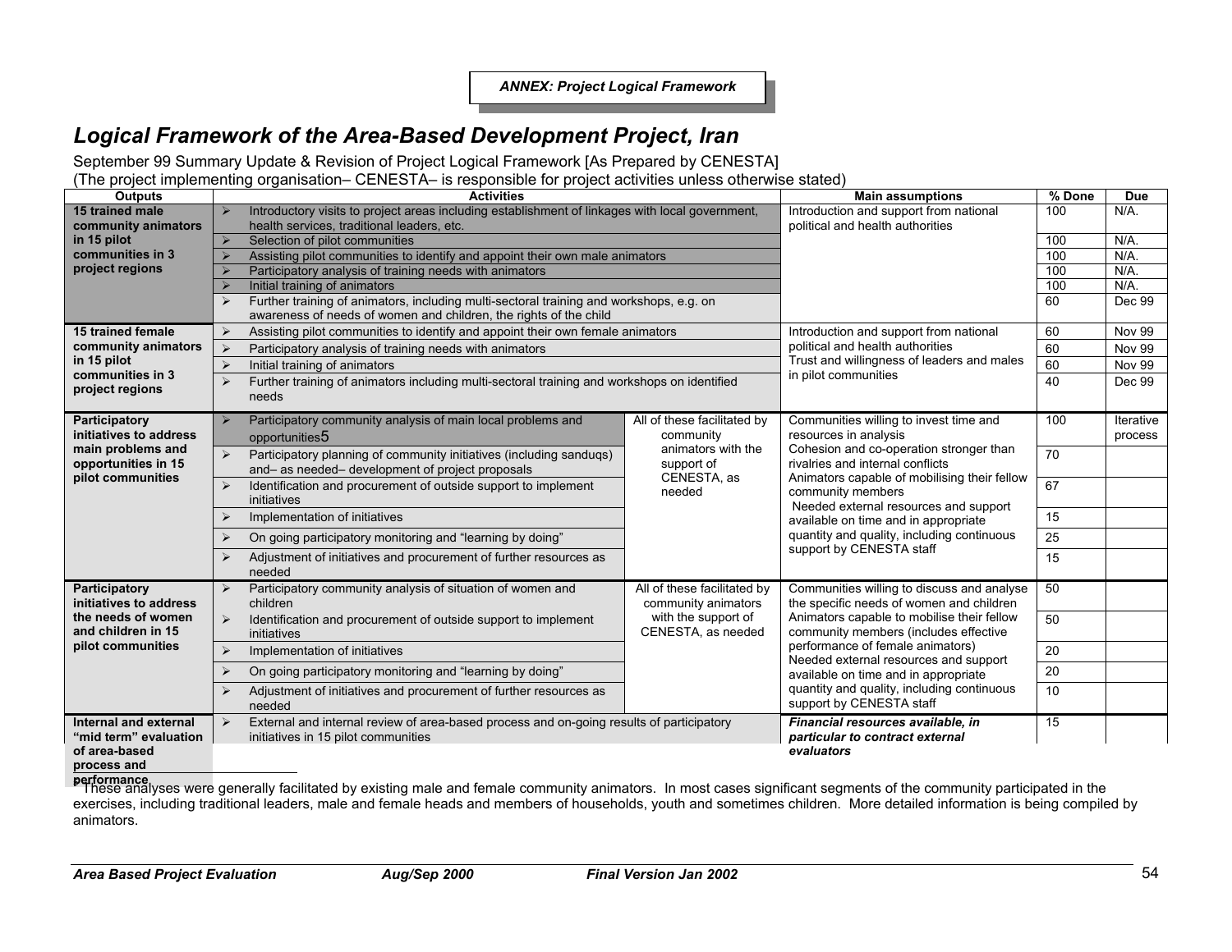**ANNEX: Project Logical Framework**

# Logical Framework of the Area-Based Development Project, Iran

September 99 Summary Update & Revision of Project Logical Framework [As Prepared by CENESTA]

(The project implementing organisation– CENESTA– is responsible for project activities unless otherwise stated)

| Outputs | Activities | | Main assumptions | % Done | Due |
|---|---|---|---|---|---|
| **15 trained male community animators in 15 pilot communities in 3 project regions** | ➢ Introductory visits to project areas including establishment of linkages with local government, health services, traditional leaders, etc. | | Introduction and support from national political and health authorities | 100 | N/A. |
| | ➢ Selection of pilot communities | | | 100 | N/A. |
| | ➢ Assisting pilot communities to identify and appoint their own male animators | | | 100 | N/A. |
| | ➢ Participatory analysis of training needs with animators | | | 100 | N/A. |
| | ➢ Initial training of animators | | | 100 | N/A. |
| | ➢ Further training of animators, including multi-sectoral training and workshops, e.g. on awareness of needs of women and children, the rights of the child | | | 60 | Dec 99 |
| **15 trained female community animators in 15 pilot communities in 3 project regions** | ➢ Assisting pilot communities to identify and appoint their own female animators | | Introduction and support from national political and health authorities<br>Trust and willingness of leaders and males in pilot communities | 60 | Nov 99 |
| | ➢ Participatory analysis of training needs with animators | | | 60 | Nov 99 |
| | ➢ Initial training of animators | | | 60 | Nov 99 |
| | ➢ Further training of animators including multi-sectoral training and workshops on identified needs | | | 40 | Dec 99 |
| **Participatory initiatives to address main problems and opportunities in 15 pilot communities** | ➢ Participatory community analysis of main local problems and opportunities[5] | All of these facilitated by community animators with the support of CENESTA, as needed | Communities willing to invest time and resources in analysis<br>Cohesion and co-operation stronger than rivalries and internal conflicts<br>Animators capable of mobilising their fellow community members<br>Needed external resources and support available on time and in appropriate quantity and quality, including continuous support by CENESTA staff | 100 | Iterative process |
| | ➢ Participatory planning of community initiatives (including sanduqs) and– as needed– development of project proposals | | | 70 | |
| | ➢ Identification and procurement of outside support to implement initiatives | | | 67 | |
| | ➢ Implementation of initiatives | | | 15 | |
| | ➢ On going participatory monitoring and "learning by doing" | | | 25 | |
| | ➢ Adjustment of initiatives and procurement of further resources as needed | | | 15 | |
| **Participatory initiatives to address the needs of women and children in 15 pilot communities** | ➢ Participatory community analysis of situation of women and children | All of these facilitated by community animators with the support of CENESTA, as needed | Communities willing to discuss and analyse the specific needs of women and children<br>Animators capable to mobilise their fellow community members (includes effective performance of female animators)<br>Needed external resources and support available on time and in appropriate quantity and quality, including continuous support by CENESTA staff | 50 | |
| | ➢ Identification and procurement of outside support to implement initiatives | | | 50 | |
| | ➢ Implementation of initiatives | | | 20 | |
| | ➢ On going participatory monitoring and "learning by doing" | | | 20 | |
| | ➢ Adjustment of initiatives and procurement of further resources as needed | | | 10 | |
| **Internal and external "mid term" evaluation of area-based process and performance** | ➢ External and internal review of area-based process and on-going results of participatory initiatives in 15 pilot communities | | ***Financial resources available, in particular to contract external evaluators*** | 15 | |

[5] These analyses were generally facilitated by existing male and female community animators. In most cases significant segments of the community participated in the exercises, including traditional leaders, male and female heads and members of households, youth and sometimes children. More detailed information is being compiled by animators.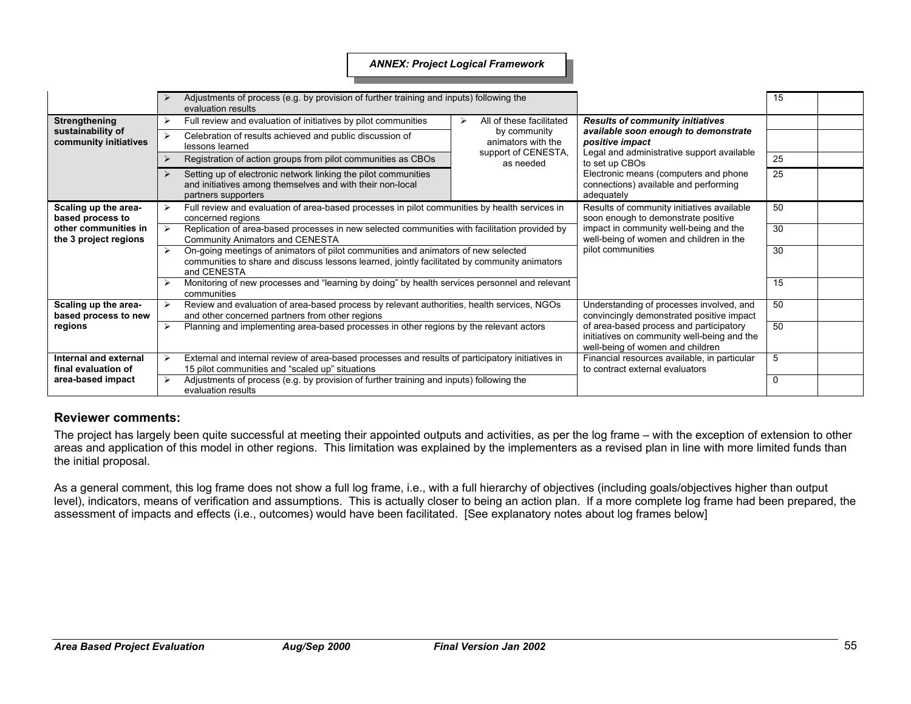*ANNEX: Project Logical Framework*

| | | | | | |
|---|---|---|---|---|---|
| | ➢ Adjustments of process (e.g. by provision of further training and inputs) following the evaluation results | | | 15 | |
| **Strengthening sustainability of community initiatives** | ➢ Full review and evaluation of initiatives by pilot communities | ➢ All of these facilitated by community animators with the support of CENESTA, as needed | ***Results of community initiatives available soon enough to demonstrate positive impact*** | | |
| | ➢ Celebration of results achieved and public discussion of lessons learned | | | | |
| | ➢ Registration of action groups from pilot communities as CBOs | | Legal and administrative support available to set up CBOs | 25 | |
| | ➢ Setting up of electronic network linking the pilot communities and initiatives among themselves and with their non-local partners supporters | | Electronic means (computers and phone connections) available and performing adequately | 25 | |
| **Scaling up the area-based process to other communities in the 3 project regions** | ➢ Full review and evaluation of area-based processes in pilot communities by health services in concerned regions | | Results of community initiatives available soon enough to demonstrate positive impact in community well-being and the well-being of women and children in the pilot communities | 50 | |
| | ➢ Replication of area-based processes in new selected communities with facilitation provided by Community Animators and CENESTA | | | 30 | |
| | ➢ On-going meetings of animators of pilot communities and animators of new selected communities to share and discuss lessons learned, jointly facilitated by community animators and CENESTA | | | 30 | |
| | ➢ Monitoring of new processes and "learning by doing" by health services personnel and relevant communities | | | 15 | |
| **Scaling up the area-based process to new regions** | ➢ Review and evaluation of area-based process by relevant authorities, health services, NGOs and other concerned partners from other regions | | Understanding of processes involved, and convincingly demonstrated positive impact of area-based process and participatory initiatives on community well-being and the well-being of women and children | 50 | |
| | ➢ Planning and implementing area-based processes in other regions by the relevant actors | | | 50 | |
| **Internal and external final evaluation of area-based impact** | ➢ External and internal review of area-based processes and results of participatory initiatives in 15 pilot communities and "scaled up" situations | | Financial resources available, in particular to contract external evaluators | 5 | |
| | ➢ Adjustments of process (e.g. by provision of further training and inputs) following the evaluation results | | | 0 | |

## Reviewer comments:

The project has largely been quite successful at meeting their appointed outputs and activities, as per the log frame – with the exception of extension to other areas and application of this model in other regions. This limitation was explained by the implementers as a revised plan in line with more limited funds than the initial proposal.

As a general comment, this log frame does not show a full log frame, i.e., with a full hierarchy of objectives (including goals/objectives higher than output level), indicators, means of verification and assumptions. This is actually closer to being an action plan. If a more complete log frame had been prepared, the assessment of impacts and effects (i.e., outcomes) would have been facilitated. [See explanatory notes about log frames below]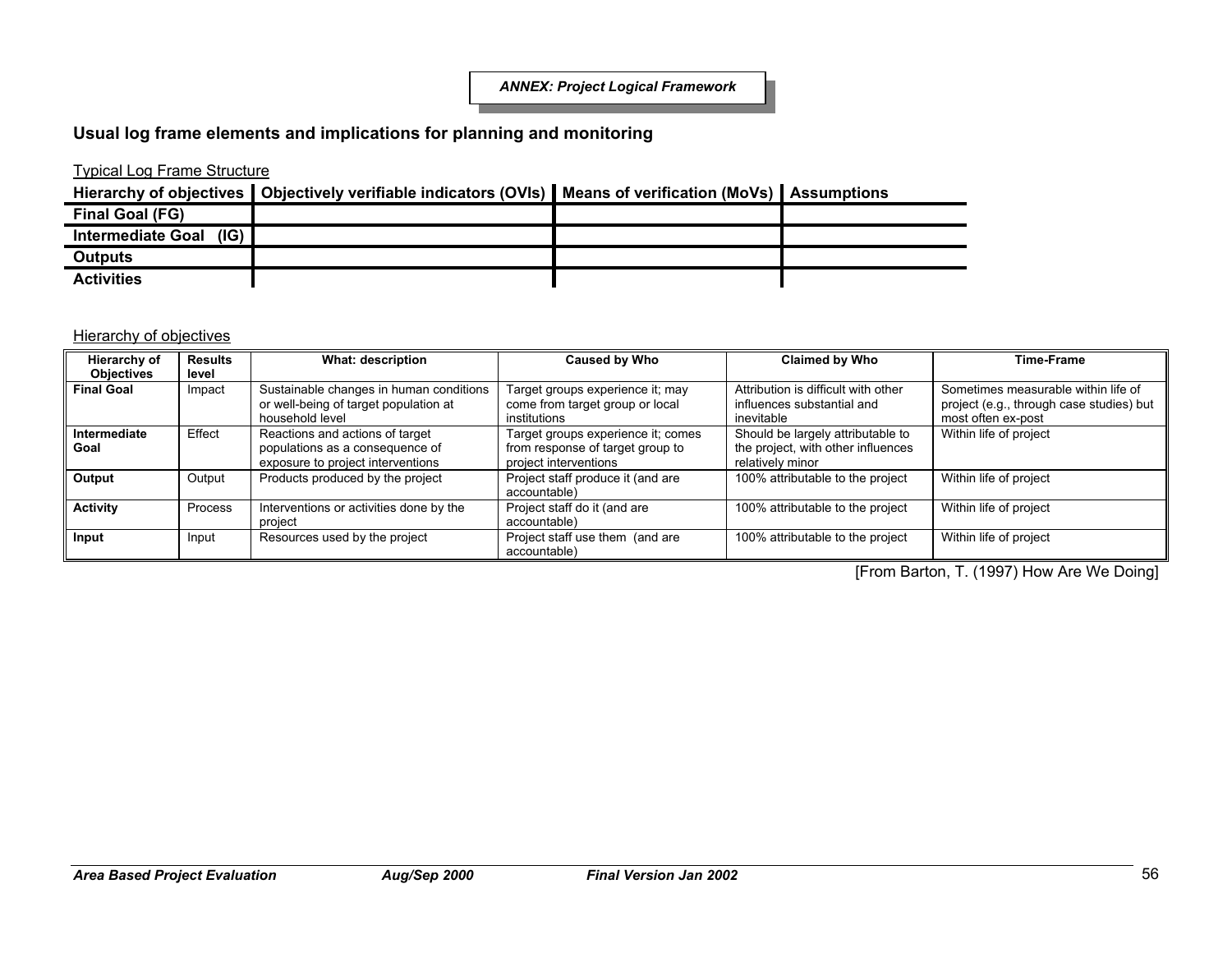## ANNEX: Project Logical Framework

### Usual log frame elements and implications for planning and monitoring

Typical Log Frame Structure

| Hierarchy of objectives | Objectively verifiable indicators (OVIs) | Means of verification (MoVs) | Assumptions |
|---|---|---|---|
| Final Goal (FG) | | | |
| Intermediate Goal (IG) | | | |
| Outputs | | | |
| Activities | | | |

Hierarchy of objectives

| Hierarchy of Objectives | Results level | What: description | Caused by Who | Claimed by Who | Time-Frame |
|---|---|---|---|---|---|
| Final Goal | Impact | Sustainable changes in human conditions or well-being of target population at household level | Target groups experience it; may come from target group or local institutions | Attribution is difficult with other influences substantial and inevitable | Sometimes measurable within life of project (e.g., through case studies) but most often ex-post |
| Intermediate Goal | Effect | Reactions and actions of target populations as a consequence of exposure to project interventions | Target groups experience it; comes from response of target group to project interventions | Should be largely attributable to the project, with other influences relatively minor | Within life of project |
| Output | Output | Products produced by the project | Project staff produce it (and are accountable) | 100% attributable to the project | Within life of project |
| Activity | Process | Interventions or activities done by the project | Project staff do it (and are accountable) | 100% attributable to the project | Within life of project |
| Input | Input | Resources used by the project | Project staff use them (and are accountable) | 100% attributable to the project | Within life of project |

[From Barton, T. (1997) How Are We Doing]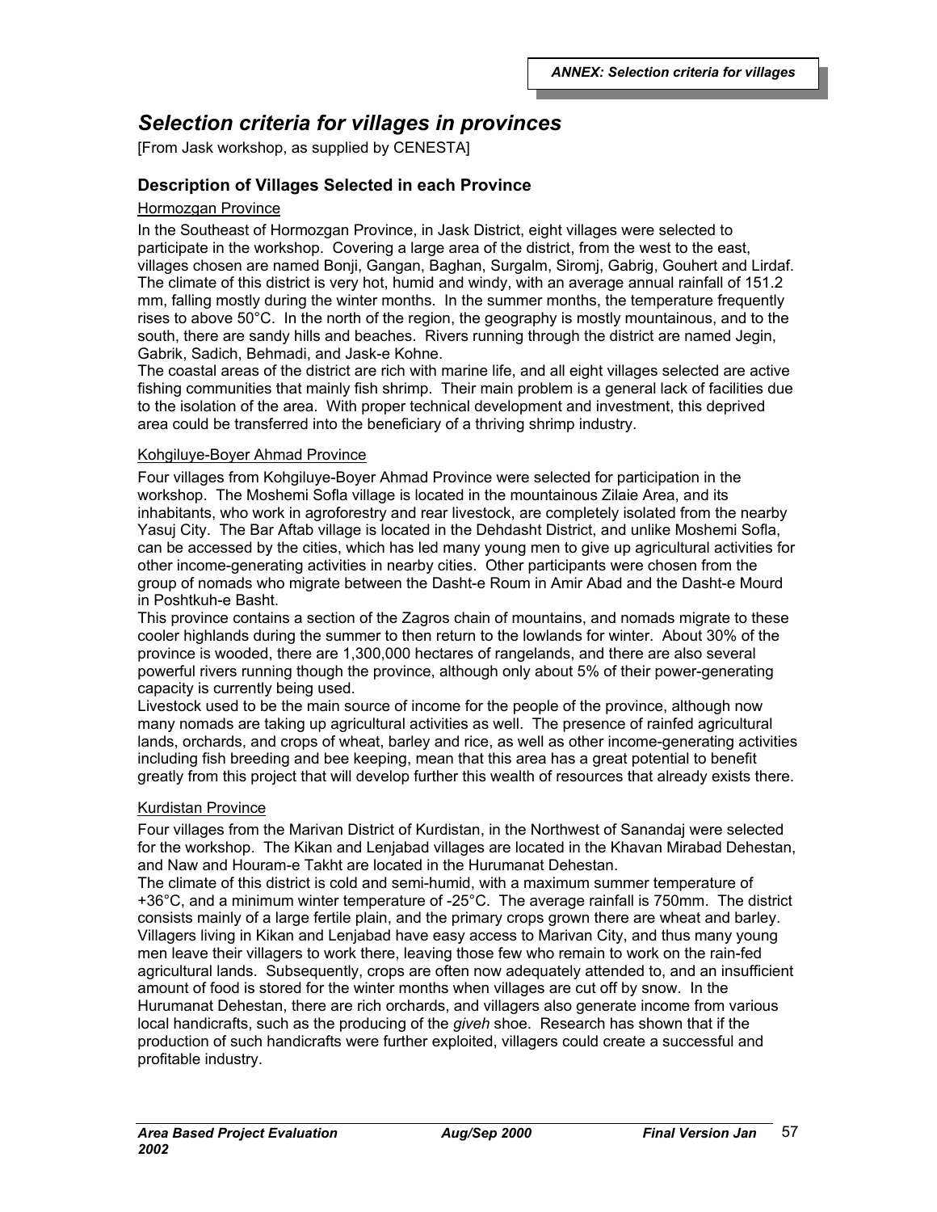# Selection criteria for villages in provinces

[From Jask workshop, as supplied by CENESTA]

## Description of Villages Selected in each Province

### Hormozgan Province

In the Southeast of Hormozgan Province, in Jask District, eight villages were selected to participate in the workshop. Covering a large area of the district, from the west to the east, villages chosen are named Bonji, Gangan, Baghan, Surgalm, Siromj, Gabrig, Gouhert and Lirdaf. The climate of this district is very hot, humid and windy, with an average annual rainfall of 151.2 mm, falling mostly during the winter months. In the summer months, the temperature frequently rises to above 50°C. In the north of the region, the geography is mostly mountainous, and to the south, there are sandy hills and beaches. Rivers running through the district are named Jegin, Gabrik, Sadich, Behmadi, and Jask-e Kohne.

The coastal areas of the district are rich with marine life, and all eight villages selected are active fishing communities that mainly fish shrimp. Their main problem is a general lack of facilities due to the isolation of the area. With proper technical development and investment, this deprived area could be transferred into the beneficiary of a thriving shrimp industry.

### Kohgiluye-Boyer Ahmad Province

Four villages from Kohgiluye-Boyer Ahmad Province were selected for participation in the workshop. The Moshemi Sofla village is located in the mountainous Zilaie Area, and its inhabitants, who work in agroforestry and rear livestock, are completely isolated from the nearby Yasuj City. The Bar Aftab village is located in the Dehdasht District, and unlike Moshemi Sofla, can be accessed by the cities, which has led many young men to give up agricultural activities for other income-generating activities in nearby cities. Other participants were chosen from the group of nomads who migrate between the Dasht-e Roum in Amir Abad and the Dasht-e Mourd in Poshtkuh-e Basht.

This province contains a section of the Zagros chain of mountains, and nomads migrate to these cooler highlands during the summer to then return to the lowlands for winter. About 30% of the province is wooded, there are 1,300,000 hectares of rangelands, and there are also several powerful rivers running though the province, although only about 5% of their power-generating capacity is currently being used.

Livestock used to be the main source of income for the people of the province, although now many nomads are taking up agricultural activities as well. The presence of rainfed agricultural lands, orchards, and crops of wheat, barley and rice, as well as other income-generating activities including fish breeding and bee keeping, mean that this area has a great potential to benefit greatly from this project that will develop further this wealth of resources that already exists there.

### Kurdistan Province

Four villages from the Marivan District of Kurdistan, in the Northwest of Sanandaj were selected for the workshop. The Kikan and Lenjabad villages are located in the Khavan Mirabad Dehestan, and Naw and Houram-e Takht are located in the Hurumanat Dehestan.

The climate of this district is cold and semi-humid, with a maximum summer temperature of +36°C, and a minimum winter temperature of -25°C. The average rainfall is 750mm. The district consists mainly of a large fertile plain, and the primary crops grown there are wheat and barley. Villagers living in Kikan and Lenjabad have easy access to Marivan City, and thus many young men leave their villagers to work there, leaving those few who remain to work on the rain-fed agricultural lands. Subsequently, crops are often now adequately attended to, and an insufficient amount of food is stored for the winter months when villages are cut off by snow. In the Hurumanat Dehestan, there are rich orchards, and villagers also generate income from various local handicrafts, such as the producing of the *giveh* shoe. Research has shown that if the production of such handicrafts were further exploited, villagers could create a successful and profitable industry.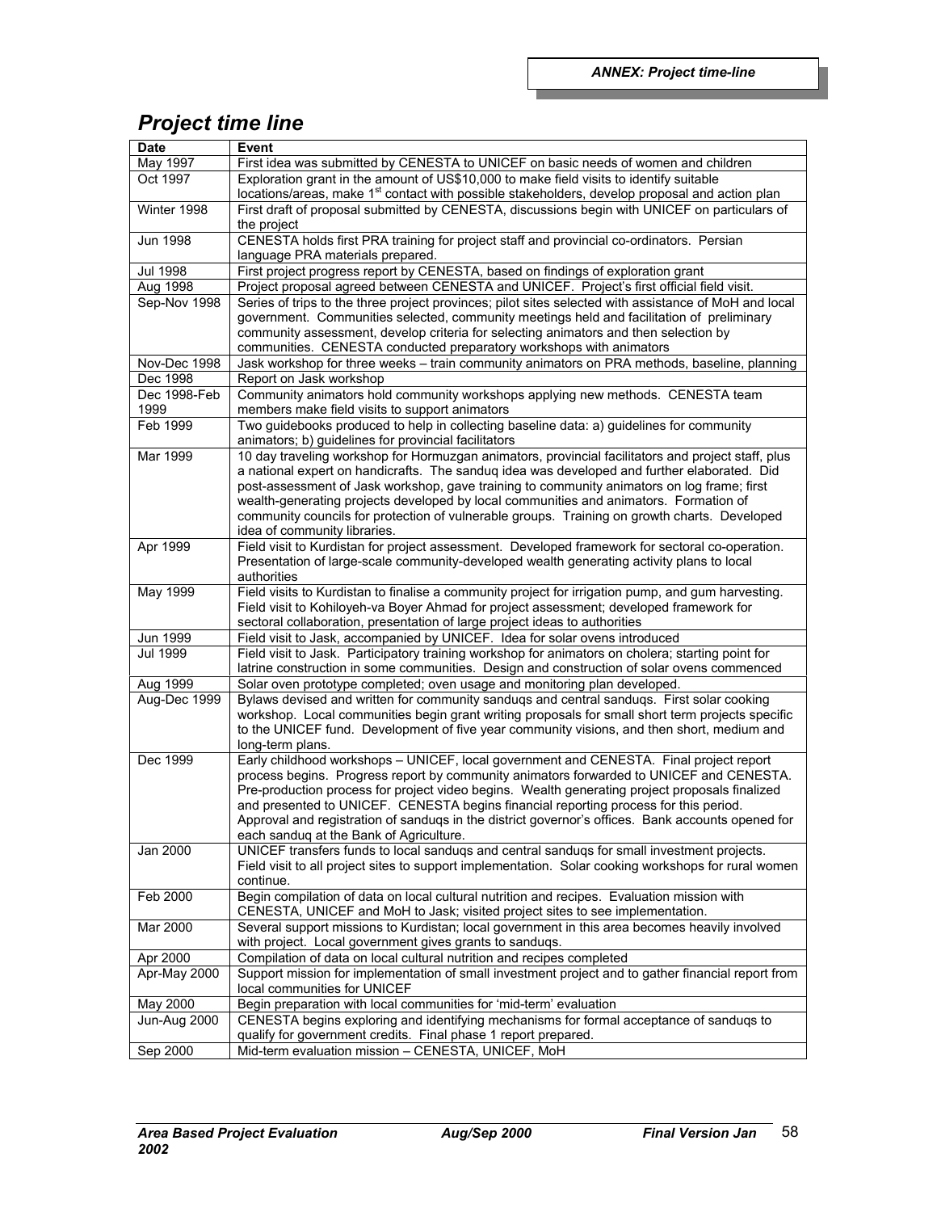# *Project time line*

| Date | Event |
|---|---|
| May 1997 | First idea was submitted by CENESTA to UNICEF on basic needs of women and children |
| Oct 1997 | Exploration grant in the amount of US$10,000 to make field visits to identify suitable locations/areas, make 1st contact with possible stakeholders, develop proposal and action plan |
| Winter 1998 | First draft of proposal submitted by CENESTA, discussions begin with UNICEF on particulars of the project |
| Jun 1998 | CENESTA holds first PRA training for project staff and provincial co-ordinators. Persian language PRA materials prepared. |
| Jul 1998 | First project progress report by CENESTA, based on findings of exploration grant |
| Aug 1998 | Project proposal agreed between CENESTA and UNICEF. Project's first official field visit. |
| Sep-Nov 1998 | Series of trips to the three project provinces; pilot sites selected with assistance of MoH and local government. Communities selected, community meetings held and facilitation of preliminary community assessment, develop criteria for selecting animators and then selection by communities. CENESTA conducted preparatory workshops with animators |
| Nov-Dec 1998 | Jask workshop for three weeks – train community animators on PRA methods, baseline, planning |
| Dec 1998 | Report on Jask workshop |
| Dec 1998-Feb 1999 | Community animators hold community workshops applying new methods. CENESTA team members make field visits to support animators |
| Feb 1999 | Two guidebooks produced to help in collecting baseline data: a) guidelines for community animators; b) guidelines for provincial facilitators |
| Mar 1999 | 10 day traveling workshop for Hormuzgan animators, provincial facilitators and project staff, plus a national expert on handicrafts. The sanduq idea was developed and further elaborated. Did post-assessment of Jask workshop, gave training to community animators on log frame; first wealth-generating projects developed by local communities and animators. Formation of community councils for protection of vulnerable groups. Training on growth charts. Developed idea of community libraries. |
| Apr 1999 | Field visit to Kurdistan for project assessment. Developed framework for sectoral co-operation. Presentation of large-scale community-developed wealth generating activity plans to local authorities |
| May 1999 | Field visits to Kurdistan to finalise a community project for irrigation pump, and gum harvesting. Field visit to Kohiloyeh-va Boyer Ahmad for project assessment; developed framework for sectoral collaboration, presentation of large project ideas to authorities |
| Jun 1999 | Field visit to Jask, accompanied by UNICEF. Idea for solar ovens introduced |
| Jul 1999 | Field visit to Jask. Participatory training workshop for animators on cholera; starting point for latrine construction in some communities. Design and construction of solar ovens commenced |
| Aug 1999 | Solar oven prototype completed; oven usage and monitoring plan developed. |
| Aug-Dec 1999 | Bylaws devised and written for community sanduqs and central sanduqs. First solar cooking workshop. Local communities begin grant writing proposals for small short term projects specific to the UNICEF fund. Development of five year community visions, and then short, medium and long-term plans. |
| Dec 1999 | Early childhood workshops – UNICEF, local government and CENESTA. Final project report process begins. Progress report by community animators forwarded to UNICEF and CENESTA. Pre-production process for project video begins. Wealth generating project proposals finalized and presented to UNICEF. CENESTA begins financial reporting process for this period. Approval and registration of sanduqs in the district governor's offices. Bank accounts opened for each sanduq at the Bank of Agriculture. |
| Jan 2000 | UNICEF transfers funds to local sanduqs and central sanduqs for small investment projects. Field visit to all project sites to support implementation. Solar cooking workshops for rural women continue. |
| Feb 2000 | Begin compilation of data on local cultural nutrition and recipes. Evaluation mission with CENESTA, UNICEF and MoH to Jask; visited project sites to see implementation. |
| Mar 2000 | Several support missions to Kurdistan; local government in this area becomes heavily involved with project. Local government gives grants to sanduqs. |
| Apr 2000 | Compilation of data on local cultural nutrition and recipes completed |
| Apr-May 2000 | Support mission for implementation of small investment project and to gather financial report from local communities for UNICEF |
| May 2000 | Begin preparation with local communities for 'mid-term' evaluation |
| Jun-Aug 2000 | CENESTA begins exploring and identifying mechanisms for formal acceptance of sanduqs to qualify for government credits. Final phase 1 report prepared. |
| Sep 2000 | Mid-term evaluation mission – CENESTA, UNICEF, MoH |